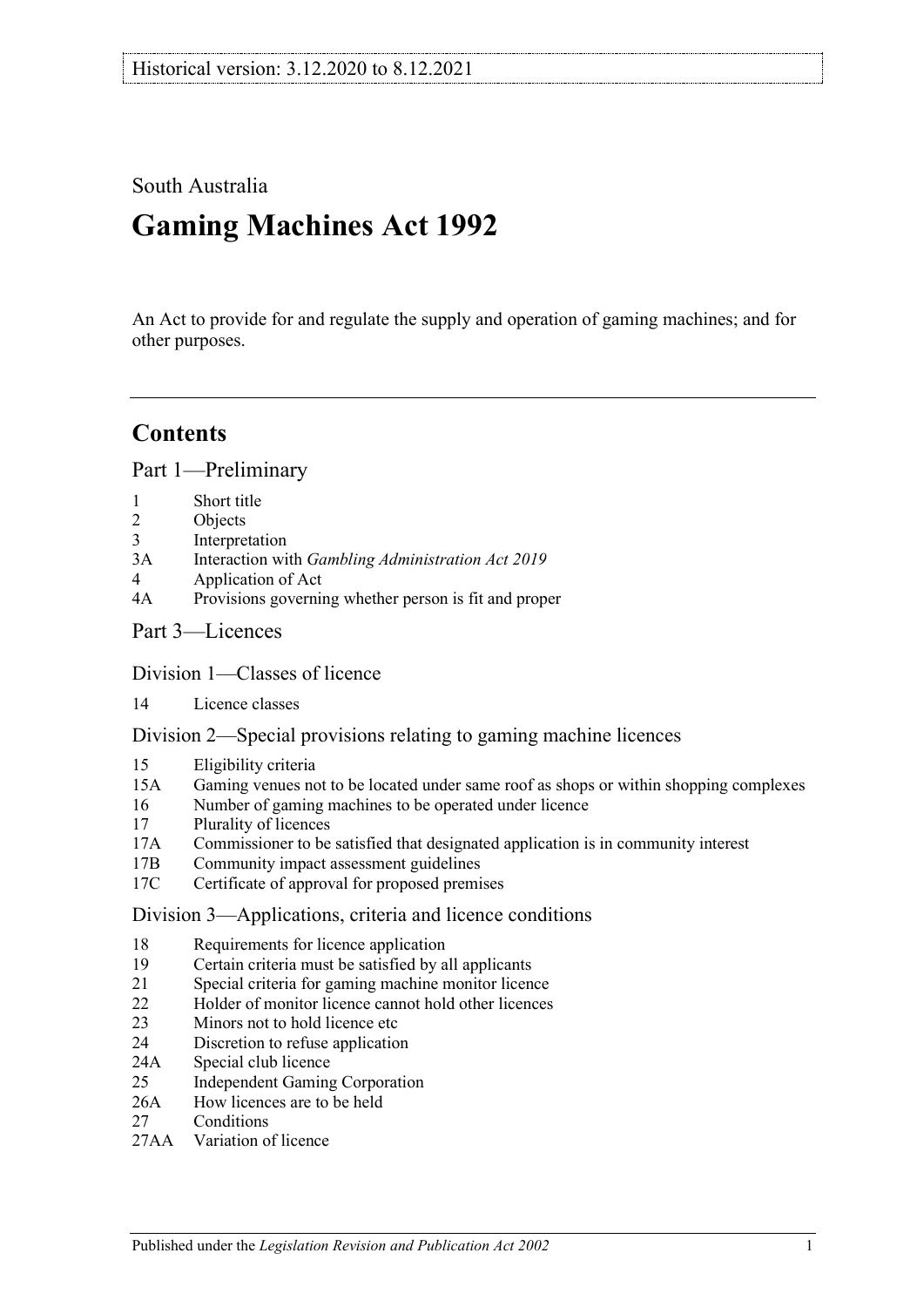Historical version: 3.12.2020 to 8.12.2021

South Australia

# Gaming Machines Act 1992

An Act to provide for and regulate the supply and operation of gaming machines; and for other purposes.

## Contents

### Part 1—Preliminary

- 1 Short title
- 2 Objects
- 3 Interpretation
- 3A Interaction with *Gambling Administration Act 2019*
- 4 Application of Act
- 4A Provisions governing whether person is fit and proper

### Part 3—Licences

#### Division 1—Classes of licence

- 14 Licence classes

#### Division 2—Special provisions relating to gaming machine licences

- 15 Eligibility criteria
- 15A Gaming venues not to be located under same roof as shops or within shopping complexes
- 16 Number of gaming machines to be operated under licence
- 17 Plurality of licences
- 17A Commissioner to be satisfied that designated application is in community interest
- 17B Community impact assessment guidelines
- 17C Certificate of approval for proposed premises

#### Division 3—Applications, criteria and licence conditions

- 18 Requirements for licence application
- 19 Certain criteria must be satisfied by all applicants
- 21 Special criteria for gaming machine monitor licence
- 22 Holder of monitor licence cannot hold other licences
- 23 Minors not to hold licence etc
- 24 Discretion to refuse application
- 24A Special club licence
- 25 Independent Gaming Corporation
- 26A How licences are to be held
- 27 Conditions
- 27AA Variation of licence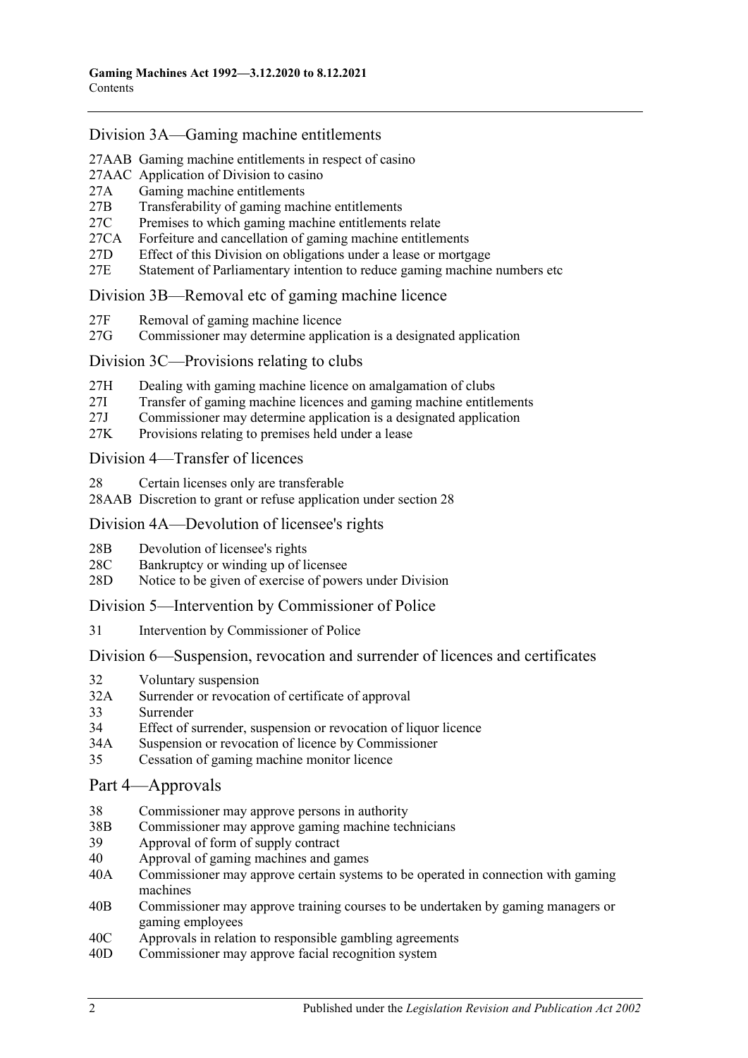## Division 3A—Gaming machine entitlements

- 27AAB Gaming machine entitlements in respect of casino
- 27AAC Application of Division to casino
- 27A Gaming machine entitlements
- 27B Transferability of gaming machine entitlements
- 27C Premises to which gaming machine entitlements relate
- 27CA Forfeiture and cancellation of gaming machine entitlements
- 27D Effect of this Division on obligations under a lease or mortgage
- 27E Statement of Parliamentary intention to reduce gaming machine numbers etc

## Division 3B—Removal etc of gaming machine licence

- 27F Removal of gaming machine licence
- 27G Commissioner may determine application is a designated application

## Division 3C—Provisions relating to clubs

- 27H Dealing with gaming machine licence on amalgamation of clubs
- 27I Transfer of gaming machine licences and gaming machine entitlements
- 27J Commissioner may determine application is a designated application
- 27K Provisions relating to premises held under a lease

## Division 4—Transfer of licences

- 28 Certain licenses only are transferable
- 28AAB Discretion to grant or refuse application under section 28

## Division 4A—Devolution of licensee's rights

- 28B Devolution of licensee's rights
- 28C Bankruptcy or winding up of licensee
- 28D Notice to be given of exercise of powers under Division

## Division 5—Intervention by Commissioner of Police

- 31 Intervention by Commissioner of Police

## Division 6—Suspension, revocation and surrender of licences and certificates

- 32 Voluntary suspension
- 32A Surrender or revocation of certificate of approval
- 33 Surrender
- 34 Effect of surrender, suspension or revocation of liquor licence
- 34A Suspension or revocation of licence by Commissioner
- 35 Cessation of gaming machine monitor licence

## Part 4—Approvals

- 38 Commissioner may approve persons in authority
- 38B Commissioner may approve gaming machine technicians
- 39 Approval of form of supply contract
- 40 Approval of gaming machines and games
- 40A Commissioner may approve certain systems to be operated in connection with gaming machines
- 40B Commissioner may approve training courses to be undertaken by gaming managers or gaming employees
- 40C Approvals in relation to responsible gambling agreements
- 40D Commissioner may approve facial recognition system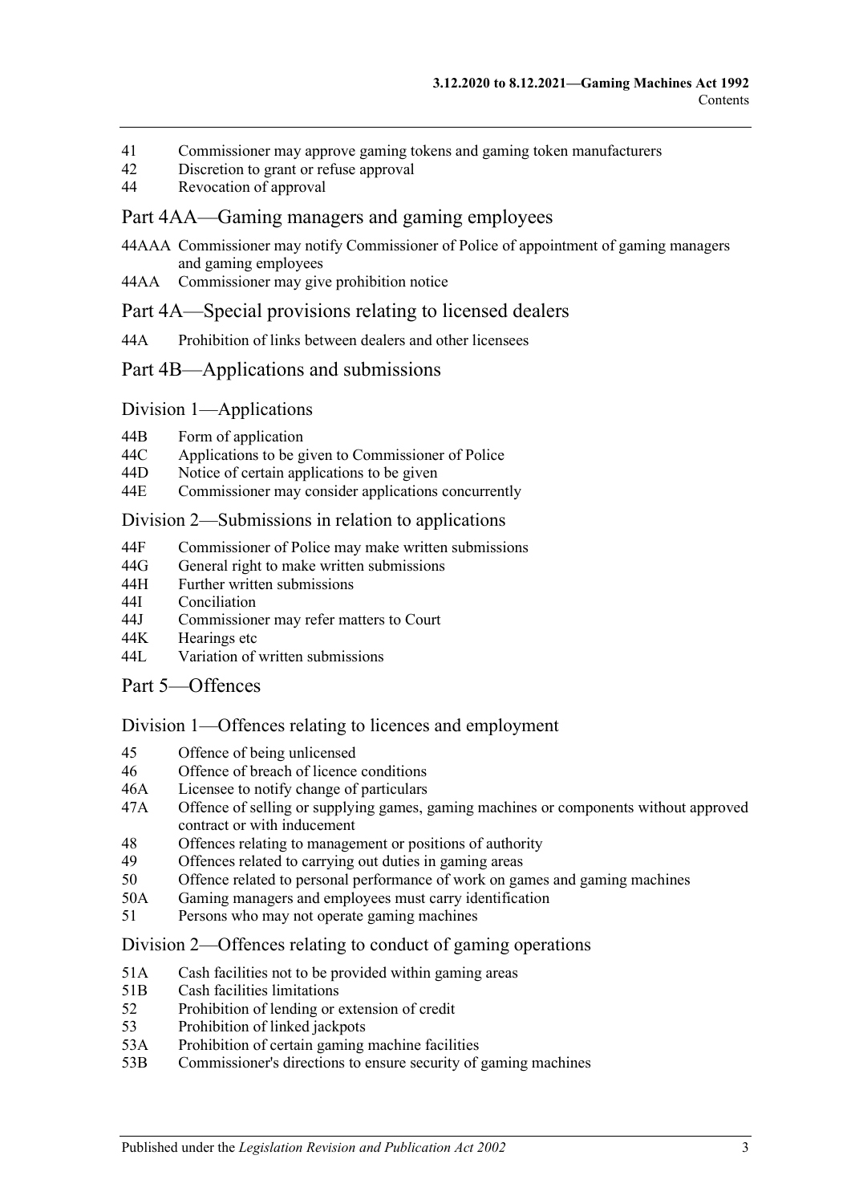41 Commissioner may approve gaming tokens and gaming token manufacturers
42 Discretion to grant or refuse approval
44 Revocation of approval

## Part 4AA—Gaming managers and gaming employees

44AAA Commissioner may notify Commissioner of Police of appointment of gaming managers and gaming employees
44AA Commissioner may give prohibition notice

## Part 4A—Special provisions relating to licensed dealers

44A Prohibition of links between dealers and other licensees

## Part 4B—Applications and submissions

### Division 1—Applications

44B Form of application
44C Applications to be given to Commissioner of Police
44D Notice of certain applications to be given
44E Commissioner may consider applications concurrently

### Division 2—Submissions in relation to applications

44F Commissioner of Police may make written submissions
44G General right to make written submissions
44H Further written submissions
44I Conciliation
44J Commissioner may refer matters to Court
44K Hearings etc
44L Variation of written submissions

## Part 5—Offences

### Division 1—Offences relating to licences and employment

45 Offence of being unlicensed
46 Offence of breach of licence conditions
46A Licensee to notify change of particulars
47A Offence of selling or supplying games, gaming machines or components without approved contract or with inducement
48 Offences relating to management or positions of authority
49 Offences related to carrying out duties in gaming areas
50 Offence related to personal performance of work on games and gaming machines
50A Gaming managers and employees must carry identification
51 Persons who may not operate gaming machines

### Division 2—Offences relating to conduct of gaming operations

51A Cash facilities not to be provided within gaming areas
51B Cash facilities limitations
52 Prohibition of lending or extension of credit
53 Prohibition of linked jackpots
53A Prohibition of certain gaming machine facilities
53B Commissioner's directions to ensure security of gaming machines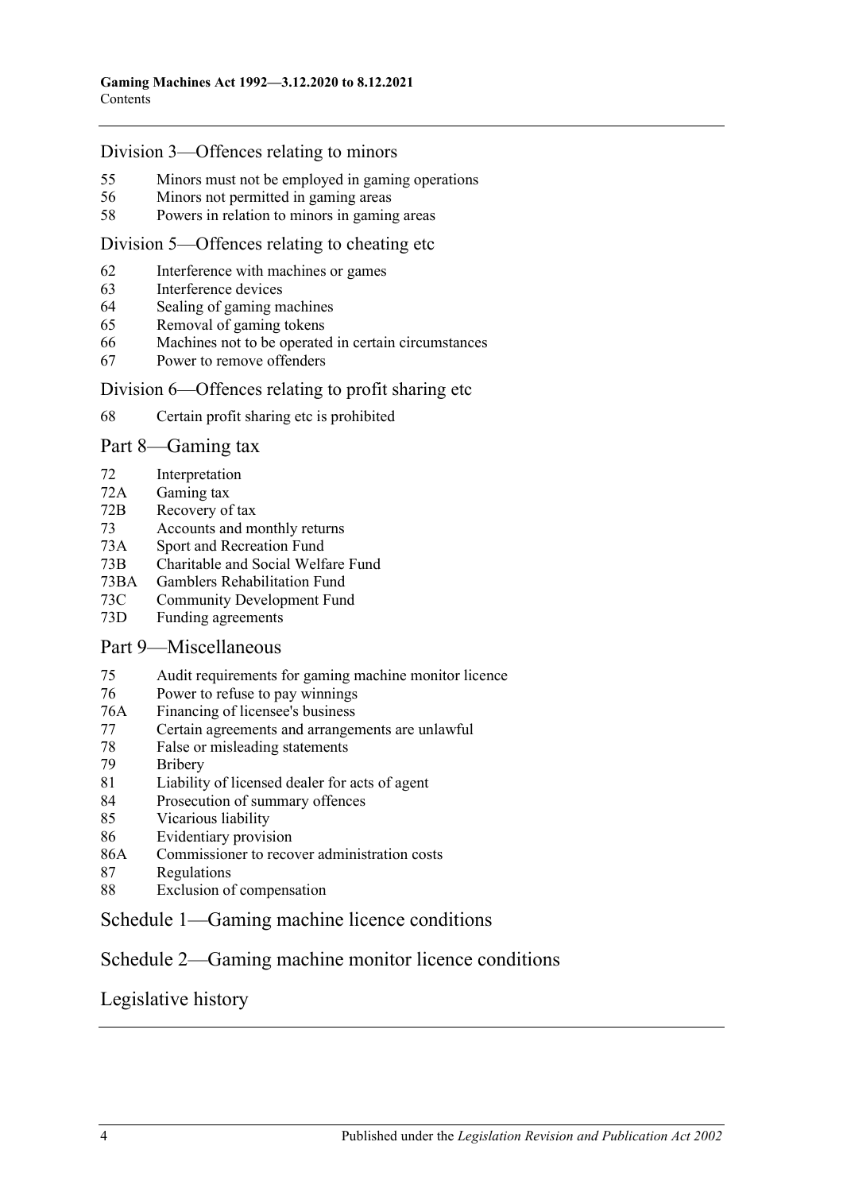## Division 3—Offences relating to minors

55 Minors must not be employed in gaming operations
56 Minors not permitted in gaming areas
58 Powers in relation to minors in gaming areas

## Division 5—Offences relating to cheating etc

62 Interference with machines or games
63 Interference devices
64 Sealing of gaming machines
65 Removal of gaming tokens
66 Machines not to be operated in certain circumstances
67 Power to remove offenders

## Division 6—Offences relating to profit sharing etc

68 Certain profit sharing etc is prohibited

# Part 8—Gaming tax

72 Interpretation
72A Gaming tax
72B Recovery of tax
73 Accounts and monthly returns
73A Sport and Recreation Fund
73B Charitable and Social Welfare Fund
73BA Gamblers Rehabilitation Fund
73C Community Development Fund
73D Funding agreements

# Part 9—Miscellaneous

75 Audit requirements for gaming machine monitor licence
76 Power to refuse to pay winnings
76A Financing of licensee's business
77 Certain agreements and arrangements are unlawful
78 False or misleading statements
79 Bribery
81 Liability of licensed dealer for acts of agent
84 Prosecution of summary offences
85 Vicarious liability
86 Evidentiary provision
86A Commissioner to recover administration costs
87 Regulations
88 Exclusion of compensation

# Schedule 1—Gaming machine licence conditions

# Schedule 2—Gaming machine monitor licence conditions

# Legislative history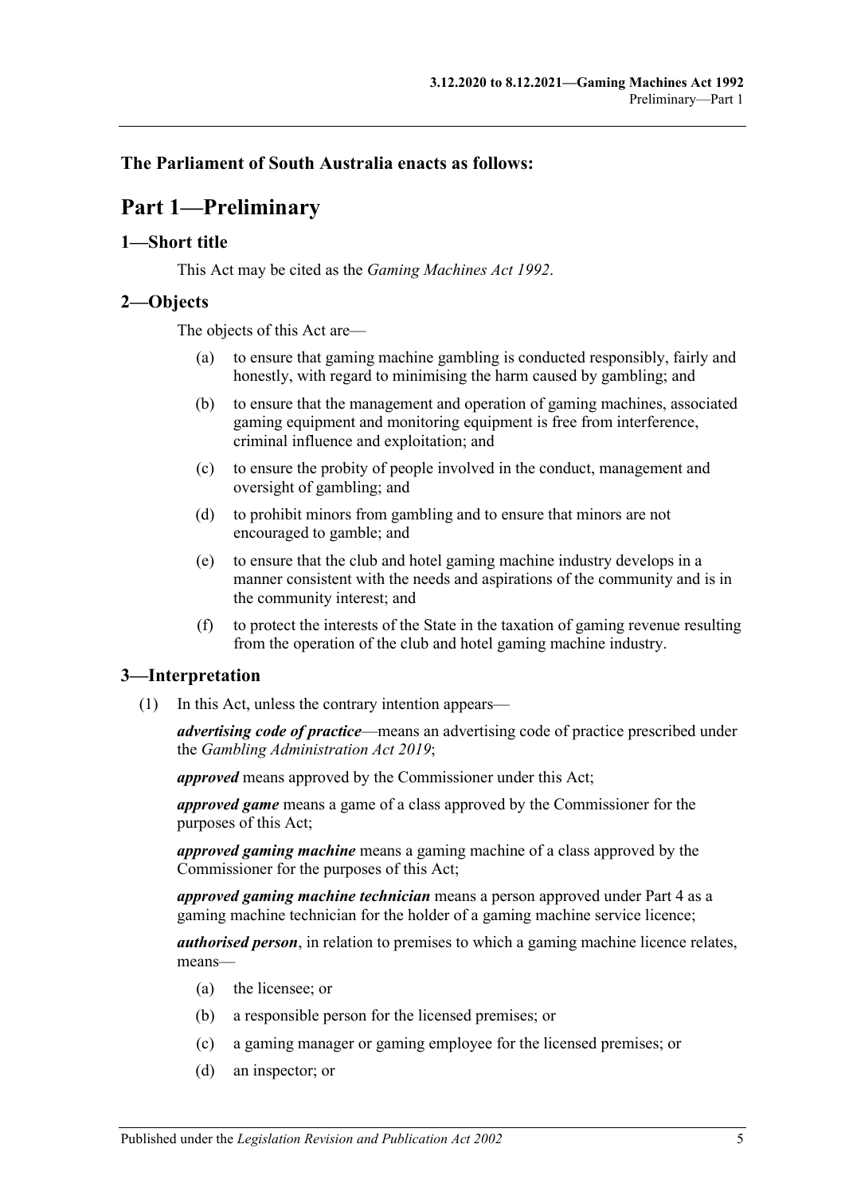### The Parliament of South Australia enacts as follows:

# Part 1—Preliminary

## 1—Short title

This Act may be cited as the *Gaming Machines Act 1992*.

## 2—Objects

The objects of this Act are—

(a) to ensure that gaming machine gambling is conducted responsibly, fairly and honestly, with regard to minimising the harm caused by gambling; and

(b) to ensure that the management and operation of gaming machines, associated gaming equipment and monitoring equipment is free from interference, criminal influence and exploitation; and

(c) to ensure the probity of people involved in the conduct, management and oversight of gambling; and

(d) to prohibit minors from gambling and to ensure that minors are not encouraged to gamble; and

(e) to ensure that the club and hotel gaming machine industry develops in a manner consistent with the needs and aspirations of the community and is in the community interest; and

(f) to protect the interests of the State in the taxation of gaming revenue resulting from the operation of the club and hotel gaming machine industry.

## 3—Interpretation

(1) In this Act, unless the contrary intention appears—

***advertising code of practice***—means an advertising code of practice prescribed under the *Gambling Administration Act 2019*;

***approved*** means approved by the Commissioner under this Act;

***approved game*** means a game of a class approved by the Commissioner for the purposes of this Act;

***approved gaming machine*** means a gaming machine of a class approved by the Commissioner for the purposes of this Act;

***approved gaming machine technician*** means a person approved under Part 4 as a gaming machine technician for the holder of a gaming machine service licence;

***authorised person***, in relation to premises to which a gaming machine licence relates, means—

(a) the licensee; or

(b) a responsible person for the licensed premises; or

(c) a gaming manager or gaming employee for the licensed premises; or

(d) an inspector; or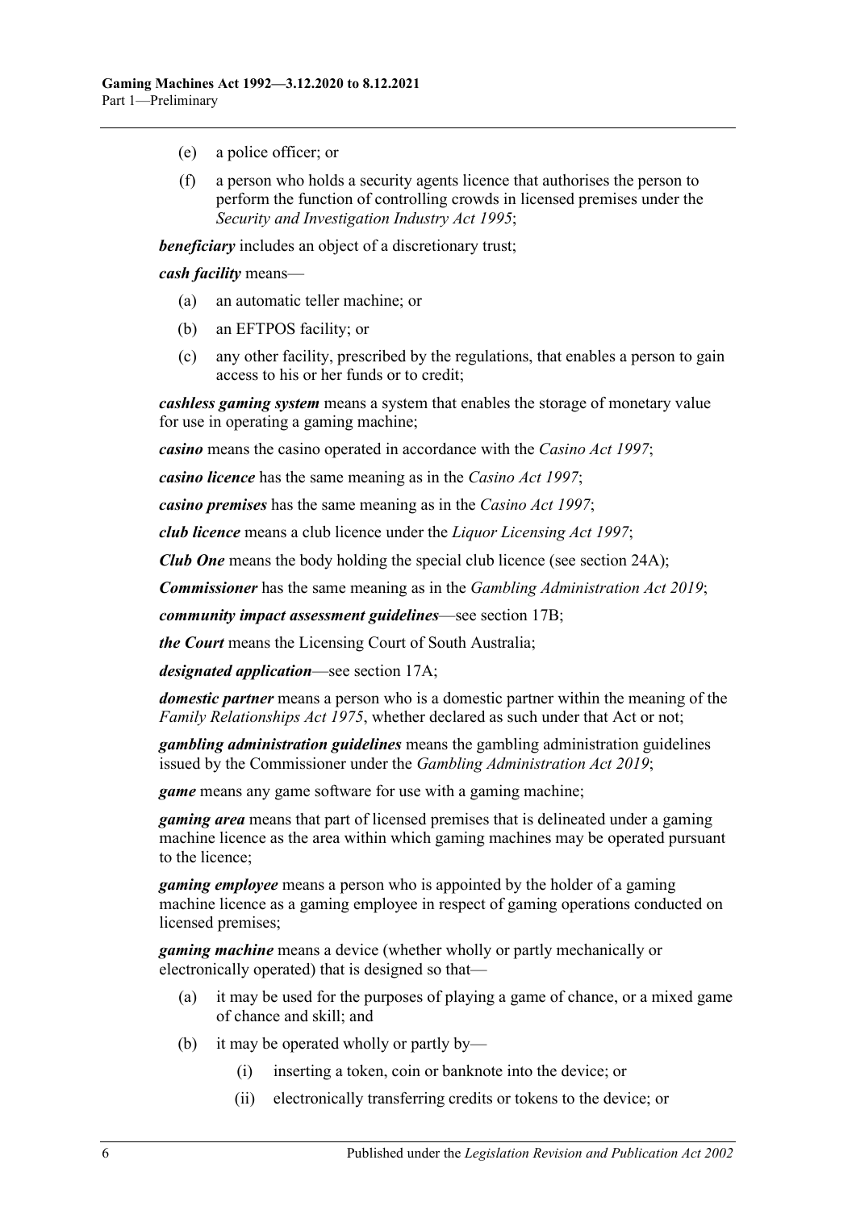(e) a police officer; or

(f) a person who holds a security agents licence that authorises the person to perform the function of controlling crowds in licensed premises under the *Security and Investigation Industry Act 1995*;

***beneficiary*** includes an object of a discretionary trust;

***cash facility*** means—

(a) an automatic teller machine; or

(b) an EFTPOS facility; or

(c) any other facility, prescribed by the regulations, that enables a person to gain access to his or her funds or to credit;

***cashless gaming system*** means a system that enables the storage of monetary value for use in operating a gaming machine;

***casino*** means the casino operated in accordance with the *Casino Act 1997*;

***casino licence*** has the same meaning as in the *Casino Act 1997*;

***casino premises*** has the same meaning as in the *Casino Act 1997*;

***club licence*** means a club licence under the *Liquor Licensing Act 1997*;

***Club One*** means the body holding the special club licence (see section 24A);

***Commissioner*** has the same meaning as in the *Gambling Administration Act 2019*;

***community impact assessment guidelines***—see section 17B;

***the Court*** means the Licensing Court of South Australia;

***designated application***—see section 17A;

***domestic partner*** means a person who is a domestic partner within the meaning of the *Family Relationships Act 1975*, whether declared as such under that Act or not;

***gambling administration guidelines*** means the gambling administration guidelines issued by the Commissioner under the *Gambling Administration Act 2019*;

***game*** means any game software for use with a gaming machine;

***gaming area*** means that part of licensed premises that is delineated under a gaming machine licence as the area within which gaming machines may be operated pursuant to the licence;

***gaming employee*** means a person who is appointed by the holder of a gaming machine licence as a gaming employee in respect of gaming operations conducted on licensed premises;

***gaming machine*** means a device (whether wholly or partly mechanically or electronically operated) that is designed so that—

(a) it may be used for the purposes of playing a game of chance, or a mixed game of chance and skill; and

(b) it may be operated wholly or partly by—

(i) inserting a token, coin or banknote into the device; or

(ii) electronically transferring credits or tokens to the device; or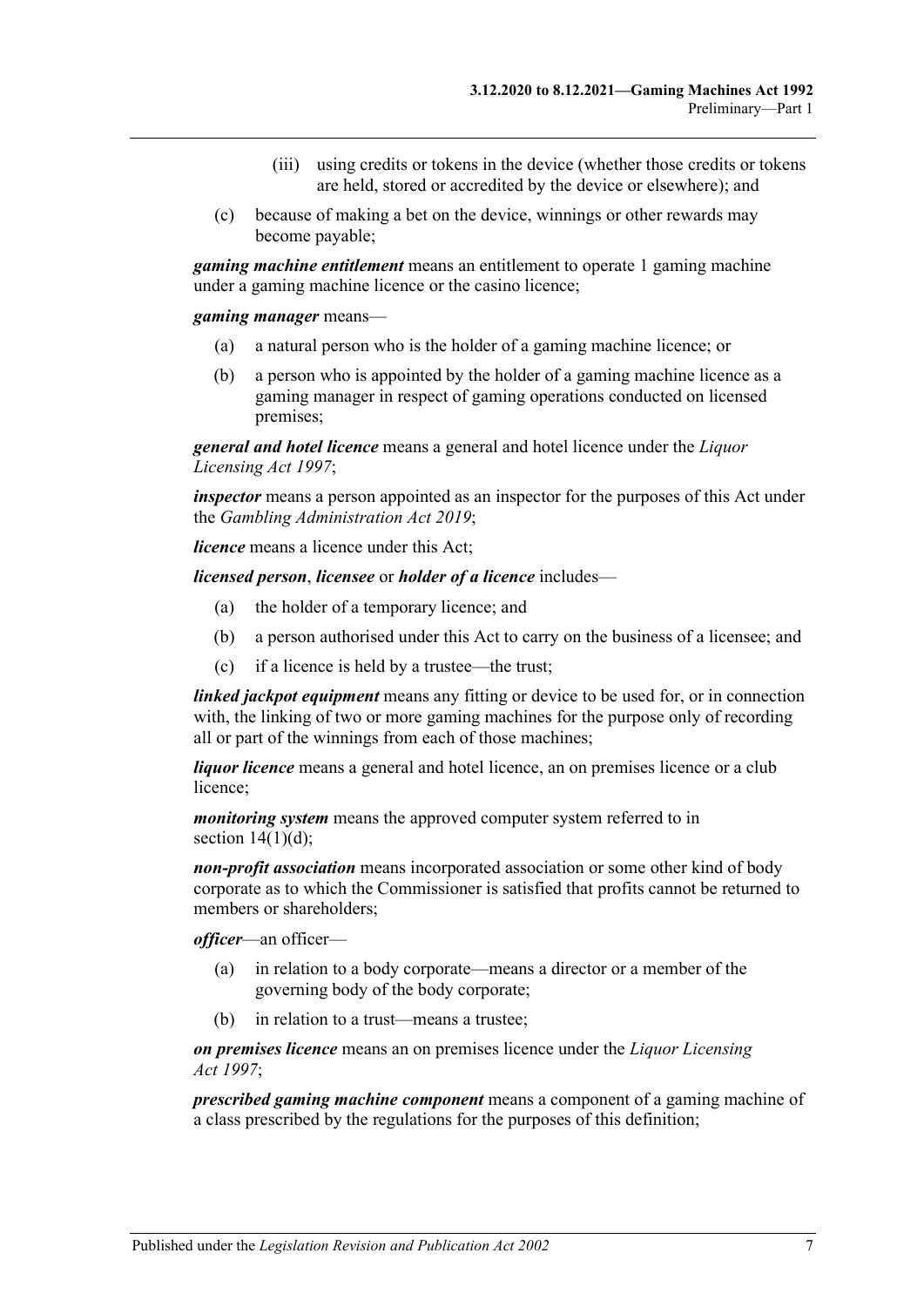(iii) using credits or tokens in the device (whether those credits or tokens are held, stored or accredited by the device or elsewhere); and

(c) because of making a bet on the device, winnings or other rewards may become payable;

***gaming machine entitlement*** means an entitlement to operate 1 gaming machine under a gaming machine licence or the casino licence;

***gaming manager*** means—

(a) a natural person who is the holder of a gaming machine licence; or

(b) a person who is appointed by the holder of a gaming machine licence as a gaming manager in respect of gaming operations conducted on licensed premises;

***general and hotel licence*** means a general and hotel licence under the *Liquor Licensing Act 1997*;

***inspector*** means a person appointed as an inspector for the purposes of this Act under the *Gambling Administration Act 2019*;

***licence*** means a licence under this Act;

***licensed person***, ***licensee*** or ***holder of a licence*** includes—

(a) the holder of a temporary licence; and

(b) a person authorised under this Act to carry on the business of a licensee; and

(c) if a licence is held by a trustee—the trust;

***linked jackpot equipment*** means any fitting or device to be used for, or in connection with, the linking of two or more gaming machines for the purpose only of recording all or part of the winnings from each of those machines;

***liquor licence*** means a general and hotel licence, an on premises licence or a club licence;

***monitoring system*** means the approved computer system referred to in section 14(1)(d);

***non-profit association*** means incorporated association or some other kind of body corporate as to which the Commissioner is satisfied that profits cannot be returned to members or shareholders;

***officer***—an officer—

(a) in relation to a body corporate—means a director or a member of the governing body of the body corporate;

(b) in relation to a trust—means a trustee;

***on premises licence*** means an on premises licence under the *Liquor Licensing Act 1997*;

***prescribed gaming machine component*** means a component of a gaming machine of a class prescribed by the regulations for the purposes of this definition;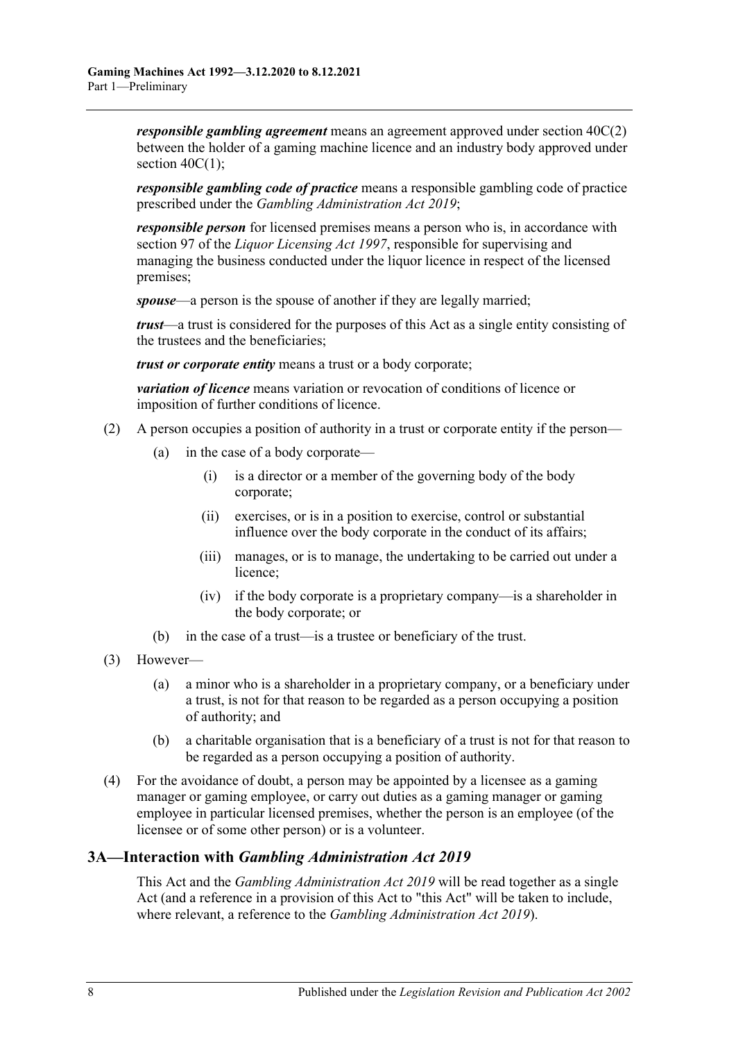***responsible gambling agreement*** means an agreement approved under section 40C(2) between the holder of a gaming machine licence and an industry body approved under section 40C(1);

***responsible gambling code of practice*** means a responsible gambling code of practice prescribed under the *Gambling Administration Act 2019*;

***responsible person*** for licensed premises means a person who is, in accordance with section 97 of the *Liquor Licensing Act 1997*, responsible for supervising and managing the business conducted under the liquor licence in respect of the licensed premises;

***spouse***—a person is the spouse of another if they are legally married;

***trust***—a trust is considered for the purposes of this Act as a single entity consisting of the trustees and the beneficiaries;

***trust or corporate entity*** means a trust or a body corporate;

***variation of licence*** means variation or revocation of conditions of licence or imposition of further conditions of licence.

(2) A person occupies a position of authority in a trust or corporate entity if the person—

(a) in the case of a body corporate—

(i) is a director or a member of the governing body of the body corporate;

(ii) exercises, or is in a position to exercise, control or substantial influence over the body corporate in the conduct of its affairs;

(iii) manages, or is to manage, the undertaking to be carried out under a licence;

(iv) if the body corporate is a proprietary company—is a shareholder in the body corporate; or

(b) in the case of a trust—is a trustee or beneficiary of the trust.

(3) However—

(a) a minor who is a shareholder in a proprietary company, or a beneficiary under a trust, is not for that reason to be regarded as a person occupying a position of authority; and

(b) a charitable organisation that is a beneficiary of a trust is not for that reason to be regarded as a person occupying a position of authority.

(4) For the avoidance of doubt, a person may be appointed by a licensee as a gaming manager or gaming employee, or carry out duties as a gaming manager or gaming employee in particular licensed premises, whether the person is an employee (of the licensee or of some other person) or is a volunteer.

## 3A—Interaction with *Gambling Administration Act 2019*

This Act and the *Gambling Administration Act 2019* will be read together as a single Act (and a reference in a provision of this Act to "this Act" will be taken to include, where relevant, a reference to the *Gambling Administration Act 2019*).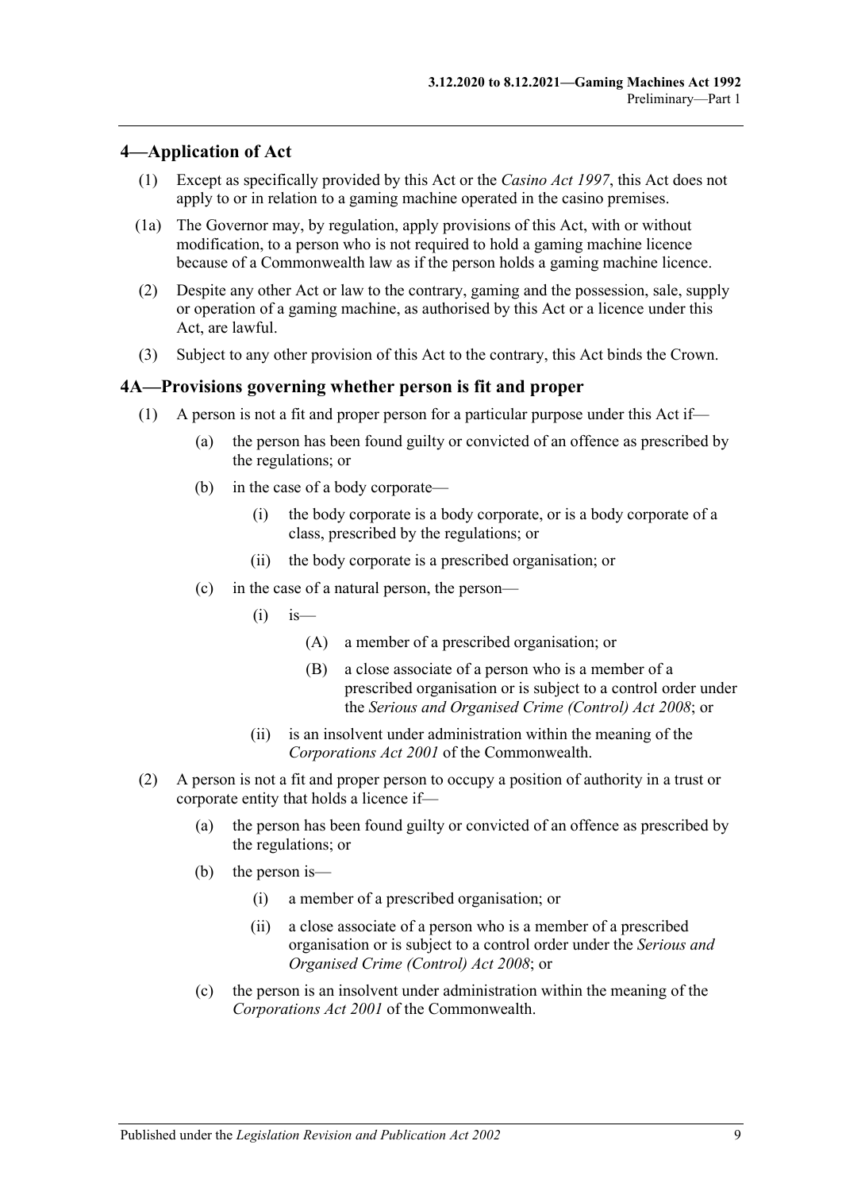## 4—Application of Act

(1) Except as specifically provided by this Act or the *Casino Act 1997*, this Act does not apply to or in relation to a gaming machine operated in the casino premises.

(1a) The Governor may, by regulation, apply provisions of this Act, with or without modification, to a person who is not required to hold a gaming machine licence because of a Commonwealth law as if the person holds a gaming machine licence.

(2) Despite any other Act or law to the contrary, gaming and the possession, sale, supply or operation of a gaming machine, as authorised by this Act or a licence under this Act, are lawful.

(3) Subject to any other provision of this Act to the contrary, this Act binds the Crown.

## 4A—Provisions governing whether person is fit and proper

(1) A person is not a fit and proper person for a particular purpose under this Act if—

   (a) the person has been found guilty or convicted of an offence as prescribed by the regulations; or

   (b) in the case of a body corporate—

      (i) the body corporate is a body corporate, or is a body corporate of a class, prescribed by the regulations; or

      (ii) the body corporate is a prescribed organisation; or

   (c) in the case of a natural person, the person—

      (i) is—

         (A) a member of a prescribed organisation; or

         (B) a close associate of a person who is a member of a prescribed organisation or is subject to a control order under the *Serious and Organised Crime (Control) Act 2008*; or

      (ii) is an insolvent under administration within the meaning of the *Corporations Act 2001* of the Commonwealth.

(2) A person is not a fit and proper person to occupy a position of authority in a trust or corporate entity that holds a licence if—

   (a) the person has been found guilty or convicted of an offence as prescribed by the regulations; or

   (b) the person is—

      (i) a member of a prescribed organisation; or

      (ii) a close associate of a person who is a member of a prescribed organisation or is subject to a control order under the *Serious and Organised Crime (Control) Act 2008*; or

   (c) the person is an insolvent under administration within the meaning of the *Corporations Act 2001* of the Commonwealth.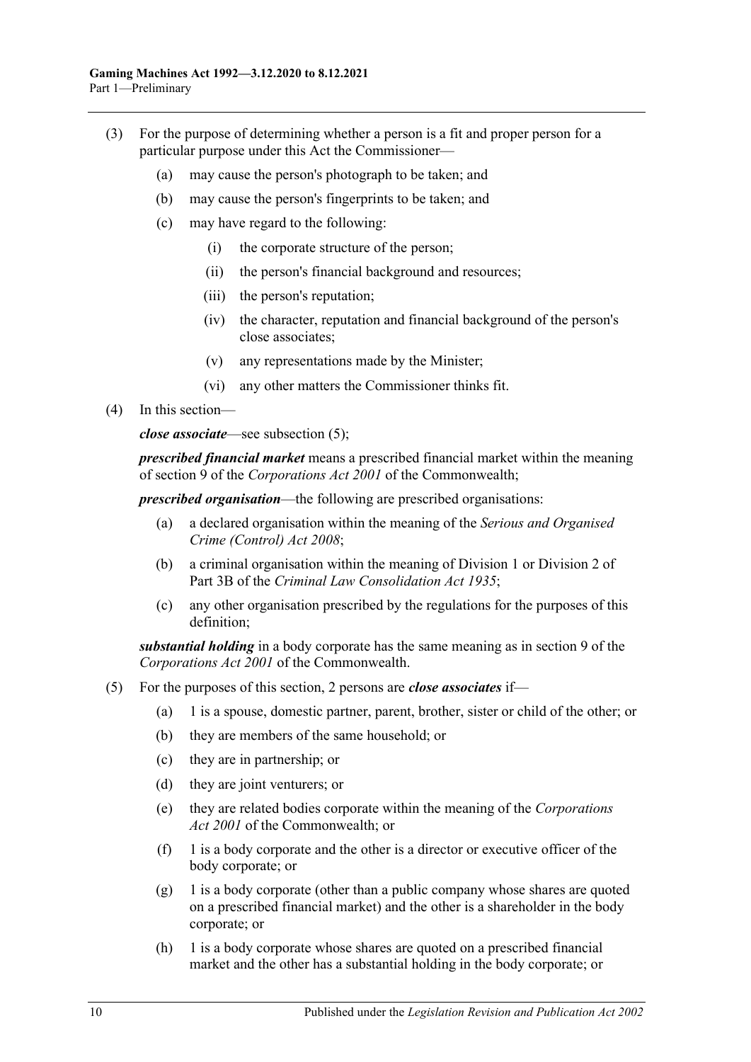(3) For the purpose of determining whether a person is a fit and proper person for a particular purpose under this Act the Commissioner—

  (a) may cause the person's photograph to be taken; and

  (b) may cause the person's fingerprints to be taken; and

  (c) may have regard to the following:

    (i) the corporate structure of the person;

    (ii) the person's financial background and resources;

    (iii) the person's reputation;

    (iv) the character, reputation and financial background of the person's close associates;

    (v) any representations made by the Minister;

    (vi) any other matters the Commissioner thinks fit.

(4) In this section—

***close associate***—see subsection (5);

***prescribed financial market*** means a prescribed financial market within the meaning of section 9 of the *Corporations Act 2001* of the Commonwealth;

***prescribed organisation***—the following are prescribed organisations:

  (a) a declared organisation within the meaning of the *Serious and Organised Crime (Control) Act 2008*;

  (b) a criminal organisation within the meaning of Division 1 or Division 2 of Part 3B of the *Criminal Law Consolidation Act 1935*;

  (c) any other organisation prescribed by the regulations for the purposes of this definition;

***substantial holding*** in a body corporate has the same meaning as in section 9 of the *Corporations Act 2001* of the Commonwealth.

(5) For the purposes of this section, 2 persons are ***close associates*** if—

  (a) 1 is a spouse, domestic partner, parent, brother, sister or child of the other; or

  (b) they are members of the same household; or

  (c) they are in partnership; or

  (d) they are joint venturers; or

  (e) they are related bodies corporate within the meaning of the *Corporations Act 2001* of the Commonwealth; or

  (f) 1 is a body corporate and the other is a director or executive officer of the body corporate; or

  (g) 1 is a body corporate (other than a public company whose shares are quoted on a prescribed financial market) and the other is a shareholder in the body corporate; or

  (h) 1 is a body corporate whose shares are quoted on a prescribed financial market and the other has a substantial holding in the body corporate; or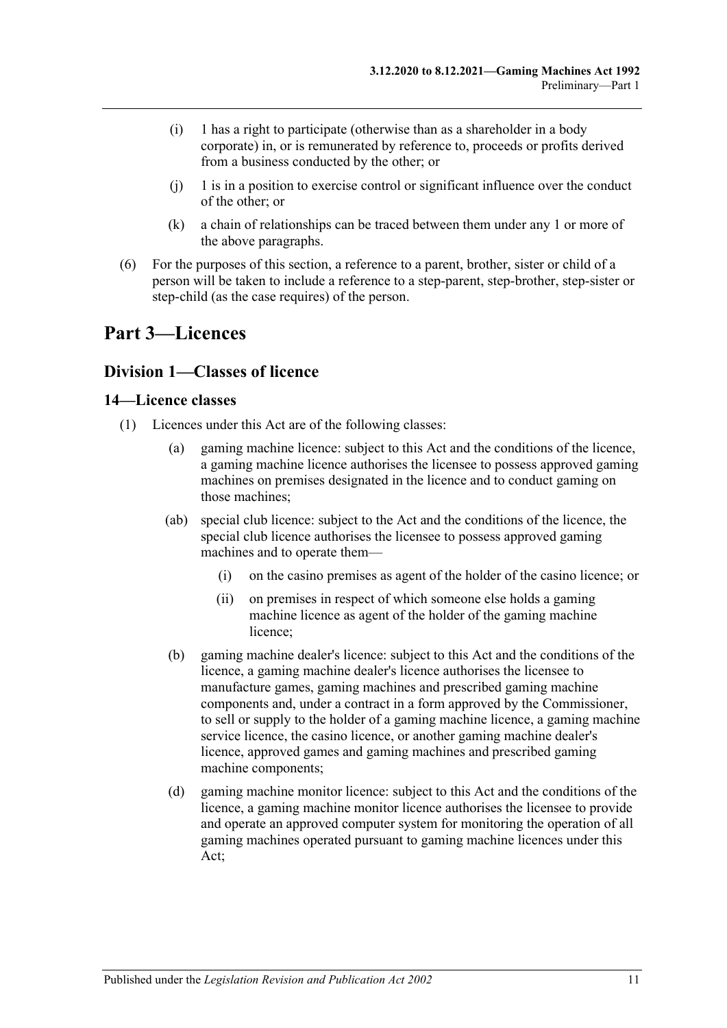(i) 1 has a right to participate (otherwise than as a shareholder in a body corporate) in, or is remunerated by reference to, proceeds or profits derived from a business conducted by the other; or

(j) 1 is in a position to exercise control or significant influence over the conduct of the other; or

(k) a chain of relationships can be traced between them under any 1 or more of the above paragraphs.

(6) For the purposes of this section, a reference to a parent, brother, sister or child of a person will be taken to include a reference to a step-parent, step-brother, step-sister or step-child (as the case requires) of the person.

# Part 3—Licences

## Division 1—Classes of licence

### 14—Licence classes

(1) Licences under this Act are of the following classes:

(a) gaming machine licence: subject to this Act and the conditions of the licence, a gaming machine licence authorises the licensee to possess approved gaming machines on premises designated in the licence and to conduct gaming on those machines;

(ab) special club licence: subject to the Act and the conditions of the licence, the special club licence authorises the licensee to possess approved gaming machines and to operate them—

(i) on the casino premises as agent of the holder of the casino licence; or

(ii) on premises in respect of which someone else holds a gaming machine licence as agent of the holder of the gaming machine licence;

(b) gaming machine dealer's licence: subject to this Act and the conditions of the licence, a gaming machine dealer's licence authorises the licensee to manufacture games, gaming machines and prescribed gaming machine components and, under a contract in a form approved by the Commissioner, to sell or supply to the holder of a gaming machine licence, a gaming machine service licence, the casino licence, or another gaming machine dealer's licence, approved games and gaming machines and prescribed gaming machine components;

(d) gaming machine monitor licence: subject to this Act and the conditions of the licence, a gaming machine monitor licence authorises the licensee to provide and operate an approved computer system for monitoring the operation of all gaming machines operated pursuant to gaming machine licences under this Act;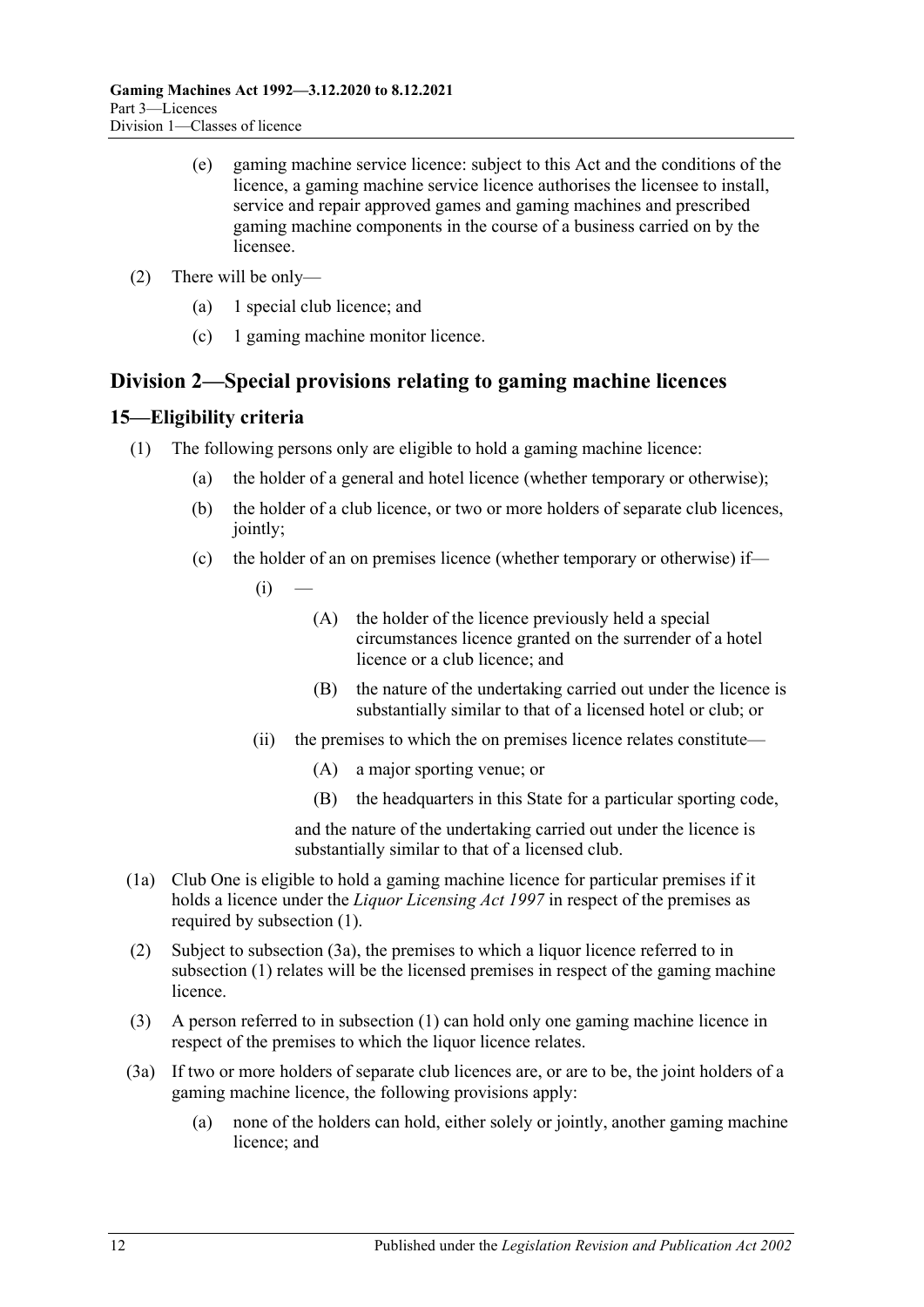(e) gaming machine service licence: subject to this Act and the conditions of the licence, a gaming machine service licence authorises the licensee to install, service and repair approved games and gaming machines and prescribed gaming machine components in the course of a business carried on by the licensee.

(2) There will be only—

(a) 1 special club licence; and

(c) 1 gaming machine monitor licence.

## Division 2—Special provisions relating to gaming machine licences

### 15—Eligibility criteria

(1) The following persons only are eligible to hold a gaming machine licence:

(a) the holder of a general and hotel licence (whether temporary or otherwise);

(b) the holder of a club licence, or two or more holders of separate club licences, jointly;

(c) the holder of an on premises licence (whether temporary or otherwise) if—

(i) —

(A) the holder of the licence previously held a special circumstances licence granted on the surrender of a hotel licence or a club licence; and

(B) the nature of the undertaking carried out under the licence is substantially similar to that of a licensed hotel or club; or

(ii) the premises to which the on premises licence relate constitute—

(A) a major sporting venue; or

(B) the headquarters in this State for a particular sporting code,

and the nature of the undertaking carried out under the licence is substantially similar to that of a licensed club.

(1a) Club One is eligible to hold a gaming machine licence for particular premises if it holds a licence under the *Liquor Licensing Act 1997* in respect of the premises as required by subsection (1).

(2) Subject to subsection (3a), the premises to which a liquor licence referred to in subsection (1) relates will be the licensed premises in respect of the gaming machine licence.

(3) A person referred to in subsection (1) can hold only one gaming machine licence in respect of the premises to which the liquor licence relates.

(3a) If two or more holders of separate club licences are, or are to be, the joint holders of a gaming machine licence, the following provisions apply:

(a) none of the holders can hold, either solely or jointly, another gaming machine licence; and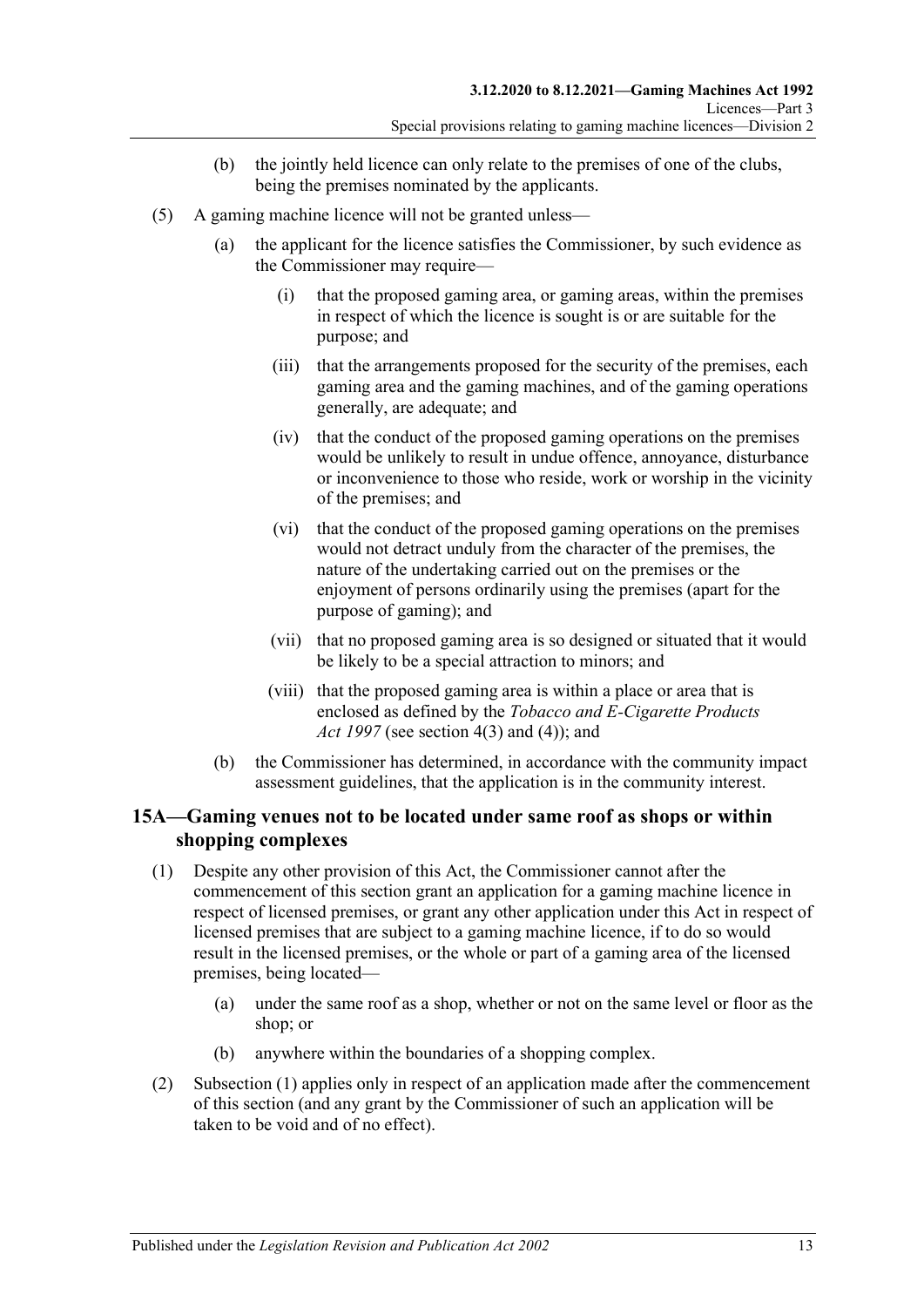(b) the jointly held licence can only relate to the premises of one of the clubs, being the premises nominated by the applicants.

(5) A gaming machine licence will not be granted unless—

(a) the applicant for the licence satisfies the Commissioner, by such evidence as the Commissioner may require—

(i) that the proposed gaming area, or gaming areas, within the premises in respect of which the licence is sought is or are suitable for the purpose; and

(iii) that the arrangements proposed for the security of the premises, each gaming area and the gaming machines, and of the gaming operations generally, are adequate; and

(iv) that the conduct of the proposed gaming operations on the premises would be unlikely to result in undue offence, annoyance, disturbance or inconvenience to those who reside, work or worship in the vicinity of the premises; and

(vi) that the conduct of the proposed gaming operations on the premises would not detract unduly from the character of the premises, the nature of the undertaking carried out on the premises or the enjoyment of persons ordinarily using the premises (apart for the purpose of gaming); and

(vii) that no proposed gaming area is so designed or situated that it would be likely to be a special attraction to minors; and

(viii) that the proposed gaming area is within a place or area that is enclosed as defined by the *Tobacco and E-Cigarette Products Act 1997* (see section 4(3) and (4)); and

(b) the Commissioner has determined, in accordance with the community impact assessment guidelines, that the application is in the community interest.

## 15A—Gaming venues not to be located under same roof as shops or within shopping complexes

(1) Despite any other provision of this Act, the Commissioner cannot after the commencement of this section grant an application for a gaming machine licence in respect of licensed premises, or grant any other application under this Act in respect of licensed premises that are subject to a gaming machine licence, if to do so would result in the licensed premises, or the whole or part of a gaming area of the licensed premises, being located—

(a) under the same roof as a shop, whether or not on the same level or floor as the shop; or

(b) anywhere within the boundaries of a shopping complex.

(2) Subsection (1) applies only in respect of an application made after the commencement of this section (and any grant by the Commissioner of such an application will be taken to be void and of no effect).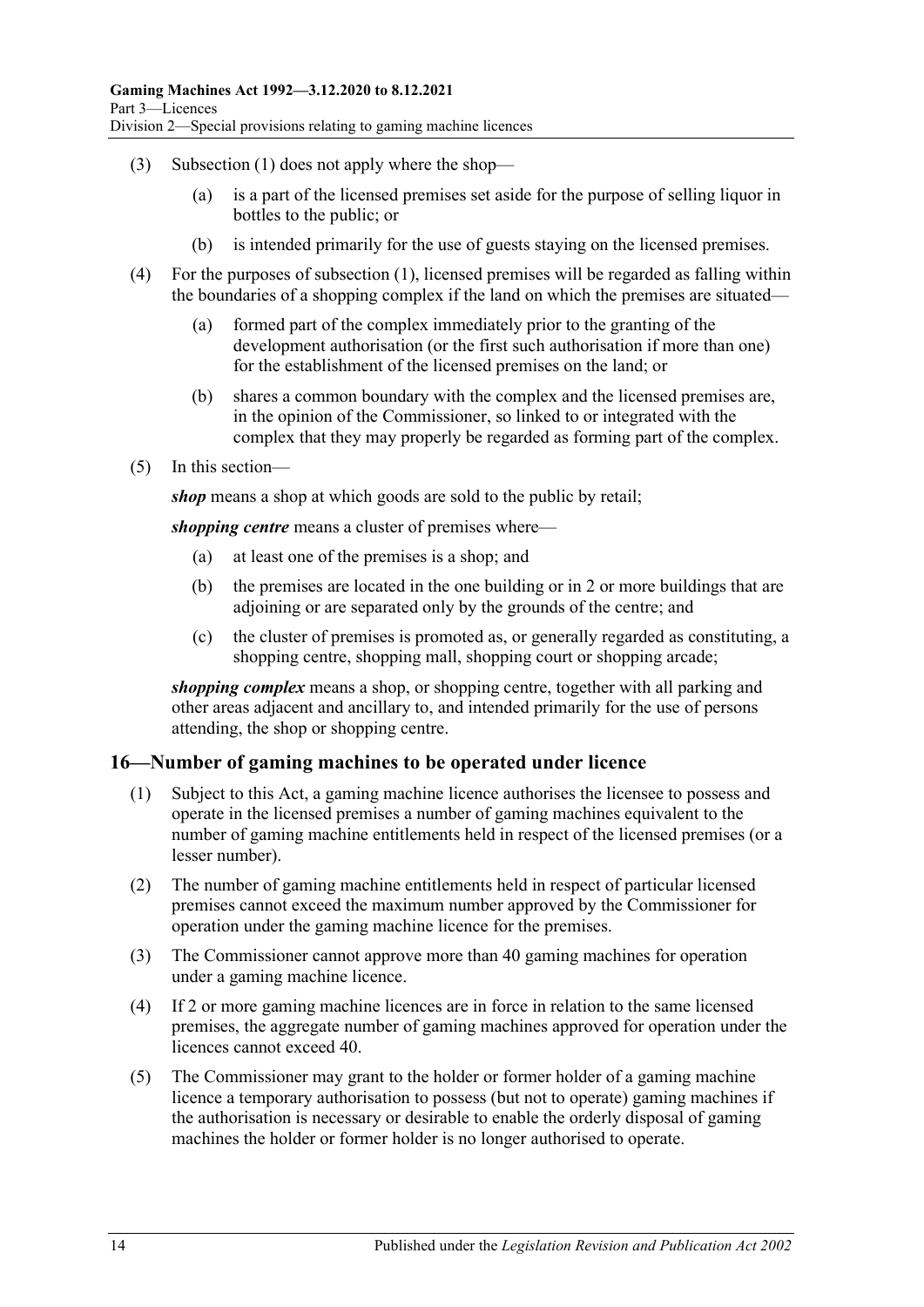(3) Subsection (1) does not apply where the shop—

(a) is a part of the licensed premises set aside for the purpose of selling liquor in bottles to the public; or

(b) is intended primarily for the use of guests staying on the licensed premises.

(4) For the purposes of subsection (1), licensed premises will be regarded as falling within the boundaries of a shopping complex if the land on which the premises are situated—

(a) formed part of the complex immediately prior to the granting of the development authorisation (or the first such authorisation if more than one) for the establishment of the licensed premises on the land; or

(b) shares a common boundary with the complex and the licensed premises are, in the opinion of the Commissioner, so linked to or integrated with the complex that they may properly be regarded as forming part of the complex.

(5) In this section—

***shop*** means a shop at which goods are sold to the public by retail;

***shopping centre*** means a cluster of premises where—

(a) at least one of the premises is a shop; and

(b) the premises are located in the one building or in 2 or more buildings that are adjoining or are separated only by the grounds of the centre; and

(c) the cluster of premises is promoted as, or generally regarded as constituting, a shopping centre, shopping mall, shopping court or shopping arcade;

***shopping complex*** means a shop, or shopping centre, together with all parking and other areas adjacent and ancillary to, and intended primarily for the use of persons attending, the shop or shopping centre.

## 16—Number of gaming machines to be operated under licence

(1) Subject to this Act, a gaming machine licence authorises the licensee to possess and operate in the licensed premises a number of gaming machines equivalent to the number of gaming machine entitlements held in respect of the licensed premises (or a lesser number).

(2) The number of gaming machine entitlements held in respect of particular licensed premises cannot exceed the maximum number approved by the Commissioner for operation under the gaming machine licence for the premises.

(3) The Commissioner cannot approve more than 40 gaming machines for operation under a gaming machine licence.

(4) If 2 or more gaming machine licences are in force in relation to the same licensed premises, the aggregate number of gaming machines approved for operation under the licences cannot exceed 40.

(5) The Commissioner may grant to the holder or former holder of a gaming machine licence a temporary authorisation to possess (but not to operate) gaming machines if the authorisation is necessary or desirable to enable the orderly disposal of gaming machines the holder or former holder is no longer authorised to operate.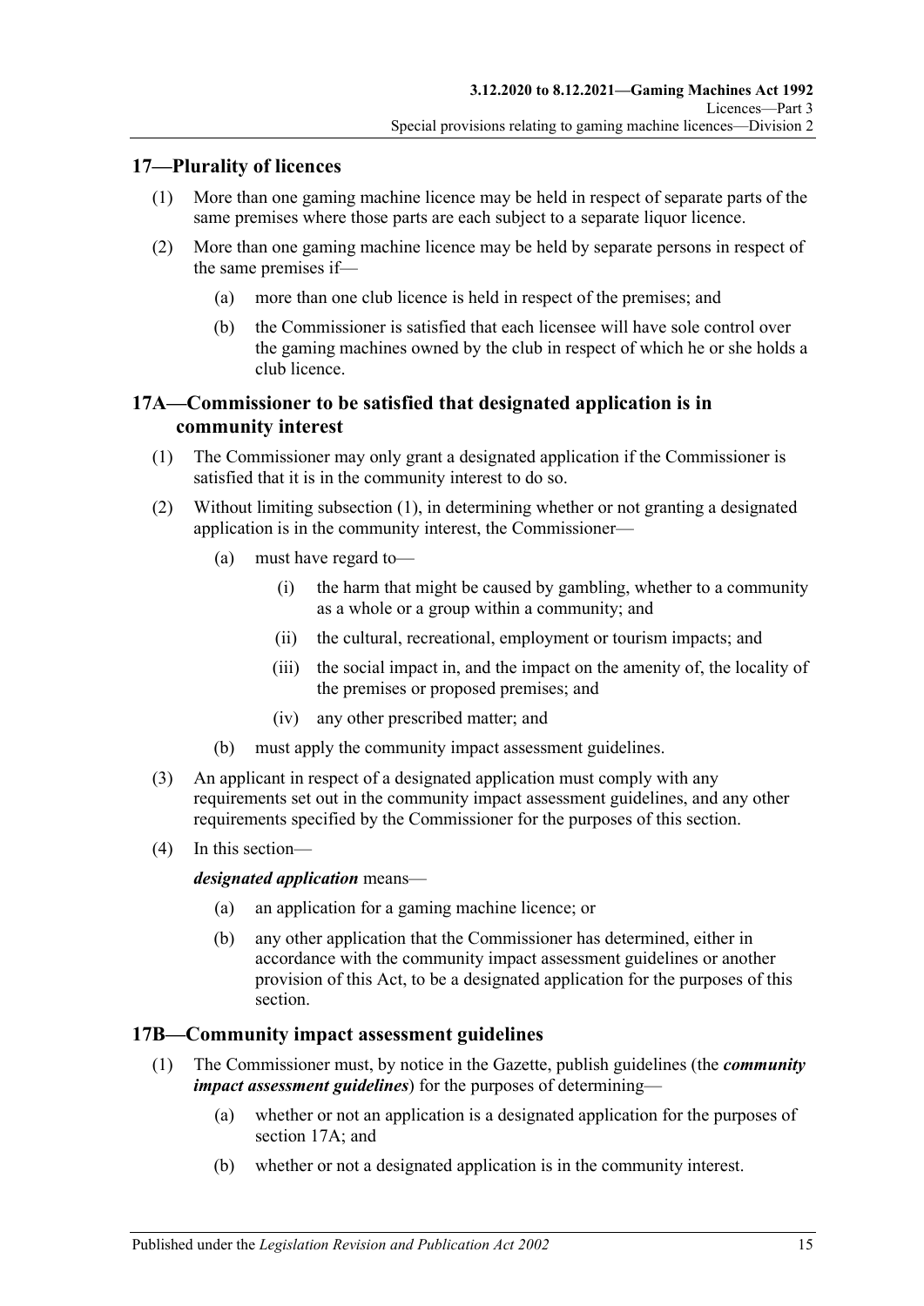## 17—Plurality of licences

(1) More than one gaming machine licence may be held in respect of separate parts of the same premises where those parts are each subject to a separate liquor licence.

(2) More than one gaming machine licence may be held by separate persons in respect of the same premises if—

  (a) more than one club licence is held in respect of the premises; and

  (b) the Commissioner is satisfied that each licensee will have sole control over the gaming machines owned by the club in respect of which he or she holds a club licence.

## 17A—Commissioner to be satisfied that designated application is in community interest

(1) The Commissioner may only grant a designated application if the Commissioner is satisfied that it is in the community interest to do so.

(2) Without limiting subsection (1), in determining whether or not granting a designated application is in the community interest, the Commissioner—

  (a) must have regard to—

    (i) the harm that might be caused by gambling, whether to a community as a whole or a group within a community; and

    (ii) the cultural, recreational, employment or tourism impacts; and

    (iii) the social impact in, and the impact on the amenity of, the locality of the premises or proposed premises; and

    (iv) any other prescribed matter; and

  (b) must apply the community impact assessment guidelines.

(3) An applicant in respect of a designated application must comply with any requirements set out in the community impact assessment guidelines, and any other requirements specified by the Commissioner for the purposes of this section.

(4) In this section—

***designated application*** means—

  (a) an application for a gaming machine licence; or

  (b) any other application that the Commissioner has determined, either in accordance with the community impact assessment guidelines or another provision of this Act, to be a designated application for the purposes of this section.

## 17B—Community impact assessment guidelines

(1) The Commissioner must, by notice in the Gazette, publish guidelines (the ***community impact assessment guidelines***) for the purposes of determining—

  (a) whether or not an application is a designated application for the purposes of section 17A; and

  (b) whether or not a designated application is in the community interest.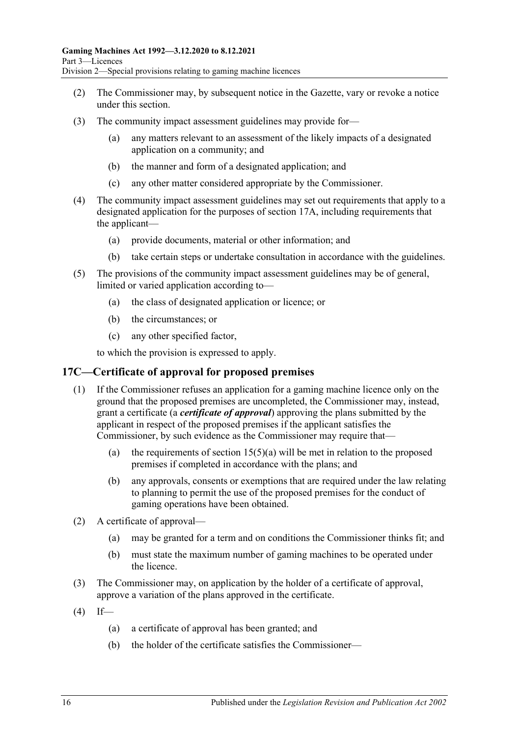(2) The Commissioner may, by subsequent notice in the Gazette, vary or revoke a notice under this section.

(3) The community impact assessment guidelines may provide for—

(a) any matters relevant to an assessment of the likely impacts of a designated application on a community; and

(b) the manner and form of a designated application; and

(c) any other matter considered appropriate by the Commissioner.

(4) The community impact assessment guidelines may set out requirements that apply to a designated application for the purposes of section 17A, including requirements that the applicant—

(a) provide documents, material or other information; and

(b) take certain steps or undertake consultation in accordance with the guidelines.

(5) The provisions of the community impact assessment guidelines may be of general, limited or varied application according to—

(a) the class of designated application or licence; or

(b) the circumstances; or

(c) any other specified factor,

to which the provision is expressed to apply.

## 17C—Certificate of approval for proposed premises

(1) If the Commissioner refuses an application for a gaming machine licence only on the ground that the proposed premises are uncompleted, the Commissioner may, instead, grant a certificate (a ***certificate of approval***) approving the plans submitted by the applicant in respect of the proposed premises if the applicant satisfies the Commissioner, by such evidence as the Commissioner may require that—

(a) the requirements of section 15(5)(a) will be met in relation to the proposed premises if completed in accordance with the plans; and

(b) any approvals, consents or exemptions that are required under the law relating to planning to permit the use of the proposed premises for the conduct of gaming operations have been obtained.

(2) A certificate of approval—

(a) may be granted for a term and on conditions the Commissioner thinks fit; and

(b) must state the maximum number of gaming machines to be operated under the licence.

(3) The Commissioner may, on application by the holder of a certificate of approval, approve a variation of the plans approved in the certificate.

(4) If—

(a) a certificate of approval has been granted; and

(b) the holder of the certificate satisfies the Commissioner—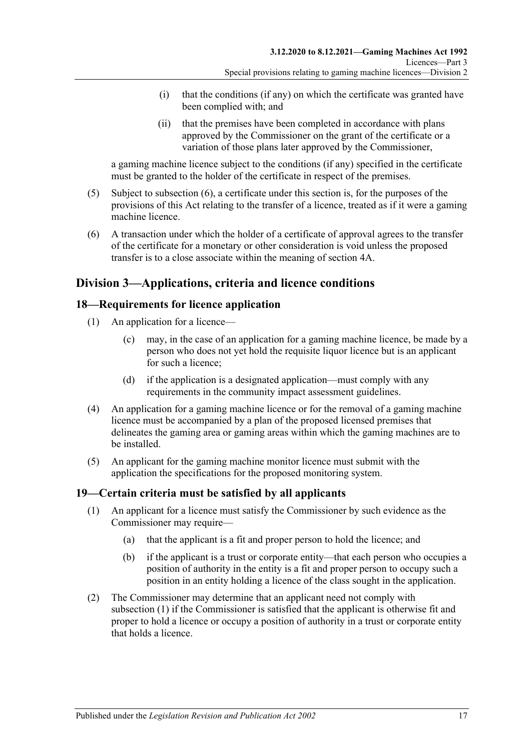(i) that the conditions (if any) on which the certificate was granted have been complied with; and

(ii) that the premises have been completed in accordance with plans approved by the Commissioner on the grant of the certificate or a variation of those plans later approved by the Commissioner,

a gaming machine licence subject to the conditions (if any) specified in the certificate must be granted to the holder of the certificate in respect of the premises.

(5) Subject to subsection (6), a certificate under this section is, for the purposes of the provisions of this Act relating to the transfer of a licence, treated as if it were a gaming machine licence.

(6) A transaction under which the holder of a certificate of approval agrees to the transfer of the certificate for a monetary or other consideration is void unless the proposed transfer is to a close associate within the meaning of section 4A.

## Division 3—Applications, criteria and licence conditions

### 18—Requirements for licence application

(1) An application for a licence—

(c) may, in the case of an application for a gaming machine licence, be made by a person who does not yet hold the requisite liquor licence but is an applicant for such a licence;

(d) if the application is a designated application—must comply with any requirements in the community impact assessment guidelines.

(4) An application for a gaming machine licence or for the removal of a gaming machine licence must be accompanied by a plan of the proposed licensed premises that delineates the gaming area or gaming areas within which the gaming machines are to be installed.

(5) An applicant for the gaming machine monitor licence must submit with the application the specifications for the proposed monitoring system.

### 19—Certain criteria must be satisfied by all applicants

(1) An applicant for a licence must satisfy the Commissioner by such evidence as the Commissioner may require—

(a) that the applicant is a fit and proper person to hold the licence; and

(b) if the applicant is a trust or corporate entity—that each person who occupies a position of authority in the entity is a fit and proper person to occupy such a position in an entity holding a licence of the class sought in the application.

(2) The Commissioner may determine that an applicant need not comply with subsection (1) if the Commissioner is satisfied that the applicant is otherwise fit and proper to hold a licence or occupy a position of authority in a trust or corporate entity that holds a licence.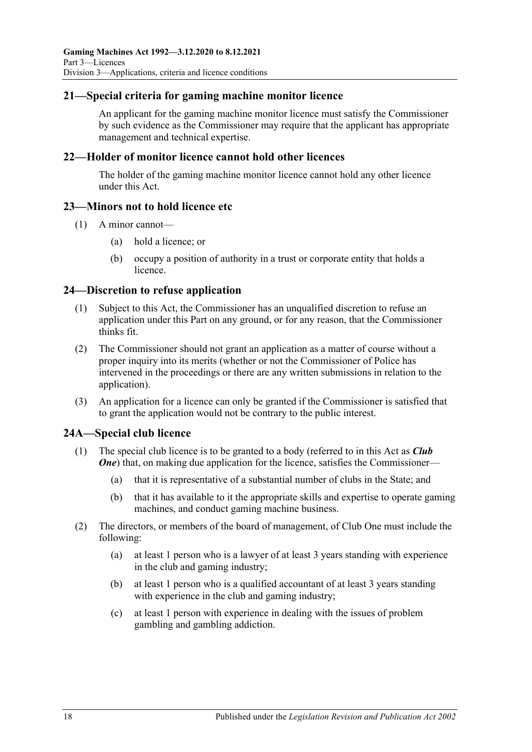## 21—Special criteria for gaming machine monitor licence

An applicant for the gaming machine monitor licence must satisfy the Commissioner by such evidence as the Commissioner may require that the applicant has appropriate management and technical expertise.

## 22—Holder of monitor licence cannot hold other licences

The holder of the gaming machine monitor licence cannot hold any other licence under this Act.

## 23—Minors not to hold licence etc

(1) A minor cannot—

- (a) hold a licence; or
- (b) occupy a position of authority in a trust or corporate entity that holds a licence.

## 24—Discretion to refuse application

(1) Subject to this Act, the Commissioner has an unqualified discretion to refuse an application under this Part on any ground, or for any reason, that the Commissioner thinks fit.

(2) The Commissioner should not grant an application as a matter of course without a proper inquiry into its merits (whether or not the Commissioner of Police has intervened in the proceedings or there are any written submissions in relation to the application).

(3) An application for a licence can only be granted if the Commissioner is satisfied that to grant the application would not be contrary to the public interest.

## 24A—Special club licence

(1) The special club licence is to be granted to a body (referred to in this Act as ***Club One***) that, on making due application for the licence, satisfies the Commissioner—

- (a) that it is representative of a substantial number of clubs in the State; and
- (b) that it has available to it the appropriate skills and expertise to operate gaming machines, and conduct gaming machine business.

(2) The directors, or members of the board of management, of Club One must include the following:

- (a) at least 1 person who is a lawyer of at least 3 years standing with experience in the club and gaming industry;
- (b) at least 1 person who is a qualified accountant of at least 3 years standing with experience in the club and gaming industry;
- (c) at least 1 person with experience in dealing with the issues of problem gambling and gambling addiction.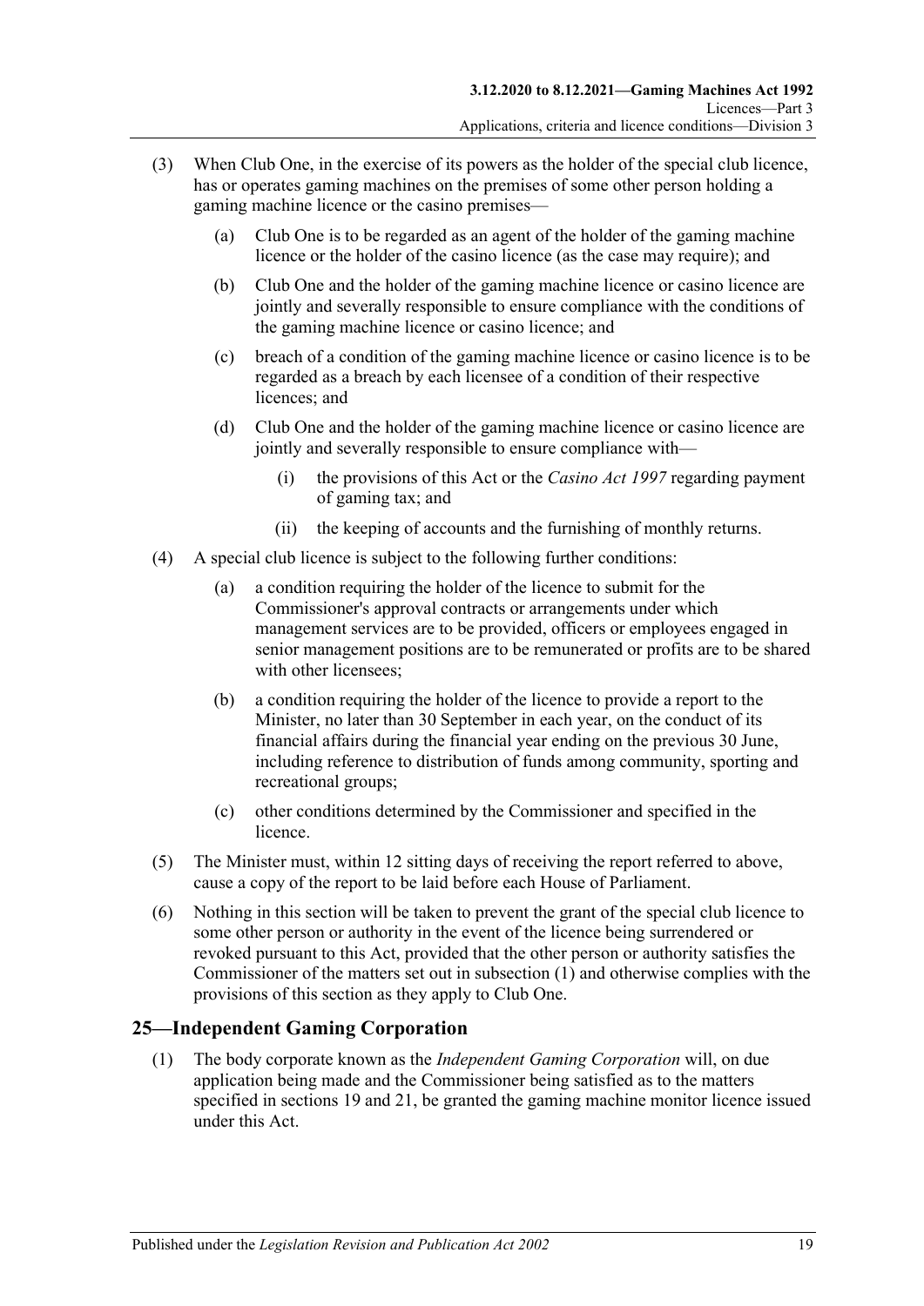(3) When Club One, in the exercise of its powers as the holder of the special club licence, has or operates gaming machines on the premises of some other person holding a gaming machine licence or the casino premises—

   (a) Club One is to be regarded as an agent of the holder of the gaming machine licence or the holder of the casino licence (as the case may require); and

   (b) Club One and the holder of the gaming machine licence or casino licence are jointly and severally responsible to ensure compliance with the conditions of the gaming machine licence or casino licence; and

   (c) breach of a condition of the gaming machine licence or casino licence is to be regarded as a breach by each licensee of a condition of their respective licences; and

   (d) Club One and the holder of the gaming machine licence or casino licence are jointly and severally responsible to ensure compliance with—

      (i) the provisions of this Act or the *Casino Act 1997* regarding payment of gaming tax; and

      (ii) the keeping of accounts and the furnishing of monthly returns.

(4) A special club licence is subject to the following further conditions:

   (a) a condition requiring the holder of the licence to submit for the Commissioner's approval contracts or arrangements under which management services are to be provided, officers or employees engaged in senior management positions are to be remunerated or profits are to be shared with other licensees;

   (b) a condition requiring the holder of the licence to provide a report to the Minister, no later than 30 September in each year, on the conduct of its financial affairs during the financial year ending on the previous 30 June, including reference to distribution of funds among community, sporting and recreational groups;

   (c) other conditions determined by the Commissioner and specified in the licence.

(5) The Minister must, within 12 sitting days of receiving the report referred to above, cause a copy of the report to be laid before each House of Parliament.

(6) Nothing in this section will be taken to prevent the grant of the special club licence to some other person or authority in the event of the licence being surrendered or revoked pursuant to this Act, provided that the other person or authority satisfies the Commissioner of the matters set out in subsection (1) and otherwise complies with the provisions of this section as they apply to Club One.

## 25—Independent Gaming Corporation

(1) The body corporate known as the *Independent Gaming Corporation* will, on due application being made and the Commissioner being satisfied as to the matters specified in sections 19 and 21, be granted the gaming machine monitor licence issued under this Act.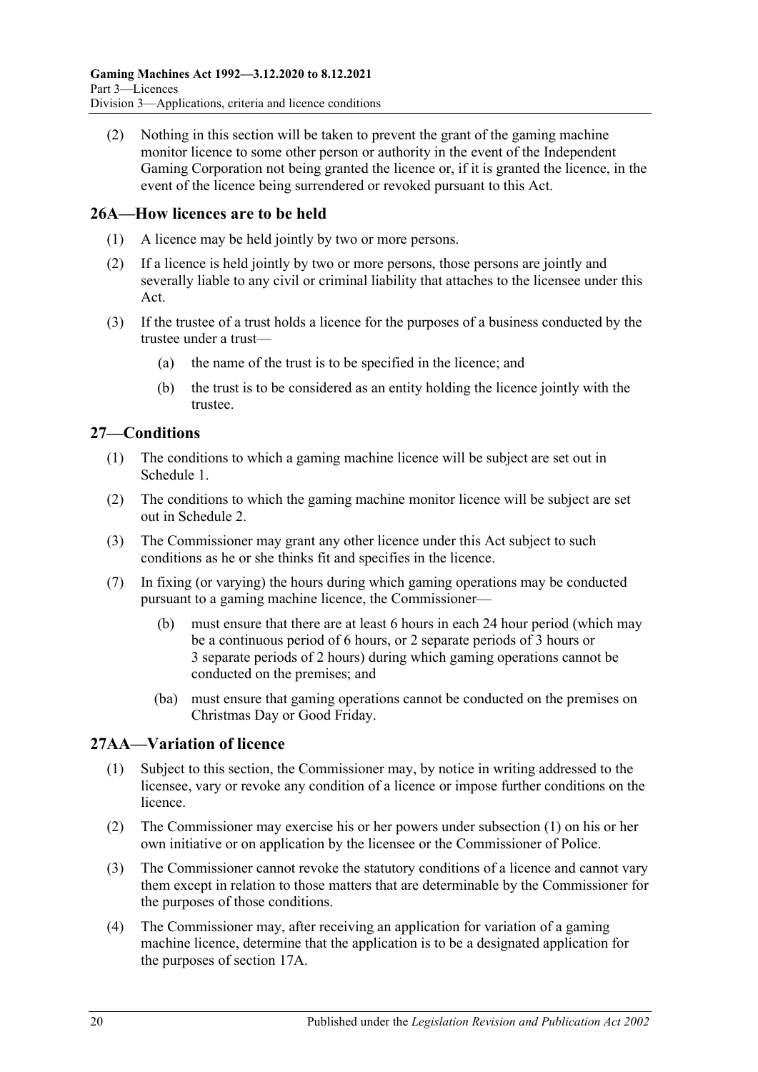(2) Nothing in this section will be taken to prevent the grant of the gaming machine monitor licence to some other person or authority in the event of the Independent Gaming Corporation not being granted the licence or, if it is granted the licence, in the event of the licence being surrendered or revoked pursuant to this Act.

## 26A—How licences are to be held

(1) A licence may be held jointly by two or more persons.

(2) If a licence is held jointly by two or more persons, those persons are jointly and severally liable to any civil or criminal liability that attaches to the licensee under this Act.

(3) If the trustee of a trust holds a licence for the purposes of a business conducted by the trustee under a trust—

(a) the name of the trust is to be specified in the licence; and

(b) the trust is to be considered as an entity holding the licence jointly with the trustee.

## 27—Conditions

(1) The conditions to which a gaming machine licence will be subject are set out in Schedule 1.

(2) The conditions to which the gaming machine monitor licence will be subject are set out in Schedule 2.

(3) The Commissioner may grant any other licence under this Act subject to such conditions as he or she thinks fit and specifies in the licence.

(7) In fixing (or varying) the hours during which gaming operations may be conducted pursuant to a gaming machine licence, the Commissioner—

(b) must ensure that there are at least 6 hours in each 24 hour period (which may be a continuous period of 6 hours, or 2 separate periods of 3 hours or 3 separate periods of 2 hours) during which gaming operations cannot be conducted on the premises; and

(ba) must ensure that gaming operations cannot be conducted on the premises on Christmas Day or Good Friday.

## 27AA—Variation of licence

(1) Subject to this section, the Commissioner may, by notice in writing addressed to the licensee, vary or revoke any condition of a licence or impose further conditions on the licence.

(2) The Commissioner may exercise his or her powers under subsection (1) on his or her own initiative or on application by the licensee or the Commissioner of Police.

(3) The Commissioner cannot revoke the statutory conditions of a licence and cannot vary them except in relation to those matters that are determinable by the Commissioner for the purposes of those conditions.

(4) The Commissioner may, after receiving an application for variation of a gaming machine licence, determine that the application is to be a designated application for the purposes of section 17A.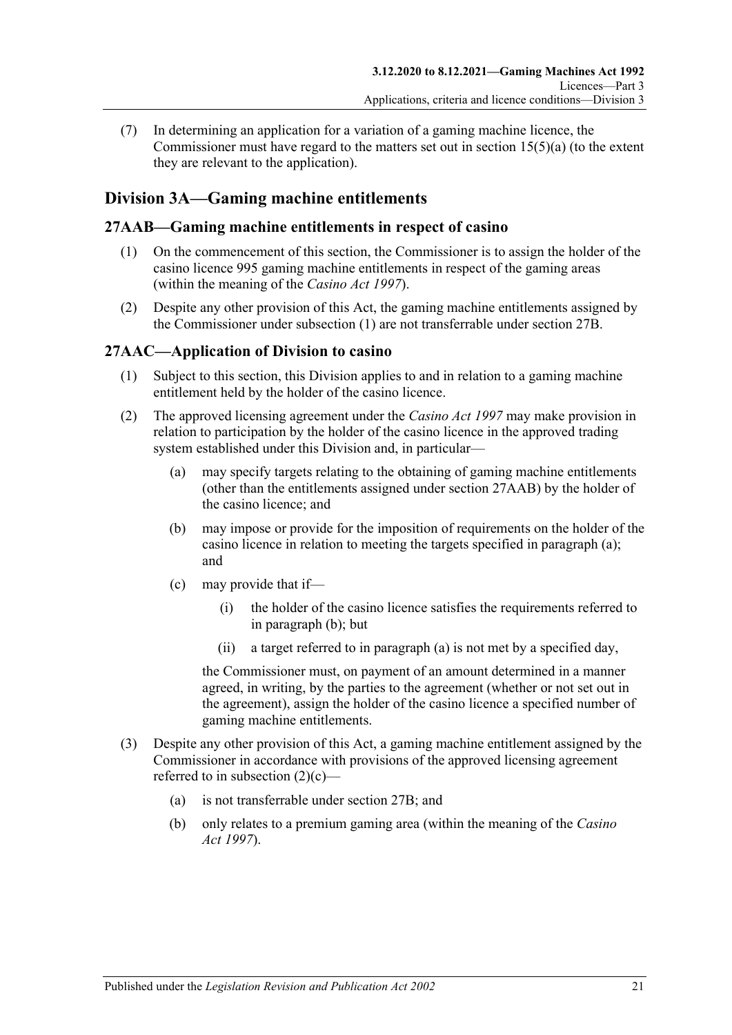(7) In determining an application for a variation of a gaming machine licence, the Commissioner must have regard to the matters set out in section 15(5)(a) (to the extent they are relevant to the application).

## Division 3A—Gaming machine entitlements

### 27AAB—Gaming machine entitlements in respect of casino

(1) On the commencement of this section, the Commissioner is to assign the holder of the casino licence 995 gaming machine entitlements in respect of the gaming areas (within the meaning of the *Casino Act 1997*).

(2) Despite any other provision of this Act, the gaming machine entitlements assigned by the Commissioner under subsection (1) are not transferrable under section 27B.

### 27AAC—Application of Division to casino

(1) Subject to this section, this Division applies to and in relation to a gaming machine entitlement held by the holder of the casino licence.

(2) The approved licensing agreement under the *Casino Act 1997* may make provision in relation to participation by the holder of the casino licence in the approved trading system established under this Division and, in particular—

  (a) may specify targets relating to the obtaining of gaming machine entitlements (other than the entitlements assigned under section 27AAB) by the holder of the casino licence; and

  (b) may impose or provide for the imposition of requirements on the holder of the casino licence in relation to meeting the targets specified in paragraph (a); and

  (c) may provide that if—

    (i) the holder of the casino licence satisfies the requirements referred to in paragraph (b); but

    (ii) a target referred to in paragraph (a) is not met by a specified day,

  the Commissioner must, on payment of an amount determined in a manner agreed, in writing, by the parties to the agreement (whether or not set out in the agreement), assign the holder of the casino licence a specified number of gaming machine entitlements.

(3) Despite any other provision of this Act, a gaming machine entitlement assigned by the Commissioner in accordance with provisions of the approved licensing agreement referred to in subsection (2)(c)—

  (a) is not transferrable under section 27B; and

  (b) only relates to a premium gaming area (within the meaning of the *Casino Act 1997*).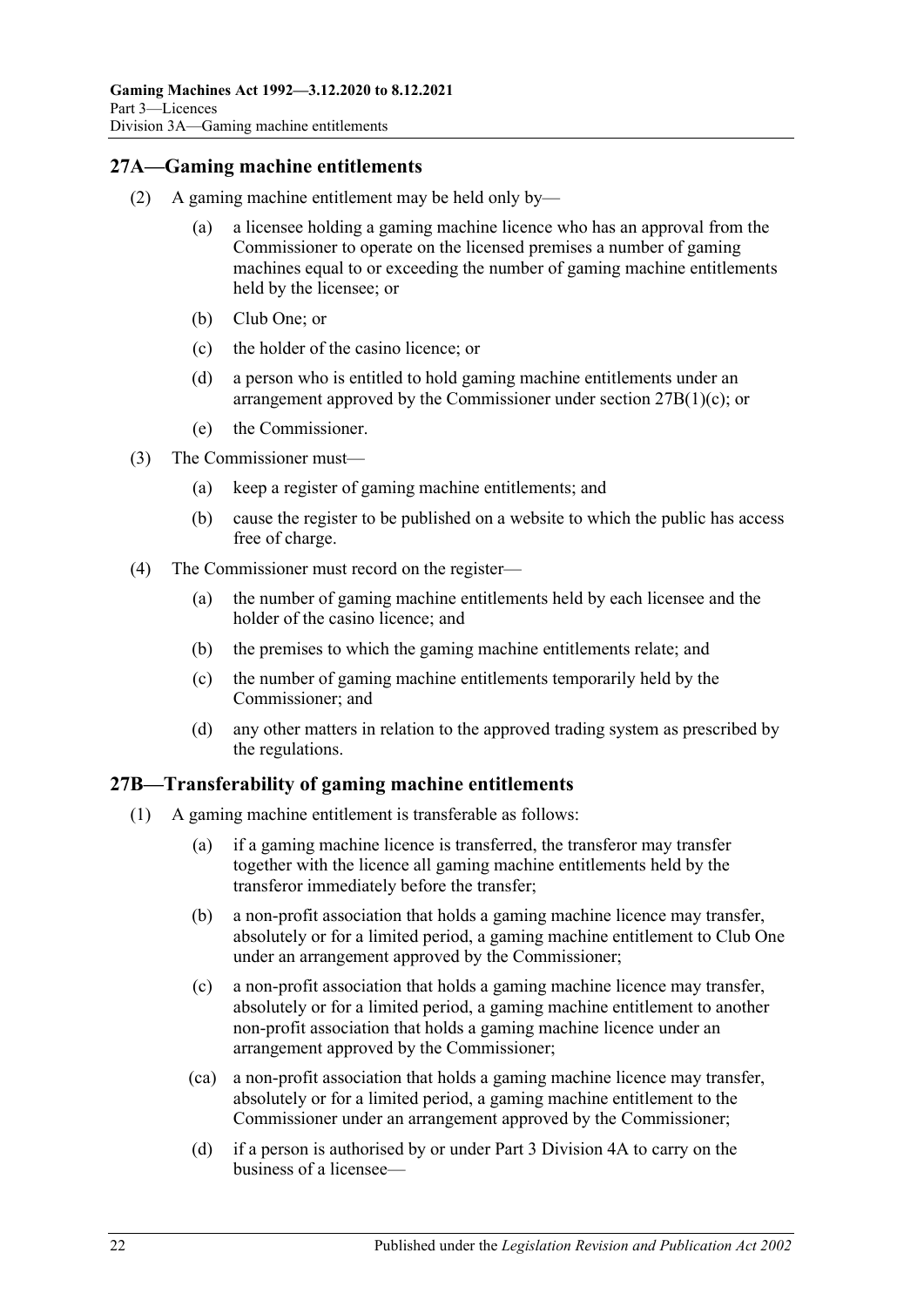## 27A—Gaming machine entitlements

(2) A gaming machine entitlement may be held only by—

(a) a licensee holding a gaming machine licence who has an approval from the Commissioner to operate on the licensed premises a number of gaming machines equal to or exceeding the number of gaming machine entitlements held by the licensee; or

(b) Club One; or

(c) the holder of the casino licence; or

(d) a person who is entitled to hold gaming machine entitlements under an arrangement approved by the Commissioner under section 27B(1)(c); or

(e) the Commissioner.

(3) The Commissioner must—

(a) keep a register of gaming machine entitlements; and

(b) cause the register to be published on a website to which the public has access free of charge.

(4) The Commissioner must record on the register—

(a) the number of gaming machine entitlements held by each licensee and the holder of the casino licence; and

(b) the premises to which the gaming machine entitlements relate; and

(c) the number of gaming machine entitlements temporarily held by the Commissioner; and

(d) any other matters in relation to the approved trading system as prescribed by the regulations.

## 27B—Transferability of gaming machine entitlements

(1) A gaming machine entitlement is transferable as follows:

(a) if a gaming machine licence is transferred, the transferor may transfer together with the licence all gaming machine entitlements held by the transferor immediately before the transfer;

(b) a non-profit association that holds a gaming machine licence may transfer, absolutely or for a limited period, a gaming machine entitlement to Club One under an arrangement approved by the Commissioner;

(c) a non-profit association that holds a gaming machine licence may transfer, absolutely or for a limited period, a gaming machine entitlement to another non-profit association that holds a gaming machine licence under an arrangement approved by the Commissioner;

(ca) a non-profit association that holds a gaming machine licence may transfer, absolutely or for a limited period, a gaming machine entitlement to the Commissioner under an arrangement approved by the Commissioner;

(d) if a person is authorised by or under Part 3 Division 4A to carry on the business of a licensee—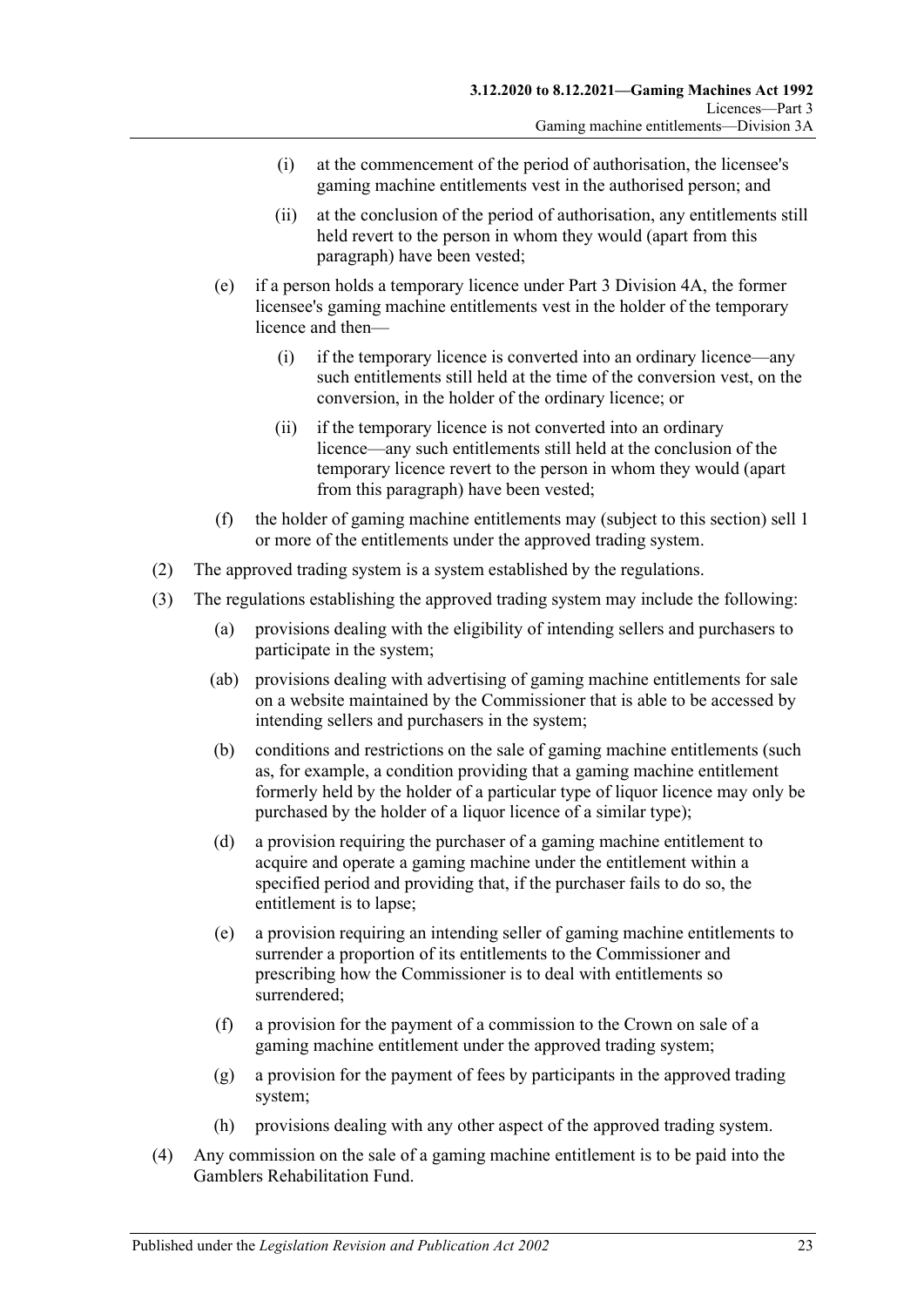(i) at the commencement of the period of authorisation, the licensee's gaming machine entitlements vest in the authorised person; and

(ii) at the conclusion of the period of authorisation, any entitlements still held revert to the person in whom they would (apart from this paragraph) have been vested;

(e) if a person holds a temporary licence under Part 3 Division 4A, the former licensee's gaming machine entitlements vest in the holder of the temporary licence and then—

(i) if the temporary licence is converted into an ordinary licence—any such entitlements still held at the time of the conversion vest, on the conversion, in the holder of the ordinary licence; or

(ii) if the temporary licence is not converted into an ordinary licence—any such entitlements still held at the conclusion of the temporary licence revert to the person in whom they would (apart from this paragraph) have been vested;

(f) the holder of gaming machine entitlements may (subject to this section) sell 1 or more of the entitlements under the approved trading system.

(2) The approved trading system is a system established by the regulations.

(3) The regulations establishing the approved trading system may include the following:

(a) provisions dealing with the eligibility of intending sellers and purchasers to participate in the system;

(ab) provisions dealing with advertising of gaming machine entitlements for sale on a website maintained by the Commissioner that is able to be accessed by intending sellers and purchasers in the system;

(b) conditions and restrictions on the sale of gaming machine entitlements (such as, for example, a condition providing that a gaming machine entitlement formerly held by the holder of a particular type of liquor licence may only be purchased by the holder of a liquor licence of a similar type);

(d) a provision requiring the purchaser of a gaming machine entitlement to acquire and operate a gaming machine under the entitlement within a specified period and providing that, if the purchaser fails to do so, the entitlement is to lapse;

(e) a provision requiring an intending seller of gaming machine entitlements to surrender a proportion of its entitlements to the Commissioner and prescribing how the Commissioner is to deal with entitlements so surrendered;

(f) a provision for the payment of a commission to the Crown on sale of a gaming machine entitlement under the approved trading system;

(g) a provision for the payment of fees by participants in the approved trading system;

(h) provisions dealing with any other aspect of the approved trading system.

(4) Any commission on the sale of a gaming machine entitlement is to be paid into the Gamblers Rehabilitation Fund.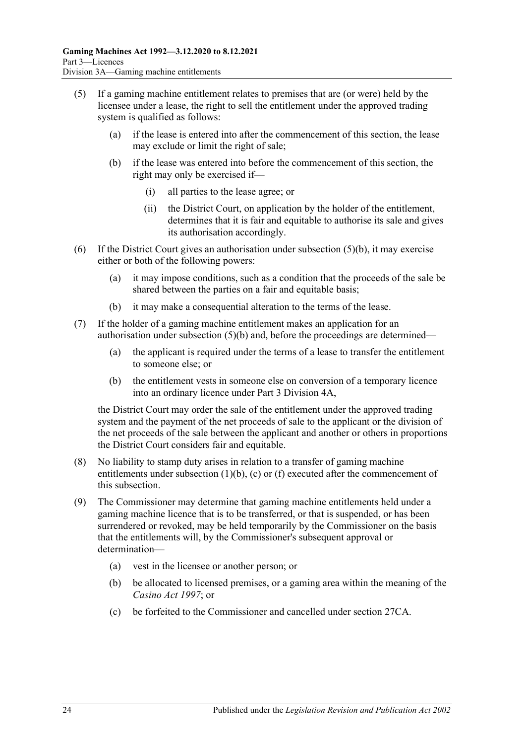(5) If a gaming machine entitlement relates to premises that are (or were) held by the licensee under a lease, the right to sell the entitlement under the approved trading system is qualified as follows:

(a) if the lease is entered into after the commencement of this section, the lease may exclude or limit the right of sale;

(b) if the lease was entered into before the commencement of this section, the right may only be exercised if—

(i) all parties to the lease agree; or

(ii) the District Court, on application by the holder of the entitlement, determines that it is fair and equitable to authorise its sale and gives its authorisation accordingly.

(6) If the District Court gives an authorisation under subsection (5)(b), it may exercise either or both of the following powers:

(a) it may impose conditions, such as a condition that the proceeds of the sale be shared between the parties on a fair and equitable basis;

(b) it may make a consequential alteration to the terms of the lease.

(7) If the holder of a gaming machine entitlement makes an application for an authorisation under subsection (5)(b) and, before the proceedings are determined—

(a) the applicant is required under the terms of a lease to transfer the entitlement to someone else; or

(b) the entitlement vests in someone else on conversion of a temporary licence into an ordinary licence under Part 3 Division 4A,

the District Court may order the sale of the entitlement under the approved trading system and the payment of the net proceeds of sale to the applicant or the division of the net proceeds of the sale between the applicant and another or others in proportions the District Court considers fair and equitable.

(8) No liability to stamp duty arises in relation to a transfer of gaming machine entitlements under subsection (1)(b), (c) or (f) executed after the commencement of this subsection.

(9) The Commissioner may determine that gaming machine entitlements held under a gaming machine licence that is to be transferred, or that is suspended, or has been surrendered or revoked, may be held temporarily by the Commissioner on the basis that the entitlements will, by the Commissioner's subsequent approval or determination—

(a) vest in the licensee or another person; or

(b) be allocated to licensed premises, or a gaming area within the meaning of the *Casino Act 1997*; or

(c) be forfeited to the Commissioner and cancelled under section 27CA.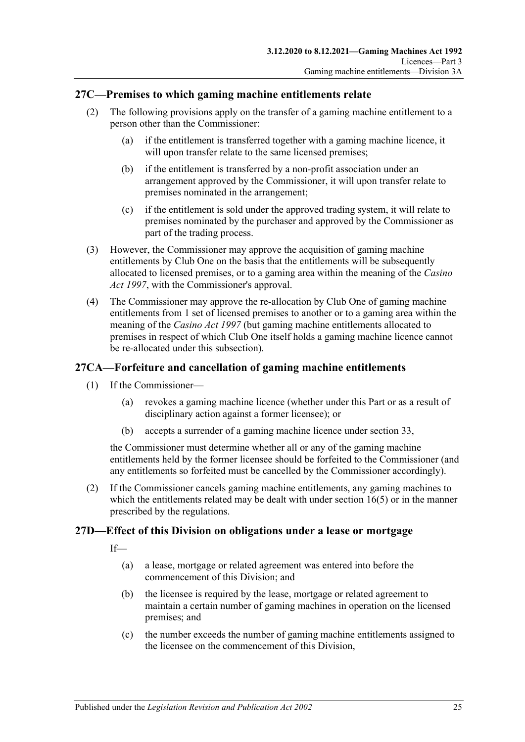## 27C—Premises to which gaming machine entitlements relate

(2) The following provisions apply on the transfer of a gaming machine entitlement to a person other than the Commissioner:

  (a) if the entitlement is transferred together with a gaming machine licence, it will upon transfer relate to the same licensed premises;

  (b) if the entitlement is transferred by a non-profit association under an arrangement approved by the Commissioner, it will upon transfer relate to premises nominated in the arrangement;

  (c) if the entitlement is sold under the approved trading system, it will relate to premises nominated by the purchaser and approved by the Commissioner as part of the trading process.

(3) However, the Commissioner may approve the acquisition of gaming machine entitlements by Club One on the basis that the entitlements will be subsequently allocated to licensed premises, or to a gaming area within the meaning of the *Casino Act 1997*, with the Commissioner's approval.

(4) The Commissioner may approve the re-allocation by Club One of gaming machine entitlements from 1 set of licensed premises to another or to a gaming area within the meaning of the *Casino Act 1997* (but gaming machine entitlements allocated to premises in respect of which Club One itself holds a gaming machine licence cannot be re-allocated under this subsection).

## 27CA—Forfeiture and cancellation of gaming machine entitlements

(1) If the Commissioner—

  (a) revokes a gaming machine licence (whether under this Part or as a result of disciplinary action against a former licensee); or

  (b) accepts a surrender of a gaming machine licence under section 33,

the Commissioner must determine whether all or any of the gaming machine entitlements held by the former licensee should be forfeited to the Commissioner (and any entitlements so forfeited must be cancelled by the Commissioner accordingly).

(2) If the Commissioner cancels gaming machine entitlements, any gaming machines to which the entitlements related may be dealt with under section 16(5) or in the manner prescribed by the regulations.

## 27D—Effect of this Division on obligations under a lease or mortgage

If—

  (a) a lease, mortgage or related agreement was entered into before the commencement of this Division; and

  (b) the licensee is required by the lease, mortgage or related agreement to maintain a certain number of gaming machines in operation on the licensed premises; and

  (c) the number exceeds the number of gaming machine entitlements assigned to the licensee on the commencement of this Division,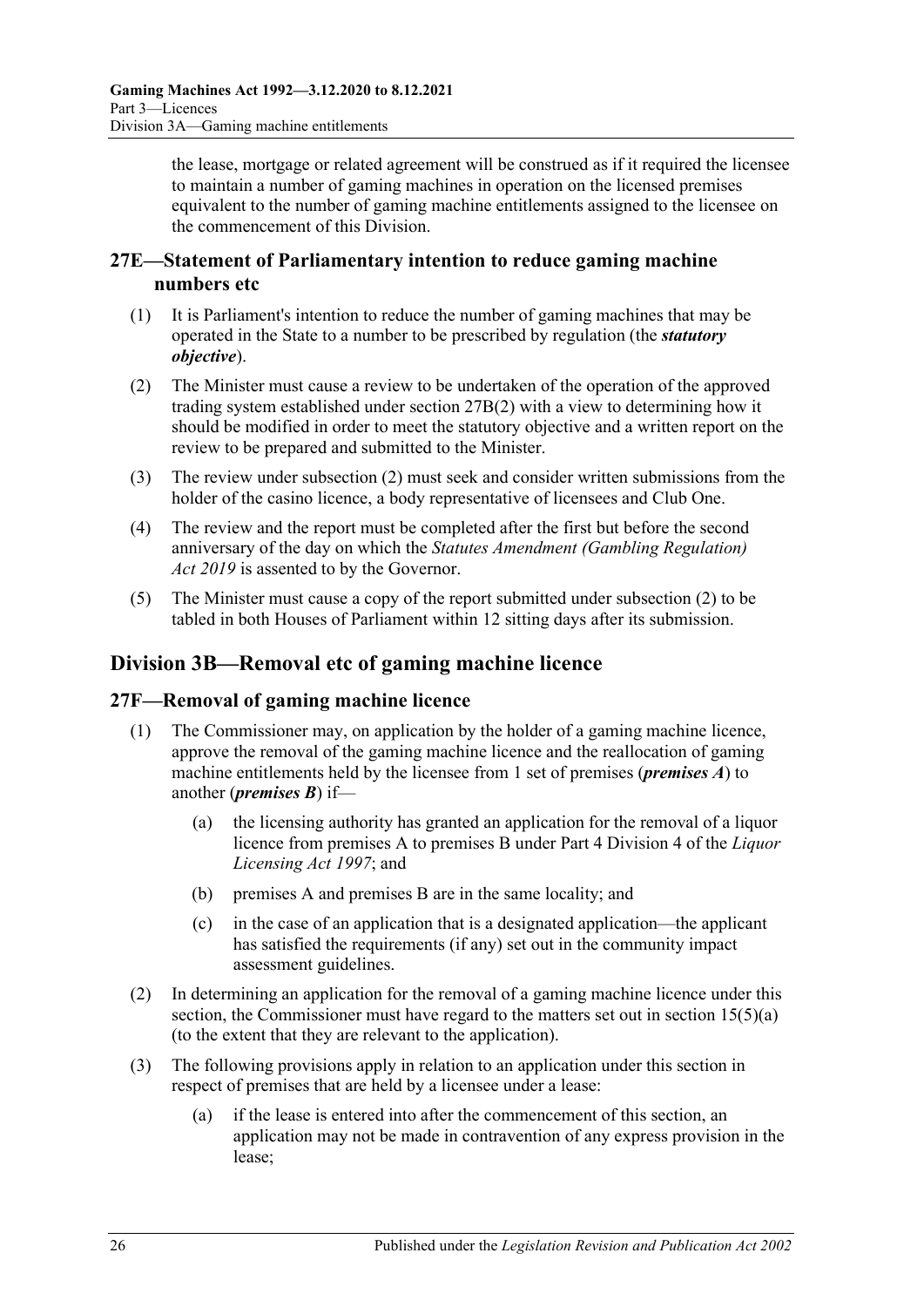the lease, mortgage or related agreement will be construed as if it required the licensee to maintain a number of gaming machines in operation on the licensed premises equivalent to the number of gaming machine entitlements assigned to the licensee on the commencement of this Division.

## 27E—Statement of Parliamentary intention to reduce gaming machine numbers etc

(1) It is Parliament's intention to reduce the number of gaming machines that may be operated in the State to a number to be prescribed by regulation (the ***statutory objective***).

(2) The Minister must cause a review to be undertaken of the operation of the approved trading system established under section 27B(2) with a view to determining how it should be modified in order to meet the statutory objective and a written report on the review to be prepared and submitted to the Minister.

(3) The review under subsection (2) must seek and consider written submissions from the holder of the casino licence, a body representative of licensees and Club One.

(4) The review and the report must be completed after the first but before the second anniversary of the day on which the *Statutes Amendment (Gambling Regulation) Act 2019* is assented to by the Governor.

(5) The Minister must cause a copy of the report submitted under subsection (2) to be tabled in both Houses of Parliament within 12 sitting days after its submission.

# Division 3B—Removal etc of gaming machine licence

## 27F—Removal of gaming machine licence

(1) The Commissioner may, on application by the holder of a gaming machine licence, approve the removal of the gaming machine licence and the reallocation of gaming machine entitlements held by the licensee from 1 set of premises (***premises A***) to another (***premises B***) if—

(a) the licensing authority has granted an application for the removal of a liquor licence from premises A to premises B under Part 4 Division 4 of the *Liquor Licensing Act 1997*; and

(b) premises A and premises B are in the same locality; and

(c) in the case of an application that is a designated application—the applicant has satisfied the requirements (if any) set out in the community impact assessment guidelines.

(2) In determining an application for the removal of a gaming machine licence under this section, the Commissioner must have regard to the matters set out in section 15(5)(a) (to the extent that they are relevant to the application).

(3) The following provisions apply in relation to an application under this section in respect of premises that are held by a licensee under a lease:

(a) if the lease is entered into after the commencement of this section, an application may not be made in contravention of any express provision in the lease;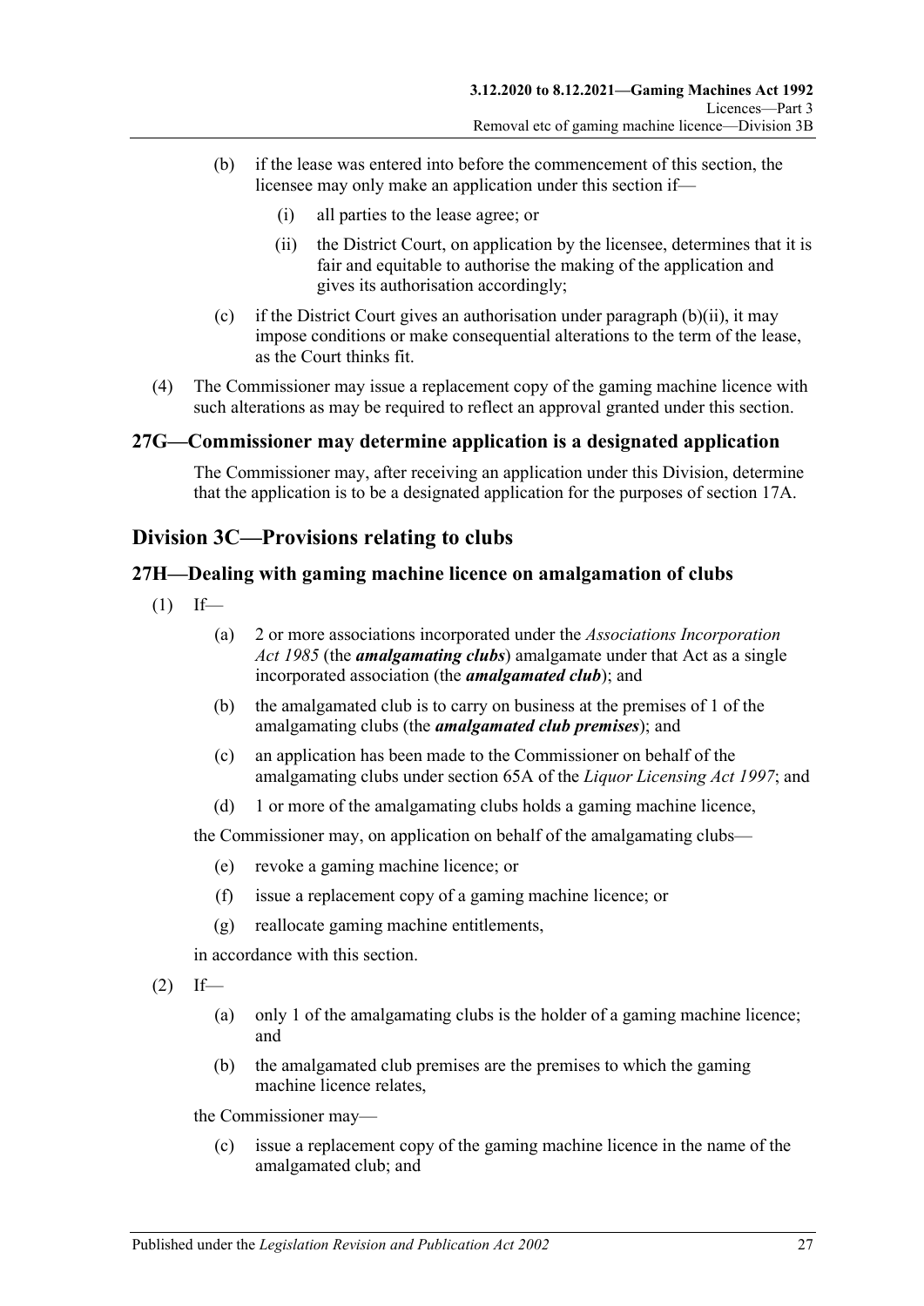(b) if the lease was entered into before the commencement of this section, the licensee may only make an application under this section if—

(i) all parties to the lease agree; or

(ii) the District Court, on application by the licensee, determines that it is fair and equitable to authorise the making of the application and gives its authorisation accordingly;

(c) if the District Court gives an authorisation under paragraph (b)(ii), it may impose conditions or make consequential alterations to the term of the lease, as the Court thinks fit.

(4) The Commissioner may issue a replacement copy of the gaming machine licence with such alterations as may be required to reflect an approval granted under this section.

### 27G—Commissioner may determine application is a designated application

The Commissioner may, after receiving an application under this Division, determine that the application is to be a designated application for the purposes of section 17A.

## Division 3C—Provisions relating to clubs

### 27H—Dealing with gaming machine licence on amalgamation of clubs

(1) If—

(a) 2 or more associations incorporated under the *Associations Incorporation Act 1985* (the ***amalgamating clubs***) amalgamate under that Act as a single incorporated association (the ***amalgamated club***); and

(b) the amalgamated club is to carry on business at the premises of 1 of the amalgamating clubs (the ***amalgamated club premises***); and

(c) an application has been made to the Commissioner on behalf of the amalgamating clubs under section 65A of the *Liquor Licensing Act 1997*; and

(d) 1 or more of the amalgamating clubs holds a gaming machine licence,

the Commissioner may, on application on behalf of the amalgamating clubs—

(e) revoke a gaming machine licence; or

(f) issue a replacement copy of a gaming machine licence; or

(g) reallocate gaming machine entitlements,

in accordance with this section.

(2) If—

(a) only 1 of the amalgamating clubs is the holder of a gaming machine licence; and

(b) the amalgamated club premises are the premises to which the gaming machine licence relates,

the Commissioner may—

(c) issue a replacement copy of the gaming machine licence in the name of the amalgamated club; and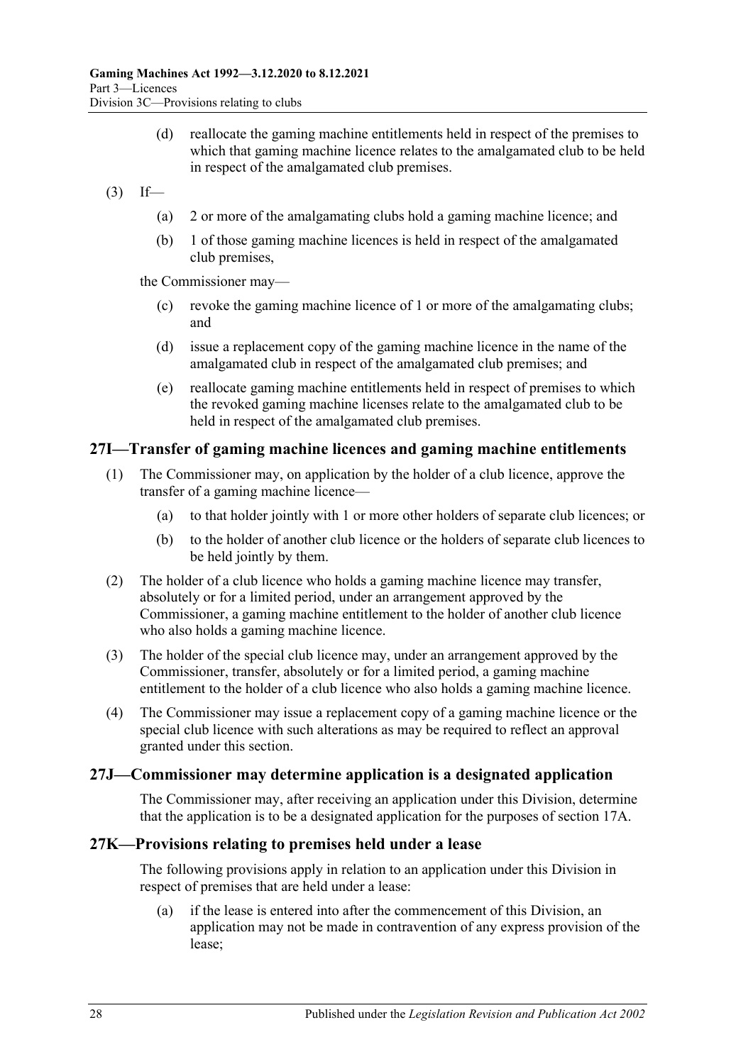(d) reallocate the gaming machine entitlements held in respect of the premises to which that gaming machine licence relates to the amalgamated club to be held in respect of the amalgamated club premises.

(3) If—

(a) 2 or more of the amalgamating clubs hold a gaming machine licence; and

(b) 1 of those gaming machine licences is held in respect of the amalgamated club premises,

the Commissioner may—

(c) revoke the gaming machine licence of 1 or more of the amalgamating clubs; and

(d) issue a replacement copy of the gaming machine licence in the name of the amalgamated club in respect of the amalgamated club premises; and

(e) reallocate gaming machine entitlements held in respect of premises to which the revoked gaming machine licenses relate to the amalgamated club to be held in respect of the amalgamated club premises.

## 27I—Transfer of gaming machine licences and gaming machine entitlements

(1) The Commissioner may, on application by the holder of a club licence, approve the transfer of a gaming machine licence—

(a) to that holder jointly with 1 or more other holders of separate club licences; or

(b) to the holder of another club licence or the holders of separate club licences to be held jointly by them.

(2) The holder of a club licence who holds a gaming machine licence may transfer, absolutely or for a limited period, under an arrangement approved by the Commissioner, a gaming machine entitlement to the holder of another club licence who also holds a gaming machine licence.

(3) The holder of the special club licence may, under an arrangement approved by the Commissioner, transfer, absolutely or for a limited period, a gaming machine entitlement to the holder of a club licence who also holds a gaming machine licence.

(4) The Commissioner may issue a replacement copy of a gaming machine licence or the special club licence with such alterations as may be required to reflect an approval granted under this section.

## 27J—Commissioner may determine application is a designated application

The Commissioner may, after receiving an application under this Division, determine that the application is to be a designated application for the purposes of section 17A.

## 27K—Provisions relating to premises held under a lease

The following provisions apply in relation to an application under this Division in respect of premises that are held under a lease:

(a) if the lease is entered into after the commencement of this Division, an application may not be made in contravention of any express provision of the lease;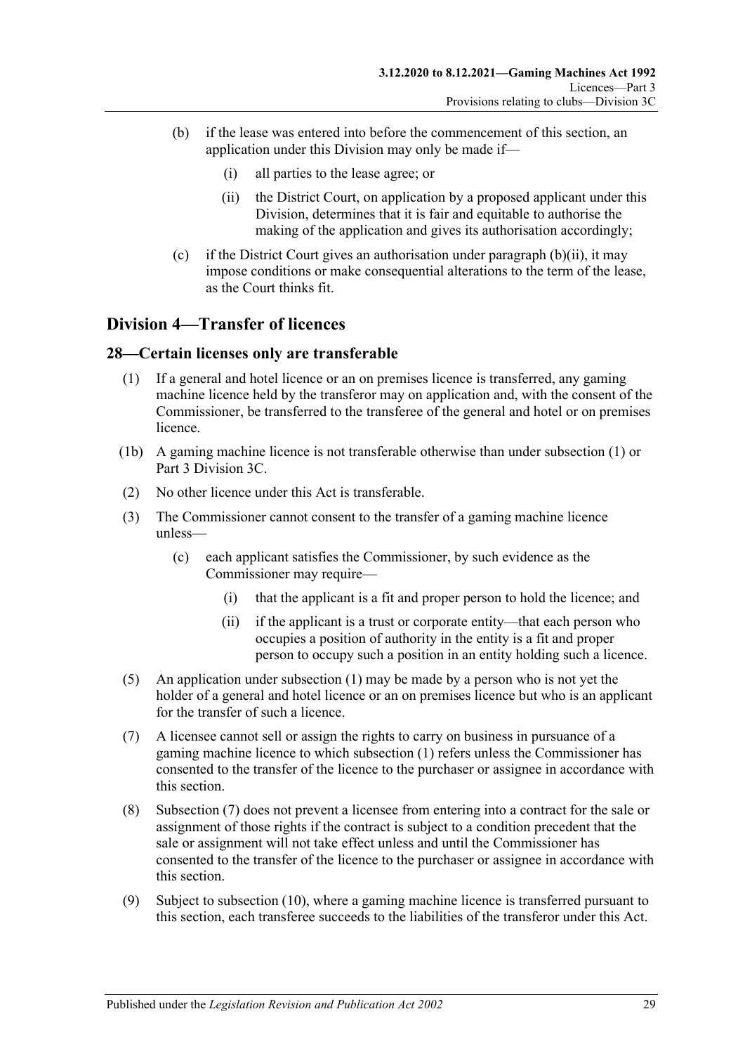(b) if the lease was entered into before the commencement of this section, an application under this Division may only be made if—

(i) all parties to the lease agree; or

(ii) the District Court, on application by a proposed applicant under this Division, determines that it is fair and equitable to authorise the making of the application and gives its authorisation accordingly;

(c) if the District Court gives an authorisation under paragraph (b)(ii), it may impose conditions or make consequential alterations to the term of the lease, as the Court thinks fit.

## Division 4—Transfer of licences

### 28—Certain licenses only are transferable

(1) If a general and hotel licence or an on premises licence is transferred, any gaming machine licence held by the transferor may on application and, with the consent of the Commissioner, be transferred to the transferee of the general and hotel or on premises licence.

(1b) A gaming machine licence is not transferable otherwise than under subsection (1) or Part 3 Division 3C.

(2) No other licence under this Act is transferable.

(3) The Commissioner cannot consent to the transfer of a gaming machine licence unless—

(c) each applicant satisfies the Commissioner, by such evidence as the Commissioner may require—

(i) that the applicant is a fit and proper person to hold the licence; and

(ii) if the applicant is a trust or corporate entity—that each person who occupies a position of authority in the entity is a fit and proper person to occupy such a position in an entity holding such a licence.

(5) An application under subsection (1) may be made by a person who is not yet the holder of a general and hotel licence or an on premises licence but who is an applicant for the transfer of such a licence.

(7) A licensee cannot sell or assign the rights to carry on business in pursuance of a gaming machine licence to which subsection (1) refers unless the Commissioner has consented to the transfer of the licence to the purchaser or assignee in accordance with this section.

(8) Subsection (7) does not prevent a licensee from entering into a contract for the sale or assignment of those rights if the contract is subject to a condition precedent that the sale or assignment will not take effect unless and until the Commissioner has consented to the transfer of the licence to the purchaser or assignee in accordance with this section.

(9) Subject to subsection (10), where a gaming machine licence is transferred pursuant to this section, each transferee succeeds to the liabilities of the transferor under this Act.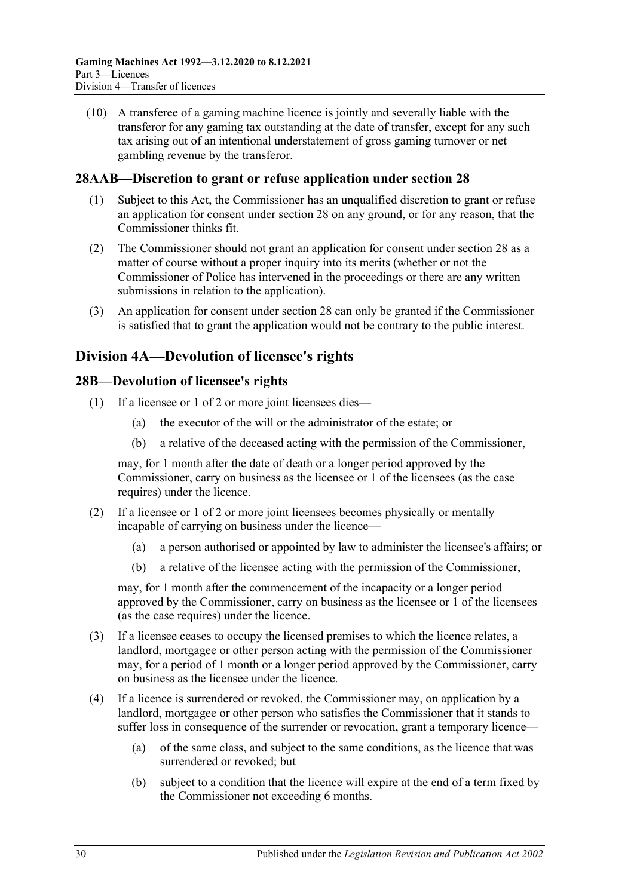(10) A transferee of a gaming machine licence is jointly and severally liable with the transferor for any gaming tax outstanding at the date of transfer, except for any such tax arising out of an intentional understatement of gross gaming turnover or net gambling revenue by the transferor.

### 28AAB—Discretion to grant or refuse application under section 28

(1) Subject to this Act, the Commissioner has an unqualified discretion to grant or refuse an application for consent under section 28 on any ground, or for any reason, that the Commissioner thinks fit.

(2) The Commissioner should not grant an application for consent under section 28 as a matter of course without a proper inquiry into its merits (whether or not the Commissioner of Police has intervened in the proceedings or there are any written submissions in relation to the application).

(3) An application for consent under section 28 can only be granted if the Commissioner is satisfied that to grant the application would not be contrary to the public interest.

## Division 4A—Devolution of licensee's rights

### 28B—Devolution of licensee's rights

(1) If a licensee or 1 of 2 or more joint licensees dies—

- (a) the executor of the will or the administrator of the estate; or
- (b) a relative of the deceased acting with the permission of the Commissioner,

may, for 1 month after the date of death or a longer period approved by the Commissioner, carry on business as the licensee or 1 of the licensees (as the case requires) under the licence.

(2) If a licensee or 1 of 2 or more joint licensees becomes physically or mentally incapable of carrying on business under the licence—

- (a) a person authorised or appointed by law to administer the licensee's affairs; or
- (b) a relative of the licensee acting with the permission of the Commissioner,

may, for 1 month after the commencement of the incapacity or a longer period approved by the Commissioner, carry on business as the licensee or 1 of the licensees (as the case requires) under the licence.

(3) If a licensee ceases to occupy the licensed premises to which the licence relates, a landlord, mortgagee or other person acting with the permission of the Commissioner may, for a period of 1 month or a longer period approved by the Commissioner, carry on business as the licensee under the licence.

(4) If a licence is surrendered or revoked, the Commissioner may, on application by a landlord, mortgagee or other person who satisfies the Commissioner that it stands to suffer loss in consequence of the surrender or revocation, grant a temporary licence—

- (a) of the same class, and subject to the same conditions, as the licence that was surrendered or revoked; but
- (b) subject to a condition that the licence will expire at the end of a term fixed by the Commissioner not exceeding 6 months.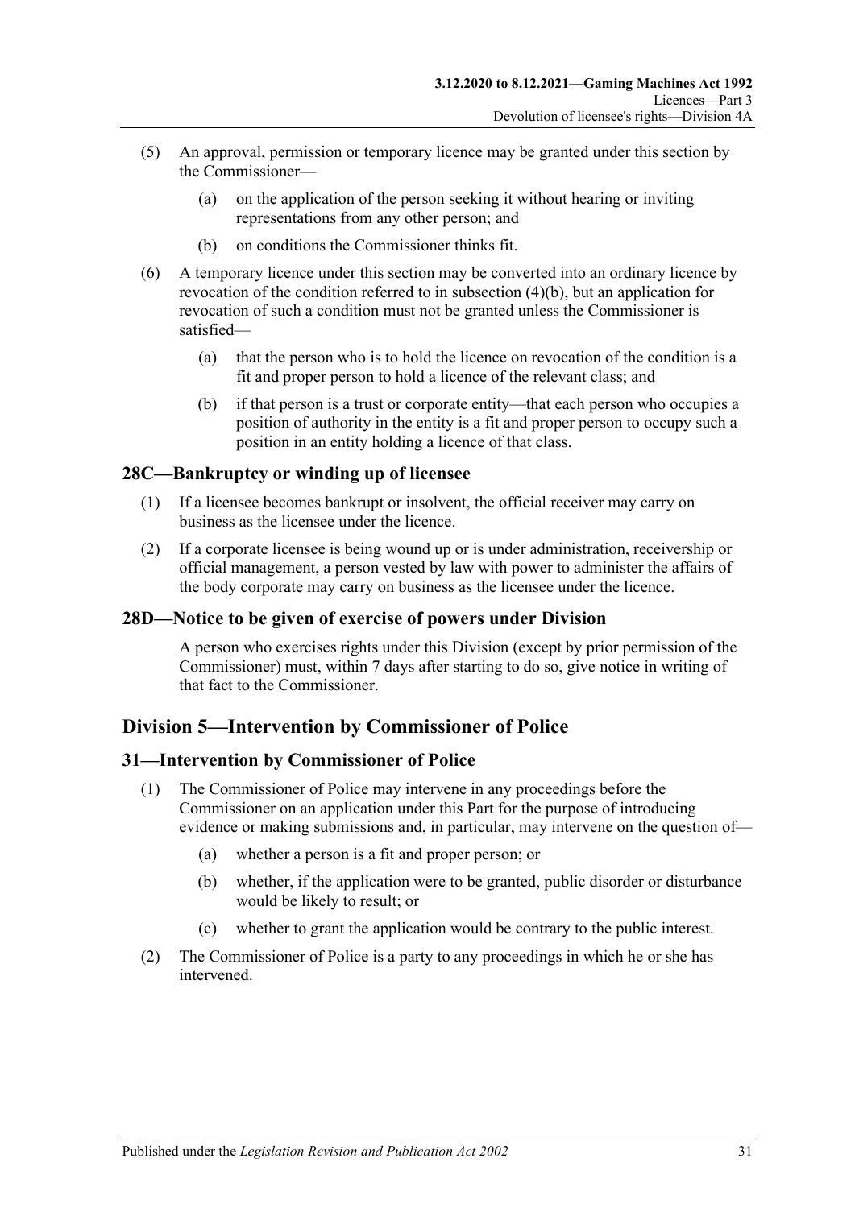(5) An approval, permission or temporary licence may be granted under this section by the Commissioner—

(a) on the application of the person seeking it without hearing or inviting representations from any other person; and

(b) on conditions the Commissioner thinks fit.

(6) A temporary licence under this section may be converted into an ordinary licence by revocation of the condition referred to in subsection (4)(b), but an application for revocation of such a condition must not be granted unless the Commissioner is satisfied—

(a) that the person who is to hold the licence on revocation of the condition is a fit and proper person to hold a licence of the relevant class; and

(b) if that person is a trust or corporate entity—that each person who occupies a position of authority in the entity is a fit and proper person to occupy such a position in an entity holding a licence of that class.

### 28C—Bankruptcy or winding up of licensee

(1) If a licensee becomes bankrupt or insolvent, the official receiver may carry on business as the licensee under the licence.

(2) If a corporate licensee is being wound up or is under administration, receivership or official management, a person vested by law with power to administer the affairs of the body corporate may carry on business as the licensee under the licence.

### 28D—Notice to be given of exercise of powers under Division

A person who exercises rights under this Division (except by prior permission of the Commissioner) must, within 7 days after starting to do so, give notice in writing of that fact to the Commissioner.

## Division 5—Intervention by Commissioner of Police

### 31—Intervention by Commissioner of Police

(1) The Commissioner of Police may intervene in any proceedings before the Commissioner on an application under this Part for the purpose of introducing evidence or making submissions and, in particular, may intervene on the question of—

(a) whether a person is a fit and proper person; or

(b) whether, if the application were to be granted, public disorder or disturbance would be likely to result; or

(c) whether to grant the application would be contrary to the public interest.

(2) The Commissioner of Police is a party to any proceedings in which he or she has intervened.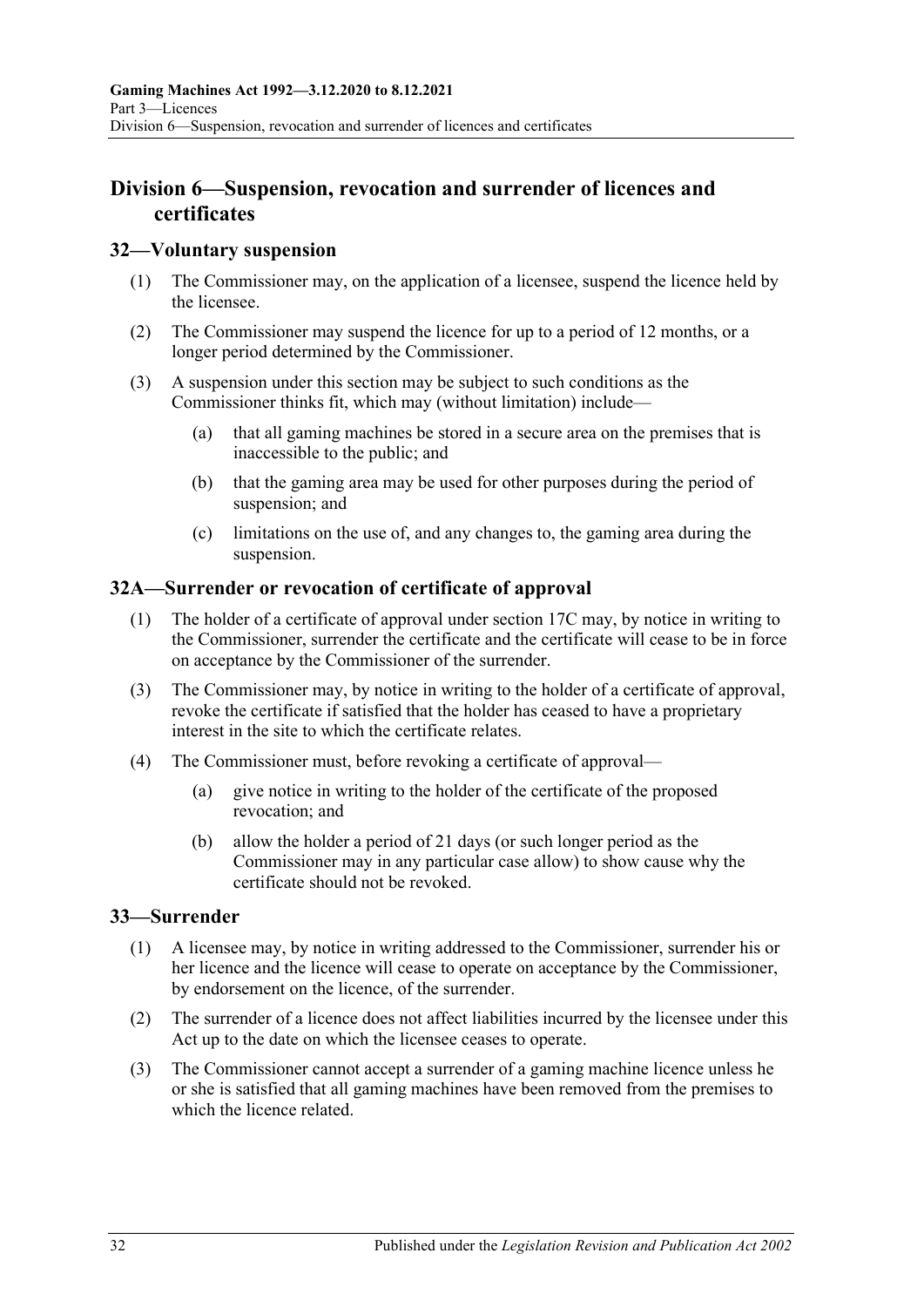## Division 6—Suspension, revocation and surrender of licences and certificates

### 32—Voluntary suspension

(1) The Commissioner may, on the application of a licensee, suspend the licence held by the licensee.

(2) The Commissioner may suspend the licence for up to a period of 12 months, or a longer period determined by the Commissioner.

(3) A suspension under this section may be subject to such conditions as the Commissioner thinks fit, which may (without limitation) include—

(a) that all gaming machines be stored in a secure area on the premises that is inaccessible to the public; and

(b) that the gaming area may be used for other purposes during the period of suspension; and

(c) limitations on the use of, and any changes to, the gaming area during the suspension.

### 32A—Surrender or revocation of certificate of approval

(1) The holder of a certificate of approval under section 17C may, by notice in writing to the Commissioner, surrender the certificate and the certificate will cease to be in force on acceptance by the Commissioner of the surrender.

(3) The Commissioner may, by notice in writing to the holder of a certificate of approval, revoke the certificate if satisfied that the holder has ceased to have a proprietary interest in the site to which the certificate relates.

(4) The Commissioner must, before revoking a certificate of approval—

(a) give notice in writing to the holder of the certificate of the proposed revocation; and

(b) allow the holder a period of 21 days (or such longer period as the Commissioner may in any particular case allow) to show cause why the certificate should not be revoked.

### 33—Surrender

(1) A licensee may, by notice in writing addressed to the Commissioner, surrender his or her licence and the licence will cease to operate on acceptance by the Commissioner, by endorsement on the licence, of the surrender.

(2) The surrender of a licence does not affect liabilities incurred by the licensee under this Act up to the date on which the licensee ceases to operate.

(3) The Commissioner cannot accept a surrender of a gaming machine licence unless he or she is satisfied that all gaming machines have been removed from the premises to which the licence related.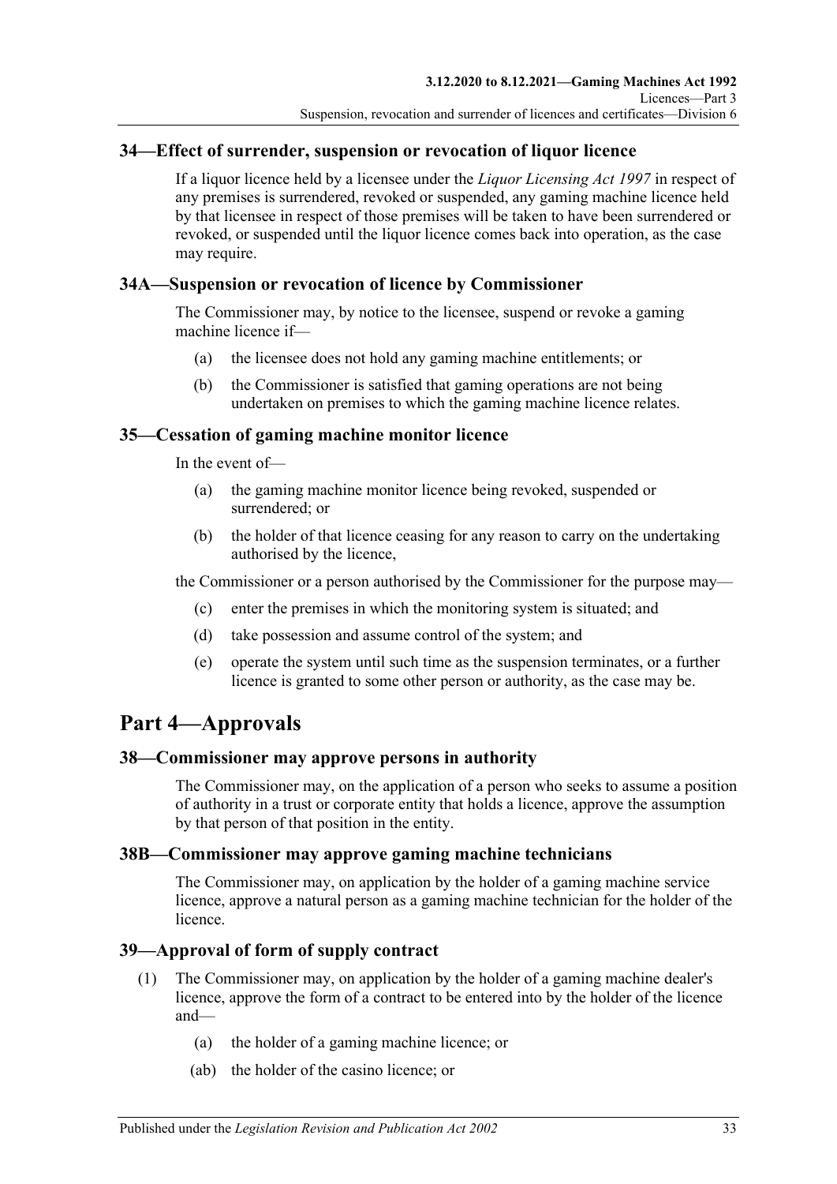## 34—Effect of surrender, suspension or revocation of liquor licence

If a liquor licence held by a licensee under the *Liquor Licensing Act 1997* in respect of any premises is surrendered, revoked or suspended, any gaming machine licence held by that licensee in respect of those premises will be taken to have been surrendered or revoked, or suspended until the liquor licence comes back into operation, as the case may require.

## 34A—Suspension or revocation of licence by Commissioner

The Commissioner may, by notice to the licensee, suspend or revoke a gaming machine licence if—

(a) the licensee does not hold any gaming machine entitlements; or

(b) the Commissioner is satisfied that gaming operations are not being undertaken on premises to which the gaming machine licence relates.

## 35—Cessation of gaming machine monitor licence

In the event of—

(a) the gaming machine monitor licence being revoked, suspended or surrendered; or

(b) the holder of that licence ceasing for any reason to carry on the undertaking authorised by the licence,

the Commissioner or a person authorised by the Commissioner for the purpose may—

(c) enter the premises in which the monitoring system is situated; and

(d) take possession and assume control of the system; and

(e) operate the system until such time as the suspension terminates, or a further licence is granted to some other person or authority, as the case may be.

# Part 4—Approvals

## 38—Commissioner may approve persons in authority

The Commissioner may, on the application of a person who seeks to assume a position of authority in a trust or corporate entity that holds a licence, approve the assumption by that person of that position in the entity.

## 38B—Commissioner may approve gaming machine technicians

The Commissioner may, on application by the holder of a gaming machine service licence, approve a natural person as a gaming machine technician for the holder of the licence.

## 39—Approval of form of supply contract

(1) The Commissioner may, on application by the holder of a gaming machine dealer's licence, approve the form of a contract to be entered into by the holder of the licence and—

(a) the holder of a gaming machine licence; or

(ab) the holder of the casino licence; or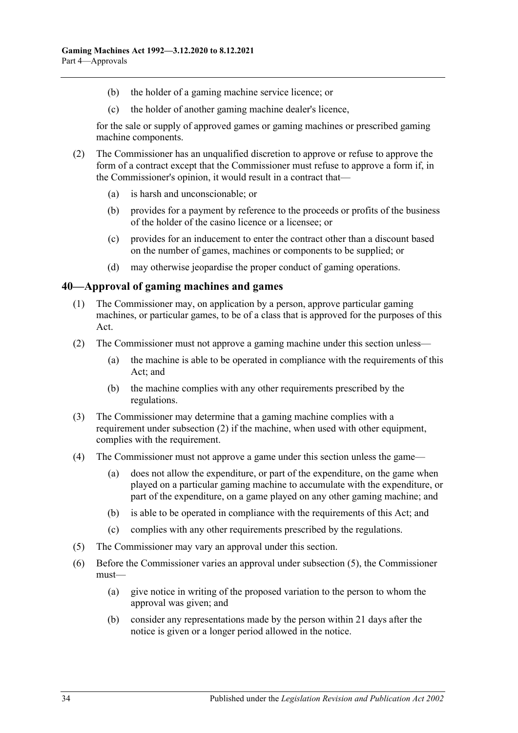(b) the holder of a gaming machine service licence; or

(c) the holder of another gaming machine dealer's licence,

for the sale or supply of approved games or gaming machines or prescribed gaming machine components.

(2) The Commissioner has an unqualified discretion to approve or refuse to approve the form of a contract except that the Commissioner must refuse to approve a form if, in the Commissioner's opinion, it would result in a contract that—

(a) is harsh and unconscionable; or

(b) provides for a payment by reference to the proceeds or profits of the business of the holder of the casino licence or a licensee; or

(c) provides for an inducement to enter the contract other than a discount based on the number of games, machines or components to be supplied; or

(d) may otherwise jeopardise the proper conduct of gaming operations.

## 40—Approval of gaming machines and games

(1) The Commissioner may, on application by a person, approve particular gaming machines, or particular games, to be of a class that is approved for the purposes of this Act.

(2) The Commissioner must not approve a gaming machine under this section unless—

(a) the machine is able to be operated in compliance with the requirements of this Act; and

(b) the machine complies with any other requirements prescribed by the regulations.

(3) The Commissioner may determine that a gaming machine complies with a requirement under subsection (2) if the machine, when used with other equipment, complies with the requirement.

(4) The Commissioner must not approve a game under this section unless the game—

(a) does not allow the expenditure, or part of the expenditure, on the game when played on a particular gaming machine to accumulate with the expenditure, or part of the expenditure, on a game played on any other gaming machine; and

(b) is able to be operated in compliance with the requirements of this Act; and

(c) complies with any other requirements prescribed by the regulations.

(5) The Commissioner may vary an approval under this section.

(6) Before the Commissioner varies an approval under subsection (5), the Commissioner must—

(a) give notice in writing of the proposed variation to the person to whom the approval was given; and

(b) consider any representations made by the person within 21 days after the notice is given or a longer period allowed in the notice.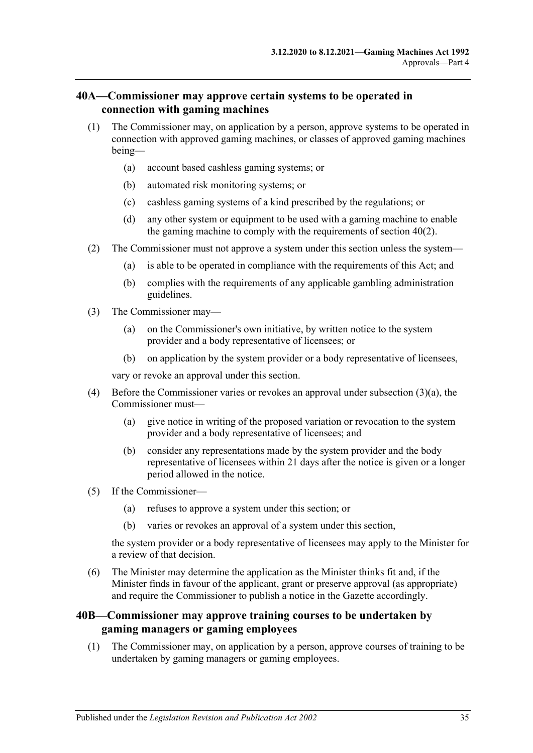## 40A—Commissioner may approve certain systems to be operated in connection with gaming machines

(1) The Commissioner may, on application by a person, approve systems to be operated in connection with approved gaming machines, or classes of approved gaming machines being—

(a) account based cashless gaming systems; or

(b) automated risk monitoring systems; or

(c) cashless gaming systems of a kind prescribed by the regulations; or

(d) any other system or equipment to be used with a gaming machine to enable the gaming machine to comply with the requirements of section 40(2).

(2) The Commissioner must not approve a system under this section unless the system—

(a) is able to be operated in compliance with the requirements of this Act; and

(b) complies with the requirements of any applicable gambling administration guidelines.

(3) The Commissioner may—

(a) on the Commissioner's own initiative, by written notice to the system provider and a body representative of licensees; or

(b) on application by the system provider or a body representative of licensees,

vary or revoke an approval under this section.

(4) Before the Commissioner varies or revokes an approval under subsection (3)(a), the Commissioner must—

(a) give notice in writing of the proposed variation or revocation to the system provider and a body representative of licensees; and

(b) consider any representations made by the system provider and the body representative of licensees within 21 days after the notice is given or a longer period allowed in the notice.

(5) If the Commissioner—

(a) refuses to approve a system under this section; or

(b) varies or revokes an approval of a system under this section,

the system provider or a body representative of licensees may apply to the Minister for a review of that decision.

(6) The Minister may determine the application as the Minister thinks fit and, if the Minister finds in favour of the applicant, grant or preserve approval (as appropriate) and require the Commissioner to publish a notice in the Gazette accordingly.

## 40B—Commissioner may approve training courses to be undertaken by gaming managers or gaming employees

(1) The Commissioner may, on application by a person, approve courses of training to be undertaken by gaming managers or gaming employees.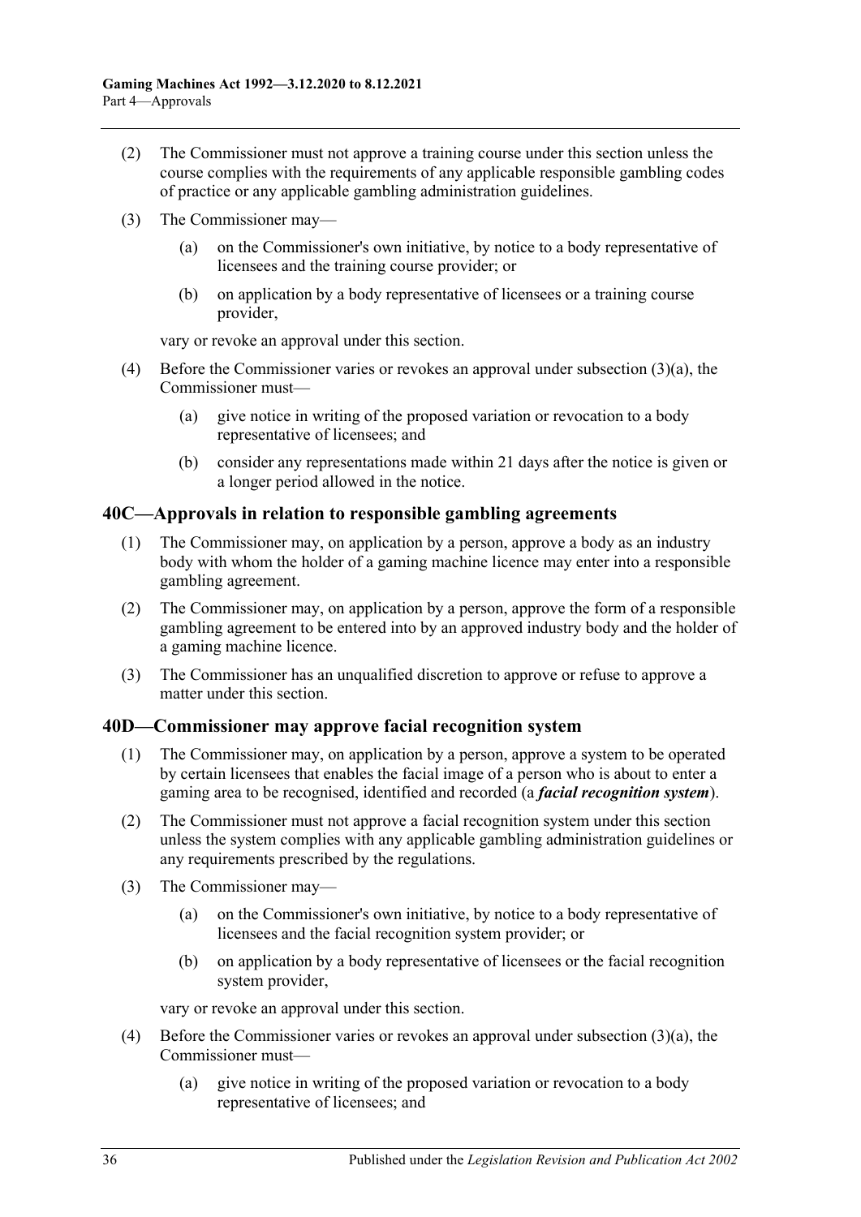(2) The Commissioner must not approve a training course under this section unless the course complies with the requirements of any applicable responsible gambling codes of practice or any applicable gambling administration guidelines.

(3) The Commissioner may—

(a) on the Commissioner's own initiative, by notice to a body representative of licensees and the training course provider; or

(b) on application by a body representative of licensees or a training course provider,

vary or revoke an approval under this section.

(4) Before the Commissioner varies or revokes an approval under subsection (3)(a), the Commissioner must—

(a) give notice in writing of the proposed variation or revocation to a body representative of licensees; and

(b) consider any representations made within 21 days after the notice is given or a longer period allowed in the notice.

## 40C—Approvals in relation to responsible gambling agreements

(1) The Commissioner may, on application by a person, approve a body as an industry body with whom the holder of a gaming machine licence may enter into a responsible gambling agreement.

(2) The Commissioner may, on application by a person, approve the form of a responsible gambling agreement to be entered into by an approved industry body and the holder of a gaming machine licence.

(3) The Commissioner has an unqualified discretion to approve or refuse to approve a matter under this section.

## 40D—Commissioner may approve facial recognition system

(1) The Commissioner may, on application by a person, approve a system to be operated by certain licensees that enables the facial image of a person who is about to enter a gaming area to be recognised, identified and recorded (a ***facial recognition system***).

(2) The Commissioner must not approve a facial recognition system under this section unless the system complies with any applicable gambling administration guidelines or any requirements prescribed by the regulations.

(3) The Commissioner may—

(a) on the Commissioner's own initiative, by notice to a body representative of licensees and the facial recognition system provider; or

(b) on application by a body representative of licensees or the facial recognition system provider,

vary or revoke an approval under this section.

(4) Before the Commissioner varies or revokes an approval under subsection (3)(a), the Commissioner must—

(a) give notice in writing of the proposed variation or revocation to a body representative of licensees; and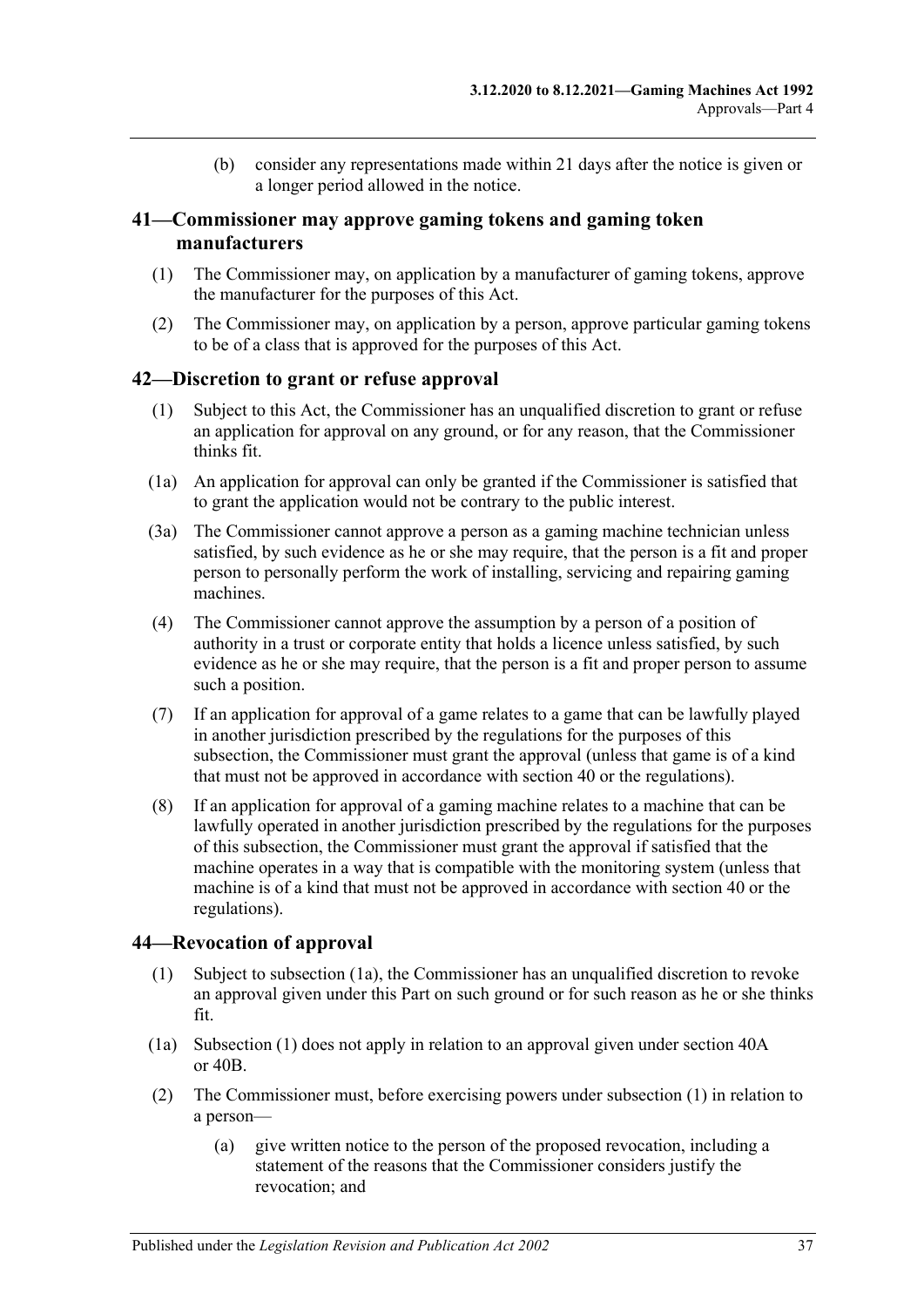(b) consider any representations made within 21 days after the notice is given or a longer period allowed in the notice.

## 41—Commissioner may approve gaming tokens and gaming token manufacturers

(1) The Commissioner may, on application by a manufacturer of gaming tokens, approve the manufacturer for the purposes of this Act.

(2) The Commissioner may, on application by a person, approve particular gaming tokens to be of a class that is approved for the purposes of this Act.

## 42—Discretion to grant or refuse approval

(1) Subject to this Act, the Commissioner has an unqualified discretion to grant or refuse an application for approval on any ground, or for any reason, that the Commissioner thinks fit.

(1a) An application for approval can only be granted if the Commissioner is satisfied that to grant the application would not be contrary to the public interest.

(3a) The Commissioner cannot approve a person as a gaming machine technician unless satisfied, by such evidence as he or she may require, that the person is a fit and proper person to personally perform the work of installing, servicing and repairing gaming machines.

(4) The Commissioner cannot approve the assumption by a person of a position of authority in a trust or corporate entity that holds a licence unless satisfied, by such evidence as he or she may require, that the person is a fit and proper person to assume such a position.

(7) If an application for approval of a game relates to a game that can be lawfully played in another jurisdiction prescribed by the regulations for the purposes of this subsection, the Commissioner must grant the approval (unless that game is of a kind that must not be approved in accordance with section 40 or the regulations).

(8) If an application for approval of a gaming machine relates to a machine that can be lawfully operated in another jurisdiction prescribed by the regulations for the purposes of this subsection, the Commissioner must grant the approval if satisfied that the machine operates in a way that is compatible with the monitoring system (unless that machine is of a kind that must not be approved in accordance with section 40 or the regulations).

## 44—Revocation of approval

(1) Subject to subsection (1a), the Commissioner has an unqualified discretion to revoke an approval given under this Part on such ground or for such reason as he or she thinks fit.

(1a) Subsection (1) does not apply in relation to an approval given under section 40A or 40B.

(2) The Commissioner must, before exercising powers under subsection (1) in relation to a person—

(a) give written notice to the person of the proposed revocation, including a statement of the reasons that the Commissioner considers justify the revocation; and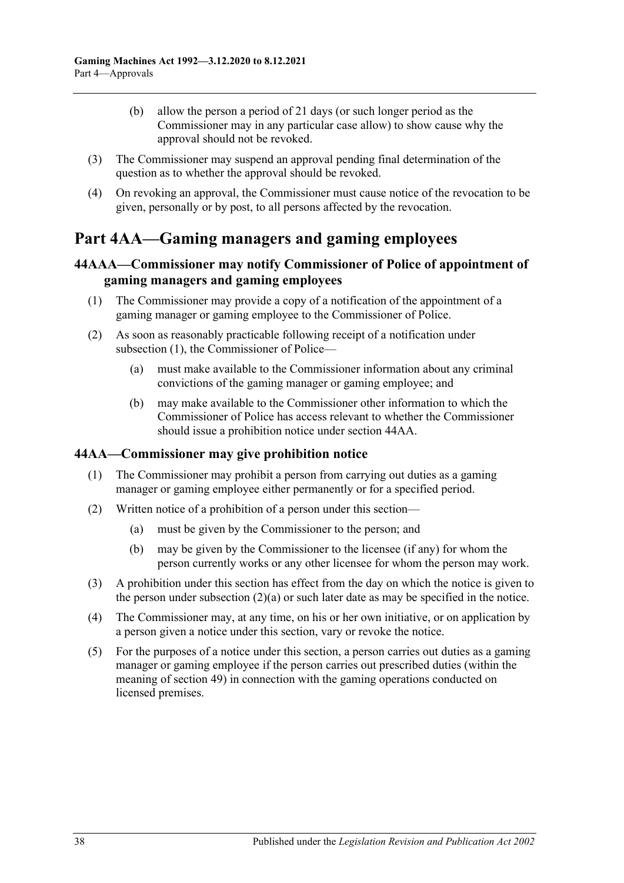(b) allow the person a period of 21 days (or such longer period as the Commissioner may in any particular case allow) to show cause why the approval should not be revoked.

(3) The Commissioner may suspend an approval pending final determination of the question as to whether the approval should be revoked.

(4) On revoking an approval, the Commissioner must cause notice of the revocation to be given, personally or by post, to all persons affected by the revocation.

# Part 4AA—Gaming managers and gaming employees

## 44AAA—Commissioner may notify Commissioner of Police of appointment of gaming managers and gaming employees

(1) The Commissioner may provide a copy of a notification of the appointment of a gaming manager or gaming employee to the Commissioner of Police.

(2) As soon as reasonably practicable following receipt of a notification under subsection (1), the Commissioner of Police—

(a) must make available to the Commissioner information about any criminal convictions of the gaming manager or gaming employee; and

(b) may make available to the Commissioner other information to which the Commissioner of Police has access relevant to whether the Commissioner should issue a prohibition notice under section 44AA.

## 44AA—Commissioner may give prohibition notice

(1) The Commissioner may prohibit a person from carrying out duties as a gaming manager or gaming employee either permanently or for a specified period.

(2) Written notice of a prohibition of a person under this section—

(a) must be given by the Commissioner to the person; and

(b) may be given by the Commissioner to the licensee (if any) for whom the person currently works or any other licensee for whom the person may work.

(3) A prohibition under this section has effect from the day on which the notice is given to the person under subsection (2)(a) or such later date as may be specified in the notice.

(4) The Commissioner may, at any time, on his or her own initiative, or on application by a person given a notice under this section, vary or revoke the notice.

(5) For the purposes of a notice under this section, a person carries out duties as a gaming manager or gaming employee if the person carries out prescribed duties (within the meaning of section 49) in connection with the gaming operations conducted on licensed premises.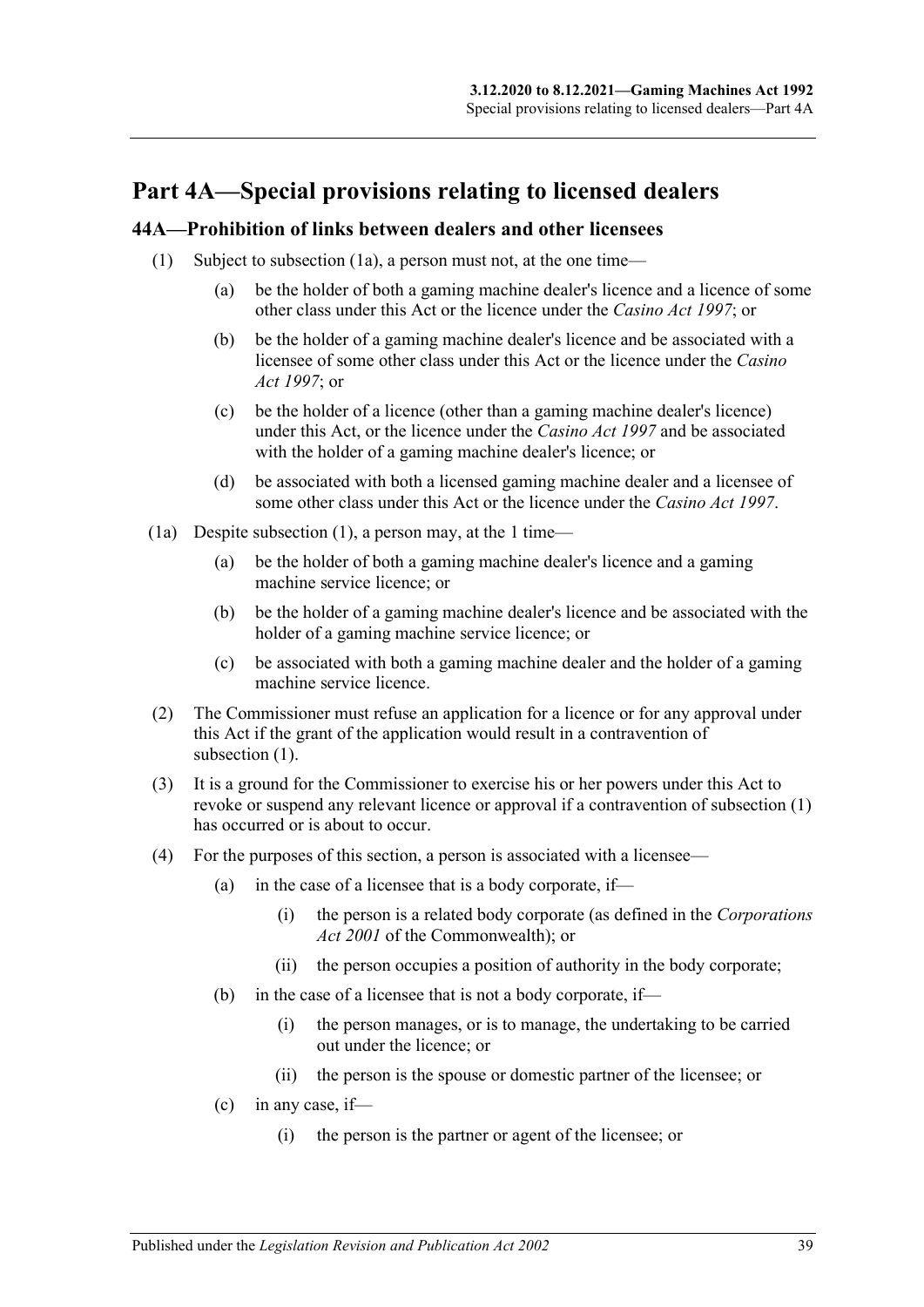# Part 4A—Special provisions relating to licensed dealers

## 44A—Prohibition of links between dealers and other licensees

(1) Subject to subsection (1a), a person must not, at the one time—

  (a) be the holder of both a gaming machine dealer's licence and a licence of some other class under this Act or the licence under the *Casino Act 1997*; or

  (b) be the holder of a gaming machine dealer's licence and be associated with a licensee of some other class under this Act or the licence under the *Casino Act 1997*; or

  (c) be the holder of a licence (other than a gaming machine dealer's licence) under this Act, or the licence under the *Casino Act 1997* and be associated with the holder of a gaming machine dealer's licence; or

  (d) be associated with both a licensed gaming machine dealer and a licensee of some other class under this Act or the licence under the *Casino Act 1997*.

(1a) Despite subsection (1), a person may, at the 1 time—

  (a) be the holder of both a gaming machine dealer's licence and a gaming machine service licence; or

  (b) be the holder of a gaming machine dealer's licence and be associated with the holder of a gaming machine service licence; or

  (c) be associated with both a gaming machine dealer and the holder of a gaming machine service licence.

(2) The Commissioner must refuse an application for a licence or for any approval under this Act if the grant of the application would result in a contravention of subsection (1).

(3) It is a ground for the Commissioner to exercise his or her powers under this Act to revoke or suspend any relevant licence or approval if a contravention of subsection (1) has occurred or is about to occur.

(4) For the purposes of this section, a person is associated with a licensee—

  (a) in the case of a licensee that is a body corporate, if—

    (i) the person is a related body corporate (as defined in the *Corporations Act 2001* of the Commonwealth); or

    (ii) the person occupies a position of authority in the body corporate;

  (b) in the case of a licensee that is not a body corporate, if—

    (i) the person manages, or is to manage, the undertaking to be carried out under the licence; or

    (ii) the person is the spouse or domestic partner of the licensee; or

  (c) in any case, if—

    (i) the person is the partner or agent of the licensee; or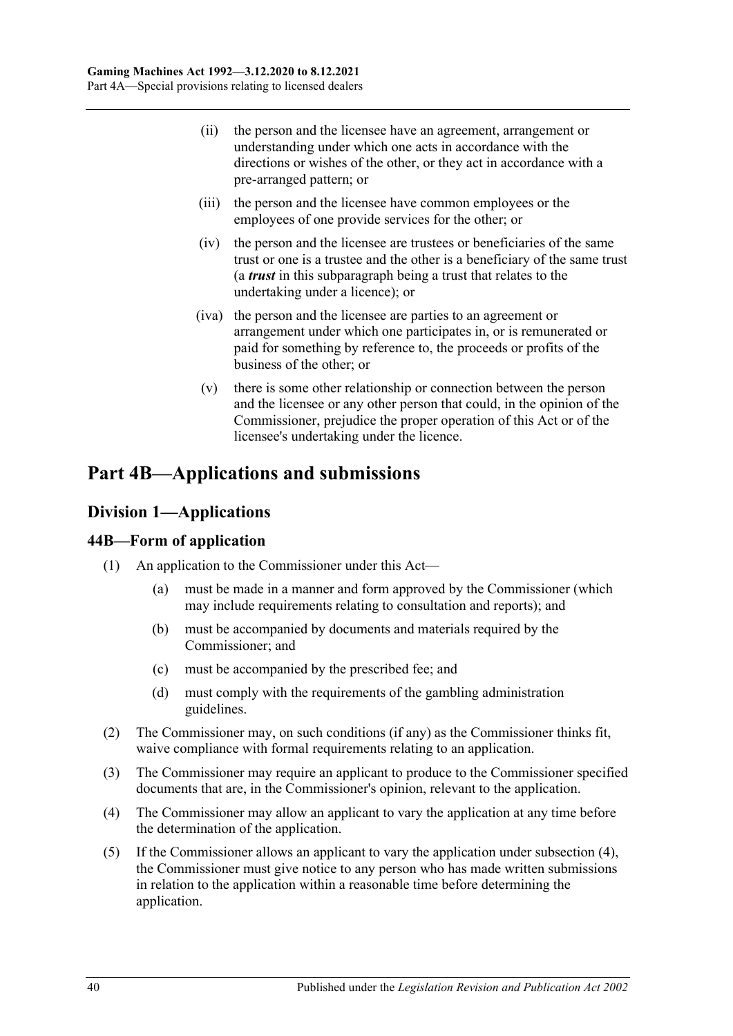(ii) the person and the licensee have an agreement, arrangement or understanding under which one acts in accordance with the directions or wishes of the other, or they act in accordance with a pre-arranged pattern; or

(iii) the person and the licensee have common employees or the employees of one provide services for the other; or

(iv) the person and the licensee are trustees or beneficiaries of the same trust or one is a trustee and the other is a beneficiary of the same trust (a ***trust*** in this subparagraph being a trust that relates to the undertaking under a licence); or

(iva) the person and the licensee are parties to an agreement or arrangement under which one participates in, or is remunerated or paid for something by reference to, the proceeds or profits of the business of the other; or

(v) there is some other relationship or connection between the person and the licensee or any other person that could, in the opinion of the Commissioner, prejudice the proper operation of this Act or of the licensee's undertaking under the licence.

# Part 4B—Applications and submissions

## Division 1—Applications

### 44B—Form of application

(1) An application to the Commissioner under this Act—

(a) must be made in a manner and form approved by the Commissioner (which may include requirements relating to consultation and reports); and

(b) must be accompanied by documents and materials required by the Commissioner; and

(c) must be accompanied by the prescribed fee; and

(d) must comply with the requirements of the gambling administration guidelines.

(2) The Commissioner may, on such conditions (if any) as the Commissioner thinks fit, waive compliance with formal requirements relating to an application.

(3) The Commissioner may require an applicant to produce to the Commissioner specified documents that are, in the Commissioner's opinion, relevant to the application.

(4) The Commissioner may allow an applicant to vary the application at any time before the determination of the application.

(5) If the Commissioner allows an applicant to vary the application under subsection (4), the Commissioner must give notice to any person who has made written submissions in relation to the application within a reasonable time before determining the application.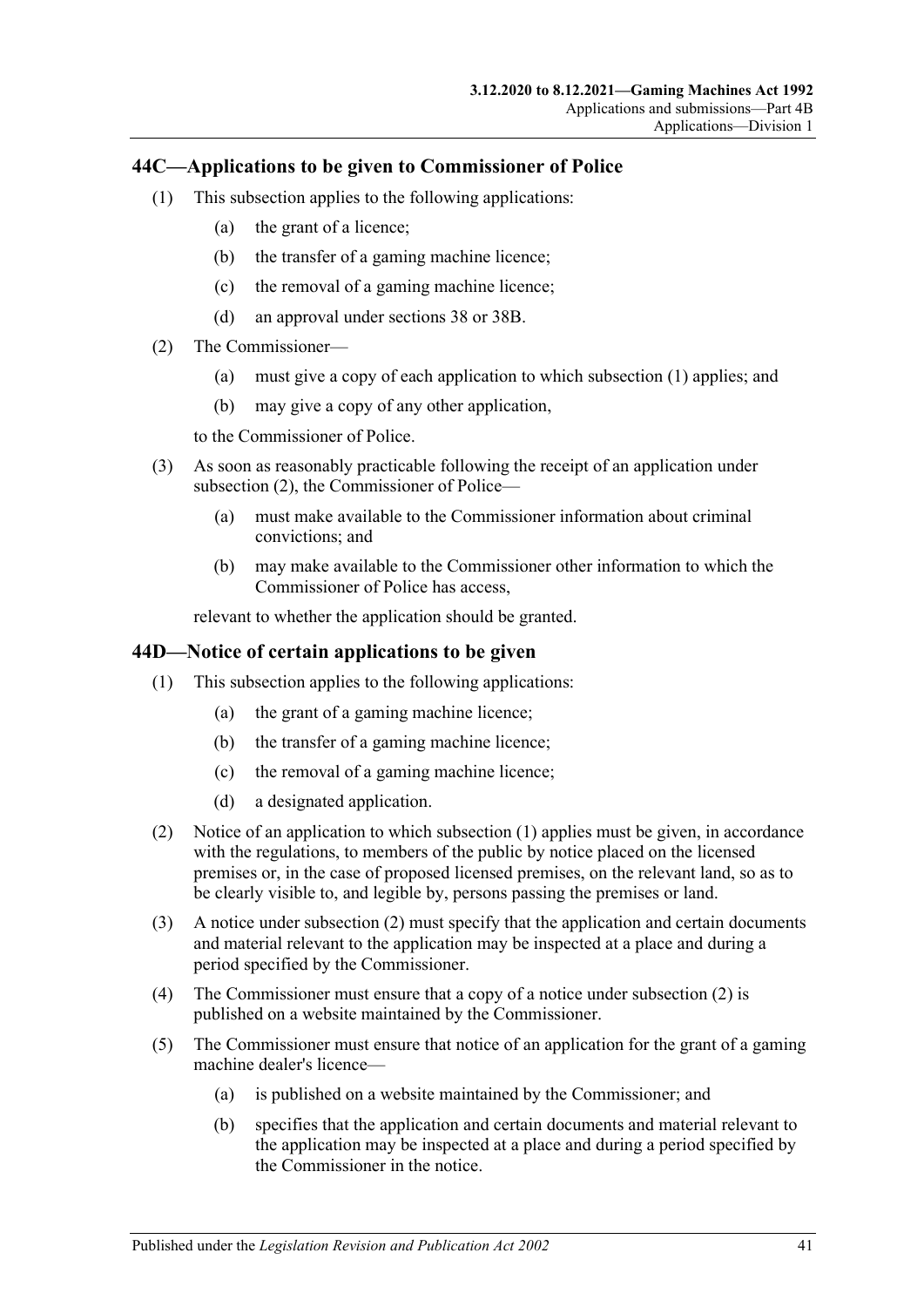## 44C—Applications to be given to Commissioner of Police

(1) This subsection applies to the following applications:

  (a) the grant of a licence;

  (b) the transfer of a gaming machine licence;

  (c) the removal of a gaming machine licence;

  (d) an approval under sections 38 or 38B.

(2) The Commissioner—

  (a) must give a copy of each application to which subsection (1) applies; and

  (b) may give a copy of any other application,

to the Commissioner of Police.

(3) As soon as reasonably practicable following the receipt of an application under subsection (2), the Commissioner of Police—

  (a) must make available to the Commissioner information about criminal convictions; and

  (b) may make available to the Commissioner other information to which the Commissioner of Police has access,

relevant to whether the application should be granted.

## 44D—Notice of certain applications to be given

(1) This subsection applies to the following applications:

  (a) the grant of a gaming machine licence;

  (b) the transfer of a gaming machine licence;

  (c) the removal of a gaming machine licence;

  (d) a designated application.

(2) Notice of an application to which subsection (1) applies must be given, in accordance with the regulations, to members of the public by notice placed on the licensed premises or, in the case of proposed licensed premises, on the relevant land, so as to be clearly visible to, and legible by, persons passing the premises or land.

(3) A notice under subsection (2) must specify that the application and certain documents and material relevant to the application may be inspected at a place and during a period specified by the Commissioner.

(4) The Commissioner must ensure that a copy of a notice under subsection (2) is published on a website maintained by the Commissioner.

(5) The Commissioner must ensure that notice of an application for the grant of a gaming machine dealer's licence—

  (a) is published on a website maintained by the Commissioner; and

  (b) specifies that the application and certain documents and material relevant to the application may be inspected at a place and during a period specified by the Commissioner in the notice.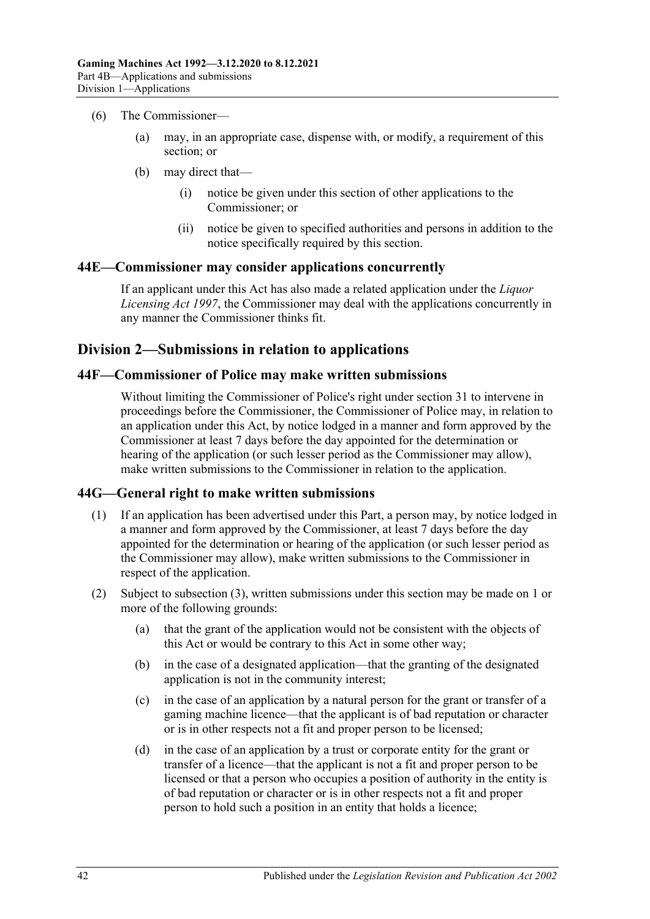(6) The Commissioner—

(a) may, in an appropriate case, dispense with, or modify, a requirement of this section; or

(b) may direct that—

(i) notice be given under this section of other applications to the Commissioner; or

(ii) notice be given to specified authorities and persons in addition to the notice specifically required by this section.

## 44E—Commissioner may consider applications concurrently

If an applicant under this Act has also made a related application under the *Liquor Licensing Act 1997*, the Commissioner may deal with the applications concurrently in any manner the Commissioner thinks fit.

# Division 2—Submissions in relation to applications

## 44F—Commissioner of Police may make written submissions

Without limiting the Commissioner of Police's right under section 31 to intervene in proceedings before the Commissioner, the Commissioner of Police may, in relation to an application under this Act, by notice lodged in a manner and form approved by the Commissioner at least 7 days before the day appointed for the determination or hearing of the application (or such lesser period as the Commissioner may allow), make written submissions to the Commissioner in relation to the application.

## 44G—General right to make written submissions

(1) If an application has been advertised under this Part, a person may, by notice lodged in a manner and form approved by the Commissioner, at least 7 days before the day appointed for the determination or hearing of the application (or such lesser period as the Commissioner may allow), make written submissions to the Commissioner in respect of the application.

(2) Subject to subsection (3), written submissions under this section may be made on 1 or more of the following grounds:

(a) that the grant of the application would not be consistent with the objects of this Act or would be contrary to this Act in some other way;

(b) in the case of a designated application—that the granting of the designated application is not in the community interest;

(c) in the case of an application by a natural person for the grant or transfer of a gaming machine licence—that the applicant is of bad reputation or character or is in other respects not a fit and proper person to be licensed;

(d) in the case of an application by a trust or corporate entity for the grant or transfer of a licence—that the applicant is not a fit and proper person to be licensed or that a person who occupies a position of authority in the entity is of bad reputation or character or is in other respects not a fit and proper person to hold such a position in an entity that holds a licence;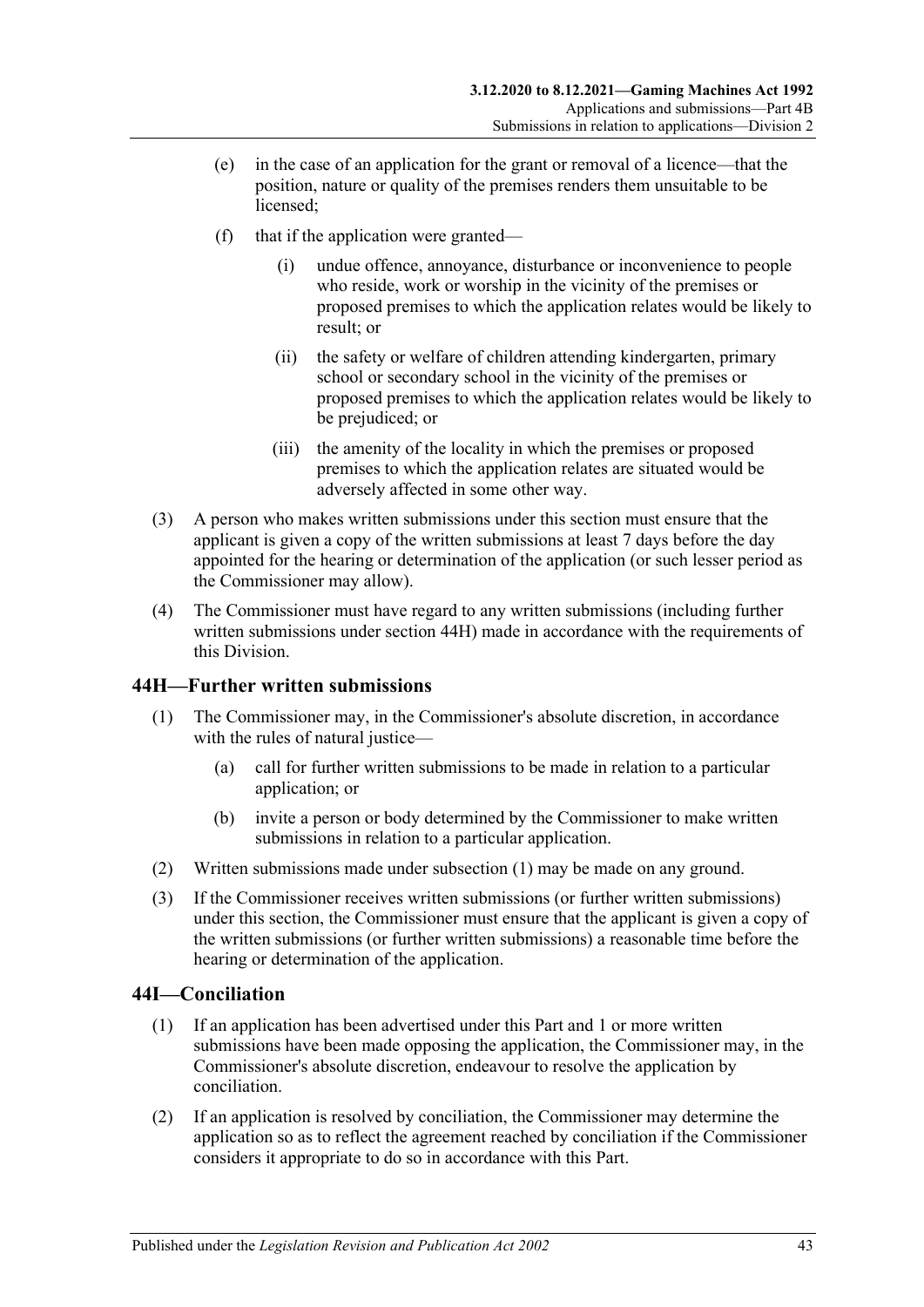(e) in the case of an application for the grant or removal of a licence—that the position, nature or quality of the premises renders them unsuitable to be licensed;

(f) that if the application were granted—

(i) undue offence, annoyance, disturbance or inconvenience to people who reside, work or worship in the vicinity of the premises or proposed premises to which the application relates would be likely to result; or

(ii) the safety or welfare of children attending kindergarten, primary school or secondary school in the vicinity of the premises or proposed premises to which the application relates would be likely to be prejudiced; or

(iii) the amenity of the locality in which the premises or proposed premises to which the application relates are situated would be adversely affected in some other way.

(3) A person who makes written submissions under this section must ensure that the applicant is given a copy of the written submissions at least 7 days before the day appointed for the hearing or determination of the application (or such lesser period as the Commissioner may allow).

(4) The Commissioner must have regard to any written submissions (including further written submissions under section 44H) made in accordance with the requirements of this Division.

## 44H—Further written submissions

(1) The Commissioner may, in the Commissioner's absolute discretion, in accordance with the rules of natural justice—

(a) call for further written submissions to be made in relation to a particular application; or

(b) invite a person or body determined by the Commissioner to make written submissions in relation to a particular application.

(2) Written submissions made under subsection (1) may be made on any ground.

(3) If the Commissioner receives written submissions (or further written submissions) under this section, the Commissioner must ensure that the applicant is given a copy of the written submissions (or further written submissions) a reasonable time before the hearing or determination of the application.

## 44I—Conciliation

(1) If an application has been advertised under this Part and 1 or more written submissions have been made opposing the application, the Commissioner may, in the Commissioner's absolute discretion, endeavour to resolve the application by conciliation.

(2) If an application is resolved by conciliation, the Commissioner may determine the application so as to reflect the agreement reached by conciliation if the Commissioner considers it appropriate to do so in accordance with this Part.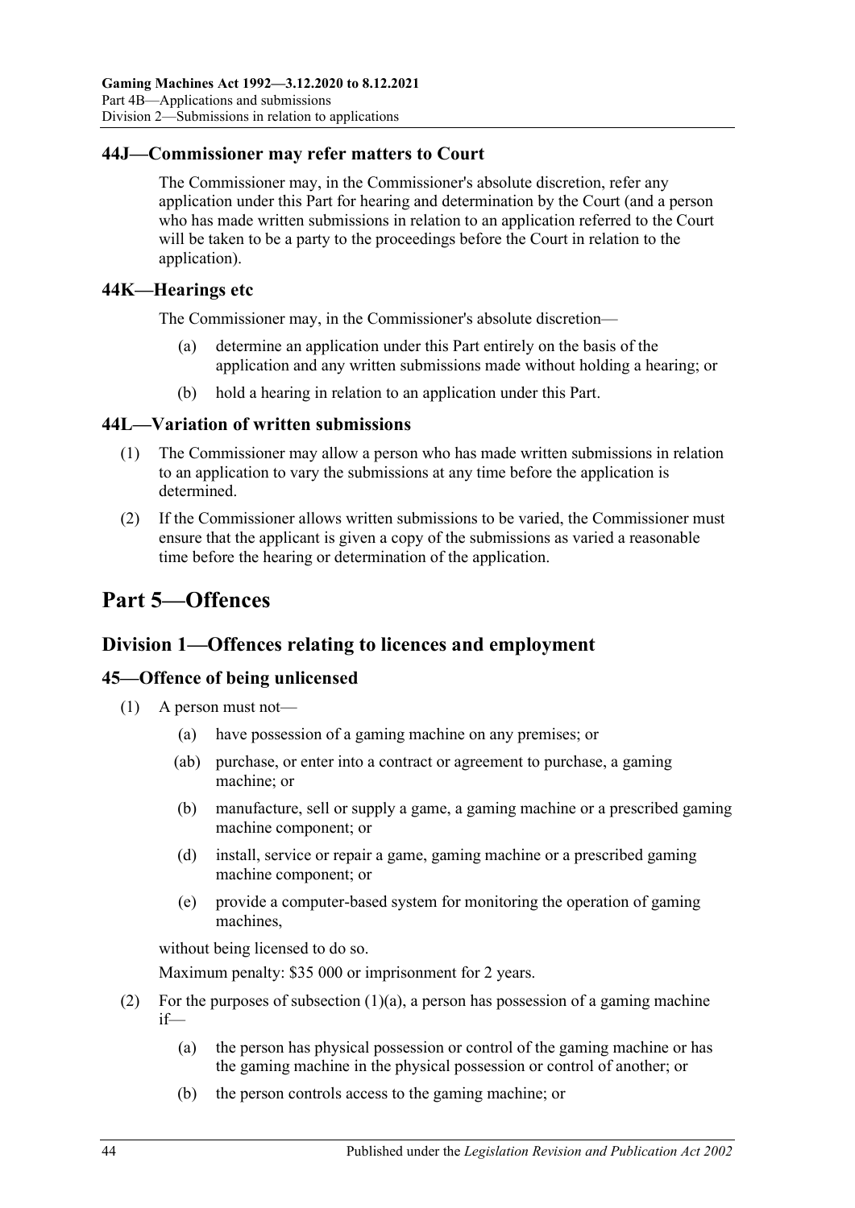### 44J—Commissioner may refer matters to Court

The Commissioner may, in the Commissioner's absolute discretion, refer any application under this Part for hearing and determination by the Court (and a person who has made written submissions in relation to an application referred to the Court will be taken to be a party to the proceedings before the Court in relation to the application).

### 44K—Hearings etc

The Commissioner may, in the Commissioner's absolute discretion—

(a) determine an application under this Part entirely on the basis of the application and any written submissions made without holding a hearing; or

(b) hold a hearing in relation to an application under this Part.

### 44L—Variation of written submissions

(1) The Commissioner may allow a person who has made written submissions in relation to an application to vary the submissions at any time before the application is determined.

(2) If the Commissioner allows written submissions to be varied, the Commissioner must ensure that the applicant is given a copy of the submissions as varied a reasonable time before the hearing or determination of the application.

# Part 5—Offences

## Division 1—Offences relating to licences and employment

### 45—Offence of being unlicensed

(1) A person must not—

(a) have possession of a gaming machine on any premises; or

(ab) purchase, or enter into a contract or agreement to purchase, a gaming machine; or

(b) manufacture, sell or supply a game, a gaming machine or a prescribed gaming machine component; or

(d) install, service or repair a game, gaming machine or a prescribed gaming machine component; or

(e) provide a computer-based system for monitoring the operation of gaming machines,

without being licensed to do so.

Maximum penalty: $35 000 or imprisonment for 2 years.

(2) For the purposes of subsection (1)(a), a person has possession of a gaming machine if—

(a) the person has physical possession or control of the gaming machine or has the gaming machine in the physical possession or control of another; or

(b) the person controls access to the gaming machine; or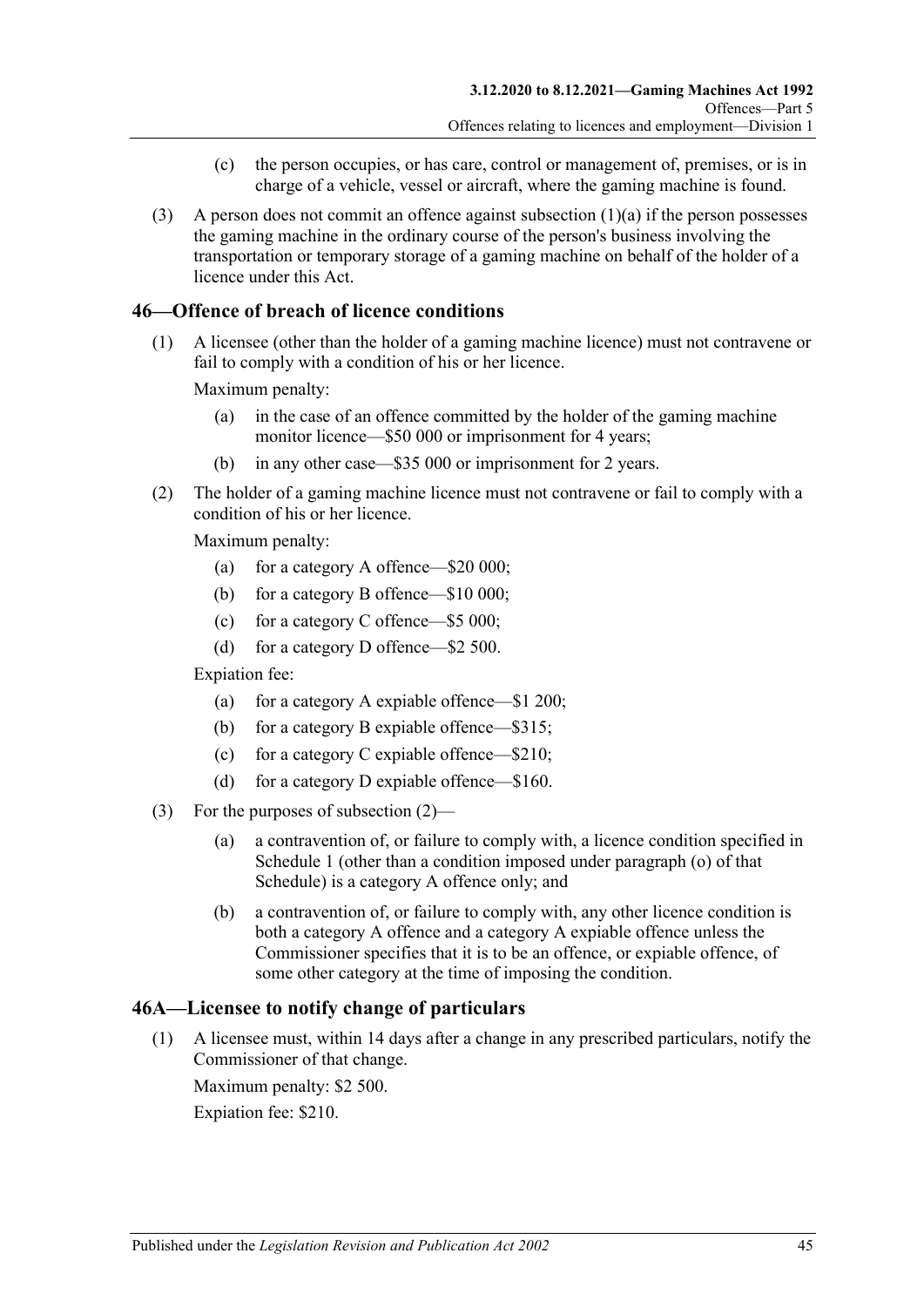(c) the person occupies, or has care, control or management of, premises, or is in charge of a vehicle, vessel or aircraft, where the gaming machine is found.

(3) A person does not commit an offence against subsection (1)(a) if the person possesses the gaming machine in the ordinary course of the person's business involving the transportation or temporary storage of a gaming machine on behalf of the holder of a licence under this Act.

## 46—Offence of breach of licence conditions

(1) A licensee (other than the holder of a gaming machine licence) must not contravene or fail to comply with a condition of his or her licence.

Maximum penalty:

(a) in the case of an offence committed by the holder of the gaming machine monitor licence—$50 000 or imprisonment for 4 years;

(b) in any other case—$35 000 or imprisonment for 2 years.

(2) The holder of a gaming machine licence must not contravene or fail to comply with a condition of his or her licence.

Maximum penalty:

(a) for a category A offence—$20 000;

(b) for a category B offence—$10 000;

(c) for a category C offence—$5 000;

(d) for a category D offence—$2 500.

Expiation fee:

(a) for a category A expiable offence—$1 200;

(b) for a category B expiable offence—$315;

(c) for a category C expiable offence—$210;

(d) for a category D expiable offence—$160.

(3) For the purposes of subsection (2)—

(a) a contravention of, or failure to comply with, a licence condition specified in Schedule 1 (other than a condition imposed under paragraph (o) of that Schedule) is a category A offence only; and

(b) a contravention of, or failure to comply with, any other licence condition is both a category A offence and a category A expiable offence unless the Commissioner specifies that it is to be an offence, or expiable offence, of some other category at the time of imposing the condition.

## 46A—Licensee to notify change of particulars

(1) A licensee must, within 14 days after a change in any prescribed particulars, notify the Commissioner of that change.

Maximum penalty: $2 500.

Expiation fee: $210.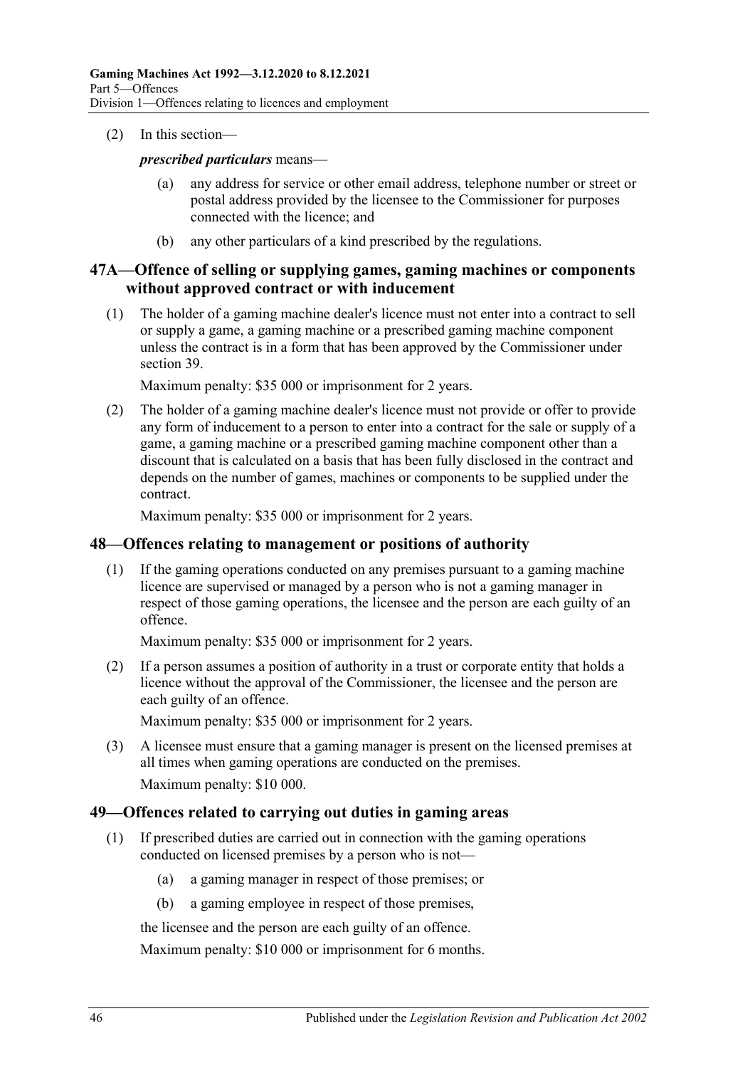(2) In this section—

***prescribed particulars*** means—

(a) any address for service or other email address, telephone number or street or postal address provided by the licensee to the Commissioner for purposes connected with the licence; and

(b) any other particulars of a kind prescribed by the regulations.

## 47A—Offence of selling or supplying games, gaming machines or components without approved contract or with inducement

(1) The holder of a gaming machine dealer's licence must not enter into a contract to sell or supply a game, a gaming machine or a prescribed gaming machine component unless the contract is in a form that has been approved by the Commissioner under section 39.

Maximum penalty: $35 000 or imprisonment for 2 years.

(2) The holder of a gaming machine dealer's licence must not provide or offer to provide any form of inducement to a person to enter into a contract for the sale or supply of a game, a gaming machine or a prescribed gaming machine component other than a discount that is calculated on a basis that has been fully disclosed in the contract and depends on the number of games, machines or components to be supplied under the contract.

Maximum penalty: $35 000 or imprisonment for 2 years.

## 48—Offences relating to management or positions of authority

(1) If the gaming operations conducted on any premises pursuant to a gaming machine licence are supervised or managed by a person who is not a gaming manager in respect of those gaming operations, the licensee and the person are each guilty of an offence.

Maximum penalty: $35 000 or imprisonment for 2 years.

(2) If a person assumes a position of authority in a trust or corporate entity that holds a licence without the approval of the Commissioner, the licensee and the person are each guilty of an offence.

Maximum penalty: $35 000 or imprisonment for 2 years.

(3) A licensee must ensure that a gaming manager is present on the licensed premises at all times when gaming operations are conducted on the premises.

Maximum penalty: $10 000.

## 49—Offences related to carrying out duties in gaming areas

(1) If prescribed duties are carried out in connection with the gaming operations conducted on licensed premises by a person who is not—

(a) a gaming manager in respect of those premises; or

(b) a gaming employee in respect of those premises,

the licensee and the person are each guilty of an offence.

Maximum penalty: $10 000 or imprisonment for 6 months.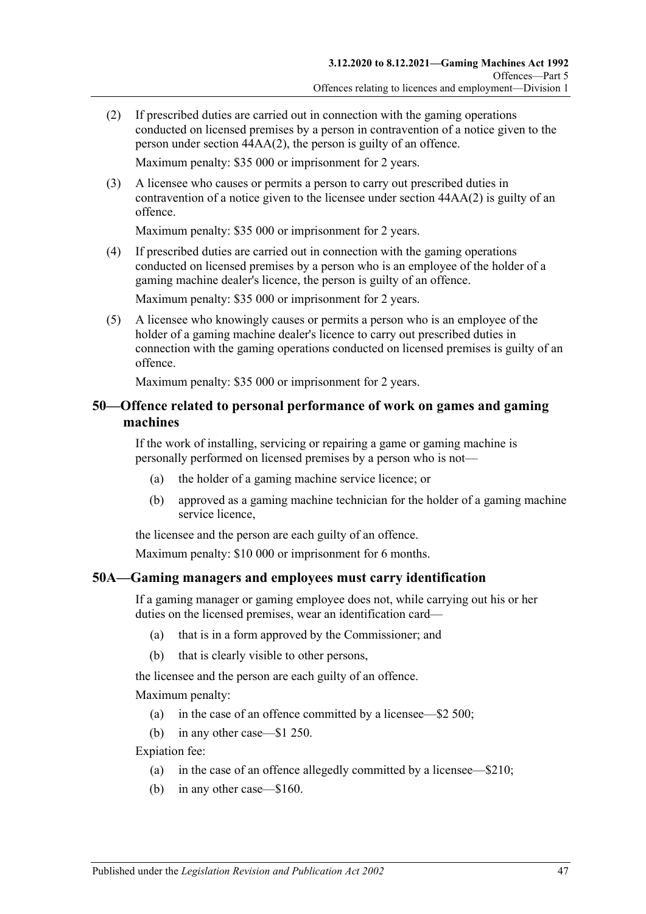(2) If prescribed duties are carried out in connection with the gaming operations conducted on licensed premises by a person in contravention of a notice given to the person under section 44AA(2), the person is guilty of an offence.

Maximum penalty: $35 000 or imprisonment for 2 years.

(3) A licensee who causes or permits a person to carry out prescribed duties in contravention of a notice given to the licensee under section 44AA(2) is guilty of an offence.

Maximum penalty: $35 000 or imprisonment for 2 years.

(4) If prescribed duties are carried out in connection with the gaming operations conducted on licensed premises by a person who is an employee of the holder of a gaming machine dealer's licence, the person is guilty of an offence.

Maximum penalty: $35 000 or imprisonment for 2 years.

(5) A licensee who knowingly causes or permits a person who is an employee of the holder of a gaming machine dealer's licence to carry out prescribed duties in connection with the gaming operations conducted on licensed premises is guilty of an offence.

Maximum penalty: $35 000 or imprisonment for 2 years.

## 50—Offence related to personal performance of work on games and gaming machines

If the work of installing, servicing or repairing a game or gaming machine is personally performed on licensed premises by a person who is not—

(a) the holder of a gaming machine service licence; or

(b) approved as a gaming machine technician for the holder of a gaming machine service licence,

the licensee and the person are each guilty of an offence.

Maximum penalty: $10 000 or imprisonment for 6 months.

## 50A—Gaming managers and employees must carry identification

If a gaming manager or gaming employee does not, while carrying out his or her duties on the licensed premises, wear an identification card—

(a) that is in a form approved by the Commissioner; and

(b) that is clearly visible to other persons,

the licensee and the person are each guilty of an offence.

Maximum penalty:

(a) in the case of an offence committed by a licensee—$2 500;

(b) in any other case—$1 250.

Expiation fee:

(a) in the case of an offence allegedly committed by a licensee—$210;

(b) in any other case—$160.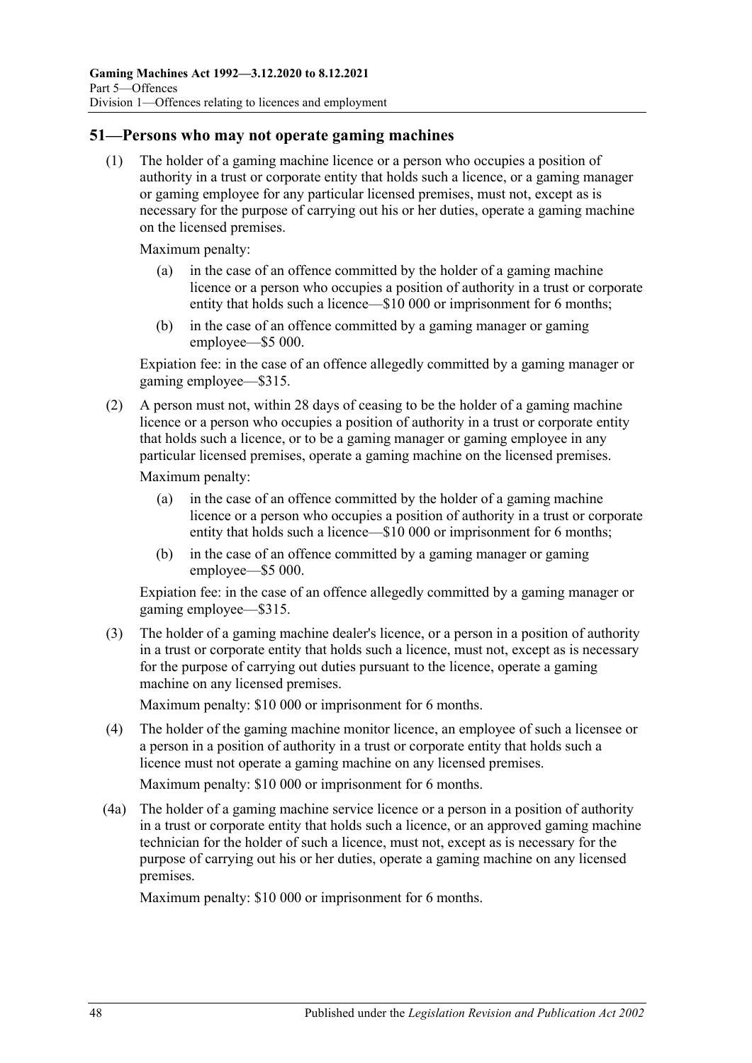## 51—Persons who may not operate gaming machines

(1) The holder of a gaming machine licence or a person who occupies a position of authority in a trust or corporate entity that holds such a licence, or a gaming manager or gaming employee for any particular licensed premises, must not, except as is necessary for the purpose of carrying out his or her duties, operate a gaming machine on the licensed premises.

Maximum penalty:

- (a) in the case of an offence committed by the holder of a gaming machine licence or a person who occupies a position of authority in a trust or corporate entity that holds such a licence—$10 000 or imprisonment for 6 months;
- (b) in the case of an offence committed by a gaming manager or gaming employee—$5 000.

Expiation fee: in the case of an offence allegedly committed by a gaming manager or gaming employee—$315.

(2) A person must not, within 28 days of ceasing to be the holder of a gaming machine licence or a person who occupies a position of authority in a trust or corporate entity that holds such a licence, or to be a gaming manager or gaming employee in any particular licensed premises, operate a gaming machine on the licensed premises.

Maximum penalty:

- (a) in the case of an offence committed by the holder of a gaming machine licence or a person who occupies a position of authority in a trust or corporate entity that holds such a licence—$10 000 or imprisonment for 6 months;
- (b) in the case of an offence committed by a gaming manager or gaming employee—$5 000.

Expiation fee: in the case of an offence allegedly committed by a gaming manager or gaming employee—$315.

(3) The holder of a gaming machine dealer's licence, or a person in a position of authority in a trust or corporate entity that holds such a licence, must not, except as is necessary for the purpose of carrying out duties pursuant to the licence, operate a gaming machine on any licensed premises.

Maximum penalty: $10 000 or imprisonment for 6 months.

(4) The holder of the gaming machine monitor licence, an employee of such a licensee or a person in a position of authority in a trust or corporate entity that holds such a licence must not operate a gaming machine on any licensed premises.

Maximum penalty: $10 000 or imprisonment for 6 months.

(4a) The holder of a gaming machine service licence or a person in a position of authority in a trust or corporate entity that holds such a licence, or an approved gaming machine technician for the holder of such a licence, must not, except as is necessary for the purpose of carrying out his or her duties, operate a gaming machine on any licensed premises.

Maximum penalty: $10 000 or imprisonment for 6 months.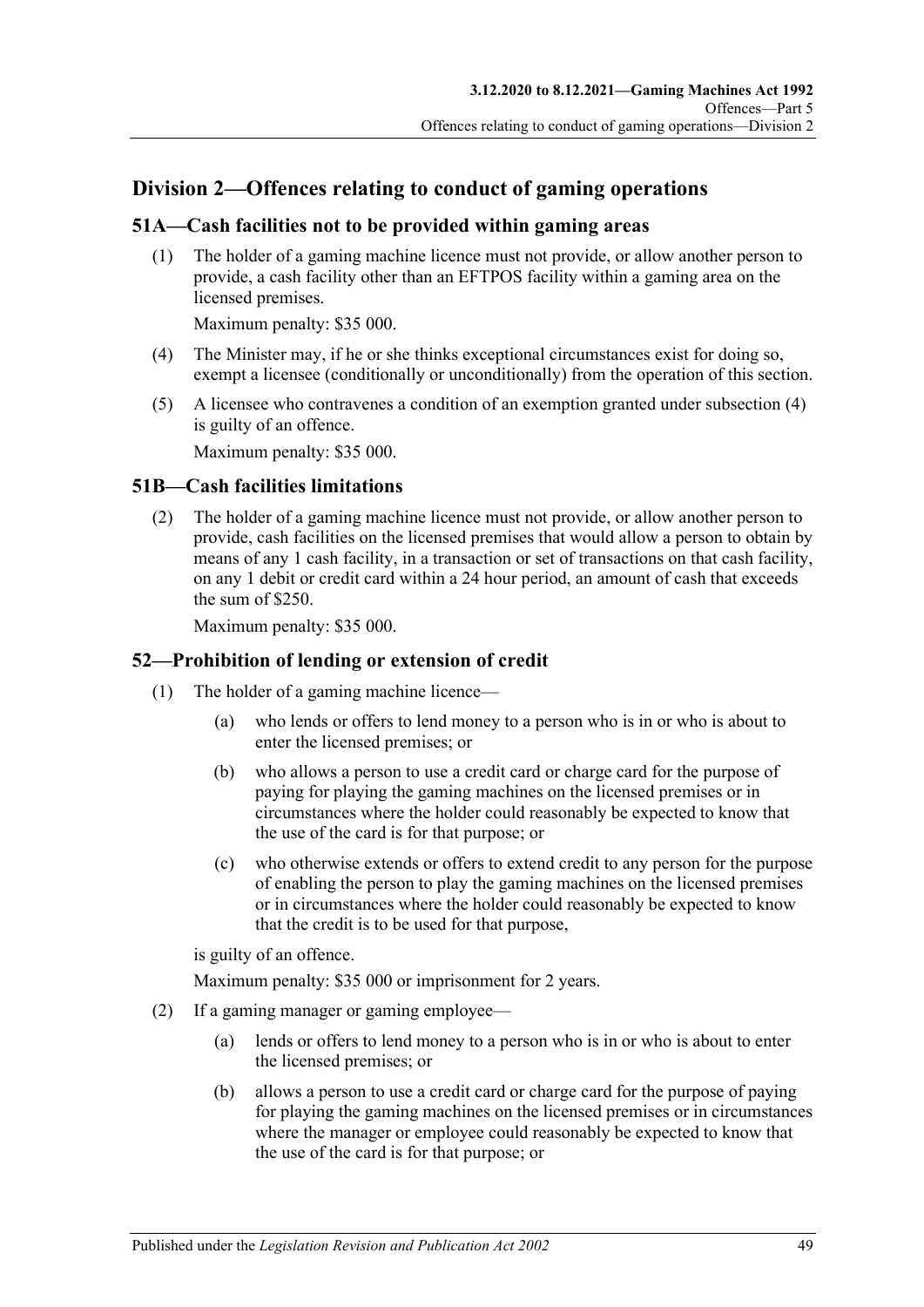## Division 2—Offences relating to conduct of gaming operations

### 51A—Cash facilities not to be provided within gaming areas

(1) The holder of a gaming machine licence must not provide, or allow another person to provide, a cash facility other than an EFTPOS facility within a gaming area on the licensed premises.

Maximum penalty: $35 000.

(4) The Minister may, if he or she thinks exceptional circumstances exist for doing so, exempt a licensee (conditionally or unconditionally) from the operation of this section.

(5) A licensee who contravenes a condition of an exemption granted under subsection (4) is guilty of an offence.

Maximum penalty: $35 000.

### 51B—Cash facilities limitations

(2) The holder of a gaming machine licence must not provide, or allow another person to provide, cash facilities on the licensed premises that would allow a person to obtain by means of any 1 cash facility, in a transaction or set of transactions on that cash facility, on any 1 debit or credit card within a 24 hour period, an amount of cash that exceeds the sum of $250.

Maximum penalty: $35 000.

### 52—Prohibition of lending or extension of credit

(1) The holder of a gaming machine licence—

(a) who lends or offers to lend money to a person who is in or who is about to enter the licensed premises; or

(b) who allows a person to use a credit card or charge card for the purpose of paying for playing the gaming machines on the licensed premises or in circumstances where the holder could reasonably be expected to know that the use of the card is for that purpose; or

(c) who otherwise extends or offers to extend credit to any person for the purpose of enabling the person to play the gaming machines on the licensed premises or in circumstances where the holder could reasonably be expected to know that the credit is to be used for that purpose,

is guilty of an offence.

Maximum penalty: $35 000 or imprisonment for 2 years.

(2) If a gaming manager or gaming employee—

(a) lends or offers to lend money to a person who is in or who is about to enter the licensed premises; or

(b) allows a person to use a credit card or charge card for the purpose of paying for playing the gaming machines on the licensed premises or in circumstances where the manager or employee could reasonably be expected to know that the use of the card is for that purpose; or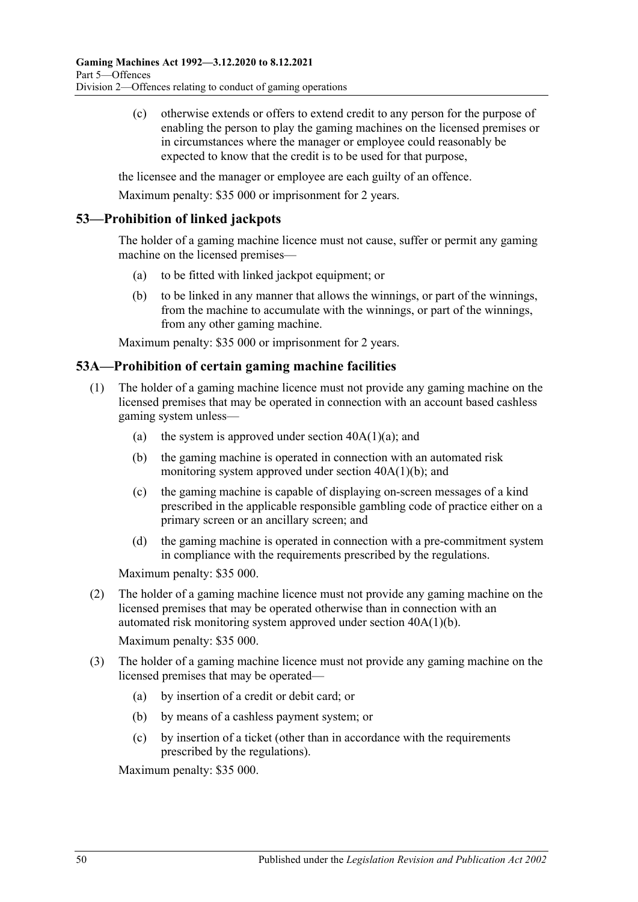(c) otherwise extends or offers to extend credit to any person for the purpose of enabling the person to play the gaming machines on the licensed premises or in circumstances where the manager or employee could reasonably be expected to know that the credit is to be used for that purpose,

the licensee and the manager or employee are each guilty of an offence.

Maximum penalty: $35 000 or imprisonment for 2 years.

## 53—Prohibition of linked jackpots

The holder of a gaming machine licence must not cause, suffer or permit any gaming machine on the licensed premises—

(a) to be fitted with linked jackpot equipment; or

(b) to be linked in any manner that allows the winnings, or part of the winnings, from the machine to accumulate with the winnings, or part of the winnings, from any other gaming machine.

Maximum penalty: $35 000 or imprisonment for 2 years.

## 53A—Prohibition of certain gaming machine facilities

(1) The holder of a gaming machine licence must not provide any gaming machine on the licensed premises that may be operated in connection with an account based cashless gaming system unless—

(a) the system is approved under section 40A(1)(a); and

(b) the gaming machine is operated in connection with an automated risk monitoring system approved under section 40A(1)(b); and

(c) the gaming machine is capable of displaying on-screen messages of a kind prescribed in the applicable responsible gambling code of practice either on a primary screen or an ancillary screen; and

(d) the gaming machine is operated in connection with a pre-commitment system in compliance with the requirements prescribed by the regulations.

Maximum penalty: $35 000.

(2) The holder of a gaming machine licence must not provide any gaming machine on the licensed premises that may be operated otherwise than in connection with an automated risk monitoring system approved under section 40A(1)(b).

Maximum penalty: $35 000.

(3) The holder of a gaming machine licence must not provide any gaming machine on the licensed premises that may be operated—

(a) by insertion of a credit or debit card; or

(b) by means of a cashless payment system; or

(c) by insertion of a ticket (other than in accordance with the requirements prescribed by the regulations).

Maximum penalty: $35 000.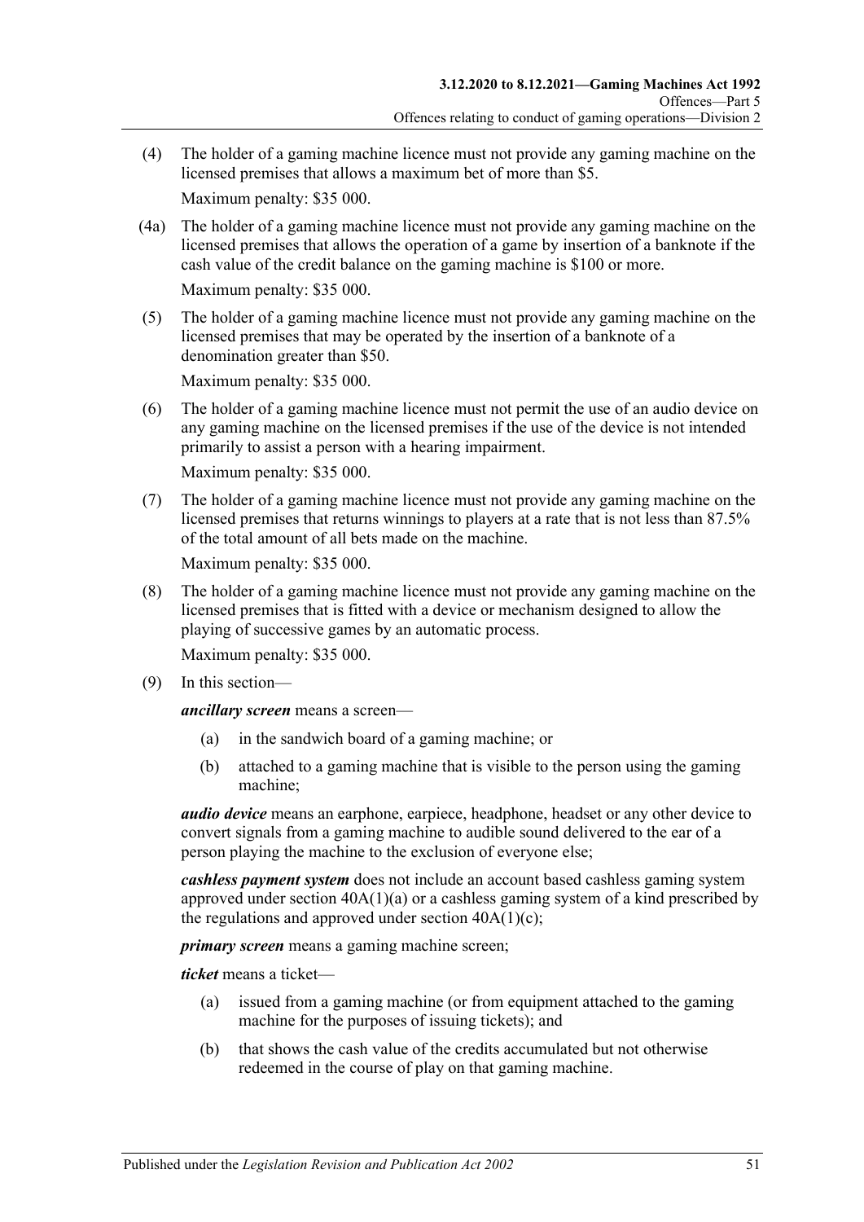(4) The holder of a gaming machine licence must not provide any gaming machine on the licensed premises that allows a maximum bet of more than $5.

Maximum penalty: $35 000.

(4a) The holder of a gaming machine licence must not provide any gaming machine on the licensed premises that allows the operation of a game by insertion of a banknote if the cash value of the credit balance on the gaming machine is $100 or more.

Maximum penalty: $35 000.

(5) The holder of a gaming machine licence must not provide any gaming machine on the licensed premises that may be operated by the insertion of a banknote of a denomination greater than $50.

Maximum penalty: $35 000.

(6) The holder of a gaming machine licence must not permit the use of an audio device on any gaming machine on the licensed premises if the use of the device is not intended primarily to assist a person with a hearing impairment.

Maximum penalty: $35 000.

(7) The holder of a gaming machine licence must not provide any gaming machine on the licensed premises that returns winnings to players at a rate that is not less than 87.5% of the total amount of all bets made on the machine.

Maximum penalty: $35 000.

(8) The holder of a gaming machine licence must not provide any gaming machine on the licensed premises that is fitted with a device or mechanism designed to allow the playing of successive games by an automatic process.

Maximum penalty: $35 000.

(9) In this section—

***ancillary screen*** means a screen—

(a) in the sandwich board of a gaming machine; or

(b) attached to a gaming machine that is visible to the person using the gaming machine;

***audio device*** means an earphone, earpiece, headphone, headset or any other device to convert signals from a gaming machine to audible sound delivered to the ear of a person playing the machine to the exclusion of everyone else;

***cashless payment system*** does not include an account based cashless gaming system approved under section 40A(1)(a) or a cashless gaming system of a kind prescribed by the regulations and approved under section 40A(1)(c);

***primary screen*** means a gaming machine screen;

***ticket*** means a ticket—

(a) issued from a gaming machine (or from equipment attached to the gaming machine for the purposes of issuing tickets); and

(b) that shows the cash value of the credits accumulated but not otherwise redeemed in the course of play on that gaming machine.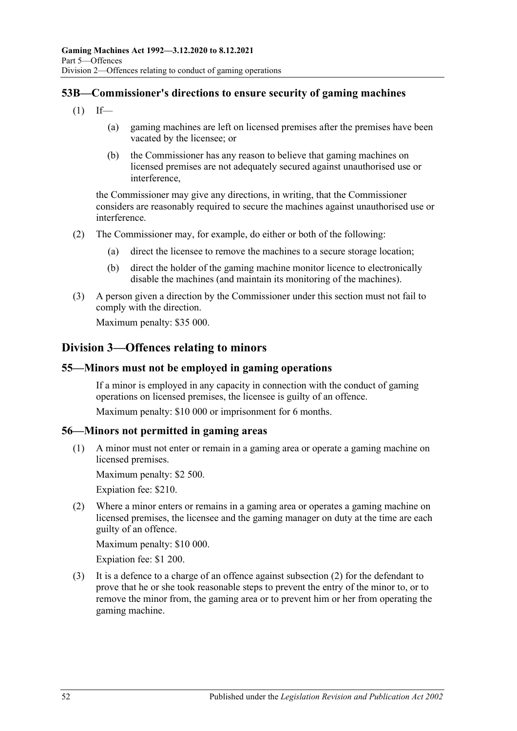## 53B—Commissioner's directions to ensure security of gaming machines

(1) If—

(a) gaming machines are left on licensed premises after the premises have been vacated by the licensee; or

(b) the Commissioner has any reason to believe that gaming machines on licensed premises are not adequately secured against unauthorised use or interference,

the Commissioner may give any directions, in writing, that the Commissioner considers are reasonably required to secure the machines against unauthorised use or interference.

(2) The Commissioner may, for example, do either or both of the following:

(a) direct the licensee to remove the machines to a secure storage location;

(b) direct the holder of the gaming machine monitor licence to electronically disable the machines (and maintain its monitoring of the machines).

(3) A person given a direction by the Commissioner under this section must not fail to comply with the direction.

Maximum penalty: $35 000.

# Division 3—Offences relating to minors

## 55—Minors must not be employed in gaming operations

If a minor is employed in any capacity in connection with the conduct of gaming operations on licensed premises, the licensee is guilty of an offence.

Maximum penalty: $10 000 or imprisonment for 6 months.

## 56—Minors not permitted in gaming areas

(1) A minor must not enter or remain in a gaming area or operate a gaming machine on licensed premises.

Maximum penalty: $2 500.

Expiation fee: $210.

(2) Where a minor enters or remains in a gaming area or operates a gaming machine on licensed premises, the licensee and the gaming manager on duty at the time are each guilty of an offence.

Maximum penalty: $10 000.

Expiation fee: $1 200.

(3) It is a defence to a charge of an offence against subsection (2) for the defendant to prove that he or she took reasonable steps to prevent the entry of the minor to, or to remove the minor from, the gaming area or to prevent him or her from operating the gaming machine.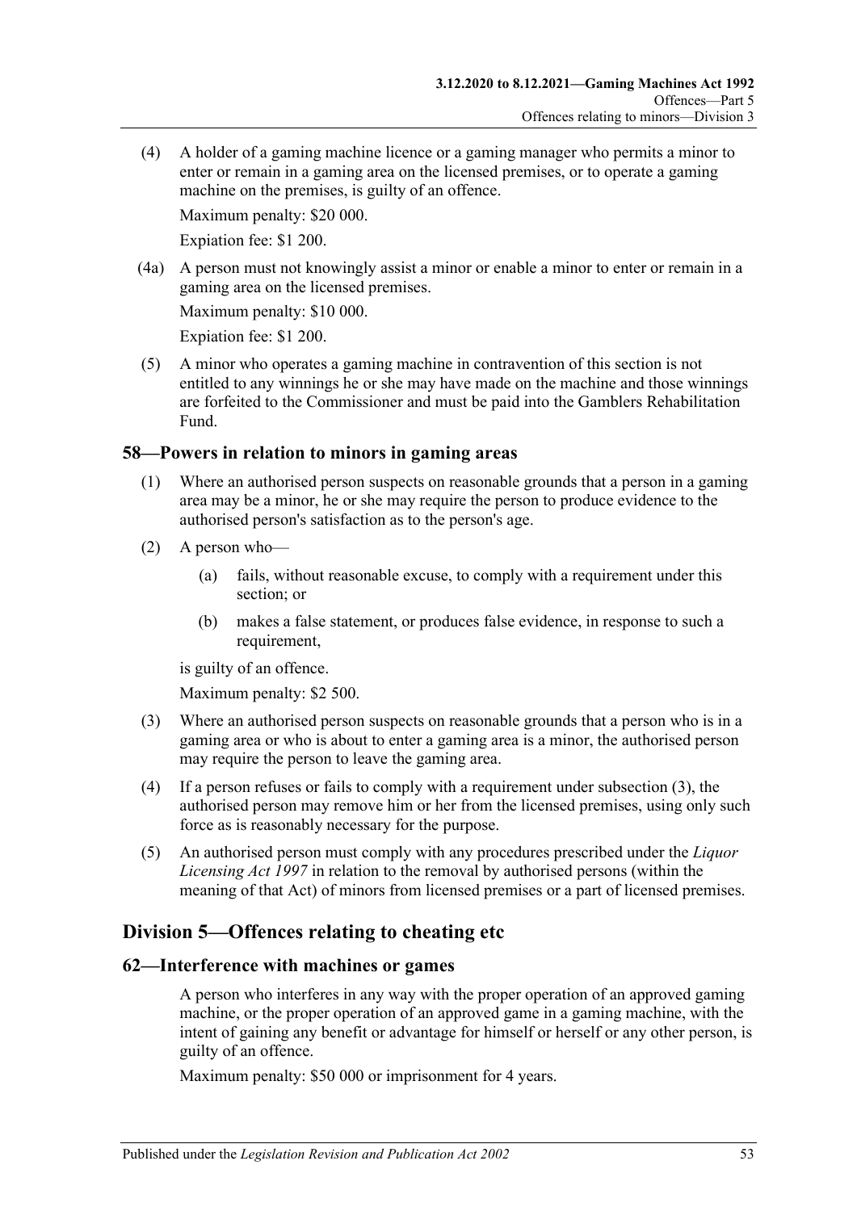(4) A holder of a gaming machine licence or a gaming manager who permits a minor to enter or remain in a gaming area on the licensed premises, or to operate a gaming machine on the premises, is guilty of an offence.

Maximum penalty: $20 000.

Expiation fee: $1 200.

(4a) A person must not knowingly assist a minor or enable a minor to enter or remain in a gaming area on the licensed premises.

Maximum penalty: $10 000.

Expiation fee: $1 200.

(5) A minor who operates a gaming machine in contravention of this section is not entitled to any winnings he or she may have made on the machine and those winnings are forfeited to the Commissioner and must be paid into the Gamblers Rehabilitation Fund.

## 58—Powers in relation to minors in gaming areas

(1) Where an authorised person suspects on reasonable grounds that a person in a gaming area may be a minor, he or she may require the person to produce evidence to the authorised person's satisfaction as to the person's age.

(2) A person who—

(a) fails, without reasonable excuse, to comply with a requirement under this section; or

(b) makes a false statement, or produces false evidence, in response to such a requirement,

is guilty of an offence.

Maximum penalty: $2 500.

(3) Where an authorised person suspects on reasonable grounds that a person who is in a gaming area or who is about to enter a gaming area is a minor, the authorised person may require the person to leave the gaming area.

(4) If a person refuses or fails to comply with a requirement under subsection (3), the authorised person may remove him or her from the licensed premises, using only such force as is reasonably necessary for the purpose.

(5) An authorised person must comply with any procedures prescribed under the *Liquor Licensing Act 1997* in relation to the removal by authorised persons (within the meaning of that Act) of minors from licensed premises or a part of licensed premises.

# Division 5—Offences relating to cheating etc

## 62—Interference with machines or games

A person who interferes in any way with the proper operation of an approved gaming machine, or the proper operation of an approved game in a gaming machine, with the intent of gaining any benefit or advantage for himself or herself or any other person, is guilty of an offence.

Maximum penalty: $50 000 or imprisonment for 4 years.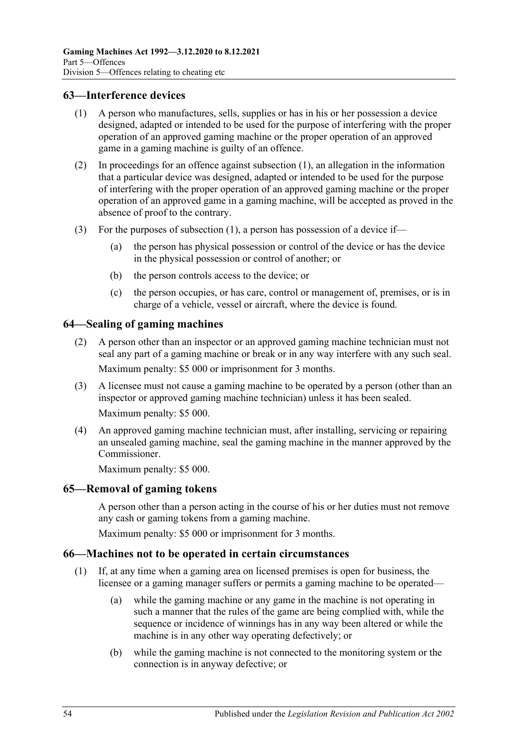## 63—Interference devices

(1) A person who manufactures, sells, supplies or has in his or her possession a device designed, adapted or intended to be used for the purpose of interfering with the proper operation of an approved gaming machine or the proper operation of an approved game in a gaming machine is guilty of an offence.

(2) In proceedings for an offence against subsection (1), an allegation in the information that a particular device was designed, adapted or intended to be used for the purpose of interfering with the proper operation of an approved gaming machine or the proper operation of an approved game in a gaming machine, will be accepted as proved in the absence of proof to the contrary.

(3) For the purposes of subsection (1), a person has possession of a device if—

(a) the person has physical possession or control of the device or has the device in the physical possession or control of another; or

(b) the person controls access to the device; or

(c) the person occupies, or has care, control or management of, premises, or is in charge of a vehicle, vessel or aircraft, where the device is found.

## 64—Sealing of gaming machines

(2) A person other than an inspector or an approved gaming machine technician must not seal any part of a gaming machine or break or in any way interfere with any such seal.

Maximum penalty: $5 000 or imprisonment for 3 months.

(3) A licensee must not cause a gaming machine to be operated by a person (other than an inspector or approved gaming machine technician) unless it has been sealed.

Maximum penalty: $5 000.

(4) An approved gaming machine technician must, after installing, servicing or repairing an unsealed gaming machine, seal the gaming machine in the manner approved by the Commissioner.

Maximum penalty: $5 000.

## 65—Removal of gaming tokens

A person other than a person acting in the course of his or her duties must not remove any cash or gaming tokens from a gaming machine.

Maximum penalty: $5 000 or imprisonment for 3 months.

## 66—Machines not to be operated in certain circumstances

(1) If, at any time when a gaming area on licensed premises is open for business, the licensee or a gaming manager suffers or permits a gaming machine to be operated—

(a) while the gaming machine or any game in the machine is not operating in such a manner that the rules of the game are being complied with, while the sequence or incidence of winnings has in any way been altered or while the machine is in any other way operating defectively; or

(b) while the gaming machine is not connected to the monitoring system or the connection is in anyway defective; or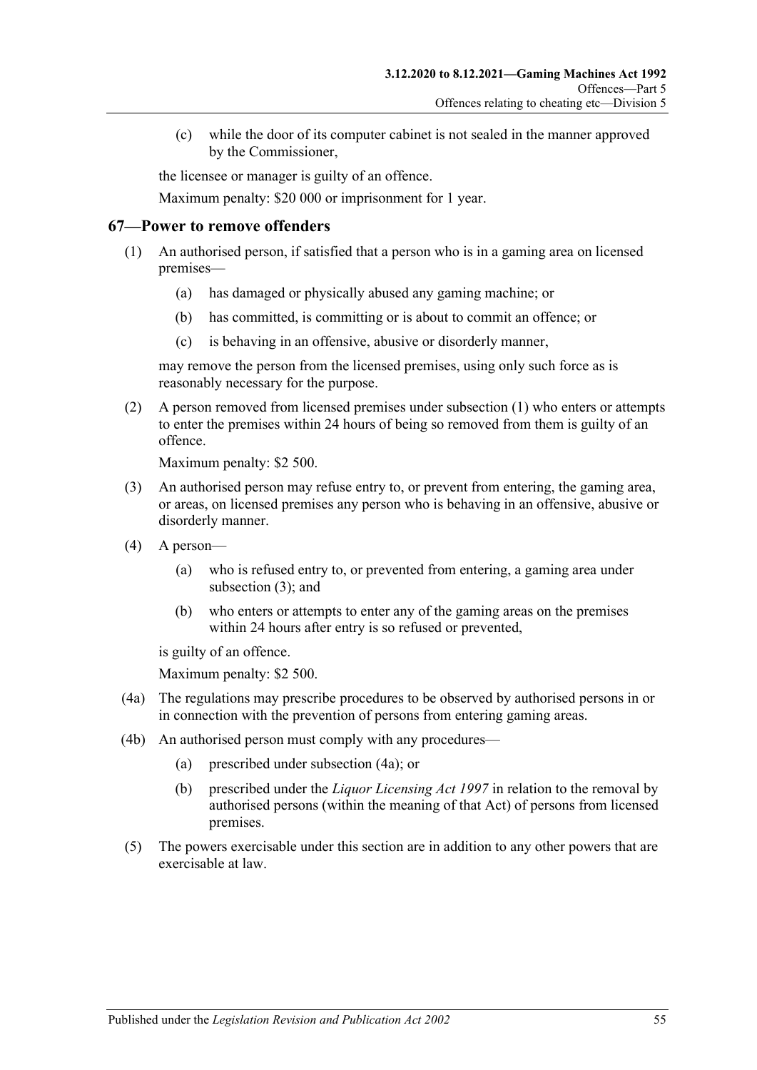(c) while the door of its computer cabinet is not sealed in the manner approved by the Commissioner,

the licensee or manager is guilty of an offence.

Maximum penalty: $20 000 or imprisonment for 1 year.

## 67—Power to remove offenders

(1) An authorised person, if satisfied that a person who is in a gaming area on licensed premises—

(a) has damaged or physically abused any gaming machine; or

(b) has committed, is committing or is about to commit an offence; or

(c) is behaving in an offensive, abusive or disorderly manner,

may remove the person from the licensed premises, using only such force as is reasonably necessary for the purpose.

(2) A person removed from licensed premises under subsection (1) who enters or attempts to enter the premises within 24 hours of being so removed from them is guilty of an offence.

Maximum penalty: $2 500.

(3) An authorised person may refuse entry to, or prevent from entering, the gaming area, or areas, on licensed premises any person who is behaving in an offensive, abusive or disorderly manner.

(4) A person—

(a) who is refused entry to, or prevented from entering, a gaming area under subsection (3); and

(b) who enters or attempts to enter any of the gaming areas on the premises within 24 hours after entry is so refused or prevented,

is guilty of an offence.

Maximum penalty: $2 500.

(4a) The regulations may prescribe procedures to be observed by authorised persons in or in connection with the prevention of persons from entering gaming areas.

(4b) An authorised person must comply with any procedures—

(a) prescribed under subsection (4a); or

(b) prescribed under the *Liquor Licensing Act 1997* in relation to the removal by authorised persons (within the meaning of that Act) of persons from licensed premises.

(5) The powers exercisable under this section are in addition to any other powers that are exercisable at law.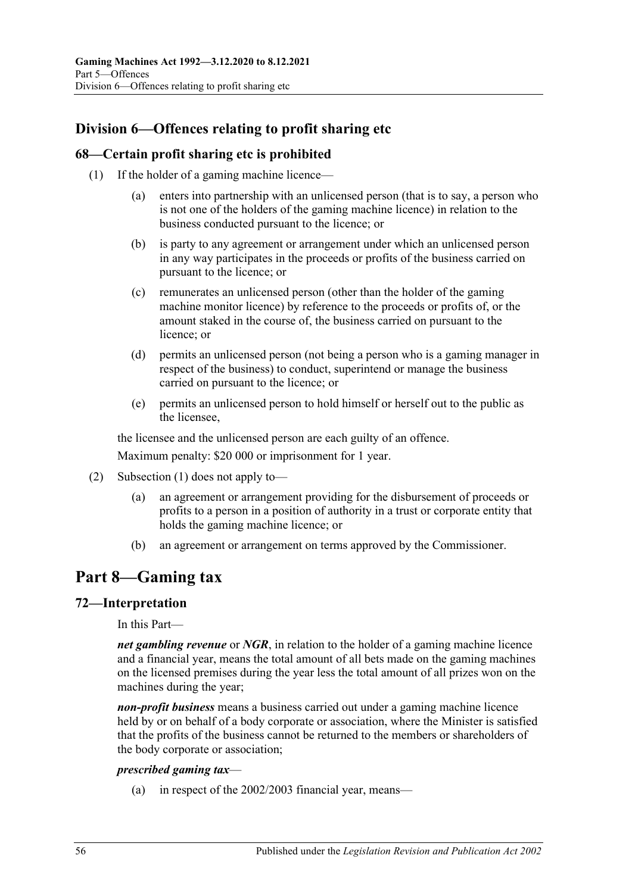## Division 6—Offences relating to profit sharing etc

### 68—Certain profit sharing etc is prohibited

(1) If the holder of a gaming machine licence—

(a) enters into partnership with an unlicensed person (that is to say, a person who is not one of the holders of the gaming machine licence) in relation to the business conducted pursuant to the licence; or

(b) is party to any agreement or arrangement under which an unlicensed person in any way participates in the proceeds or profits of the business carried on pursuant to the licence; or

(c) remunerates an unlicensed person (other than the holder of the gaming machine monitor licence) by reference to the proceeds or profits of, or the amount staked in the course of, the business carried on pursuant to the licence; or

(d) permits an unlicensed person (not being a person who is a gaming manager in respect of the business) to conduct, superintend or manage the business carried on pursuant to the licence; or

(e) permits an unlicensed person to hold himself or herself out to the public as the licensee,

the licensee and the unlicensed person are each guilty of an offence.

Maximum penalty: $20 000 or imprisonment for 1 year.

(2) Subsection (1) does not apply to—

(a) an agreement or arrangement providing for the disbursement of proceeds or profits to a person in a position of authority in a trust or corporate entity that holds the gaming machine licence; or

(b) an agreement or arrangement on terms approved by the Commissioner.

# Part 8—Gaming tax

### 72—Interpretation

In this Part—

***net gambling revenue*** or ***NGR***, in relation to the holder of a gaming machine licence and a financial year, means the total amount of all bets made on the gaming machines on the licensed premises during the year less the total amount of all prizes won on the machines during the year;

***non-profit business*** means a business carried out under a gaming machine licence held by or on behalf of a body corporate or association, where the Minister is satisfied that the profits of the business cannot be returned to the members or shareholders of the body corporate or association;

***prescribed gaming tax***—

(a) in respect of the 2002/2003 financial year, means—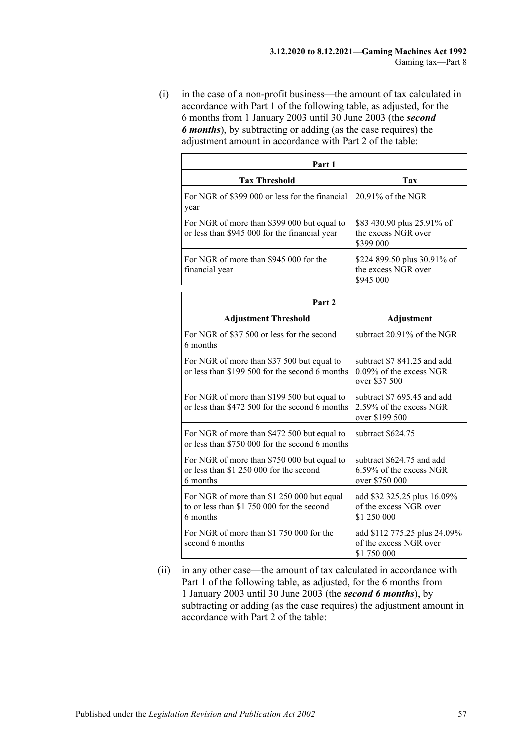(i) in the case of a non-profit business—the amount of tax calculated in accordance with Part 1 of the following table, as adjusted, for the 6 months from 1 January 2003 until 30 June 2003 (the ***second 6 months***), by subtracting or adding (as the case requires) the adjustment amount in accordance with Part 2 of the table:

| **Part 1** | |
|---|---|
| **Tax Threshold** | **Tax** |
| For NGR of $399 000 or less for the financial year | 20.91% of the NGR |
| For NGR of more than $399 000 but equal to or less than $945 000 for the financial year | $83 430.90 plus 25.91% of the excess NGR over $399 000 |
| For NGR of more than $945 000 for the financial year | $224 899.50 plus 30.91% of the excess NGR over $945 000 |

| **Part 2** | |
|---|---|
| **Adjustment Threshold** | **Adjustment** |
| For NGR of $37 500 or less for the second 6 months | subtract 20.91% of the NGR |
| For NGR of more than $37 500 but equal to or less than $199 500 for the second 6 months | subtract $7 841.25 and add 0.09% of the excess NGR over $37 500 |
| For NGR of more than $199 500 but equal to or less than $472 500 for the second 6 months | subtract $7 695.45 and add 2.59% of the excess NGR over $199 500 |
| For NGR of more than $472 500 but equal to or less than $750 000 for the second 6 months | subtract $624.75 |
| For NGR of more than $750 000 but equal to or less than $1 250 000 for the second 6 months | subtract $624.75 and add 6.59% of the excess NGR over $750 000 |
| For NGR of more than $1 250 000 but equal to or less than $1 750 000 for the second 6 months | add $32 325.25 plus 16.09% of the excess NGR over $1 250 000 |
| For NGR of more than $1 750 000 for the second 6 months | add $112 775.25 plus 24.09% of the excess NGR over $1 750 000 |

(ii) in any other case—the amount of tax calculated in accordance with Part 1 of the following table, as adjusted, for the 6 months from 1 January 2003 until 30 June 2003 (the ***second 6 months***), by subtracting or adding (as the case requires) the adjustment amount in accordance with Part 2 of the table: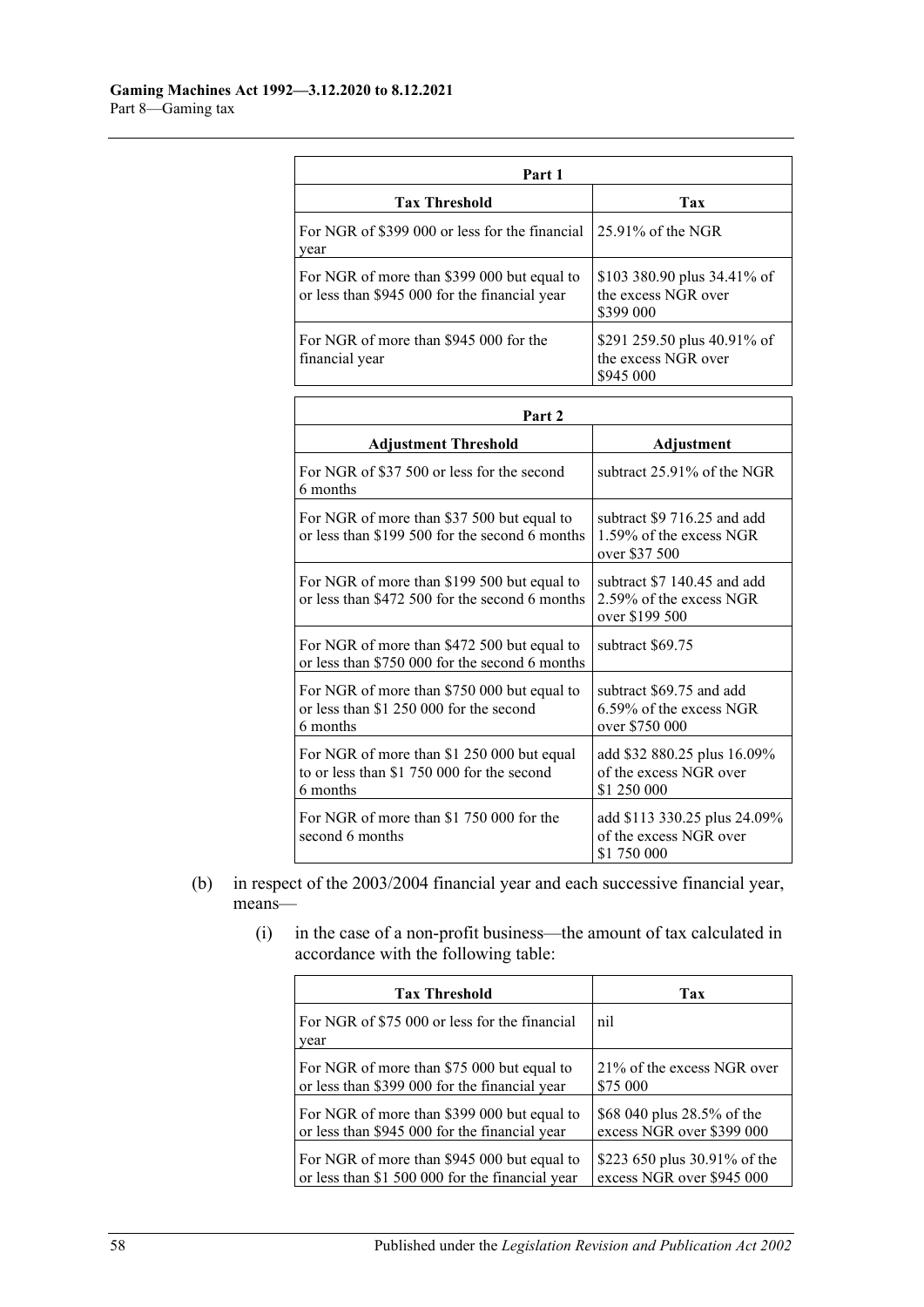| Part 1 | |
|---|---|
| **Tax Threshold** | **Tax** |
| For NGR of $399 000 or less for the financial year | 25.91% of the NGR |
| For NGR of more than $399 000 but equal to or less than $945 000 for the financial year | $103 380.90 plus 34.41% of the excess NGR over $399 000 |
| For NGR of more than $945 000 for the financial year | $291 259.50 plus 40.91% of the excess NGR over $945 000 |

| Part 2 | |
|---|---|
| **Adjustment Threshold** | **Adjustment** |
| For NGR of $37 500 or less for the second 6 months | subtract 25.91% of the NGR |
| For NGR of more than $37 500 but equal to or less than $199 500 for the second 6 months | subtract $9 716.25 and add 1.59% of the excess NGR over $37 500 |
| For NGR of more than $199 500 but equal to or less than $472 500 for the second 6 months | subtract $7 140.45 and add 2.59% of the excess NGR over $199 500 |
| For NGR of more than $472 500 but equal to or less than $750 000 for the second 6 months | subtract $69.75 |
| For NGR of more than $750 000 but equal to or less than $1 250 000 for the second 6 months | subtract $69.75 and add 6.59% of the excess NGR over $750 000 |
| For NGR of more than $1 250 000 but equal to or less than $1 750 000 for the second 6 months | add $32 880.25 plus 16.09% of the excess NGR over $1 250 000 |
| For NGR of more than $1 750 000 for the second 6 months | add $113 330.25 plus 24.09% of the excess NGR over $1 750 000 |

(b) in respect of the 2003/2004 financial year and each successive financial year, means—

(i) in the case of a non-profit business—the amount of tax calculated in accordance with the following table:

| Tax Threshold | Tax |
|---|---|
| For NGR of $75 000 or less for the financial year | nil |
| For NGR of more than $75 000 but equal to or less than $399 000 for the financial year | 21% of the excess NGR over $75 000 |
| For NGR of more than $399 000 but equal to or less than $945 000 for the financial year | $68 040 plus 28.5% of the excess NGR over $399 000 |
| For NGR of more than $945 000 but equal to or less than $1 500 000 for the financial year | $223 650 plus 30.91% of the excess NGR over $945 000 |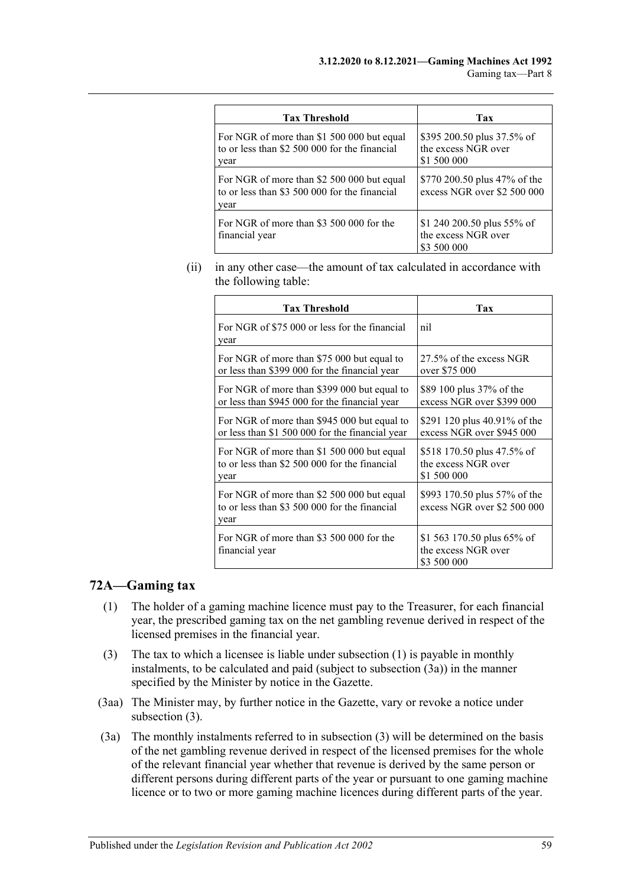| Tax Threshold | Tax |
|---|---|
| For NGR of more than $1 500 000 but equal to or less than $2 500 000 for the financial year | $395 200.50 plus 37.5% of the excess NGR over $1 500 000 |
| For NGR of more than $2 500 000 but equal to or less than $3 500 000 for the financial year | $770 200.50 plus 47% of the excess NGR over $2 500 000 |
| For NGR of more than $3 500 000 for the financial year | $1 240 200.50 plus 55% of the excess NGR over $3 500 000 |

(ii) in any other case—the amount of tax calculated in accordance with the following table:

| Tax Threshold | Tax |
|---|---|
| For NGR of $75 000 or less for the financial year | nil |
| For NGR of more than $75 000 but equal to or less than $399 000 for the financial year | 27.5% of the excess NGR over $75 000 |
| For NGR of more than $399 000 but equal to or less than $945 000 for the financial year | $89 100 plus 37% of the excess NGR over $399 000 |
| For NGR of more than $945 000 but equal to or less than $1 500 000 for the financial year | $291 120 plus 40.91% of the excess NGR over $945 000 |
| For NGR of more than $1 500 000 but equal to or less than $2 500 000 for the financial year | $518 170.50 plus 47.5% of the excess NGR over $1 500 000 |
| For NGR of more than $2 500 000 but equal to or less than $3 500 000 for the financial year | $993 170.50 plus 57% of the excess NGR over $2 500 000 |
| For NGR of more than $3 500 000 for the financial year | $1 563 170.50 plus 65% of the excess NGR over $3 500 000 |

## 72A—Gaming tax

(1) The holder of a gaming machine licence must pay to the Treasurer, for each financial year, the prescribed gaming tax on the net gambling revenue derived in respect of the licensed premises in the financial year.

(3) The tax to which a licensee is liable under subsection (1) is payable in monthly instalments, to be calculated and paid (subject to subsection (3a)) in the manner specified by the Minister by notice in the Gazette.

(3aa) The Minister may, by further notice in the Gazette, vary or revoke a notice under subsection (3).

(3a) The monthly instalments referred to in subsection (3) will be determined on the basis of the net gambling revenue derived in respect of the licensed premises for the whole of the relevant financial year whether that revenue is derived by the same person or different persons during different parts of the year or pursuant to one gaming machine licence or to two or more gaming machine licences during different parts of the year.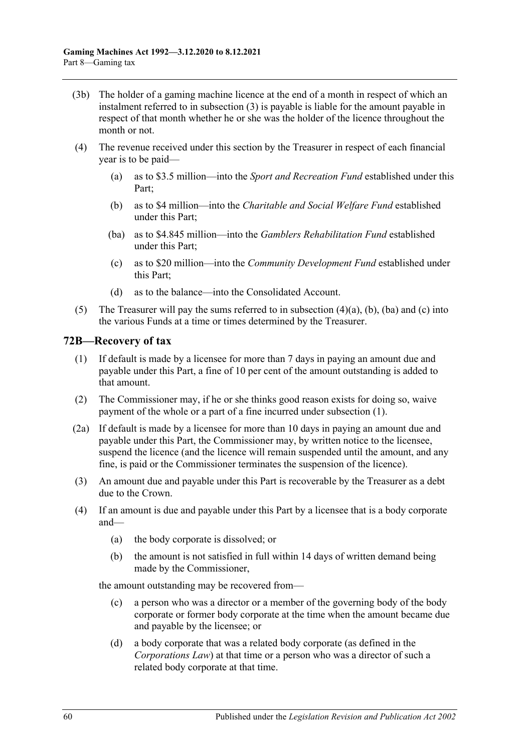(3b) The holder of a gaming machine licence at the end of a month in respect of which an instalment referred to in subsection (3) is payable is liable for the amount payable in respect of that month whether he or she was the holder of the licence throughout the month or not.

(4) The revenue received under this section by the Treasurer in respect of each financial year is to be paid—

(a) as to $3.5 million—into the *Sport and Recreation Fund* established under this Part;

(b) as to $4 million—into the *Charitable and Social Welfare Fund* established under this Part;

(ba) as to $4.845 million—into the *Gamblers Rehabilitation Fund* established under this Part;

(c) as to $20 million—into the *Community Development Fund* established under this Part;

(d) as to the balance—into the Consolidated Account.

(5) The Treasurer will pay the sums referred to in subsection (4)(a), (b), (ba) and (c) into the various Funds at a time or times determined by the Treasurer.

## 72B—Recovery of tax

(1) If default is made by a licensee for more than 7 days in paying an amount due and payable under this Part, a fine of 10 per cent of the amount outstanding is added to that amount.

(2) The Commissioner may, if he or she thinks good reason exists for doing so, waive payment of the whole or a part of a fine incurred under subsection (1).

(2a) If default is made by a licensee for more than 10 days in paying an amount due and payable under this Part, the Commissioner may, by written notice to the licensee, suspend the licence (and the licence will remain suspended until the amount, and any fine, is paid or the Commissioner terminates the suspension of the licence).

(3) An amount due and payable under this Part is recoverable by the Treasurer as a debt due to the Crown.

(4) If an amount is due and payable under this Part by a licensee that is a body corporate and—

(a) the body corporate is dissolved; or

(b) the amount is not satisfied in full within 14 days of written demand being made by the Commissioner,

the amount outstanding may be recovered from—

(c) a person who was a director or a member of the governing body of the body corporate or former body corporate at the time when the amount became due and payable by the licensee; or

(d) a body corporate that was a related body corporate (as defined in the *Corporations Law*) at that time or a person who was a director of such a related body corporate at that time.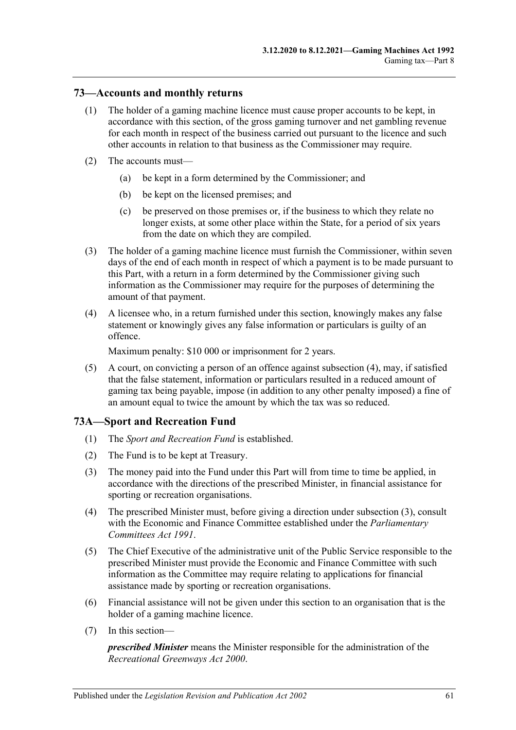## 73—Accounts and monthly returns

(1) The holder of a gaming machine licence must cause proper accounts to be kept, in accordance with this section, of the gross gaming turnover and net gambling revenue for each month in respect of the business carried out pursuant to the licence and such other accounts in relation to that business as the Commissioner may require.

(2) The accounts must—

(a) be kept in a form determined by the Commissioner; and

(b) be kept on the licensed premises; and

(c) be preserved on those premises or, if the business to which they relate no longer exists, at some other place within the State, for a period of six years from the date on which they are compiled.

(3) The holder of a gaming machine licence must furnish the Commissioner, within seven days of the end of each month in respect of which a payment is to be made pursuant to this Part, with a return in a form determined by the Commissioner giving such information as the Commissioner may require for the purposes of determining the amount of that payment.

(4) A licensee who, in a return furnished under this section, knowingly makes any false statement or knowingly gives any false information or particulars is guilty of an offence.

Maximum penalty: $10 000 or imprisonment for 2 years.

(5) A court, on convicting a person of an offence against subsection (4), may, if satisfied that the false statement, information or particulars resulted in a reduced amount of gaming tax being payable, impose (in addition to any other penalty imposed) a fine of an amount equal to twice the amount by which the tax was so reduced.

## 73A—Sport and Recreation Fund

(1) The *Sport and Recreation Fund* is established.

(2) The Fund is to be kept at Treasury.

(3) The money paid into the Fund under this Part will from time to time be applied, in accordance with the directions of the prescribed Minister, in financial assistance for sporting or recreation organisations.

(4) The prescribed Minister must, before giving a direction under subsection (3), consult with the Economic and Finance Committee established under the *Parliamentary Committees Act 1991*.

(5) The Chief Executive of the administrative unit of the Public Service responsible to the prescribed Minister must provide the Economic and Finance Committee with such information as the Committee may require relating to applications for financial assistance made by sporting or recreation organisations.

(6) Financial assistance will not be given under this section to an organisation that is the holder of a gaming machine licence.

(7) In this section—

***prescribed Minister*** means the Minister responsible for the administration of the *Recreational Greenways Act 2000*.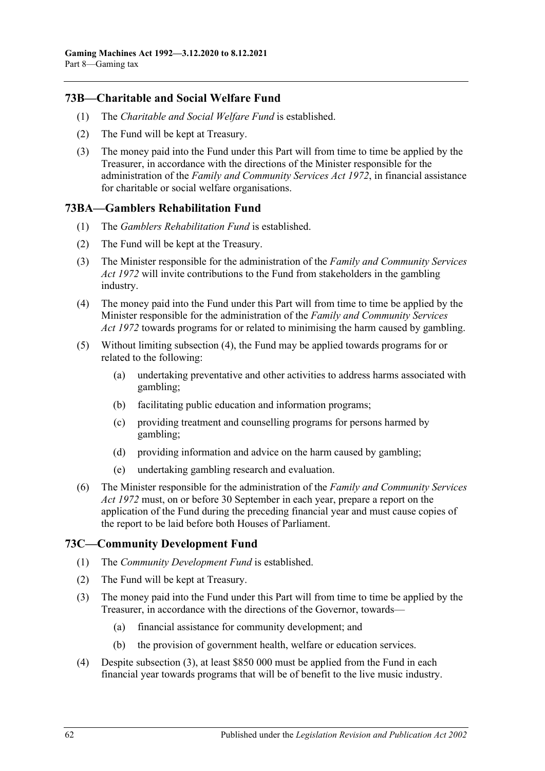## 73B—Charitable and Social Welfare Fund

(1) The *Charitable and Social Welfare Fund* is established.

(2) The Fund will be kept at Treasury.

(3) The money paid into the Fund under this Part will from time to time be applied by the Treasurer, in accordance with the directions of the Minister responsible for the administration of the *Family and Community Services Act 1972*, in financial assistance for charitable or social welfare organisations.

## 73BA—Gamblers Rehabilitation Fund

(1) The *Gamblers Rehabilitation Fund* is established.

(2) The Fund will be kept at the Treasury.

(3) The Minister responsible for the administration of the *Family and Community Services Act 1972* will invite contributions to the Fund from stakeholders in the gambling industry.

(4) The money paid into the Fund under this Part will from time to time be applied by the Minister responsible for the administration of the *Family and Community Services Act 1972* towards programs for or related to minimising the harm caused by gambling.

(5) Without limiting subsection (4), the Fund may be applied towards programs for or related to the following:

- (a) undertaking preventative and other activities to address harms associated with gambling;
- (b) facilitating public education and information programs;
- (c) providing treatment and counselling programs for persons harmed by gambling;
- (d) providing information and advice on the harm caused by gambling;
- (e) undertaking gambling research and evaluation.

(6) The Minister responsible for the administration of the *Family and Community Services Act 1972* must, on or before 30 September in each year, prepare a report on the application of the Fund during the preceding financial year and must cause copies of the report to be laid before both Houses of Parliament.

## 73C—Community Development Fund

(1) The *Community Development Fund* is established.

(2) The Fund will be kept at Treasury.

(3) The money paid into the Fund under this Part will from time to time be applied by the Treasurer, in accordance with the directions of the Governor, towards—

- (a) financial assistance for community development; and
- (b) the provision of government health, welfare or education services.

(4) Despite subsection (3), at least $850 000 must be applied from the Fund in each financial year towards programs that will be of benefit to the live music industry.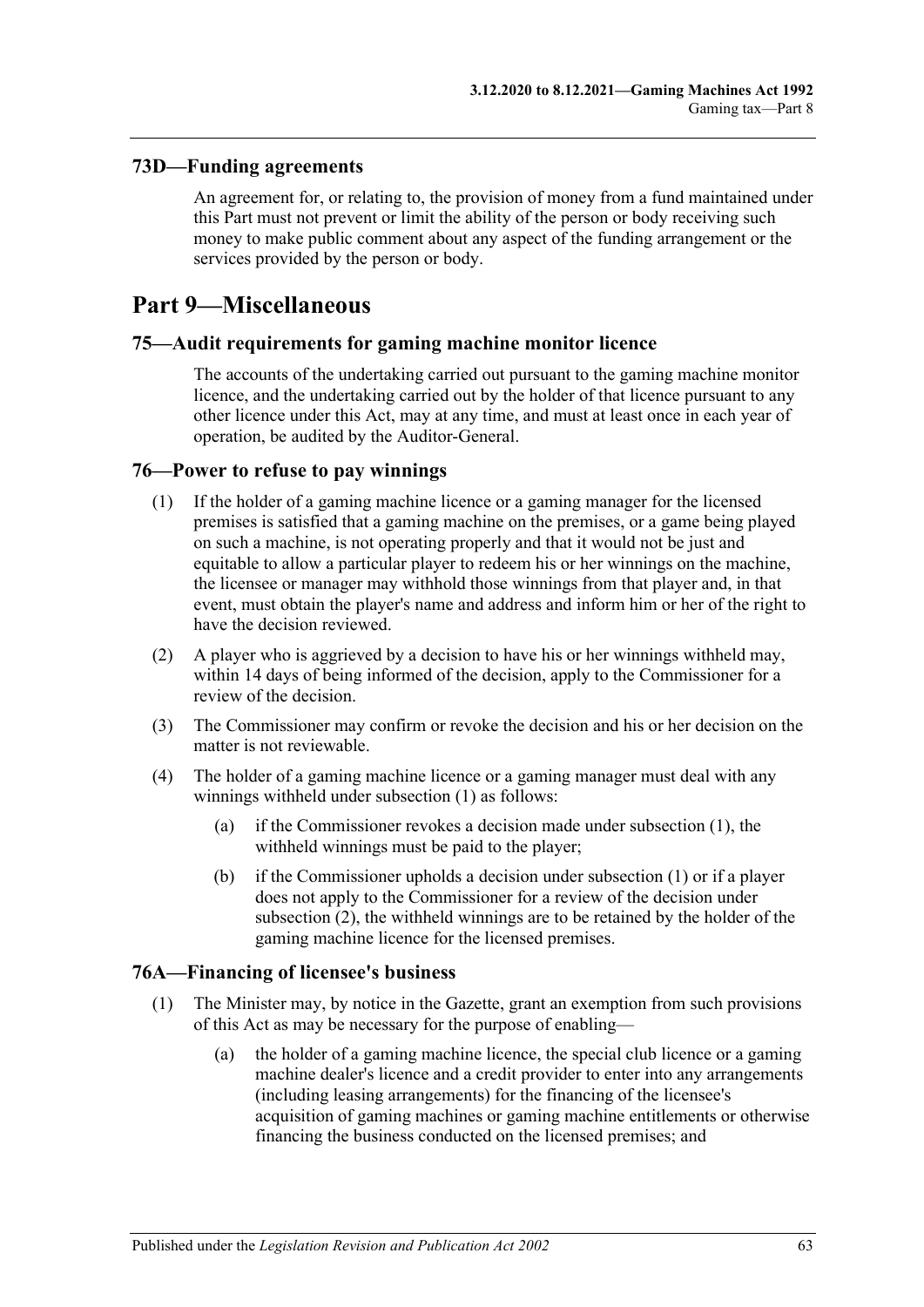## 73D—Funding agreements

An agreement for, or relating to, the provision of money from a fund maintained under this Part must not prevent or limit the ability of the person or body receiving such money to make public comment about any aspect of the funding arrangement or the services provided by the person or body.

# Part 9—Miscellaneous

## 75—Audit requirements for gaming machine monitor licence

The accounts of the undertaking carried out pursuant to the gaming machine monitor licence, and the undertaking carried out by the holder of that licence pursuant to any other licence under this Act, may at any time, and must at least once in each year of operation, be audited by the Auditor-General.

## 76—Power to refuse to pay winnings

(1) If the holder of a gaming machine licence or a gaming manager for the licensed premises is satisfied that a gaming machine on the premises, or a game being played on such a machine, is not operating properly and that it would not be just and equitable to allow a particular player to redeem his or her winnings on the machine, the licensee or manager may withhold those winnings from that player and, in that event, must obtain the player's name and address and inform him or her of the right to have the decision reviewed.

(2) A player who is aggrieved by a decision to have his or her winnings withheld may, within 14 days of being informed of the decision, apply to the Commissioner for a review of the decision.

(3) The Commissioner may confirm or revoke the decision and his or her decision on the matter is not reviewable.

(4) The holder of a gaming machine licence or a gaming manager must deal with any winnings withheld under subsection (1) as follows:

(a) if the Commissioner revokes a decision made under subsection (1), the withheld winnings must be paid to the player;

(b) if the Commissioner upholds a decision under subsection (1) or if a player does not apply to the Commissioner for a review of the decision under subsection (2), the withheld winnings are to be retained by the holder of the gaming machine licence for the licensed premises.

## 76A—Financing of licensee's business

(1) The Minister may, by notice in the Gazette, grant an exemption from such provisions of this Act as may be necessary for the purpose of enabling—

(a) the holder of a gaming machine licence, the special club licence or a gaming machine dealer's licence and a credit provider to enter into any arrangements (including leasing arrangements) for the financing of the licensee's acquisition of gaming machines or gaming machine entitlements or otherwise financing the business conducted on the licensed premises; and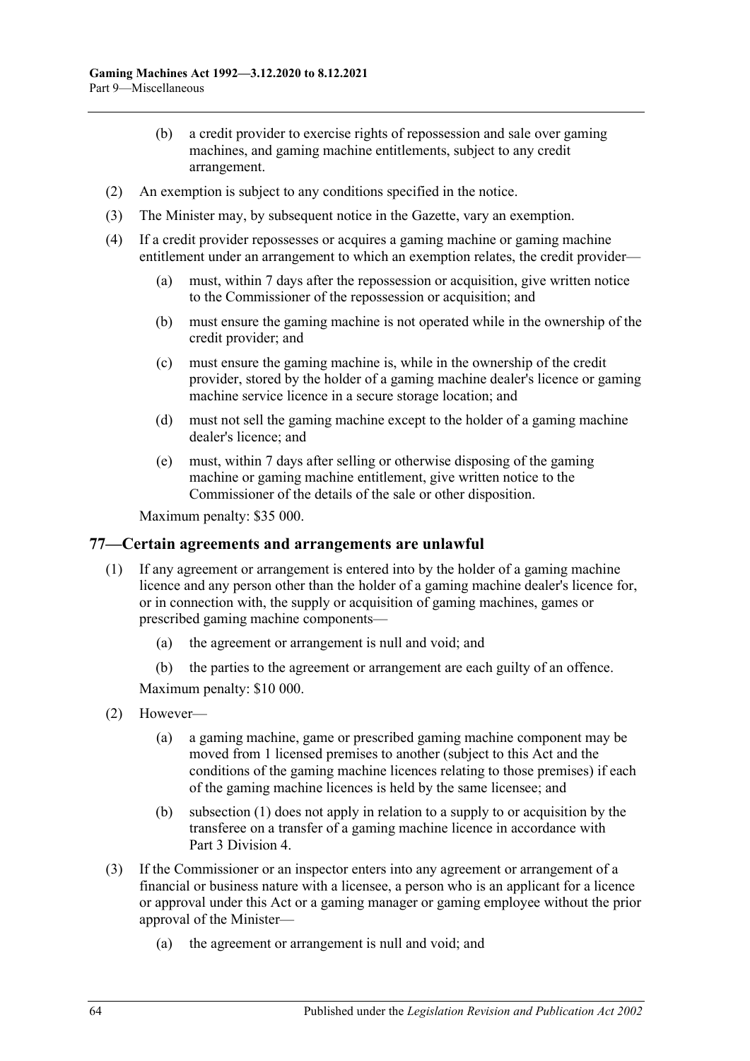(b) a credit provider to exercise rights of repossession and sale over gaming machines, and gaming machine entitlements, subject to any credit arrangement.

(2) An exemption is subject to any conditions specified in the notice.

(3) The Minister may, by subsequent notice in the Gazette, vary an exemption.

(4) If a credit provider repossesses or acquires a gaming machine or gaming machine entitlement under an arrangement to which an exemption relates, the credit provider—

(a) must, within 7 days after the repossession or acquisition, give written notice to the Commissioner of the repossession or acquisition; and

(b) must ensure the gaming machine is not operated while in the ownership of the credit provider; and

(c) must ensure the gaming machine is, while in the ownership of the credit provider, stored by the holder of a gaming machine dealer's licence or gaming machine service licence in a secure storage location; and

(d) must not sell the gaming machine except to the holder of a gaming machine dealer's licence; and

(e) must, within 7 days after selling or otherwise disposing of the gaming machine or gaming machine entitlement, give written notice to the Commissioner of the details of the sale or other disposition.

Maximum penalty: $35 000.

## 77—Certain agreements and arrangements are unlawful

(1) If any agreement or arrangement is entered into by the holder of a gaming machine licence and any person other than the holder of a gaming machine dealer's licence for, or in connection with, the supply or acquisition of gaming machines, games or prescribed gaming machine components—

(a) the agreement or arrangement is null and void; and

(b) the parties to the agreement or arrangement are each guilty of an offence.

Maximum penalty: $10 000.

(2) However—

(a) a gaming machine, game or prescribed gaming machine component may be moved from 1 licensed premises to another (subject to this Act and the conditions of the gaming machine licences relating to those premises) if each of the gaming machine licences is held by the same licensee; and

(b) subsection (1) does not apply in relation to a supply to or acquisition by the transferee on a transfer of a gaming machine licence in accordance with Part 3 Division 4.

(3) If the Commissioner or an inspector enters into any agreement or arrangement of a financial or business nature with a licensee, a person who is an applicant for a licence or approval under this Act or a gaming manager or gaming employee without the prior approval of the Minister—

(a) the agreement or arrangement is null and void; and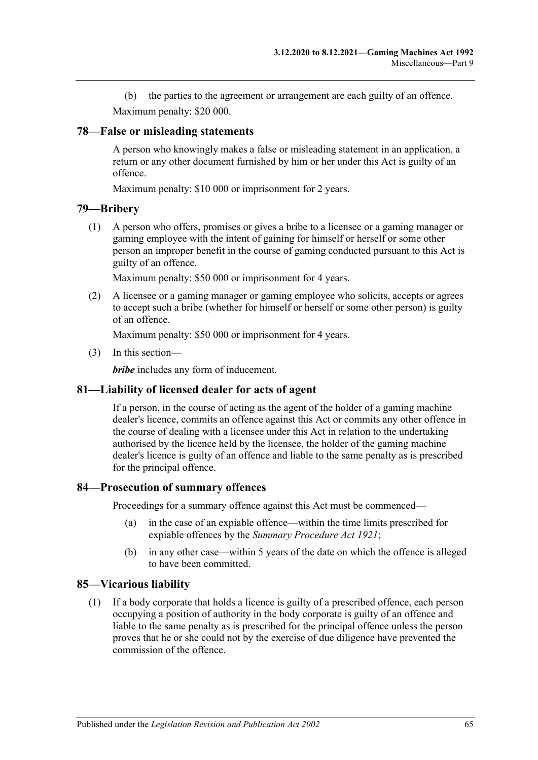(b) the parties to the agreement or arrangement are each guilty of an offence.

Maximum penalty: $20 000.

## 78—False or misleading statements

A person who knowingly makes a false or misleading statement in an application, a return or any other document furnished by him or her under this Act is guilty of an offence.

Maximum penalty: $10 000 or imprisonment for 2 years.

## 79—Bribery

(1) A person who offers, promises or gives a bribe to a licensee or a gaming manager or gaming employee with the intent of gaining for himself or herself or some other person an improper benefit in the course of gaming conducted pursuant to this Act is guilty of an offence.

Maximum penalty: $50 000 or imprisonment for 4 years.

(2) A licensee or a gaming manager or gaming employee who solicits, accepts or agrees to accept such a bribe (whether for himself or herself or some other person) is guilty of an offence.

Maximum penalty: $50 000 or imprisonment for 4 years.

(3) In this section—

***bribe*** includes any form of inducement.

## 81—Liability of licensed dealer for acts of agent

If a person, in the course of acting as the agent of the holder of a gaming machine dealer's licence, commits an offence against this Act or commits any other offence in the course of dealing with a licensee under this Act in relation to the undertaking authorised by the licence held by the licensee, the holder of the gaming machine dealer's licence is guilty of an offence and liable to the same penalty as is prescribed for the principal offence.

## 84—Prosecution of summary offences

Proceedings for a summary offence against this Act must be commenced—

(a) in the case of an expiable offence—within the time limits prescribed for expiable offences by the *Summary Procedure Act 1921*;

(b) in any other case—within 5 years of the date on which the offence is alleged to have been committed.

## 85—Vicarious liability

(1) If a body corporate that holds a licence is guilty of a prescribed offence, each person occupying a position of authority in the body corporate is guilty of an offence and liable to the same penalty as is prescribed for the principal offence unless the person proves that he or she could not by the exercise of due diligence have prevented the commission of the offence.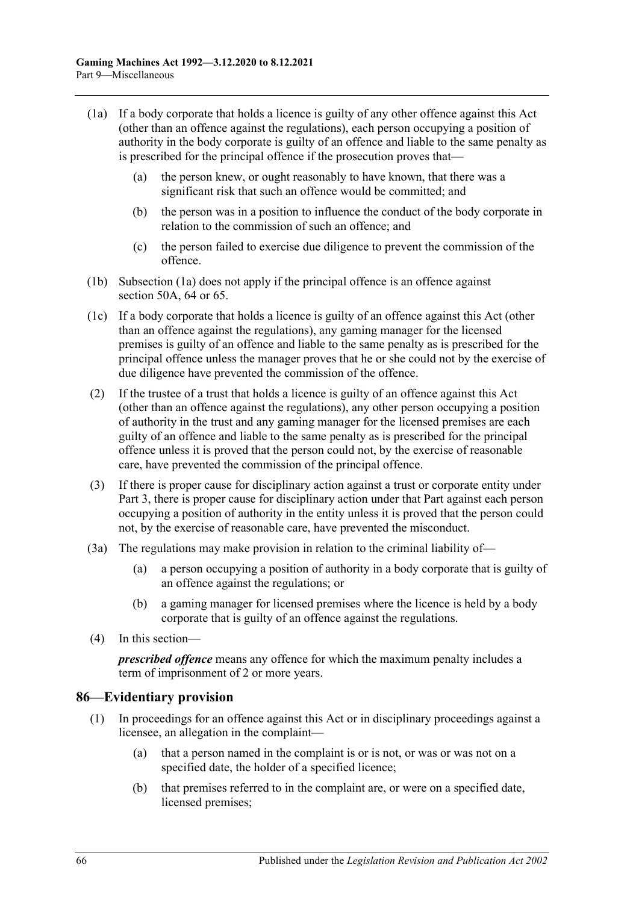(1a) If a body corporate that holds a licence is guilty of any other offence against this Act (other than an offence against the regulations), each person occupying a position of authority in the body corporate is guilty of an offence and liable to the same penalty as is prescribed for the principal offence if the prosecution proves that—

(a) the person knew, or ought reasonably to have known, that there was a significant risk that such an offence would be committed; and

(b) the person was in a position to influence the conduct of the body corporate in relation to the commission of such an offence; and

(c) the person failed to exercise due diligence to prevent the commission of the offence.

(1b) Subsection (1a) does not apply if the principal offence is an offence against section 50A, 64 or 65.

(1c) If a body corporate that holds a licence is guilty of an offence against this Act (other than an offence against the regulations), any gaming manager for the licensed premises is guilty of an offence and liable to the same penalty as is prescribed for the principal offence unless the manager proves that he or she could not by the exercise of due diligence have prevented the commission of the offence.

(2) If the trustee of a trust that holds a licence is guilty of an offence against this Act (other than an offence against the regulations), any other person occupying a position of authority in the trust and any gaming manager for the licensed premises are each guilty of an offence and liable to the same penalty as is prescribed for the principal offence unless it is proved that the person could not, by the exercise of reasonable care, have prevented the commission of the principal offence.

(3) If there is proper cause for disciplinary action against a trust or corporate entity under Part 3, there is proper cause for disciplinary action under that Part against each person occupying a position of authority in the entity unless it is proved that the person could not, by the exercise of reasonable care, have prevented the misconduct.

(3a) The regulations may make provision in relation to the criminal liability of—

(a) a person occupying a position of authority in a body corporate that is guilty of an offence against the regulations; or

(b) a gaming manager for licensed premises where the licence is held by a body corporate that is guilty of an offence against the regulations.

(4) In this section—

***prescribed offence*** means any offence for which the maximum penalty includes a term of imprisonment of 2 or more years.

## 86—Evidentiary provision

(1) In proceedings for an offence against this Act or in disciplinary proceedings against a licensee, an allegation in the complaint—

(a) that a person named in the complaint is or is not, or was or was not on a specified date, the holder of a specified licence;

(b) that premises referred to in the complaint are, or were on a specified date, licensed premises;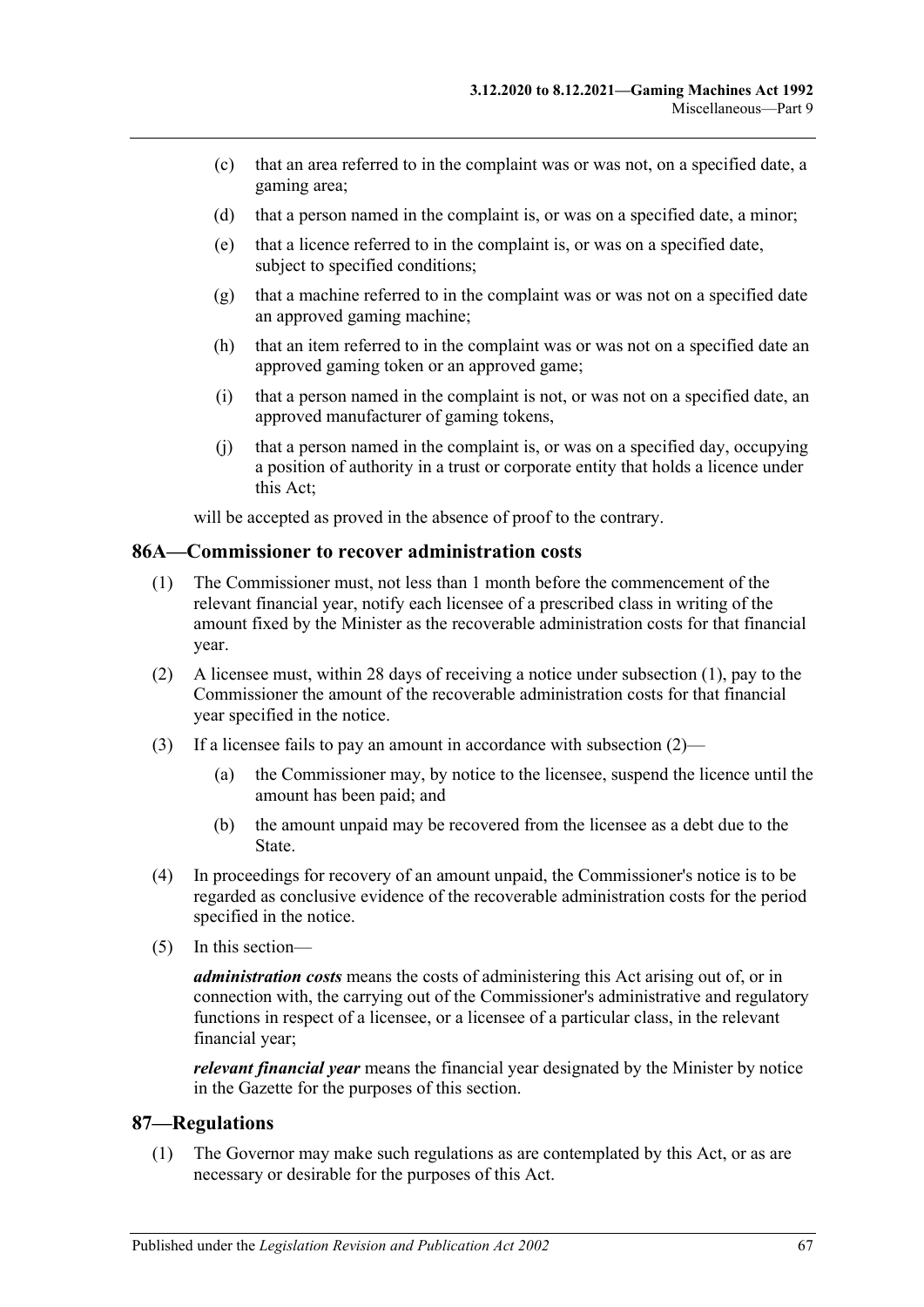(c) that an area referred to in the complaint was or was not, on a specified date, a gaming area;

(d) that a person named in the complaint is, or was on a specified date, a minor;

(e) that a licence referred to in the complaint is, or was on a specified date, subject to specified conditions;

(g) that a machine referred to in the complaint was or was not on a specified date an approved gaming machine;

(h) that an item referred to in the complaint was or was not on a specified date an approved gaming token or an approved game;

(i) that a person named in the complaint is not, or was not on a specified date, an approved manufacturer of gaming tokens,

(j) that a person named in the complaint is, or was on a specified day, occupying a position of authority in a trust or corporate entity that holds a licence under this Act;

will be accepted as proved in the absence of proof to the contrary.

## 86A—Commissioner to recover administration costs

(1) The Commissioner must, not less than 1 month before the commencement of the relevant financial year, notify each licensee of a prescribed class in writing of the amount fixed by the Minister as the recoverable administration costs for that financial year.

(2) A licensee must, within 28 days of receiving a notice under subsection (1), pay to the Commissioner the amount of the recoverable administration costs for that financial year specified in the notice.

(3) If a licensee fails to pay an amount in accordance with subsection (2)—

(a) the Commissioner may, by notice to the licensee, suspend the licence until the amount has been paid; and

(b) the amount unpaid may be recovered from the licensee as a debt due to the State.

(4) In proceedings for recovery of an amount unpaid, the Commissioner's notice is to be regarded as conclusive evidence of the recoverable administration costs for the period specified in the notice.

(5) In this section—

***administration costs*** means the costs of administering this Act arising out of, or in connection with, the carrying out of the Commissioner's administrative and regulatory functions in respect of a licensee, or a licensee of a particular class, in the relevant financial year;

***relevant financial year*** means the financial year designated by the Minister by notice in the Gazette for the purposes of this section.

## 87—Regulations

(1) The Governor may make such regulations as are contemplated by this Act, or as are necessary or desirable for the purposes of this Act.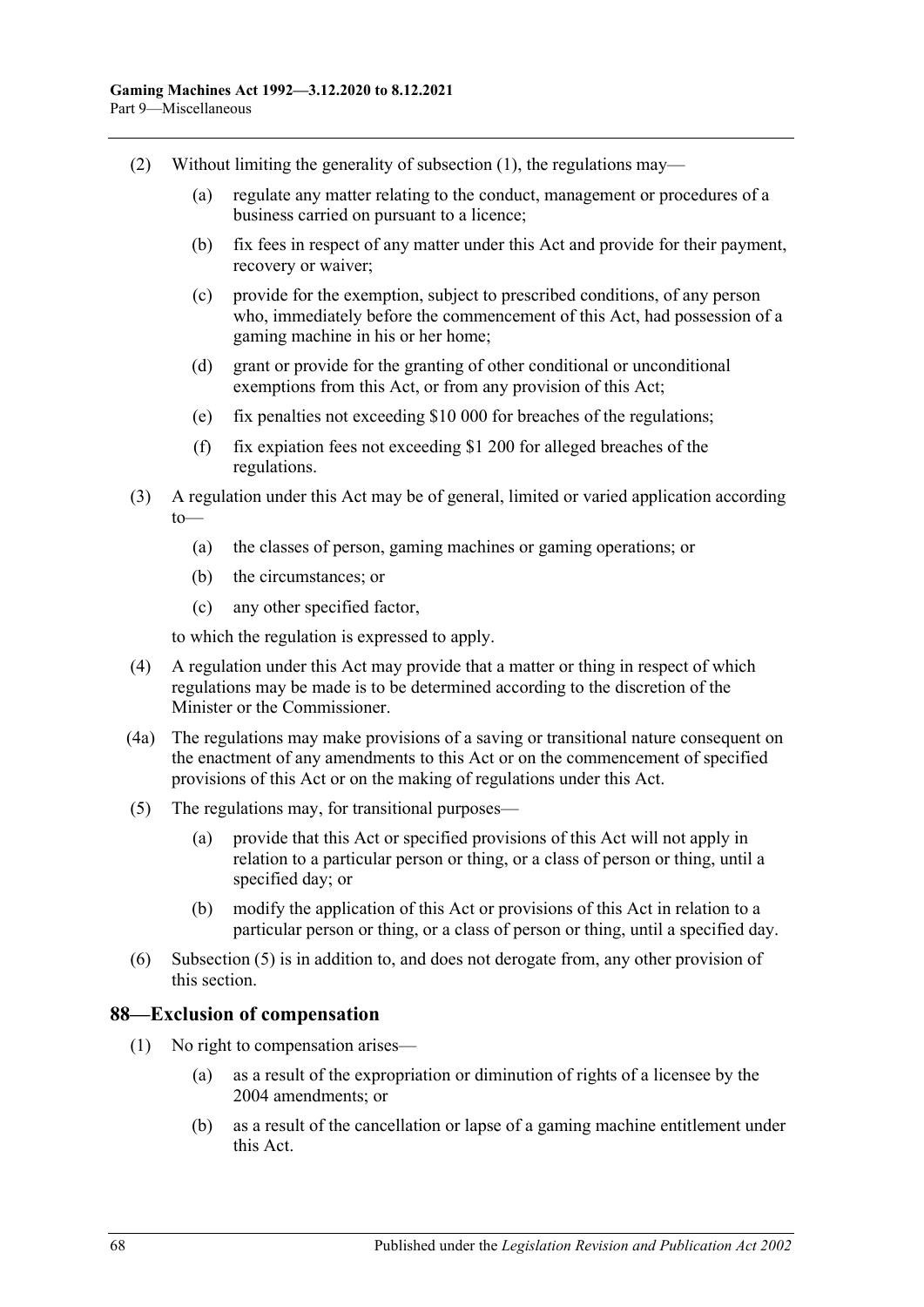(2) Without limiting the generality of subsection (1), the regulations may—

(a) regulate any matter relating to the conduct, management or procedures of a business carried on pursuant to a licence;

(b) fix fees in respect of any matter under this Act and provide for their payment, recovery or waiver;

(c) provide for the exemption, subject to prescribed conditions, of any person who, immediately before the commencement of this Act, had possession of a gaming machine in his or her home;

(d) grant or provide for the granting of other conditional or unconditional exemptions from this Act, or from any provision of this Act;

(e) fix penalties not exceeding $10 000 for breaches of the regulations;

(f) fix expiation fees not exceeding $1 200 for alleged breaches of the regulations.

(3) A regulation under this Act may be of general, limited or varied application according to—

(a) the classes of person, gaming machines or gaming operations; or

(b) the circumstances; or

(c) any other specified factor,

to which the regulation is expressed to apply.

(4) A regulation under this Act may provide that a matter or thing in respect of which regulations may be made is to be determined according to the discretion of the Minister or the Commissioner.

(4a) The regulations may make provisions of a saving or transitional nature consequent on the enactment of any amendments to this Act or on the commencement of specified provisions of this Act or on the making of regulations under this Act.

(5) The regulations may, for transitional purposes—

(a) provide that this Act or specified provisions of this Act will not apply in relation to a particular person or thing, or a class of person or thing, until a specified day; or

(b) modify the application of this Act or provisions of this Act in relation to a particular person or thing, or a class of person or thing, until a specified day.

(6) Subsection (5) is in addition to, and does not derogate from, any other provision of this section.

## 88—Exclusion of compensation

(1) No right to compensation arises—

(a) as a result of the expropriation or diminution of rights of a licensee by the 2004 amendments; or

(b) as a result of the cancellation or lapse of a gaming machine entitlement under this Act.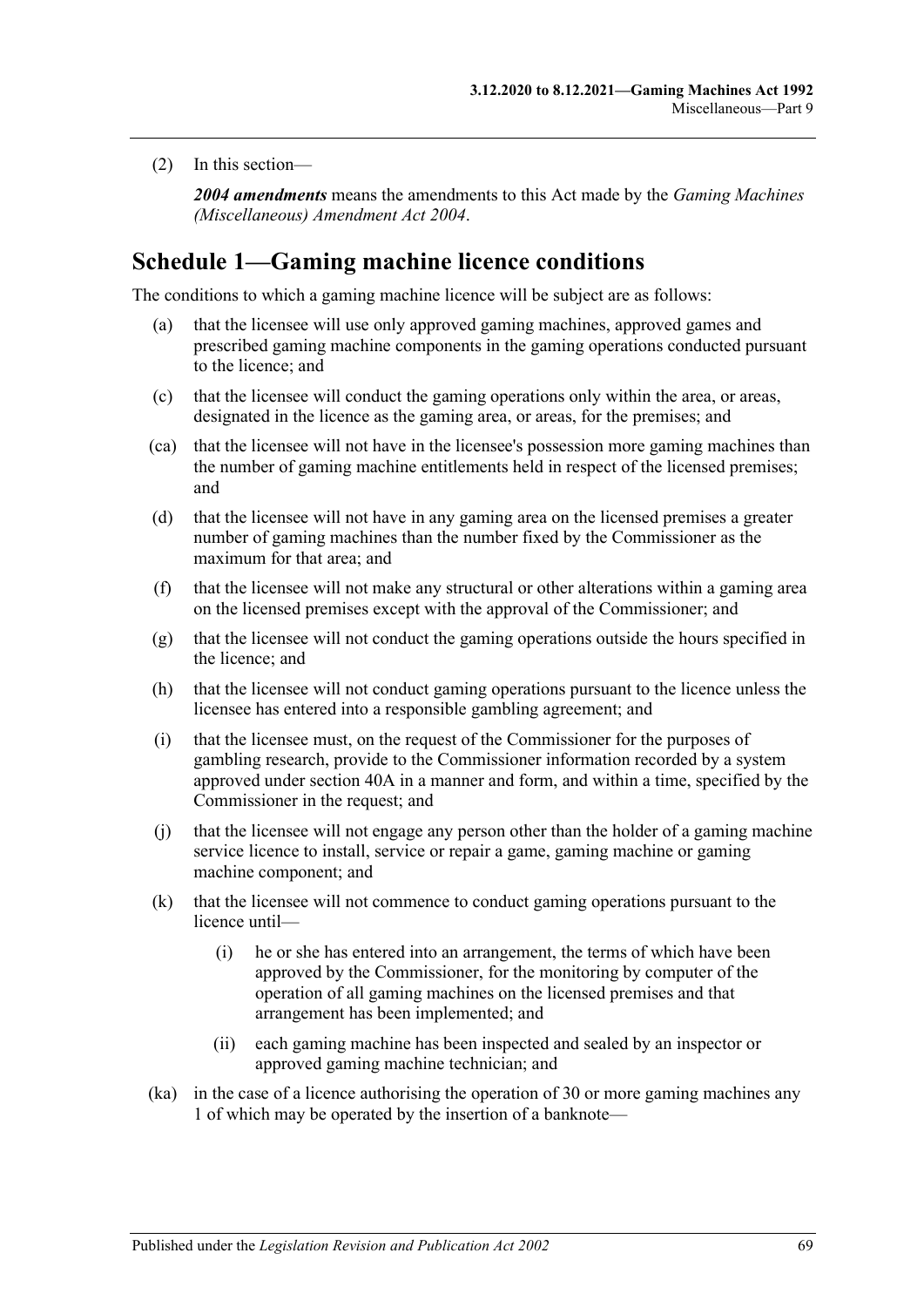(2) In this section—

***2004 amendments*** means the amendments to this Act made by the *Gaming Machines (Miscellaneous) Amendment Act 2004*.

## Schedule 1—Gaming machine licence conditions

The conditions to which a gaming machine licence will be subject are as follows:

(a) that the licensee will use only approved gaming machines, approved games and prescribed gaming machine components in the gaming operations conducted pursuant to the licence; and

(c) that the licensee will conduct the gaming operations only within the area, or areas, designated in the licence as the gaming area, or areas, for the premises; and

(ca) that the licensee will not have in the licensee's possession more gaming machines than the number of gaming machine entitlements held in respect of the licensed premises; and

(d) that the licensee will not have in any gaming area on the licensed premises a greater number of gaming machines than the number fixed by the Commissioner as the maximum for that area; and

(f) that the licensee will not make any structural or other alterations within a gaming area on the licensed premises except with the approval of the Commissioner; and

(g) that the licensee will not conduct the gaming operations outside the hours specified in the licence; and

(h) that the licensee will not conduct gaming operations pursuant to the licence unless the licensee has entered into a responsible gambling agreement; and

(i) that the licensee must, on the request of the Commissioner for the purposes of gambling research, provide to the Commissioner information recorded by a system approved under section 40A in a manner and form, and within a time, specified by the Commissioner in the request; and

(j) that the licensee will not engage any person other than the holder of a gaming machine service licence to install, service or repair a game, gaming machine or gaming machine component; and

(k) that the licensee will not commence to conduct gaming operations pursuant to the licence until—

(i) he or she has entered into an arrangement, the terms of which have been approved by the Commissioner, for the monitoring by computer of the operation of all gaming machines on the licensed premises and that arrangement has been implemented; and

(ii) each gaming machine has been inspected and sealed by an inspector or approved gaming machine technician; and

(ka) in the case of a licence authorising the operation of 30 or more gaming machines any 1 of which may be operated by the insertion of a banknote—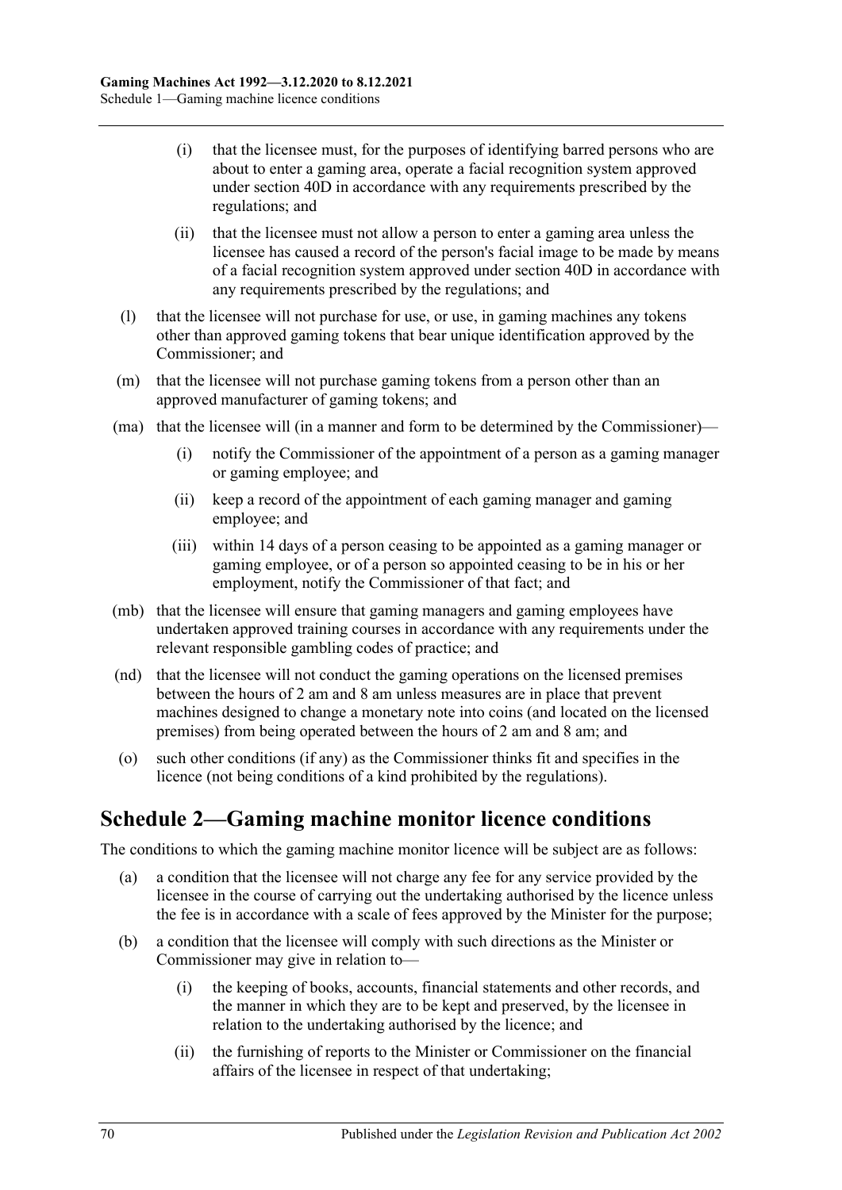(i) that the licensee must, for the purposes of identifying barred persons who are about to enter a gaming area, operate a facial recognition system approved under section 40D in accordance with any requirements prescribed by the regulations; and

(ii) that the licensee must not allow a person to enter a gaming area unless the licensee has caused a record of the person's facial image to be made by means of a facial recognition system approved under section 40D in accordance with any requirements prescribed by the regulations; and

(l) that the licensee will not purchase for use, or use, in gaming machines any tokens other than approved gaming tokens that bear unique identification approved by the Commissioner; and

(m) that the licensee will not purchase gaming tokens from a person other than an approved manufacturer of gaming tokens; and

(ma) that the licensee will (in a manner and form to be determined by the Commissioner)—

(i) notify the Commissioner of the appointment of a person as a gaming manager or gaming employee; and

(ii) keep a record of the appointment of each gaming manager and gaming employee; and

(iii) within 14 days of a person ceasing to be appointed as a gaming manager or gaming employee, or of a person so appointed ceasing to be in his or her employment, notify the Commissioner of that fact; and

(mb) that the licensee will ensure that gaming managers and gaming employees have undertaken approved training courses in accordance with any requirements under the relevant responsible gambling codes of practice; and

(nd) that the licensee will not conduct the gaming operations on the licensed premises between the hours of 2 am and 8 am unless measures are in place that prevent machines designed to change a monetary note into coins (and located on the licensed premises) from being operated between the hours of 2 am and 8 am; and

(o) such other conditions (if any) as the Commissioner thinks fit and specifies in the licence (not being conditions of a kind prohibited by the regulations).

## Schedule 2—Gaming machine monitor licence conditions

The conditions to which the gaming machine monitor licence will be subject are as follows:

(a) a condition that the licensee will not charge any fee for any service provided by the licensee in the course of carrying out the undertaking authorised by the licence unless the fee is in accordance with a scale of fees approved by the Minister for the purpose;

(b) a condition that the licensee will comply with such directions as the Minister or Commissioner may give in relation to—

(i) the keeping of books, accounts, financial statements and other records, and the manner in which they are to be kept and preserved, by the licensee in relation to the undertaking authorised by the licence; and

(ii) the furnishing of reports to the Minister or Commissioner on the financial affairs of the licensee in respect of that undertaking;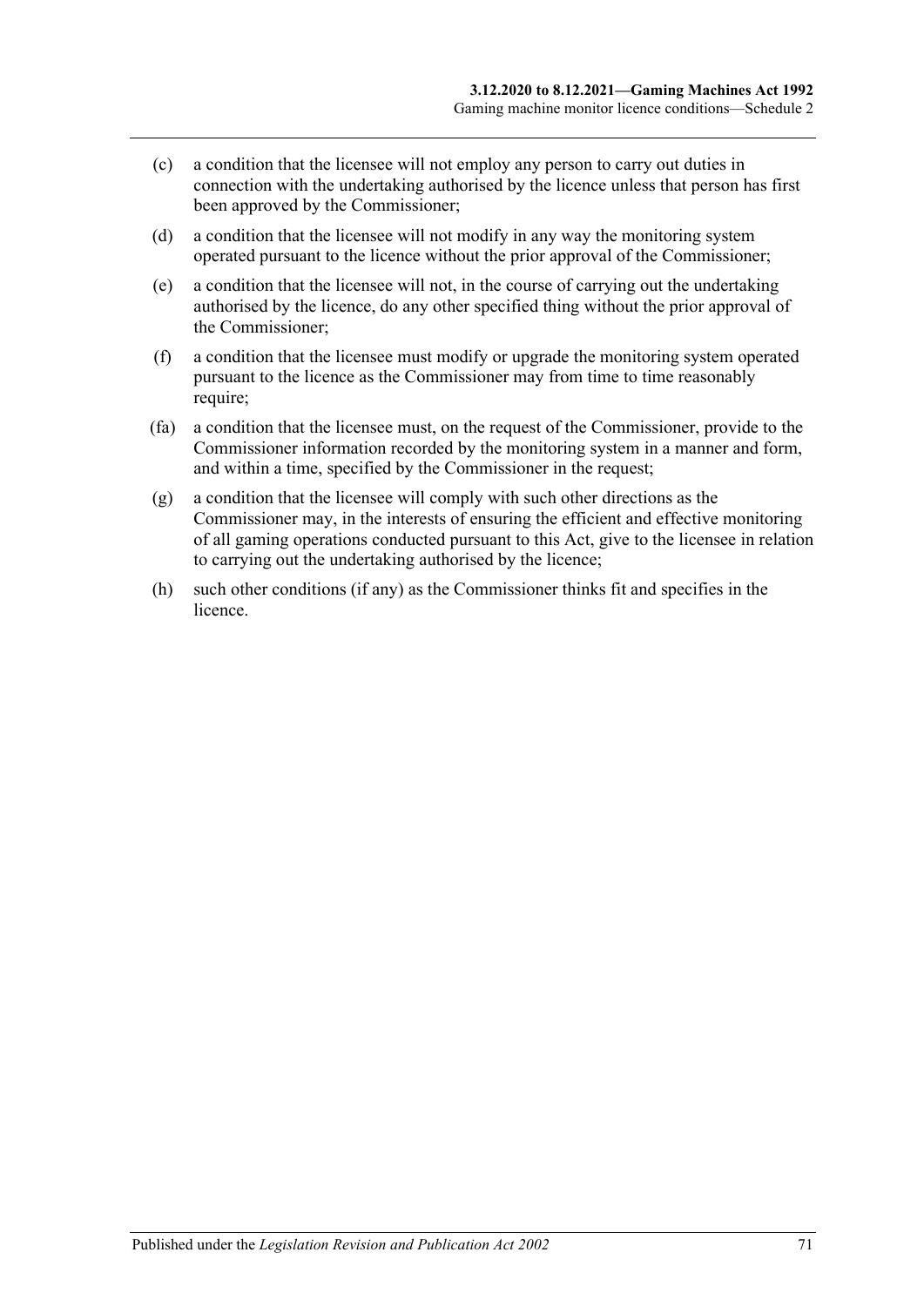(c) a condition that the licensee will not employ any person to carry out duties in connection with the undertaking authorised by the licence unless that person has first been approved by the Commissioner;

(d) a condition that the licensee will not modify in any way the monitoring system operated pursuant to the licence without the prior approval of the Commissioner;

(e) a condition that the licensee will not, in the course of carrying out the undertaking authorised by the licence, do any other specified thing without the prior approval of the Commissioner;

(f) a condition that the licensee must modify or upgrade the monitoring system operated pursuant to the licence as the Commissioner may from time to time reasonably require;

(fa) a condition that the licensee must, on the request of the Commissioner, provide to the Commissioner information recorded by the monitoring system in a manner and form, and within a time, specified by the Commissioner in the request;

(g) a condition that the licensee will comply with such other directions as the Commissioner may, in the interests of ensuring the efficient and effective monitoring of all gaming operations conducted pursuant to this Act, give to the licensee in relation to carrying out the undertaking authorised by the licence;

(h) such other conditions (if any) as the Commissioner thinks fit and specifies in the licence.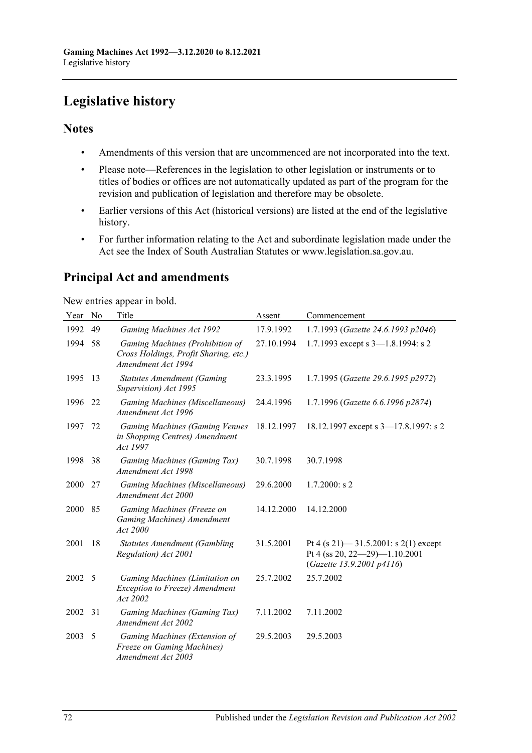# Legislative history

## Notes

- Amendments of this version that are uncommenced are not incorporated into the text.
- Please note—References in the legislation to other legislation or instruments or to titles of bodies or offices are not automatically updated as part of the program for the revision and publication of legislation and therefore may be obsolete.
- Earlier versions of this Act (historical versions) are listed at the end of the legislative history.
- For further information relating to the Act and subordinate legislation made under the Act see the Index of South Australian Statutes or www.legislation.sa.gov.au.

## Principal Act and amendments

New entries appear in bold.

| Year | No | Title | Assent | Commencement |
|---|---|---|---|---|
| 1992 | 49 | *Gaming Machines Act 1992* | 17.9.1992 | 1.7.1993 (*Gazette 24.6.1993 p2046*) |
| 1994 | 58 | *Gaming Machines (Prohibition of Cross Holdings, Profit Sharing, etc.) Amendment Act 1994* | 27.10.1994 | 1.7.1993 except s 3—1.8.1994: s 2 |
| 1995 | 13 | *Statutes Amendment (Gaming Supervision) Act 1995* | 23.3.1995 | 1.7.1995 (*Gazette 29.6.1995 p2972*) |
| 1996 | 22 | *Gaming Machines (Miscellaneous) Amendment Act 1996* | 24.4.1996 | 1.7.1996 (*Gazette 6.6.1996 p2874*) |
| 1997 | 72 | *Gaming Machines (Gaming Venues in Shopping Centres) Amendment Act 1997* | 18.12.1997 | 18.12.1997 except s 3—17.8.1997: s 2 |
| 1998 | 38 | *Gaming Machines (Gaming Tax) Amendment Act 1998* | 30.7.1998 | 30.7.1998 |
| 2000 | 27 | *Gaming Machines (Miscellaneous) Amendment Act 2000* | 29.6.2000 | 1.7.2000: s 2 |
| 2000 | 85 | *Gaming Machines (Freeze on Gaming Machines) Amendment Act 2000* | 14.12.2000 | 14.12.2000 |
| 2001 | 18 | *Statutes Amendment (Gambling Regulation) Act 2001* | 31.5.2001 | Pt 4 (s 21)— 31.5.2001: s 2(1) except Pt 4 (ss 20, 22—29)—1.10.2001 (*Gazette 13.9.2001 p4116*) |
| 2002 | 5 | *Gaming Machines (Limitation on Exception to Freeze) Amendment Act 2002* | 25.7.2002 | 25.7.2002 |
| 2002 | 31 | *Gaming Machines (Gaming Tax) Amendment Act 2002* | 7.11.2002 | 7.11.2002 |
| 2003 | 5 | *Gaming Machines (Extension of Freeze on Gaming Machines) Amendment Act 2003* | 29.5.2003 | 29.5.2003 |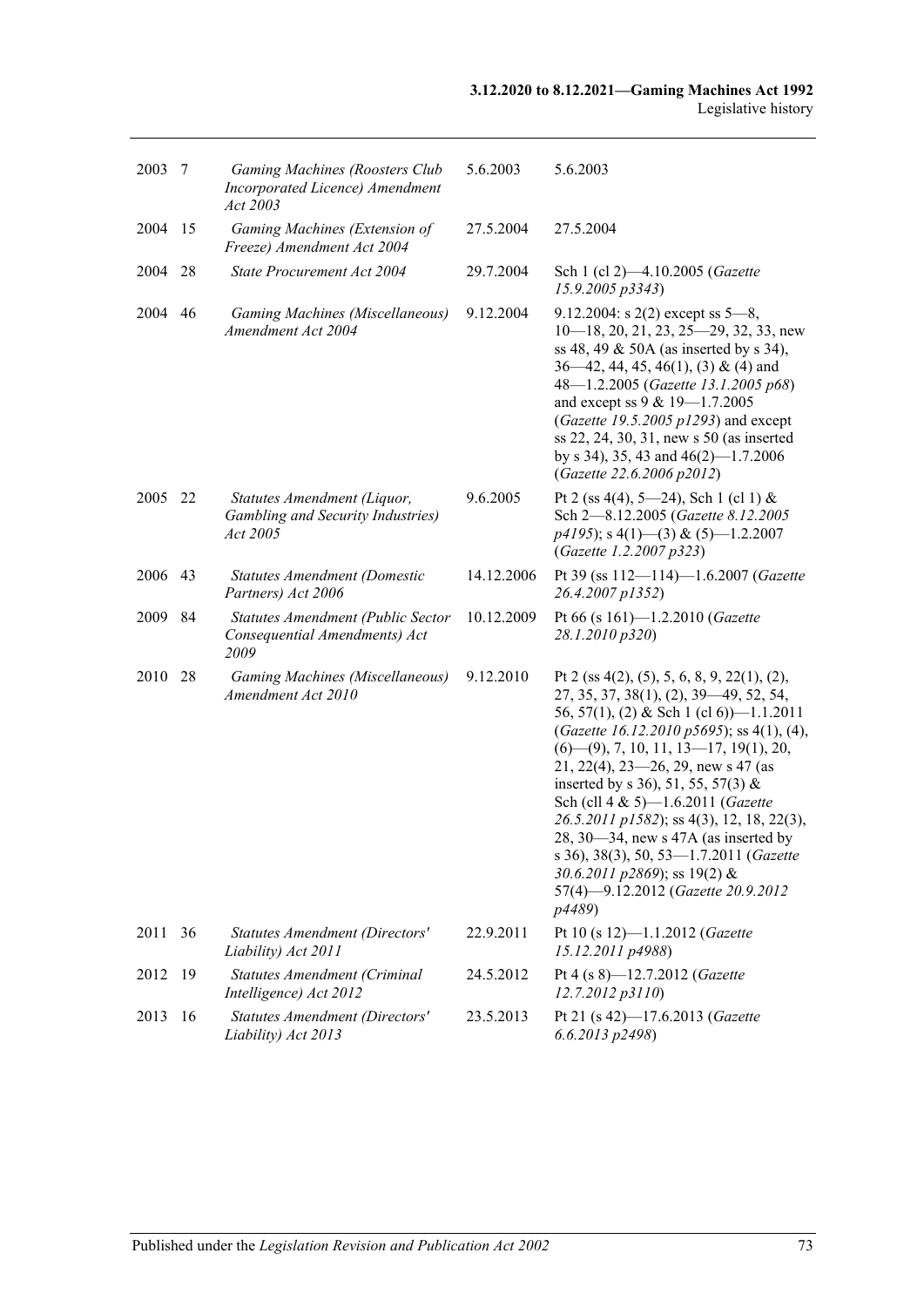| | | | | |
|---|---|---|---|---|
| 2003 | 7 | *Gaming Machines (Roosters Club Incorporated Licence) Amendment Act 2003* | 5.6.2003 | 5.6.2003 |
| 2004 | 15 | *Gaming Machines (Extension of Freeze) Amendment Act 2004* | 27.5.2004 | 27.5.2004 |
| 2004 | 28 | *State Procurement Act 2004* | 29.7.2004 | Sch 1 (cl 2)—4.10.2005 (*Gazette 15.9.2005 p3343*) |
| 2004 | 46 | *Gaming Machines (Miscellaneous) Amendment Act 2004* | 9.12.2004 | 9.12.2004: s 2(2) except ss 5—8, 10—18, 20, 21, 23, 25—29, 32, 33, new ss 48, 49 & 50A (as inserted by s 34), 36—42, 44, 45, 46(1), (3) & (4) and 48—1.2.2005 (*Gazette 13.1.2005 p68*) and except ss 9 & 19—1.7.2005 (*Gazette 19.5.2005 p1293*) and except ss 22, 24, 30, 31, new s 50 (as inserted by s 34), 35, 43 and 46(2)—1.7.2006 (*Gazette 22.6.2006 p2012*) |
| 2005 | 22 | *Statutes Amendment (Liquor, Gambling and Security Industries) Act 2005* | 9.6.2005 | Pt 2 (ss 4(4), 5—24), Sch 1 (cl 1) & Sch 2—8.12.2005 (*Gazette 8.12.2005 p4195*); s 4(1)—(3) & (5)—1.2.2007 (*Gazette 1.2.2007 p323*) |
| 2006 | 43 | *Statutes Amendment (Domestic Partners) Act 2006* | 14.12.2006 | Pt 39 (ss 112—114)—1.6.2007 (*Gazette 26.4.2007 p1352*) |
| 2009 | 84 | *Statutes Amendment (Public Sector Consequential Amendments) Act 2009* | 10.12.2009 | Pt 66 (s 161)—1.2.2010 (*Gazette 28.1.2010 p320*) |
| 2010 | 28 | *Gaming Machines (Miscellaneous) Amendment Act 2010* | 9.12.2010 | Pt 2 (ss 4(2), (5), 5, 6, 8, 9, 22(1), (2), 27, 35, 37, 38(1), (2), 39—49, 52, 54, 56, 57(1), (2) & Sch 1 (cl 6))—1.1.2011 (*Gazette 16.12.2010 p5695*); ss 4(1), (4), (6)—(9), 7, 10, 11, 13—17, 19(1), 20, 21, 22(4), 23—26, 29, new s 47 (as inserted by s 36), 51, 55, 57(3) & Sch (cll 4 & 5)—1.6.2011 (*Gazette 26.5.2011 p1582*); ss 4(3), 12, 18, 22(3), 28, 30—34, new s 47A (as inserted by s 36), 38(3), 50, 53—1.7.2011 (*Gazette 30.6.2011 p2869*); ss 19(2) & 57(4)—9.12.2012 (*Gazette 20.9.2012 p4489*) |
| 2011 | 36 | *Statutes Amendment (Directors' Liability) Act 2011* | 22.9.2011 | Pt 10 (s 12)—1.1.2012 (*Gazette 15.12.2011 p4988*) |
| 2012 | 19 | *Statutes Amendment (Criminal Intelligence) Act 2012* | 24.5.2012 | Pt 4 (s 8)—12.7.2012 (*Gazette 12.7.2012 p3110*) |
| 2013 | 16 | *Statutes Amendment (Directors' Liability) Act 2013* | 23.5.2013 | Pt 21 (s 42)—17.6.2013 (*Gazette 6.6.2013 p2498*) |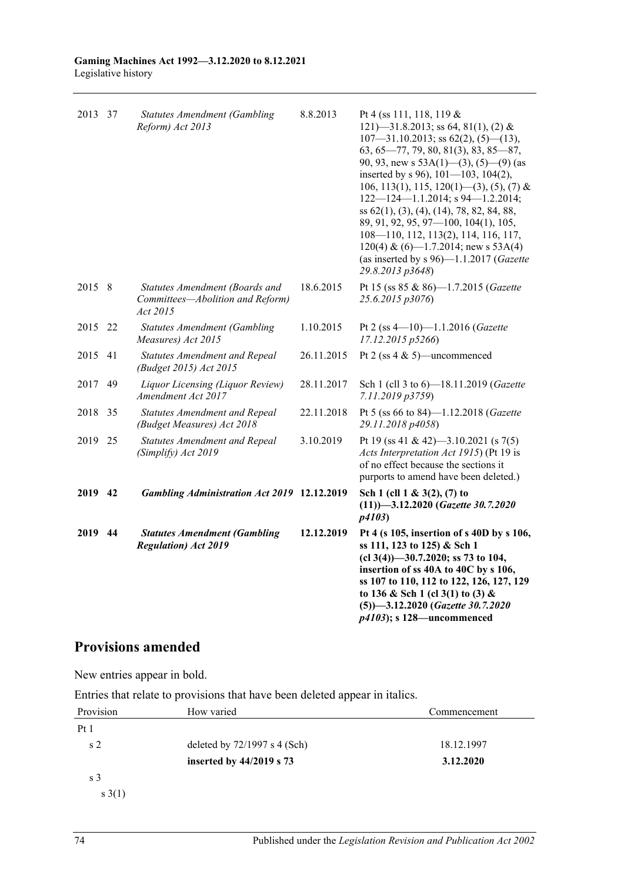| | | | | |
|---|---|---|---|---|
| 2013 | 37 | *Statutes Amendment (Gambling Reform) Act 2013* | 8.8.2013 | Pt 4 (ss 111, 118, 119 & 121)—31.8.2013; ss 64, 81(1), (2) & 107—31.10.2013; ss 62(2), (5)—(13), 63, 65—77, 79, 80, 81(3), 83, 85—87, 90, 93, new s 53A(1)—(3), (5)—(9) (as inserted by s 96), 101—103, 104(2), 106, 113(1), 115, 120(1)—(3), (5), (7) & 122—124—1.1.2014; s 94—1.2.2014; ss 62(1), (3), (4), (14), 78, 82, 84, 88, 89, 91, 92, 95, 97—100, 104(1), 105, 108—110, 112, 113(2), 114, 116, 117, 120(4) & (6)—1.7.2014; new s 53A(4) (as inserted by s 96)—1.1.2017 (*Gazette 29.8.2013 p3648*) |
| 2015 | 8 | *Statutes Amendment (Boards and Committees—Abolition and Reform) Act 2015* | 18.6.2015 | Pt 15 (ss 85 & 86)—1.7.2015 (*Gazette 25.6.2015 p3076*) |
| 2015 | 22 | *Statutes Amendment (Gambling Measures) Act 2015* | 1.10.2015 | Pt 2 (ss 4—10)—1.1.2016 (*Gazette 17.12.2015 p5266*) |
| 2015 | 41 | *Statutes Amendment and Repeal (Budget 2015) Act 2015* | 26.11.2015 | Pt 2 (ss 4 & 5)—uncommenced |
| 2017 | 49 | *Liquor Licensing (Liquor Review) Amendment Act 2017* | 28.11.2017 | Sch 1 (cll 3 to 6)—18.11.2019 (*Gazette 7.11.2019 p3759*) |
| 2018 | 35 | *Statutes Amendment and Repeal (Budget Measures) Act 2018* | 22.11.2018 | Pt 5 (ss 66 to 84)—1.12.2018 (*Gazette 29.11.2018 p4058*) |
| 2019 | 25 | *Statutes Amendment and Repeal (Simplify) Act 2019* | 3.10.2019 | Pt 19 (ss 41 & 42)—3.10.2021 (s 7(5) *Acts Interpretation Act 1915*) (Pt 19 is of no effect because the sections it purports to amend have been deleted.) |
| **2019** | **42** | ***Gambling Administration Act 2019*** | **12.12.2019** | **Sch 1 (cll 1 & 3(2), (7) to (11))—3.12.2020 (*Gazette 30.7.2020 p4103*)** |
| **2019** | **44** | ***Statutes Amendment (Gambling Regulation) Act 2019*** | **12.12.2019** | **Pt 4 (s 105, insertion of s 40D by s 106, ss 111, 123 to 125) & Sch 1 (cl 3(4))—30.7.2020; ss 73 to 104, insertion of ss 40A to 40C by s 106, ss 107 to 110, 112 to 122, 126, 127, 129 to 136 & Sch 1 (cl 3(1) to (3) & (5))—3.12.2020 (*Gazette 30.7.2020 p4103*); s 128—uncommenced** |

## Provisions amended

New entries appear in bold.

Entries that relate to provisions that have been deleted appear in italics.

| Provision | How varied | Commencement |
|---|---|---|
| Pt 1 | | |
| s 2 | deleted by 72/1997 s 4 (Sch) | 18.12.1997 |
| | **inserted by 44/2019 s 73** | **3.12.2020** |
| s 3 | | |
| s 3(1) | | |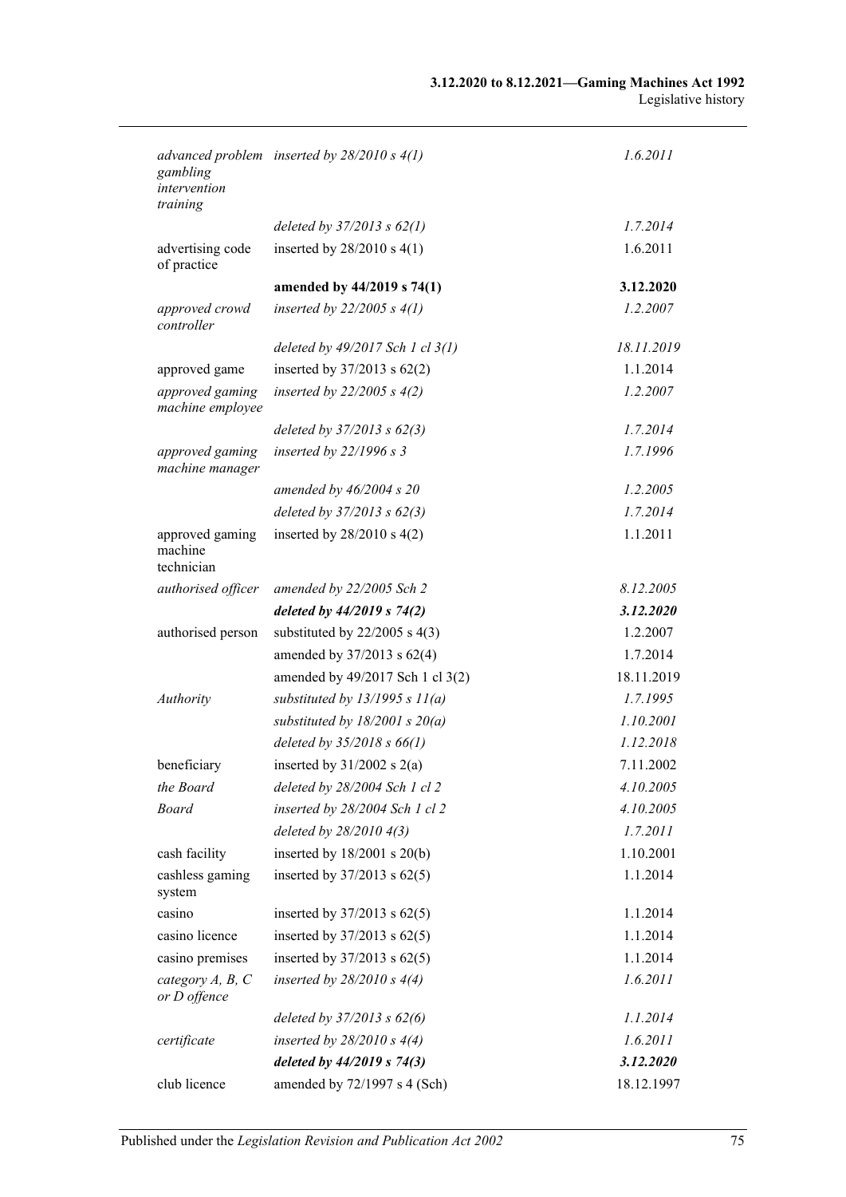| | | |
|---|---|---|
| *advanced problem gambling intervention training* | *inserted by 28/2010 s 4(1)* | *1.6.2011* |
| | *deleted by 37/2013 s 62(1)* | *1.7.2014* |
| advertising code of practice | inserted by 28/2010 s 4(1) | 1.6.2011 |
| | **amended by 44/2019 s 74(1)** | **3.12.2020** |
| *approved crowd controller* | *inserted by 22/2005 s 4(1)* | *1.2.2007* |
| | *deleted by 49/2017 Sch 1 cl 3(1)* | *18.11.2019* |
| approved game | inserted by 37/2013 s 62(2) | 1.1.2014 |
| *approved gaming machine employee* | *inserted by 22/2005 s 4(2)* | *1.2.2007* |
| | *deleted by 37/2013 s 62(3)* | *1.7.2014* |
| *approved gaming machine manager* | *inserted by 22/1996 s 3* | *1.7.1996* |
| | *amended by 46/2004 s 20* | *1.2.2005* |
| | *deleted by 37/2013 s 62(3)* | *1.7.2014* |
| approved gaming machine technician | inserted by 28/2010 s 4(2) | 1.1.2011 |
| *authorised officer* | *amended by 22/2005 Sch 2* | *8.12.2005* |
| | ***deleted by 44/2019 s 74(2)*** | ***3.12.2020*** |
| authorised person | substituted by 22/2005 s 4(3) | 1.2.2007 |
| | amended by 37/2013 s 62(4) | 1.7.2014 |
| | amended by 49/2017 Sch 1 cl 3(2) | 18.11.2019 |
| *Authority* | *substituted by 13/1995 s 11(a)* | *1.7.1995* |
| | *substituted by 18/2001 s 20(a)* | *1.10.2001* |
| | *deleted by 35/2018 s 66(1)* | *1.12.2018* |
| beneficiary | inserted by 31/2002 s 2(a) | 7.11.2002 |
| *the Board* | *deleted by 28/2004 Sch 1 cl 2* | *4.10.2005* |
| *Board* | *inserted by 28/2004 Sch 1 cl 2* | *4.10.2005* |
| | *deleted by 28/2010 4(3)* | *1.7.2011* |
| cash facility | inserted by 18/2001 s 20(b) | 1.10.2001 |
| cashless gaming system | inserted by 37/2013 s 62(5) | 1.1.2014 |
| casino | inserted by 37/2013 s 62(5) | 1.1.2014 |
| casino licence | inserted by 37/2013 s 62(5) | 1.1.2014 |
| casino premises | inserted by 37/2013 s 62(5) | 1.1.2014 |
| *category A, B, C or D offence* | *inserted by 28/2010 s 4(4)* | *1.6.2011* |
| | *deleted by 37/2013 s 62(6)* | *1.1.2014* |
| *certificate* | *inserted by 28/2010 s 4(4)* | *1.6.2011* |
| | ***deleted by 44/2019 s 74(3)*** | ***3.12.2020*** |
| club licence | amended by 72/1997 s 4 (Sch) | 18.12.1997 |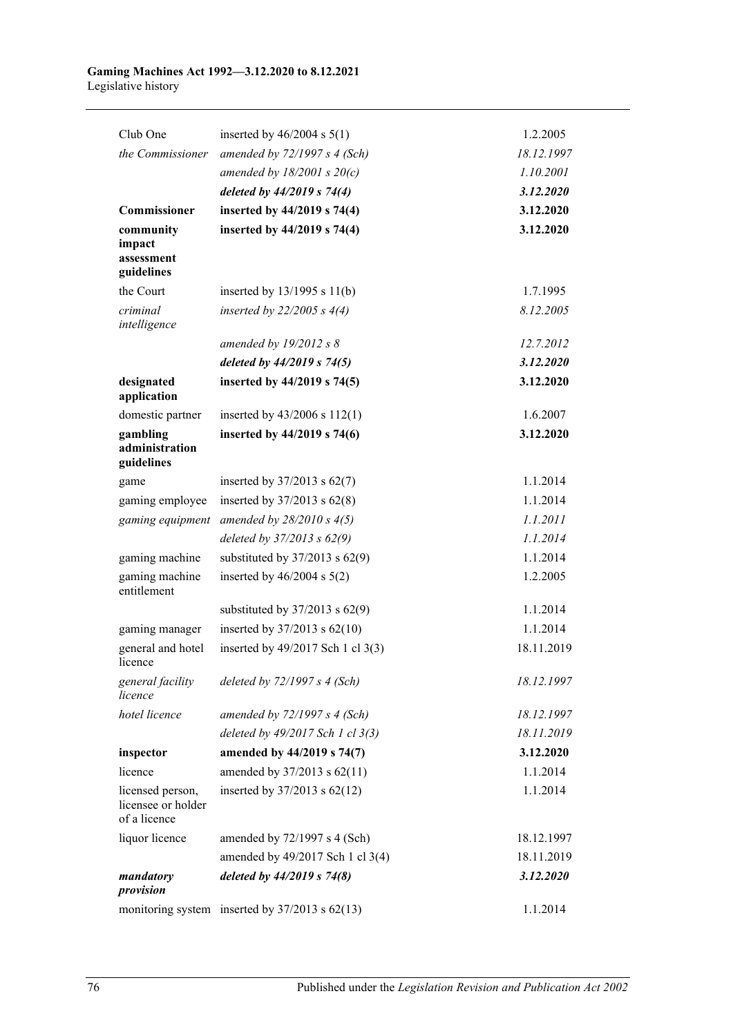| | | |
|---|---|---|
| Club One | inserted by 46/2004 s 5(1) | 1.2.2005 |
| *the Commissioner* | *amended by 72/1997 s 4 (Sch)* | *18.12.1997* |
| | *amended by 18/2001 s 20(c)* | *1.10.2001* |
| | ***deleted by 44/2019 s 74(4)*** | ***3.12.2020*** |
| **Commissioner** | **inserted by 44/2019 s 74(4)** | **3.12.2020** |
| **community impact assessment guidelines** | **inserted by 44/2019 s 74(4)** | **3.12.2020** |
| the Court | inserted by 13/1995 s 11(b) | 1.7.1995 |
| *criminal intelligence* | *inserted by 22/2005 s 4(4)* | *8.12.2005* |
| | *amended by 19/2012 s 8* | *12.7.2012* |
| | ***deleted by 44/2019 s 74(5)*** | ***3.12.2020*** |
| **designated application** | **inserted by 44/2019 s 74(5)** | **3.12.2020** |
| domestic partner | inserted by 43/2006 s 112(1) | 1.6.2007 |
| **gambling administration guidelines** | **inserted by 44/2019 s 74(6)** | **3.12.2020** |
| game | inserted by 37/2013 s 62(7) | 1.1.2014 |
| gaming employee | inserted by 37/2013 s 62(8) | 1.1.2014 |
| *gaming equipment* | *amended by 28/2010 s 4(5)* | *1.1.2011* |
| | *deleted by 37/2013 s 62(9)* | *1.1.2014* |
| gaming machine | substituted by 37/2013 s 62(9) | 1.1.2014 |
| gaming machine entitlement | inserted by 46/2004 s 5(2) | 1.2.2005 |
| | substituted by 37/2013 s 62(9) | 1.1.2014 |
| gaming manager | inserted by 37/2013 s 62(10) | 1.1.2014 |
| general and hotel licence | inserted by 49/2017 Sch 1 cl 3(3) | 18.11.2019 |
| *general facility licence* | *deleted by 72/1997 s 4 (Sch)* | *18.12.1997* |
| *hotel licence* | *amended by 72/1997 s 4 (Sch)* | *18.12.1997* |
| | *deleted by 49/2017 Sch 1 cl 3(3)* | *18.11.2019* |
| **inspector** | **amended by 44/2019 s 74(7)** | **3.12.2020** |
| licence | amended by 37/2013 s 62(11) | 1.1.2014 |
| licensed person, licensee or holder of a licence | inserted by 37/2013 s 62(12) | 1.1.2014 |
| liquor licence | amended by 72/1997 s 4 (Sch) | 18.12.1997 |
| | amended by 49/2017 Sch 1 cl 3(4) | 18.11.2019 |
| ***mandatory provision*** | ***deleted by 44/2019 s 74(8)*** | ***3.12.2020*** |
| monitoring system | inserted by 37/2013 s 62(13) | 1.1.2014 |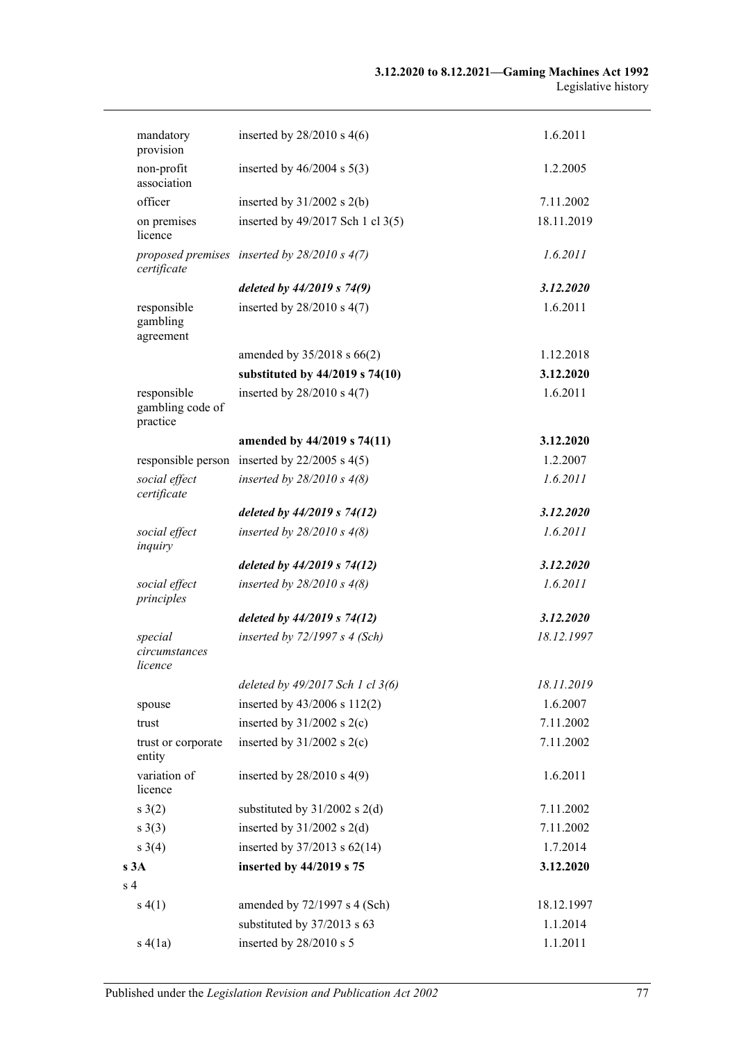| | | |
|---|---|---|
| mandatory provision | inserted by 28/2010 s 4(6) | 1.6.2011 |
| non-profit association | inserted by 46/2004 s 5(3) | 1.2.2005 |
| officer | inserted by 31/2002 s 2(b) | 7.11.2002 |
| on premises licence | inserted by 49/2017 Sch 1 cl 3(5) | 18.11.2019 |
| *proposed premises certificate* | *inserted by 28/2010 s 4(7)* | *1.6.2011* |
| | ***deleted by 44/2019 s 74(9)*** | ***3.12.2020*** |
| responsible gambling agreement | inserted by 28/2010 s 4(7) | 1.6.2011 |
| | amended by 35/2018 s 66(2) | 1.12.2018 |
| | **substituted by 44/2019 s 74(10)** | **3.12.2020** |
| responsible gambling code of practice | inserted by 28/2010 s 4(7) | 1.6.2011 |
| | **amended by 44/2019 s 74(11)** | **3.12.2020** |
| responsible person | inserted by 22/2005 s 4(5) | 1.2.2007 |
| *social effect certificate* | *inserted by 28/2010 s 4(8)* | *1.6.2011* |
| | ***deleted by 44/2019 s 74(12)*** | ***3.12.2020*** |
| *social effect inquiry* | *inserted by 28/2010 s 4(8)* | *1.6.2011* |
| | ***deleted by 44/2019 s 74(12)*** | ***3.12.2020*** |
| *social effect principles* | *inserted by 28/2010 s 4(8)* | *1.6.2011* |
| | ***deleted by 44/2019 s 74(12)*** | ***3.12.2020*** |
| *special circumstances licence* | *inserted by 72/1997 s 4 (Sch)* | *18.12.1997* |
| | *deleted by 49/2017 Sch 1 cl 3(6)* | *18.11.2019* |
| spouse | inserted by 43/2006 s 112(2) | 1.6.2007 |
| trust | inserted by 31/2002 s 2(c) | 7.11.2002 |
| trust or corporate entity | inserted by 31/2002 s 2(c) | 7.11.2002 |
| variation of licence | inserted by 28/2010 s 4(9) | 1.6.2011 |
| s 3(2) | substituted by 31/2002 s 2(d) | 7.11.2002 |
| s 3(3) | inserted by 31/2002 s 2(d) | 7.11.2002 |
| s 3(4) | inserted by 37/2013 s 62(14) | 1.7.2014 |
| **s 3A** | **inserted by 44/2019 s 75** | **3.12.2020** |
| s 4 | | |
| s 4(1) | amended by 72/1997 s 4 (Sch) | 18.12.1997 |
| | substituted by 37/2013 s 63 | 1.1.2014 |
| s 4(1a) | inserted by 28/2010 s 5 | 1.1.2011 |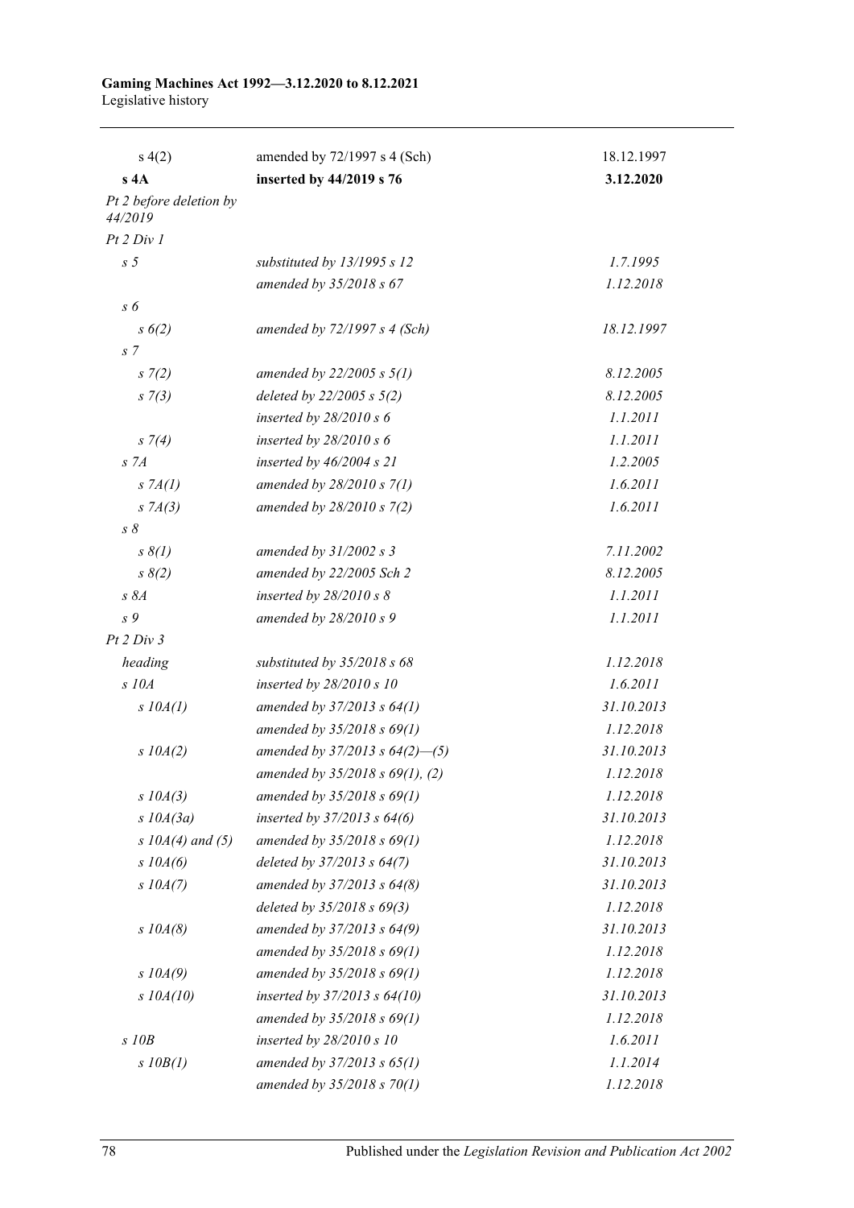| | | |
|---|---|---|
| s 4(2) | amended by 72/1997 s 4 (Sch) | 18.12.1997 |
| **s 4A** | **inserted by 44/2019 s 76** | **3.12.2020** |
| *Pt 2 before deletion by 44/2019* | | |
| *Pt 2 Div 1* | | |
| *s 5* | *substituted by 13/1995 s 12* | *1.7.1995* |
| | *amended by 35/2018 s 67* | *1.12.2018* |
| *s 6* | | |
| *s 6(2)* | *amended by 72/1997 s 4 (Sch)* | *18.12.1997* |
| *s 7* | | |
| *s 7(2)* | *amended by 22/2005 s 5(1)* | *8.12.2005* |
| *s 7(3)* | *deleted by 22/2005 s 5(2)* | *8.12.2005* |
| | *inserted by 28/2010 s 6* | *1.1.2011* |
| *s 7(4)* | *inserted by 28/2010 s 6* | *1.1.2011* |
| *s 7A* | *inserted by 46/2004 s 21* | *1.2.2005* |
| *s 7A(1)* | *amended by 28/2010 s 7(1)* | *1.6.2011* |
| *s 7A(3)* | *amended by 28/2010 s 7(2)* | *1.6.2011* |
| *s 8* | | |
| *s 8(1)* | *amended by 31/2002 s 3* | *7.11.2002* |
| *s 8(2)* | *amended by 22/2005 Sch 2* | *8.12.2005* |
| *s 8A* | *inserted by 28/2010 s 8* | *1.1.2011* |
| *s 9* | *amended by 28/2010 s 9* | *1.1.2011* |
| *Pt 2 Div 3* | | |
| *heading* | *substituted by 35/2018 s 68* | *1.12.2018* |
| *s 10A* | *inserted by 28/2010 s 10* | *1.6.2011* |
| *s 10A(1)* | *amended by 37/2013 s 64(1)* | *31.10.2013* |
| | *amended by 35/2018 s 69(1)* | *1.12.2018* |
| *s 10A(2)* | *amended by 37/2013 s 64(2)—(5)* | *31.10.2013* |
| | *amended by 35/2018 s 69(1), (2)* | *1.12.2018* |
| *s 10A(3)* | *amended by 35/2018 s 69(1)* | *1.12.2018* |
| *s 10A(3a)* | *inserted by 37/2013 s 64(6)* | *31.10.2013* |
| *s 10A(4) and (5)* | *amended by 35/2018 s 69(1)* | *1.12.2018* |
| *s 10A(6)* | *deleted by 37/2013 s 64(7)* | *31.10.2013* |
| *s 10A(7)* | *amended by 37/2013 s 64(8)* | *31.10.2013* |
| | *deleted by 35/2018 s 69(3)* | *1.12.2018* |
| *s 10A(8)* | *amended by 37/2013 s 64(9)* | *31.10.2013* |
| | *amended by 35/2018 s 69(1)* | *1.12.2018* |
| *s 10A(9)* | *amended by 35/2018 s 69(1)* | *1.12.2018* |
| *s 10A(10)* | *inserted by 37/2013 s 64(10)* | *31.10.2013* |
| | *amended by 35/2018 s 69(1)* | *1.12.2018* |
| *s 10B* | *inserted by 28/2010 s 10* | *1.6.2011* |
| *s 10B(1)* | *amended by 37/2013 s 65(1)* | *1.1.2014* |
| | *amended by 35/2018 s 70(1)* | *1.12.2018* |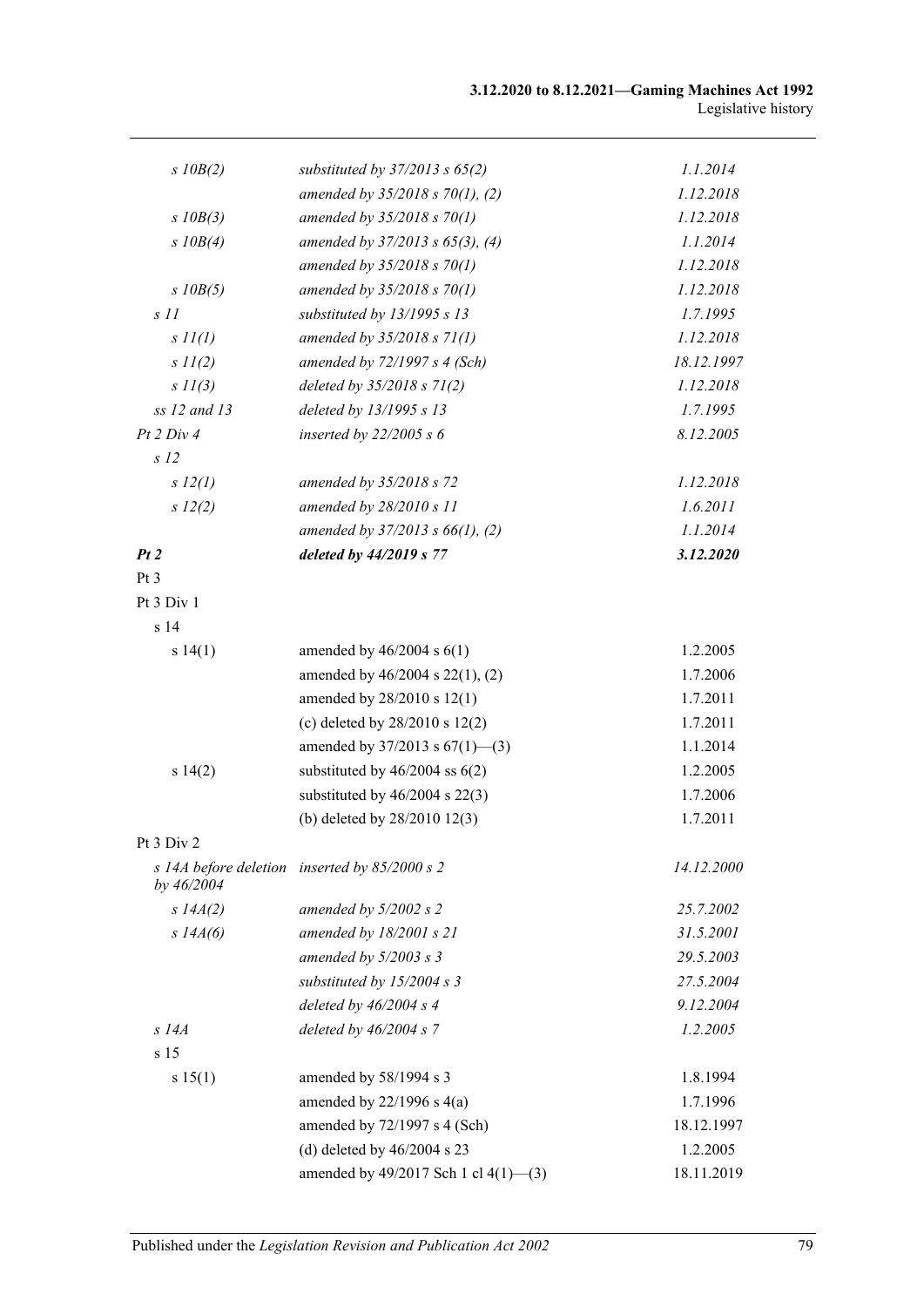| | | |
|---|---|---|
| *s 10B(2)* | *substituted by 37/2013 s 65(2)* | *1.1.2014* |
| | *amended by 35/2018 s 70(1), (2)* | *1.12.2018* |
| *s 10B(3)* | *amended by 35/2018 s 70(1)* | *1.12.2018* |
| *s 10B(4)* | *amended by 37/2013 s 65(3), (4)* | *1.1.2014* |
| | *amended by 35/2018 s 70(1)* | *1.12.2018* |
| *s 10B(5)* | *amended by 35/2018 s 70(1)* | *1.12.2018* |
| *s 11* | *substituted by 13/1995 s 13* | *1.7.1995* |
| *s 11(1)* | *amended by 35/2018 s 71(1)* | *1.12.2018* |
| *s 11(2)* | *amended by 72/1997 s 4 (Sch)* | *18.12.1997* |
| *s 11(3)* | *deleted by 35/2018 s 71(2)* | *1.12.2018* |
| *ss 12 and 13* | *deleted by 13/1995 s 13* | *1.7.1995* |
| *Pt 2 Div 4* | *inserted by 22/2005 s 6* | *8.12.2005* |
| *s 12* | | |
| *s 12(1)* | *amended by 35/2018 s 72* | *1.12.2018* |
| *s 12(2)* | *amended by 28/2010 s 11* | *1.6.2011* |
| | *amended by 37/2013 s 66(1), (2)* | *1.1.2014* |
| ***Pt 2*** | ***deleted by 44/2019 s 77*** | ***3.12.2020*** |
| Pt 3 | | |
| Pt 3 Div 1 | | |
| s 14 | | |
| s 14(1) | amended by 46/2004 s 6(1) | 1.2.2005 |
| | amended by 46/2004 s 22(1), (2) | 1.7.2006 |
| | amended by 28/2010 s 12(1) | 1.7.2011 |
| | (c) deleted by 28/2010 s 12(2) | 1.7.2011 |
| | amended by 37/2013 s 67(1)—(3) | 1.1.2014 |
| s 14(2) | substituted by 46/2004 ss 6(2) | 1.2.2005 |
| | substituted by 46/2004 s 22(3) | 1.7.2006 |
| | (b) deleted by 28/2010 12(3) | 1.7.2011 |
| Pt 3 Div 2 | | |
| *s 14A before deletion by 46/2004* | *inserted by 85/2000 s 2* | *14.12.2000* |
| *s 14A(2)* | *amended by 5/2002 s 2* | *25.7.2002* |
| *s 14A(6)* | *amended by 18/2001 s 21* | *31.5.2001* |
| | *amended by 5/2003 s 3* | *29.5.2003* |
| | *substituted by 15/2004 s 3* | *27.5.2004* |
| | *deleted by 46/2004 s 4* | *9.12.2004* |
| *s 14A* | *deleted by 46/2004 s 7* | *1.2.2005* |
| s 15 | | |
| s 15(1) | amended by 58/1994 s 3 | 1.8.1994 |
| | amended by 22/1996 s 4(a) | 1.7.1996 |
| | amended by 72/1997 s 4 (Sch) | 18.12.1997 |
| | (d) deleted by 46/2004 s 23 | 1.2.2005 |
| | amended by 49/2017 Sch 1 cl 4(1)—(3) | 18.11.2019 |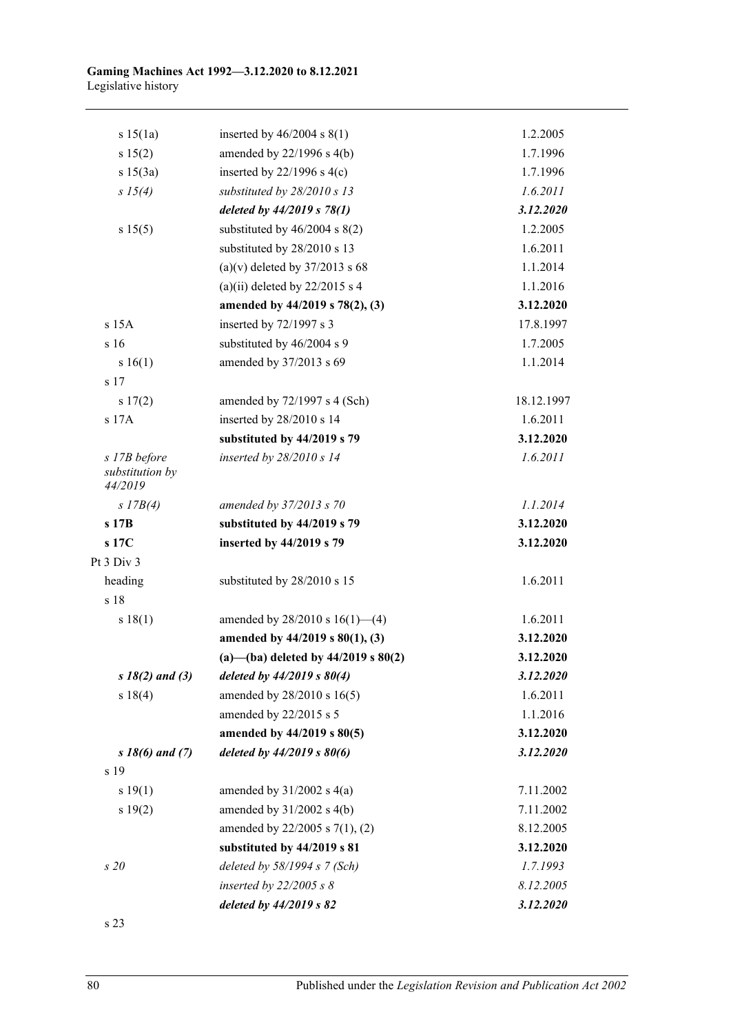| | | |
|---|---|---|
| s 15(1a) | inserted by 46/2004 s 8(1) | 1.2.2005 |
| s 15(2) | amended by 22/1996 s 4(b) | 1.7.1996 |
| s 15(3a) | inserted by 22/1996 s 4(c) | 1.7.1996 |
| *s 15(4)* | *substituted by 28/2010 s 13* | *1.6.2011* |
| | ***deleted by 44/2019 s 78(1)*** | ***3.12.2020*** |
| s 15(5) | substituted by 46/2004 s 8(2) | 1.2.2005 |
| | substituted by 28/2010 s 13 | 1.6.2011 |
| | (a)(v) deleted by 37/2013 s 68 | 1.1.2014 |
| | (a)(ii) deleted by 22/2015 s 4 | 1.1.2016 |
| | **amended by 44/2019 s 78(2), (3)** | **3.12.2020** |
| s 15A | inserted by 72/1997 s 3 | 17.8.1997 |
| s 16 | substituted by 46/2004 s 9 | 1.7.2005 |
| s 16(1) | amended by 37/2013 s 69 | 1.1.2014 |
| s 17 | | |
| s 17(2) | amended by 72/1997 s 4 (Sch) | 18.12.1997 |
| s 17A | inserted by 28/2010 s 14 | 1.6.2011 |
| | **substituted by 44/2019 s 79** | **3.12.2020** |
| *s 17B before substitution by 44/2019* | *inserted by 28/2010 s 14* | *1.6.2011* |
| *s 17B(4)* | *amended by 37/2013 s 70* | *1.1.2014* |
| **s 17B** | **substituted by 44/2019 s 79** | **3.12.2020** |
| **s 17C** | **inserted by 44/2019 s 79** | **3.12.2020** |
| Pt 3 Div 3 | | |
| heading | substituted by 28/2010 s 15 | 1.6.2011 |
| s 18 | | |
| s 18(1) | amended by 28/2010 s 16(1)—(4) | 1.6.2011 |
| | **amended by 44/2019 s 80(1), (3)** | **3.12.2020** |
| | **(a)—(ba) deleted by 44/2019 s 80(2)** | **3.12.2020** |
| ***s 18(2) and (3)*** | ***deleted by 44/2019 s 80(4)*** | ***3.12.2020*** |
| s 18(4) | amended by 28/2010 s 16(5) | 1.6.2011 |
| | amended by 22/2015 s 5 | 1.1.2016 |
| | **amended by 44/2019 s 80(5)** | **3.12.2020** |
| ***s 18(6) and (7)*** | ***deleted by 44/2019 s 80(6)*** | ***3.12.2020*** |
| s 19 | | |
| s 19(1) | amended by 31/2002 s 4(a) | 7.11.2002 |
| s 19(2) | amended by 31/2002 s 4(b) | 7.11.2002 |
| | amended by 22/2005 s 7(1), (2) | 8.12.2005 |
| | **substituted by 44/2019 s 81** | **3.12.2020** |
| *s 20* | *deleted by 58/1994 s 7 (Sch)* | *1.7.1993* |
| | *inserted by 22/2005 s 8* | *8.12.2005* |
| | ***deleted by 44/2019 s 82*** | ***3.12.2020*** |
| s 23 | | |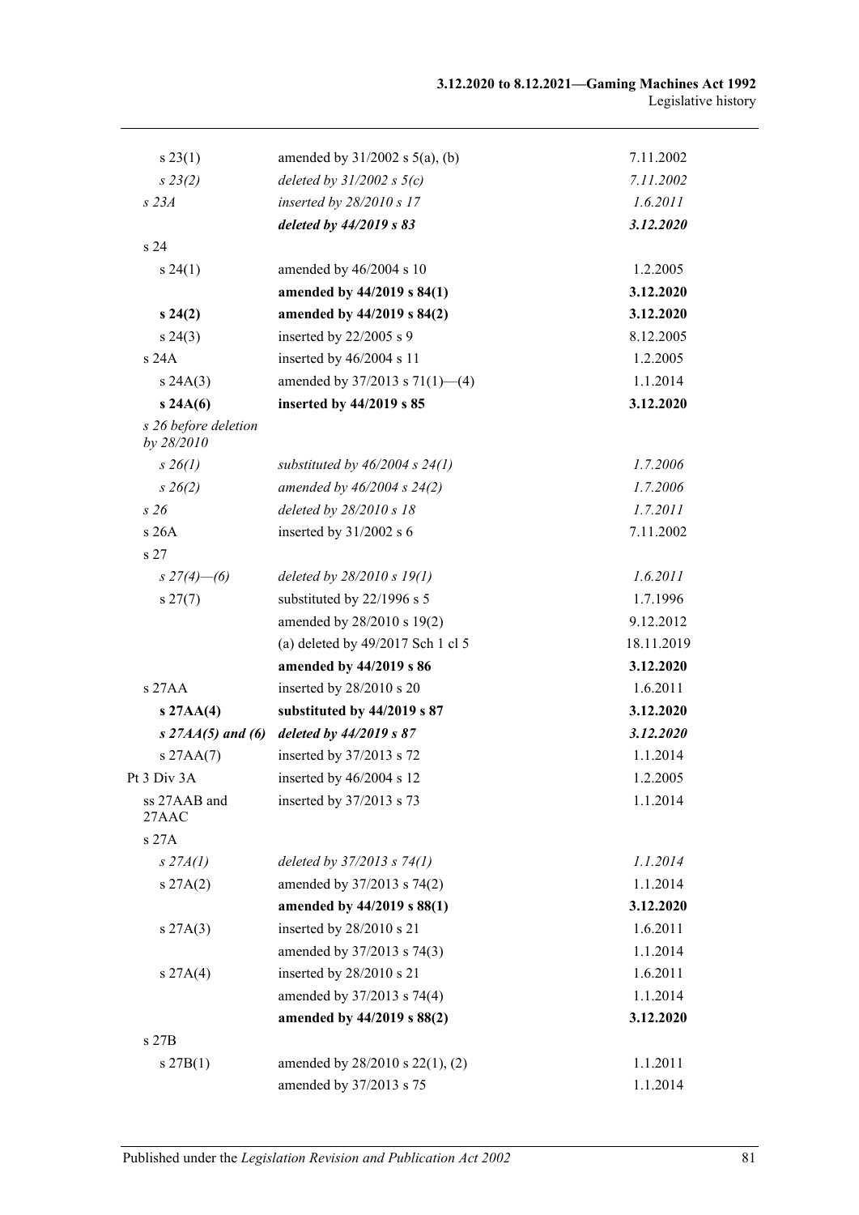| | | |
|---|---|---|
| s 23(1) | amended by 31/2002 s 5(a), (b) | 7.11.2002 |
| *s 23(2)* | *deleted by 31/2002 s 5(c)* | *7.11.2002* |
| *s 23A* | *inserted by 28/2010 s 17* | *1.6.2011* |
| | ***deleted by 44/2019 s 83*** | ***3.12.2020*** |
| s 24 | | |
| s 24(1) | amended by 46/2004 s 10 | 1.2.2005 |
| | **amended by 44/2019 s 84(1)** | **3.12.2020** |
| **s 24(2)** | **amended by 44/2019 s 84(2)** | **3.12.2020** |
| s 24(3) | inserted by 22/2005 s 9 | 8.12.2005 |
| s 24A | inserted by 46/2004 s 11 | 1.2.2005 |
| s 24A(3) | amended by 37/2013 s 71(1)—(4) | 1.1.2014 |
| **s 24A(6)** | **inserted by 44/2019 s 85** | **3.12.2020** |
| *s 26 before deletion by 28/2010* | | |
| *s 26(1)* | *substituted by 46/2004 s 24(1)* | *1.7.2006* |
| *s 26(2)* | *amended by 46/2004 s 24(2)* | *1.7.2006* |
| *s 26* | *deleted by 28/2010 s 18* | *1.7.2011* |
| s 26A | inserted by 31/2002 s 6 | 7.11.2002 |
| s 27 | | |
| *s 27(4)—(6)* | *deleted by 28/2010 s 19(1)* | *1.6.2011* |
| s 27(7) | substituted by 22/1996 s 5 | 1.7.1996 |
| | amended by 28/2010 s 19(2) | 9.12.2012 |
| | (a) deleted by 49/2017 Sch 1 cl 5 | 18.11.2019 |
| | **amended by 44/2019 s 86** | **3.12.2020** |
| s 27AA | inserted by 28/2010 s 20 | 1.6.2011 |
| **s 27AA(4)** | **substituted by 44/2019 s 87** | **3.12.2020** |
| ***s 27AA(5) and (6)*** | ***deleted by 44/2019 s 87*** | ***3.12.2020*** |
| s 27AA(7) | inserted by 37/2013 s 72 | 1.1.2014 |
| Pt 3 Div 3A | inserted by 46/2004 s 12 | 1.2.2005 |
| ss 27AAB and 27AAC | inserted by 37/2013 s 73 | 1.1.2014 |
| s 27A | | |
| *s 27A(1)* | *deleted by 37/2013 s 74(1)* | *1.1.2014* |
| s 27A(2) | amended by 37/2013 s 74(2) | 1.1.2014 |
| | **amended by 44/2019 s 88(1)** | **3.12.2020** |
| s 27A(3) | inserted by 28/2010 s 21 | 1.6.2011 |
| | amended by 37/2013 s 74(3) | 1.1.2014 |
| s 27A(4) | inserted by 28/2010 s 21 | 1.6.2011 |
| | amended by 37/2013 s 74(4) | 1.1.2014 |
| | **amended by 44/2019 s 88(2)** | **3.12.2020** |
| s 27B | | |
| s 27B(1) | amended by 28/2010 s 22(1), (2) | 1.1.2011 |
| | amended by 37/2013 s 75 | 1.1.2014 |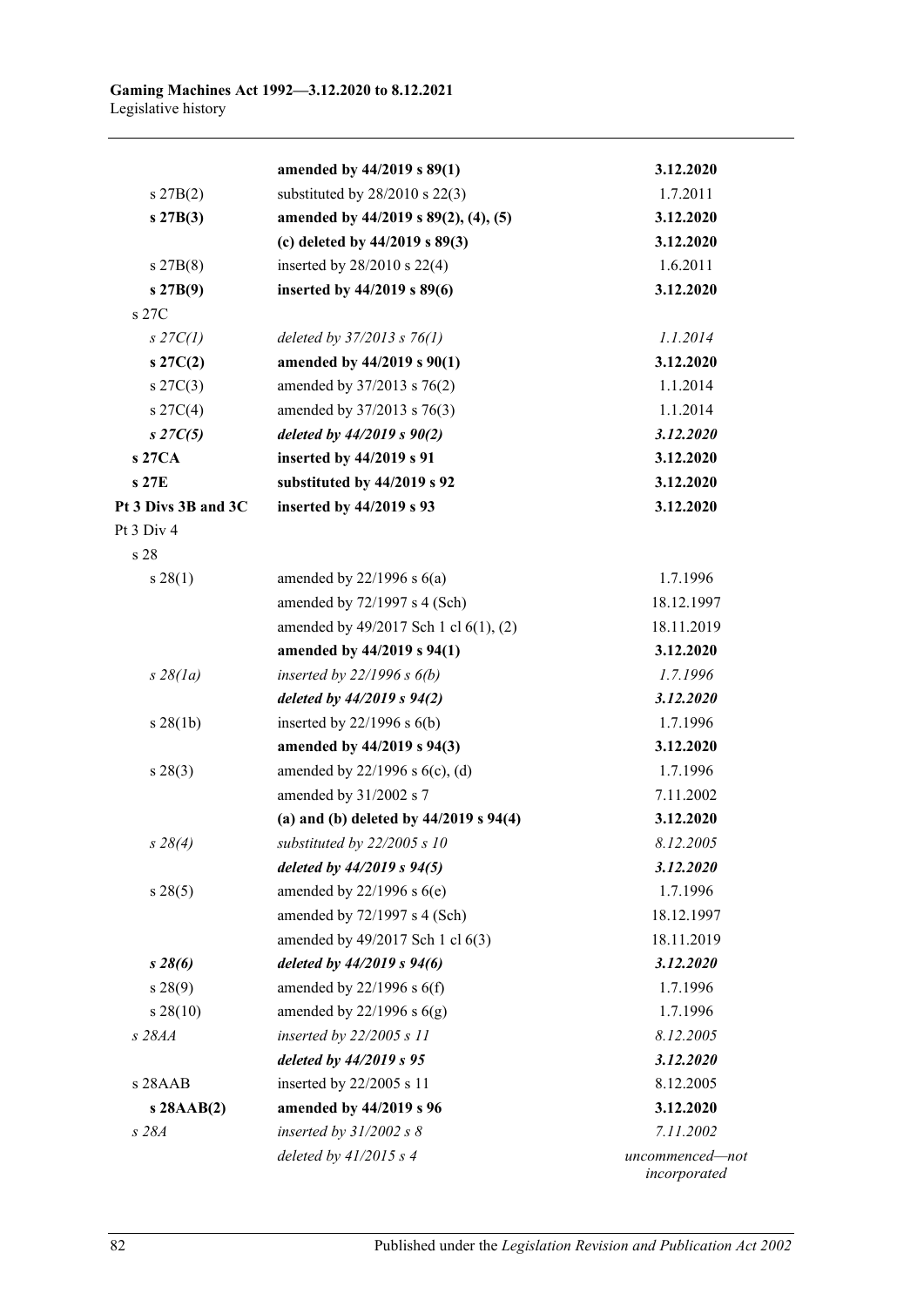| | | |
|---|---|---|
| | **amended by 44/2019 s 89(1)** | **3.12.2020** |
| s 27B(2) | substituted by 28/2010 s 22(3) | 1.7.2011 |
| **s 27B(3)** | **amended by 44/2019 s 89(2), (4), (5)** | **3.12.2020** |
| | **(c) deleted by 44/2019 s 89(3)** | **3.12.2020** |
| s 27B(8) | inserted by 28/2010 s 22(4) | 1.6.2011 |
| **s 27B(9)** | **inserted by 44/2019 s 89(6)** | **3.12.2020** |
| s 27C | | |
| *s 27C(1)* | *deleted by 37/2013 s 76(1)* | *1.1.2014* |
| **s 27C(2)** | **amended by 44/2019 s 90(1)** | **3.12.2020** |
| s 27C(3) | amended by 37/2013 s 76(2) | 1.1.2014 |
| s 27C(4) | amended by 37/2013 s 76(3) | 1.1.2014 |
| ***s 27C(5)*** | ***deleted by 44/2019 s 90(2)*** | ***3.12.2020*** |
| **s 27CA** | **inserted by 44/2019 s 91** | **3.12.2020** |
| **s 27E** | **substituted by 44/2019 s 92** | **3.12.2020** |
| **Pt 3 Divs 3B and 3C** | **inserted by 44/2019 s 93** | **3.12.2020** |
| Pt 3 Div 4 | | |
| s 28 | | |
| s 28(1) | amended by 22/1996 s 6(a) | 1.7.1996 |
| | amended by 72/1997 s 4 (Sch) | 18.12.1997 |
| | amended by 49/2017 Sch 1 cl 6(1), (2) | 18.11.2019 |
| | **amended by 44/2019 s 94(1)** | **3.12.2020** |
| *s 28(1a)* | *inserted by 22/1996 s 6(b)* | *1.7.1996* |
| | ***deleted by 44/2019 s 94(2)*** | ***3.12.2020*** |
| s 28(1b) | inserted by 22/1996 s 6(b) | 1.7.1996 |
| | **amended by 44/2019 s 94(3)** | **3.12.2020** |
| s 28(3) | amended by 22/1996 s 6(c), (d) | 1.7.1996 |
| | amended by 31/2002 s 7 | 7.11.2002 |
| | **(a) and (b) deleted by 44/2019 s 94(4)** | **3.12.2020** |
| *s 28(4)* | *substituted by 22/2005 s 10* | *8.12.2005* |
| | ***deleted by 44/2019 s 94(5)*** | ***3.12.2020*** |
| s 28(5) | amended by 22/1996 s 6(e) | 1.7.1996 |
| | amended by 72/1997 s 4 (Sch) | 18.12.1997 |
| | amended by 49/2017 Sch 1 cl 6(3) | 18.11.2019 |
| ***s 28(6)*** | ***deleted by 44/2019 s 94(6)*** | ***3.12.2020*** |
| s 28(9) | amended by 22/1996 s 6(f) | 1.7.1996 |
| s 28(10) | amended by 22/1996 s 6(g) | 1.7.1996 |
| *s 28AA* | *inserted by 22/2005 s 11* | *8.12.2005* |
| | ***deleted by 44/2019 s 95*** | ***3.12.2020*** |
| s 28AAB | inserted by 22/2005 s 11 | 8.12.2005 |
| **s 28AAB(2)** | **amended by 44/2019 s 96** | **3.12.2020** |
| *s 28A* | *inserted by 31/2002 s 8* | *7.11.2002* |
| | *deleted by 41/2015 s 4* | *uncommenced—not incorporated* |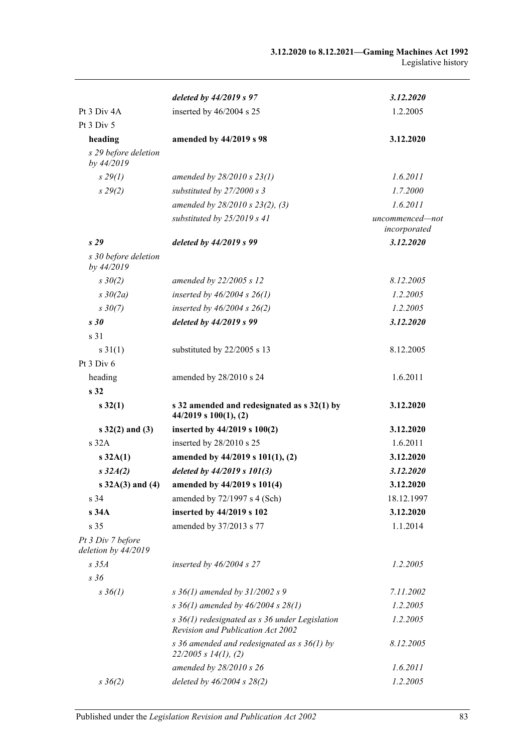| | | |
|---|---|---|
| | ***deleted by 44/2019 s 97*** | ***3.12.2020*** |
| Pt 3 Div 4A | inserted by 46/2004 s 25 | 1.2.2005 |
| Pt 3 Div 5 | | |
| **heading** | **amended by 44/2019 s 98** | **3.12.2020** |
| *s 29 before deletion by 44/2019* | | |
| *s 29(1)* | *amended by 28/2010 s 23(1)* | *1.6.2011* |
| *s 29(2)* | *substituted by 27/2000 s 3* | *1.7.2000* |
| | *amended by 28/2010 s 23(2), (3)* | *1.6.2011* |
| | *substituted by 25/2019 s 41* | *uncommenced—not incorporated* |
| ***s 29*** | ***deleted by 44/2019 s 99*** | ***3.12.2020*** |
| *s 30 before deletion by 44/2019* | | |
| *s 30(2)* | *amended by 22/2005 s 12* | *8.12.2005* |
| *s 30(2a)* | *inserted by 46/2004 s 26(1)* | *1.2.2005* |
| *s 30(7)* | *inserted by 46/2004 s 26(2)* | *1.2.2005* |
| ***s 30*** | ***deleted by 44/2019 s 99*** | ***3.12.2020*** |
| s 31 | | |
| s 31(1) | substituted by 22/2005 s 13 | 8.12.2005 |
| Pt 3 Div 6 | | |
| heading | amended by 28/2010 s 24 | 1.6.2011 |
| **s 32** | | |
| **s 32(1)** | **s 32 amended and redesignated as s 32(1) by 44/2019 s 100(1), (2)** | **3.12.2020** |
| **s 32(2) and (3)** | **inserted by 44/2019 s 100(2)** | **3.12.2020** |
| s 32A | inserted by 28/2010 s 25 | 1.6.2011 |
| **s 32A(1)** | **amended by 44/2019 s 101(1), (2)** | **3.12.2020** |
| ***s 32A(2)*** | ***deleted by 44/2019 s 101(3)*** | ***3.12.2020*** |
| **s 32A(3) and (4)** | **amended by 44/2019 s 101(4)** | **3.12.2020** |
| s 34 | amended by 72/1997 s 4 (Sch) | 18.12.1997 |
| **s 34A** | **inserted by 44/2019 s 102** | **3.12.2020** |
| s 35 | amended by 37/2013 s 77 | 1.1.2014 |
| *Pt 3 Div 7 before deletion by 44/2019* | | |
| *s 35A* | *inserted by 46/2004 s 27* | *1.2.2005* |
| *s 36* | | |
| *s 36(1)* | *s 36(1) amended by 31/2002 s 9* | *7.11.2002* |
| | *s 36(1) amended by 46/2004 s 28(1)* | *1.2.2005* |
| | *s 36(1) redesignated as s 36 under Legislation Revision and Publication Act 2002* | *1.2.2005* |
| | *s 36 amended and redesignated as s 36(1) by 22/2005 s 14(1), (2)* | *8.12.2005* |
| | *amended by 28/2010 s 26* | *1.6.2011* |
| *s 36(2)* | *deleted by 46/2004 s 28(2)* | *1.2.2005* |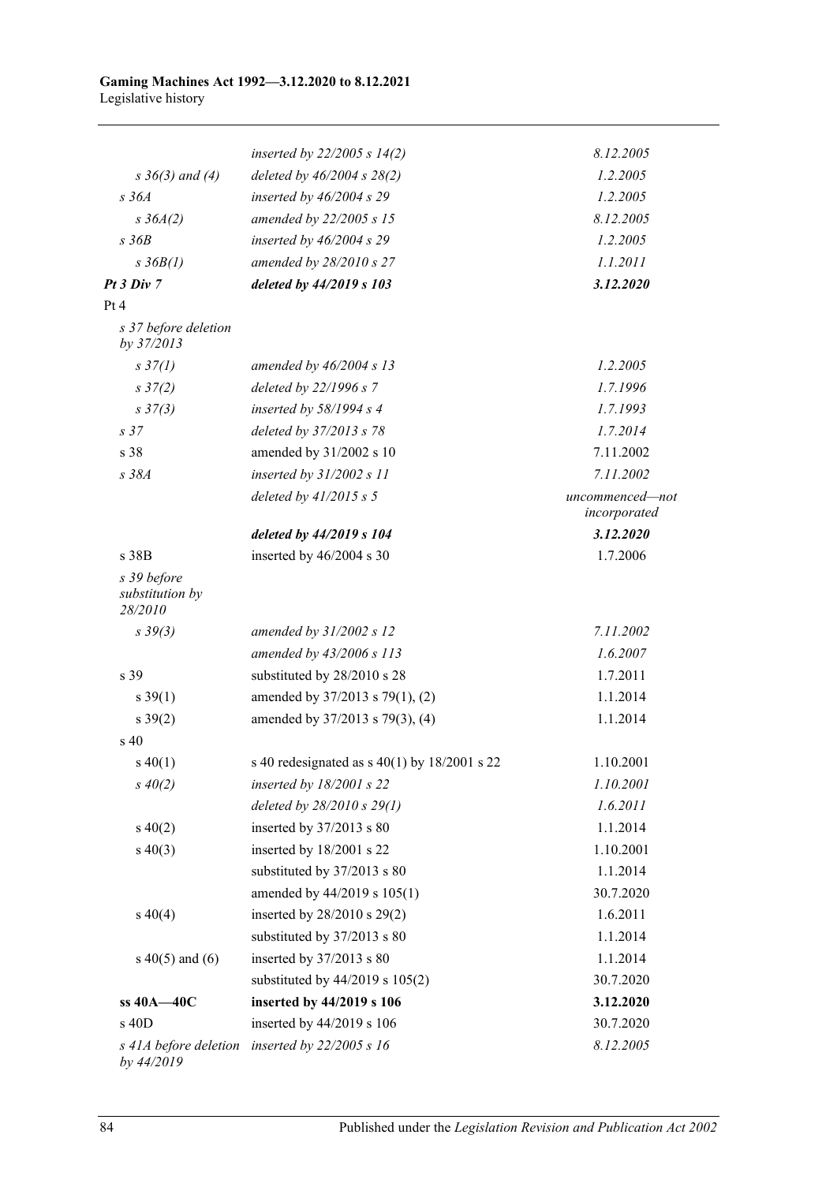| | | |
|---|---|---|
| | *inserted by 22/2005 s 14(2)* | *8.12.2005* |
| *s 36(3) and (4)* | *deleted by 46/2004 s 28(2)* | *1.2.2005* |
| *s 36A* | *inserted by 46/2004 s 29* | *1.2.2005* |
| *s 36A(2)* | *amended by 22/2005 s 15* | *8.12.2005* |
| *s 36B* | *inserted by 46/2004 s 29* | *1.2.2005* |
| *s 36B(1)* | *amended by 28/2010 s 27* | *1.1.2011* |
| ***Pt 3 Div 7*** | ***deleted by 44/2019 s 103*** | ***3.12.2020*** |
| Pt 4 | | |
| *s 37 before deletion by 37/2013* | | |
| *s 37(1)* | *amended by 46/2004 s 13* | *1.2.2005* |
| *s 37(2)* | *deleted by 22/1996 s 7* | *1.7.1996* |
| *s 37(3)* | *inserted by 58/1994 s 4* | *1.7.1993* |
| *s 37* | *deleted by 37/2013 s 78* | *1.7.2014* |
| s 38 | amended by 31/2002 s 10 | 7.11.2002 |
| *s 38A* | *inserted by 31/2002 s 11* | *7.11.2002* |
| | *deleted by 41/2015 s 5* | *uncommenced—not incorporated* |
| | ***deleted by 44/2019 s 104*** | ***3.12.2020*** |
| s 38B | inserted by 46/2004 s 30 | 1.7.2006 |
| *s 39 before substitution by 28/2010* | | |
| *s 39(3)* | *amended by 31/2002 s 12* | *7.11.2002* |
| | *amended by 43/2006 s 113* | *1.6.2007* |
| s 39 | substituted by 28/2010 s 28 | 1.7.2011 |
| s 39(1) | amended by 37/2013 s 79(1), (2) | 1.1.2014 |
| s 39(2) | amended by 37/2013 s 79(3), (4) | 1.1.2014 |
| s 40 | | |
| s 40(1) | s 40 redesignated as s 40(1) by 18/2001 s 22 | 1.10.2001 |
| *s 40(2)* | *inserted by 18/2001 s 22* | *1.10.2001* |
| | *deleted by 28/2010 s 29(1)* | *1.6.2011* |
| s 40(2) | inserted by 37/2013 s 80 | 1.1.2014 |
| s 40(3) | inserted by 18/2001 s 22 | 1.10.2001 |
| | substituted by 37/2013 s 80 | 1.1.2014 |
| | amended by 44/2019 s 105(1) | 30.7.2020 |
| s 40(4) | inserted by 28/2010 s 29(2) | 1.6.2011 |
| | substituted by 37/2013 s 80 | 1.1.2014 |
| s 40(5) and (6) | inserted by 37/2013 s 80 | 1.1.2014 |
| | substituted by 44/2019 s 105(2) | 30.7.2020 |
| **ss 40A—40C** | **inserted by 44/2019 s 106** | **3.12.2020** |
| s 40D | inserted by 44/2019 s 106 | 30.7.2020 |
| *s 41A before deletion by 44/2019* | *inserted by 22/2005 s 16* | *8.12.2005* |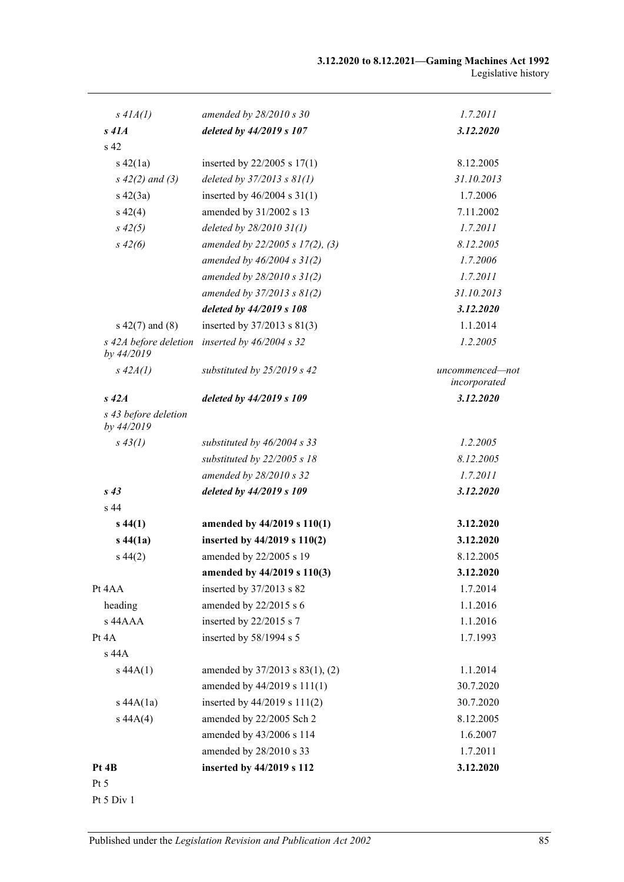| | | |
|---|---|---|
| *s 41A(1)* | *amended by 28/2010 s 30* | *1.7.2011* |
| ***s 41A*** | ***deleted by 44/2019 s 107*** | ***3.12.2020*** |
| s 42 | | |
| s 42(1a) | inserted by 22/2005 s 17(1) | 8.12.2005 |
| *s 42(2) and (3)* | *deleted by 37/2013 s 81(1)* | *31.10.2013* |
| s 42(3a) | inserted by 46/2004 s 31(1) | 1.7.2006 |
| s 42(4) | amended by 31/2002 s 13 | 7.11.2002 |
| *s 42(5)* | *deleted by 28/2010 31(1)* | *1.7.2011* |
| *s 42(6)* | *amended by 22/2005 s 17(2), (3)* | *8.12.2005* |
| | *amended by 46/2004 s 31(2)* | *1.7.2006* |
| | *amended by 28/2010 s 31(2)* | *1.7.2011* |
| | *amended by 37/2013 s 81(2)* | *31.10.2013* |
| | ***deleted by 44/2019 s 108*** | ***3.12.2020*** |
| s 42(7) and (8) | inserted by 37/2013 s 81(3) | 1.1.2014 |
| *s 42A before deletion by 44/2019* | *inserted by 46/2004 s 32* | *1.2.2005* |
| *s 42A(1)* | *substituted by 25/2019 s 42* | *uncommenced—not incorporated* |
| ***s 42A*** | ***deleted by 44/2019 s 109*** | ***3.12.2020*** |
| *s 43 before deletion by 44/2019* | | |
| *s 43(1)* | *substituted by 46/2004 s 33* | *1.2.2005* |
| | *substituted by 22/2005 s 18* | *8.12.2005* |
| | *amended by 28/2010 s 32* | *1.7.2011* |
| ***s 43*** | ***deleted by 44/2019 s 109*** | ***3.12.2020*** |
| s 44 | | |
| **s 44(1)** | **amended by 44/2019 s 110(1)** | **3.12.2020** |
| **s 44(1a)** | **inserted by 44/2019 s 110(2)** | **3.12.2020** |
| s 44(2) | amended by 22/2005 s 19 | 8.12.2005 |
| | **amended by 44/2019 s 110(3)** | **3.12.2020** |
| Pt 4AA | inserted by 37/2013 s 82 | 1.7.2014 |
| heading | amended by 22/2015 s 6 | 1.1.2016 |
| s 44AAA | inserted by 22/2015 s 7 | 1.1.2016 |
| Pt 4A | inserted by 58/1994 s 5 | 1.7.1993 |
| s 44A | | |
| s 44A(1) | amended by 37/2013 s 83(1), (2) | 1.1.2014 |
| | amended by 44/2019 s 111(1) | 30.7.2020 |
| s 44A(1a) | inserted by 44/2019 s 111(2) | 30.7.2020 |
| s 44A(4) | amended by 22/2005 Sch 2 | 8.12.2005 |
| | amended by 43/2006 s 114 | 1.6.2007 |
| | amended by 28/2010 s 33 | 1.7.2011 |
| **Pt 4B** | **inserted by 44/2019 s 112** | **3.12.2020** |
| Pt 5 | | |
| Pt 5 Div 1 | | |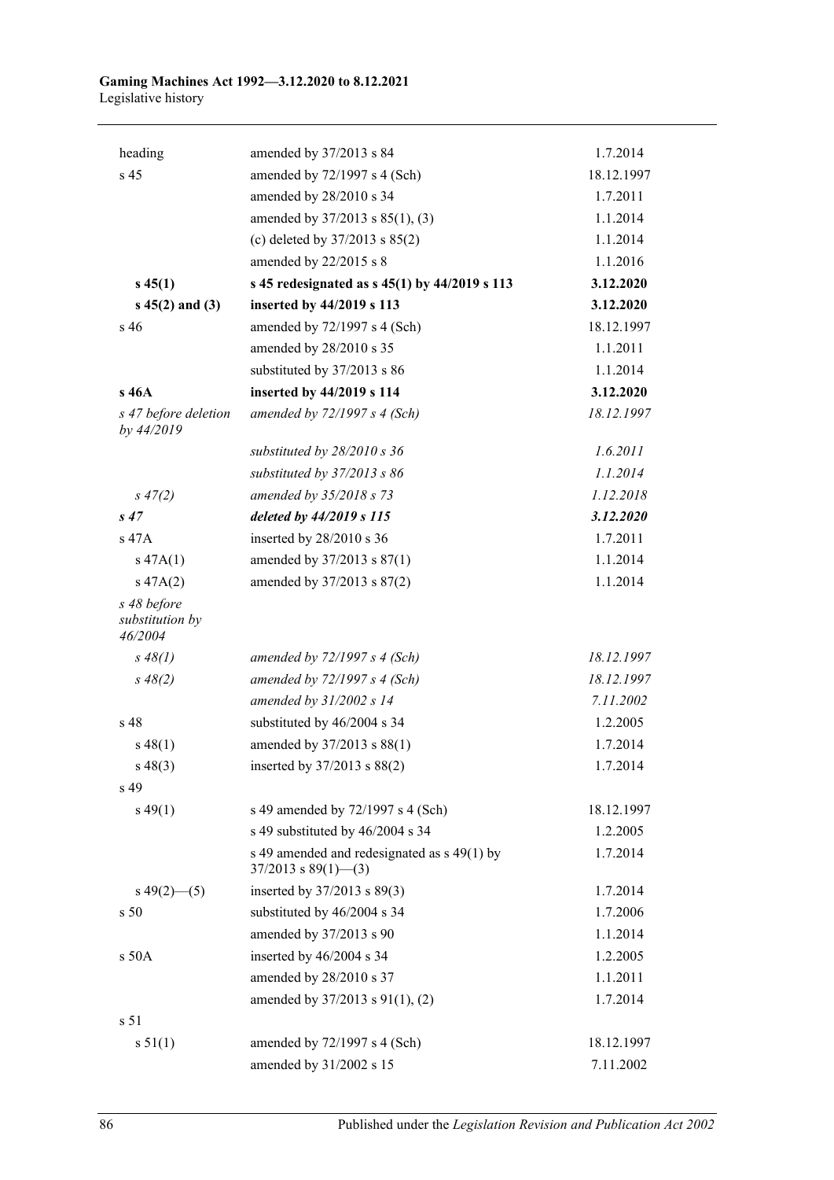| | | |
|---|---|---|
| heading | amended by 37/2013 s 84 | 1.7.2014 |
| s 45 | amended by 72/1997 s 4 (Sch) | 18.12.1997 |
| | amended by 28/2010 s 34 | 1.7.2011 |
| | amended by 37/2013 s 85(1), (3) | 1.1.2014 |
| | (c) deleted by 37/2013 s 85(2) | 1.1.2014 |
| | amended by 22/2015 s 8 | 1.1.2016 |
| **s 45(1)** | **s 45 redesignated as s 45(1) by 44/2019 s 113** | **3.12.2020** |
| **s 45(2) and (3)** | **inserted by 44/2019 s 113** | **3.12.2020** |
| s 46 | amended by 72/1997 s 4 (Sch) | 18.12.1997 |
| | amended by 28/2010 s 35 | 1.1.2011 |
| | substituted by 37/2013 s 86 | 1.1.2014 |
| **s 46A** | **inserted by 44/2019 s 114** | **3.12.2020** |
| *s 47 before deletion by 44/2019* | *amended by 72/1997 s 4 (Sch)* | *18.12.1997* |
| | *substituted by 28/2010 s 36* | *1.6.2011* |
| | *substituted by 37/2013 s 86* | *1.1.2014* |
| *s 47(2)* | *amended by 35/2018 s 73* | *1.12.2018* |
| ***s 47*** | ***deleted by 44/2019 s 115*** | ***3.12.2020*** |
| s 47A | inserted by 28/2010 s 36 | 1.7.2011 |
| s 47A(1) | amended by 37/2013 s 87(1) | 1.1.2014 |
| s 47A(2) | amended by 37/2013 s 87(2) | 1.1.2014 |
| *s 48 before substitution by 46/2004* | | |
| *s 48(1)* | *amended by 72/1997 s 4 (Sch)* | *18.12.1997* |
| *s 48(2)* | *amended by 72/1997 s 4 (Sch)* | *18.12.1997* |
| | *amended by 31/2002 s 14* | *7.11.2002* |
| s 48 | substituted by 46/2004 s 34 | 1.2.2005 |
| s 48(1) | amended by 37/2013 s 88(1) | 1.7.2014 |
| s 48(3) | inserted by 37/2013 s 88(2) | 1.7.2014 |
| s 49 | | |
| s 49(1) | s 49 amended by 72/1997 s 4 (Sch) | 18.12.1997 |
| | s 49 substituted by 46/2004 s 34 | 1.2.2005 |
| | s 49 amended and redesignated as s 49(1) by 37/2013 s 89(1)—(3) | 1.7.2014 |
| s 49(2)—(5) | inserted by 37/2013 s 89(3) | 1.7.2014 |
| s 50 | substituted by 46/2004 s 34 | 1.7.2006 |
| | amended by 37/2013 s 90 | 1.1.2014 |
| s 50A | inserted by 46/2004 s 34 | 1.2.2005 |
| | amended by 28/2010 s 37 | 1.1.2011 |
| | amended by 37/2013 s 91(1), (2) | 1.7.2014 |
| s 51 | | |
| s 51(1) | amended by 72/1997 s 4 (Sch) | 18.12.1997 |
| | amended by 31/2002 s 15 | 7.11.2002 |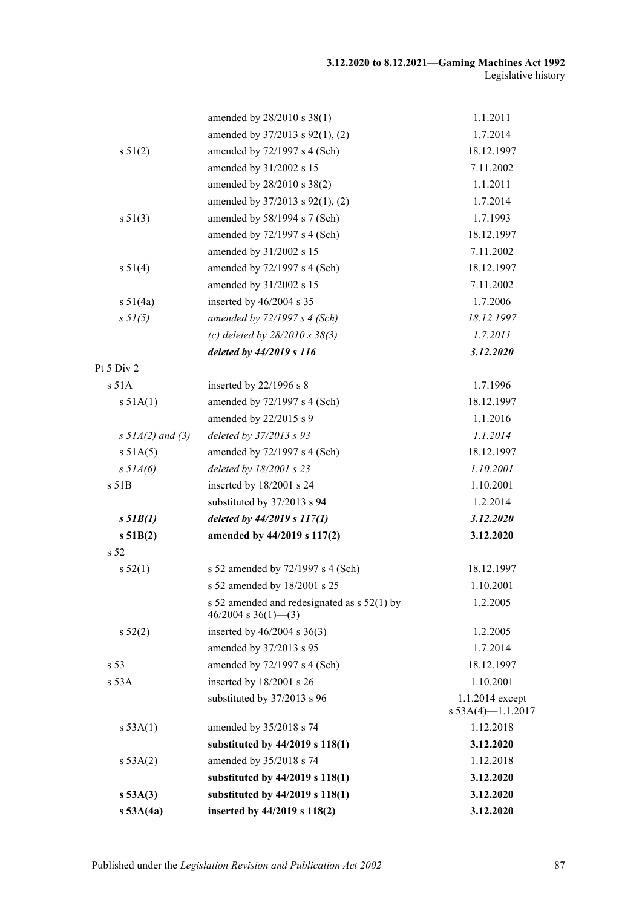| | | |
|---|---|---|
| | amended by 28/2010 s 38(1) | 1.1.2011 |
| | amended by 37/2013 s 92(1), (2) | 1.7.2014 |
| s 51(2) | amended by 72/1997 s 4 (Sch) | 18.12.1997 |
| | amended by 31/2002 s 15 | 7.11.2002 |
| | amended by 28/2010 s 38(2) | 1.1.2011 |
| | amended by 37/2013 s 92(1), (2) | 1.7.2014 |
| s 51(3) | amended by 58/1994 s 7 (Sch) | 1.7.1993 |
| | amended by 72/1997 s 4 (Sch) | 18.12.1997 |
| | amended by 31/2002 s 15 | 7.11.2002 |
| s 51(4) | amended by 72/1997 s 4 (Sch) | 18.12.1997 |
| | amended by 31/2002 s 15 | 7.11.2002 |
| s 51(4a) | inserted by 46/2004 s 35 | 1.7.2006 |
| *s 51(5)* | *amended by 72/1997 s 4 (Sch)* | *18.12.1997* |
| | *(c) deleted by 28/2010 s 38(3)* | *1.7.2011* |
| | ***deleted by 44/2019 s 116*** | ***3.12.2020*** |
| Pt 5 Div 2 | | |
| s 51A | inserted by 22/1996 s 8 | 1.7.1996 |
| s 51A(1) | amended by 72/1997 s 4 (Sch) | 18.12.1997 |
| | amended by 22/2015 s 9 | 1.1.2016 |
| *s 51A(2) and (3)* | *deleted by 37/2013 s 93* | *1.1.2014* |
| s 51A(5) | amended by 72/1997 s 4 (Sch) | 18.12.1997 |
| *s 51A(6)* | *deleted by 18/2001 s 23* | *1.10.2001* |
| s 51B | inserted by 18/2001 s 24 | 1.10.2001 |
| | substituted by 37/2013 s 94 | 1.2.2014 |
| ***s 51B(1)*** | ***deleted by 44/2019 s 117(1)*** | ***3.12.2020*** |
| **s 51B(2)** | **amended by 44/2019 s 117(2)** | **3.12.2020** |
| s 52 | | |
| s 52(1) | s 52 amended by 72/1997 s 4 (Sch) | 18.12.1997 |
| | s 52 amended by 18/2001 s 25 | 1.10.2001 |
| | s 52 amended and redesignated as s 52(1) by 46/2004 s 36(1)—(3) | 1.2.2005 |
| s 52(2) | inserted by 46/2004 s 36(3) | 1.2.2005 |
| | amended by 37/2013 s 95 | 1.7.2014 |
| s 53 | amended by 72/1997 s 4 (Sch) | 18.12.1997 |
| s 53A | inserted by 18/2001 s 26 | 1.10.2001 |
| | substituted by 37/2013 s 96 | 1.1.2014 except s 53A(4)—1.1.2017 |
| s 53A(1) | amended by 35/2018 s 74 | 1.12.2018 |
| | **substituted by 44/2019 s 118(1)** | **3.12.2020** |
| s 53A(2) | amended by 35/2018 s 74 | 1.12.2018 |
| | **substituted by 44/2019 s 118(1)** | **3.12.2020** |
| **s 53A(3)** | **substituted by 44/2019 s 118(1)** | **3.12.2020** |
| **s 53A(4a)** | **inserted by 44/2019 s 118(2)** | **3.12.2020** |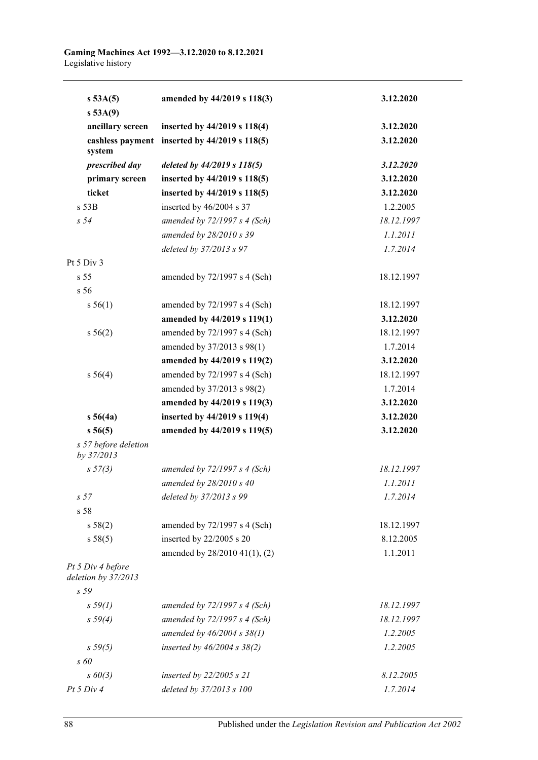| | | |
|---|---|---|
| **s 53A(5)** | **amended by 44/2019 s 118(3)** | **3.12.2020** |
| **s 53A(9)** | | |
| **ancillary screen** | **inserted by 44/2019 s 118(4)** | **3.12.2020** |
| **cashless payment system** | **inserted by 44/2019 s 118(5)** | **3.12.2020** |
| ***prescribed day*** | ***deleted by 44/2019 s 118(5)*** | ***3.12.2020*** |
| **primary screen** | **inserted by 44/2019 s 118(5)** | **3.12.2020** |
| **ticket** | **inserted by 44/2019 s 118(5)** | **3.12.2020** |
| s 53B | inserted by 46/2004 s 37 | 1.2.2005 |
| *s 54* | *amended by 72/1997 s 4 (Sch)* | *18.12.1997* |
| | *amended by 28/2010 s 39* | *1.1.2011* |
| | *deleted by 37/2013 s 97* | *1.7.2014* |
| Pt 5 Div 3 | | |
| s 55 | amended by 72/1997 s 4 (Sch) | 18.12.1997 |
| s 56 | | |
| s 56(1) | amended by 72/1997 s 4 (Sch) | 18.12.1997 |
| | **amended by 44/2019 s 119(1)** | **3.12.2020** |
| s 56(2) | amended by 72/1997 s 4 (Sch) | 18.12.1997 |
| | amended by 37/2013 s 98(1) | 1.7.2014 |
| | **amended by 44/2019 s 119(2)** | **3.12.2020** |
| s 56(4) | amended by 72/1997 s 4 (Sch) | 18.12.1997 |
| | amended by 37/2013 s 98(2) | 1.7.2014 |
| | **amended by 44/2019 s 119(3)** | **3.12.2020** |
| **s 56(4a)** | **inserted by 44/2019 s 119(4)** | **3.12.2020** |
| **s 56(5)** | **amended by 44/2019 s 119(5)** | **3.12.2020** |
| *s 57 before deletion by 37/2013* | | |
| *s 57(3)* | *amended by 72/1997 s 4 (Sch)* | *18.12.1997* |
| | *amended by 28/2010 s 40* | *1.1.2011* |
| *s 57* | *deleted by 37/2013 s 99* | *1.7.2014* |
| s 58 | | |
| s 58(2) | amended by 72/1997 s 4 (Sch) | 18.12.1997 |
| s 58(5) | inserted by 22/2005 s 20 | 8.12.2005 |
| | amended by 28/2010 41(1), (2) | 1.1.2011 |
| *Pt 5 Div 4 before deletion by 37/2013* | | |
| *s 59* | | |
| *s 59(1)* | *amended by 72/1997 s 4 (Sch)* | *18.12.1997* |
| *s 59(4)* | *amended by 72/1997 s 4 (Sch)* | *18.12.1997* |
| | *amended by 46/2004 s 38(1)* | *1.2.2005* |
| *s 59(5)* | *inserted by 46/2004 s 38(2)* | *1.2.2005* |
| *s 60* | | |
| *s 60(3)* | *inserted by 22/2005 s 21* | *8.12.2005* |
| *Pt 5 Div 4* | *deleted by 37/2013 s 100* | *1.7.2014* |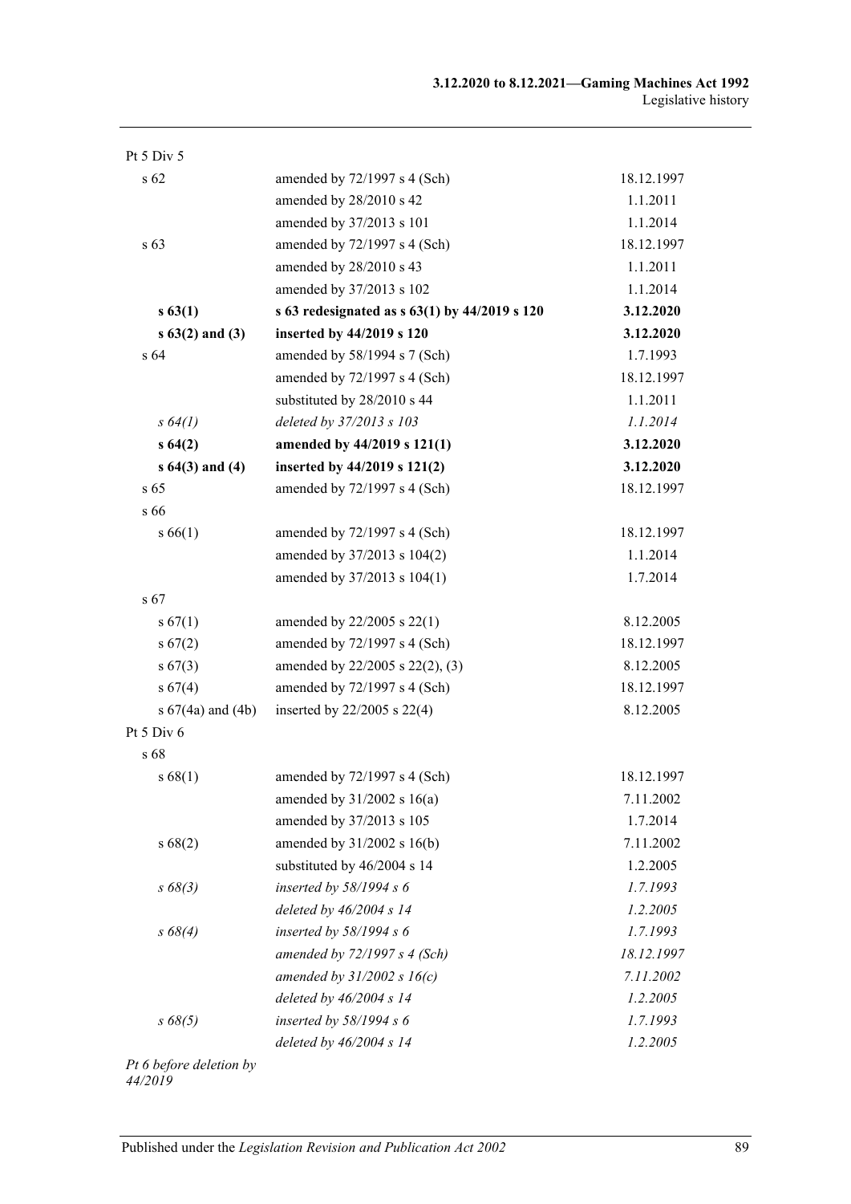| | | |
|---|---|---|
| Pt 5 Div 5 | | |
| s 62 | amended by 72/1997 s 4 (Sch) | 18.12.1997 |
| | amended by 28/2010 s 42 | 1.1.2011 |
| | amended by 37/2013 s 101 | 1.1.2014 |
| s 63 | amended by 72/1997 s 4 (Sch) | 18.12.1997 |
| | amended by 28/2010 s 43 | 1.1.2011 |
| | amended by 37/2013 s 102 | 1.1.2014 |
| **s 63(1)** | **s 63 redesignated as s 63(1) by 44/2019 s 120** | **3.12.2020** |
| **s 63(2) and (3)** | **inserted by 44/2019 s 120** | **3.12.2020** |
| s 64 | amended by 58/1994 s 7 (Sch) | 1.7.1993 |
| | amended by 72/1997 s 4 (Sch) | 18.12.1997 |
| | substituted by 28/2010 s 44 | 1.1.2011 |
| *s 64(1)* | *deleted by 37/2013 s 103* | *1.1.2014* |
| **s 64(2)** | **amended by 44/2019 s 121(1)** | **3.12.2020** |
| **s 64(3) and (4)** | **inserted by 44/2019 s 121(2)** | **3.12.2020** |
| s 65 | amended by 72/1997 s 4 (Sch) | 18.12.1997 |
| s 66 | | |
| s 66(1) | amended by 72/1997 s 4 (Sch) | 18.12.1997 |
| | amended by 37/2013 s 104(2) | 1.1.2014 |
| | amended by 37/2013 s 104(1) | 1.7.2014 |
| s 67 | | |
| s 67(1) | amended by 22/2005 s 22(1) | 8.12.2005 |
| s 67(2) | amended by 72/1997 s 4 (Sch) | 18.12.1997 |
| s 67(3) | amended by 22/2005 s 22(2), (3) | 8.12.2005 |
| s 67(4) | amended by 72/1997 s 4 (Sch) | 18.12.1997 |
| s 67(4a) and (4b) | inserted by 22/2005 s 22(4) | 8.12.2005 |
| Pt 5 Div 6 | | |
| s 68 | | |
| s 68(1) | amended by 72/1997 s 4 (Sch) | 18.12.1997 |
| | amended by 31/2002 s 16(a) | 7.11.2002 |
| | amended by 37/2013 s 105 | 1.7.2014 |
| s 68(2) | amended by 31/2002 s 16(b) | 7.11.2002 |
| | substituted by 46/2004 s 14 | 1.2.2005 |
| *s 68(3)* | *inserted by 58/1994 s 6* | *1.7.1993* |
| | *deleted by 46/2004 s 14* | *1.2.2005* |
| *s 68(4)* | *inserted by 58/1994 s 6* | *1.7.1993* |
| | *amended by 72/1997 s 4 (Sch)* | *18.12.1997* |
| | *amended by 31/2002 s 16(c)* | *7.11.2002* |
| | *deleted by 46/2004 s 14* | *1.2.2005* |
| *s 68(5)* | *inserted by 58/1994 s 6* | *1.7.1993* |
| | *deleted by 46/2004 s 14* | *1.2.2005* |
| *Pt 6 before deletion by 44/2019* | | |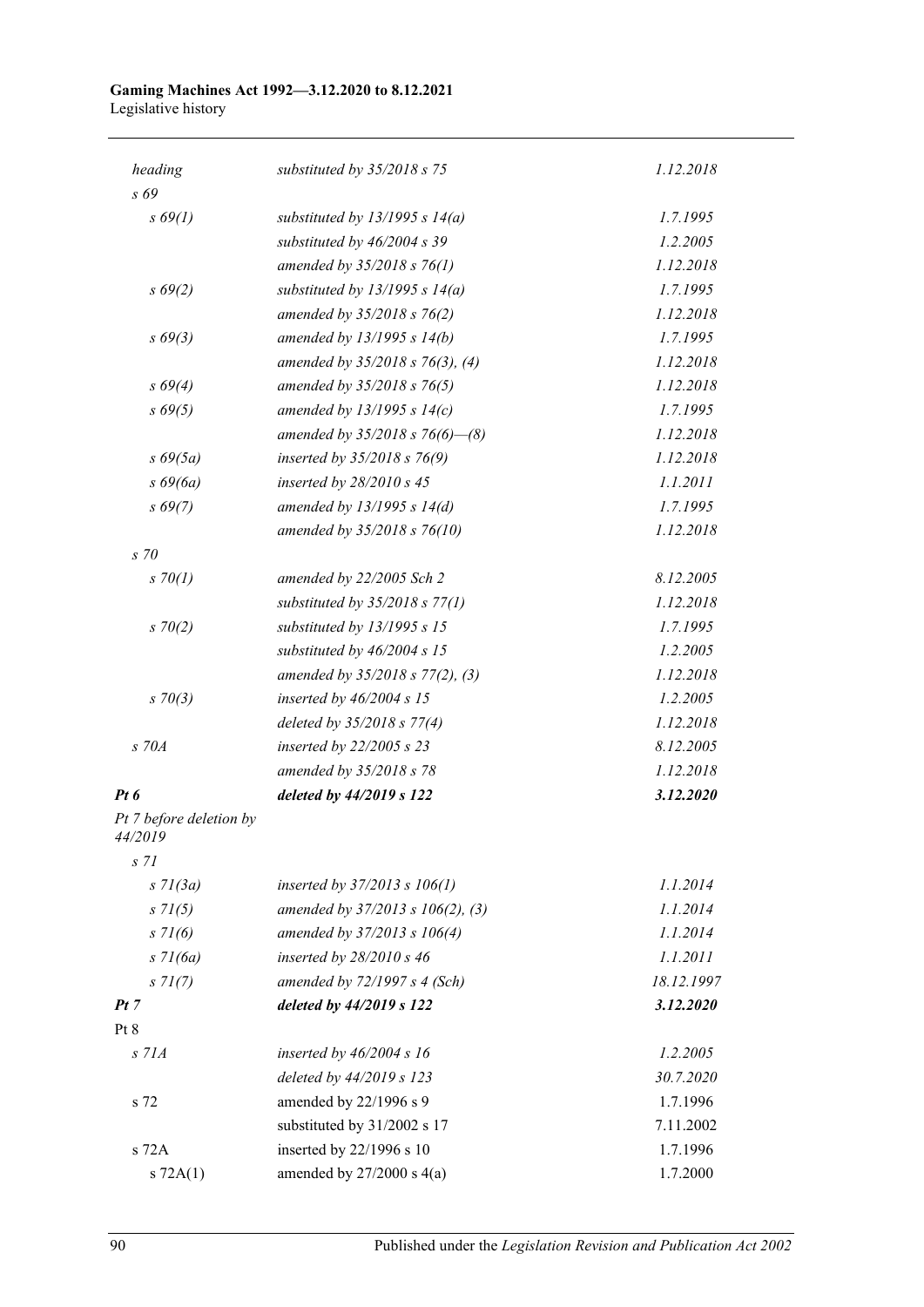| | | |
|---|---|---|
| *heading* | *substituted by 35/2018 s 75* | *1.12.2018* |
| *s 69* | | |
| *s 69(1)* | *substituted by 13/1995 s 14(a)* | *1.7.1995* |
| | *substituted by 46/2004 s 39* | *1.2.2005* |
| | *amended by 35/2018 s 76(1)* | *1.12.2018* |
| *s 69(2)* | *substituted by 13/1995 s 14(a)* | *1.7.1995* |
| | *amended by 35/2018 s 76(2)* | *1.12.2018* |
| *s 69(3)* | *amended by 13/1995 s 14(b)* | *1.7.1995* |
| | *amended by 35/2018 s 76(3), (4)* | *1.12.2018* |
| *s 69(4)* | *amended by 35/2018 s 76(5)* | *1.12.2018* |
| *s 69(5)* | *amended by 13/1995 s 14(c)* | *1.7.1995* |
| | *amended by 35/2018 s 76(6)—(8)* | *1.12.2018* |
| *s 69(5a)* | *inserted by 35/2018 s 76(9)* | *1.12.2018* |
| *s 69(6a)* | *inserted by 28/2010 s 45* | *1.1.2011* |
| *s 69(7)* | *amended by 13/1995 s 14(d)* | *1.7.1995* |
| | *amended by 35/2018 s 76(10)* | *1.12.2018* |
| *s 70* | | |
| *s 70(1)* | *amended by 22/2005 Sch 2* | *8.12.2005* |
| | *substituted by 35/2018 s 77(1)* | *1.12.2018* |
| *s 70(2)* | *substituted by 13/1995 s 15* | *1.7.1995* |
| | *substituted by 46/2004 s 15* | *1.2.2005* |
| | *amended by 35/2018 s 77(2), (3)* | *1.12.2018* |
| *s 70(3)* | *inserted by 46/2004 s 15* | *1.2.2005* |
| | *deleted by 35/2018 s 77(4)* | *1.12.2018* |
| *s 70A* | *inserted by 22/2005 s 23* | *8.12.2005* |
| | *amended by 35/2018 s 78* | *1.12.2018* |
| ***Pt 6*** | ***deleted by 44/2019 s 122*** | ***3.12.2020*** |
| *Pt 7 before deletion by 44/2019* | | |
| *s 71* | | |
| *s 71(3a)* | *inserted by 37/2013 s 106(1)* | *1.1.2014* |
| *s 71(5)* | *amended by 37/2013 s 106(2), (3)* | *1.1.2014* |
| *s 71(6)* | *amended by 37/2013 s 106(4)* | *1.1.2014* |
| *s 71(6a)* | *inserted by 28/2010 s 46* | *1.1.2011* |
| *s 71(7)* | *amended by 72/1997 s 4 (Sch)* | *18.12.1997* |
| ***Pt 7*** | ***deleted by 44/2019 s 122*** | ***3.12.2020*** |
| Pt 8 | | |
| *s 71A* | *inserted by 46/2004 s 16* | *1.2.2005* |
| | *deleted by 44/2019 s 123* | *30.7.2020* |
| s 72 | amended by 22/1996 s 9 | 1.7.1996 |
| | substituted by 31/2002 s 17 | 7.11.2002 |
| s 72A | inserted by 22/1996 s 10 | 1.7.1996 |
| s 72A(1) | amended by 27/2000 s 4(a) | 1.7.2000 |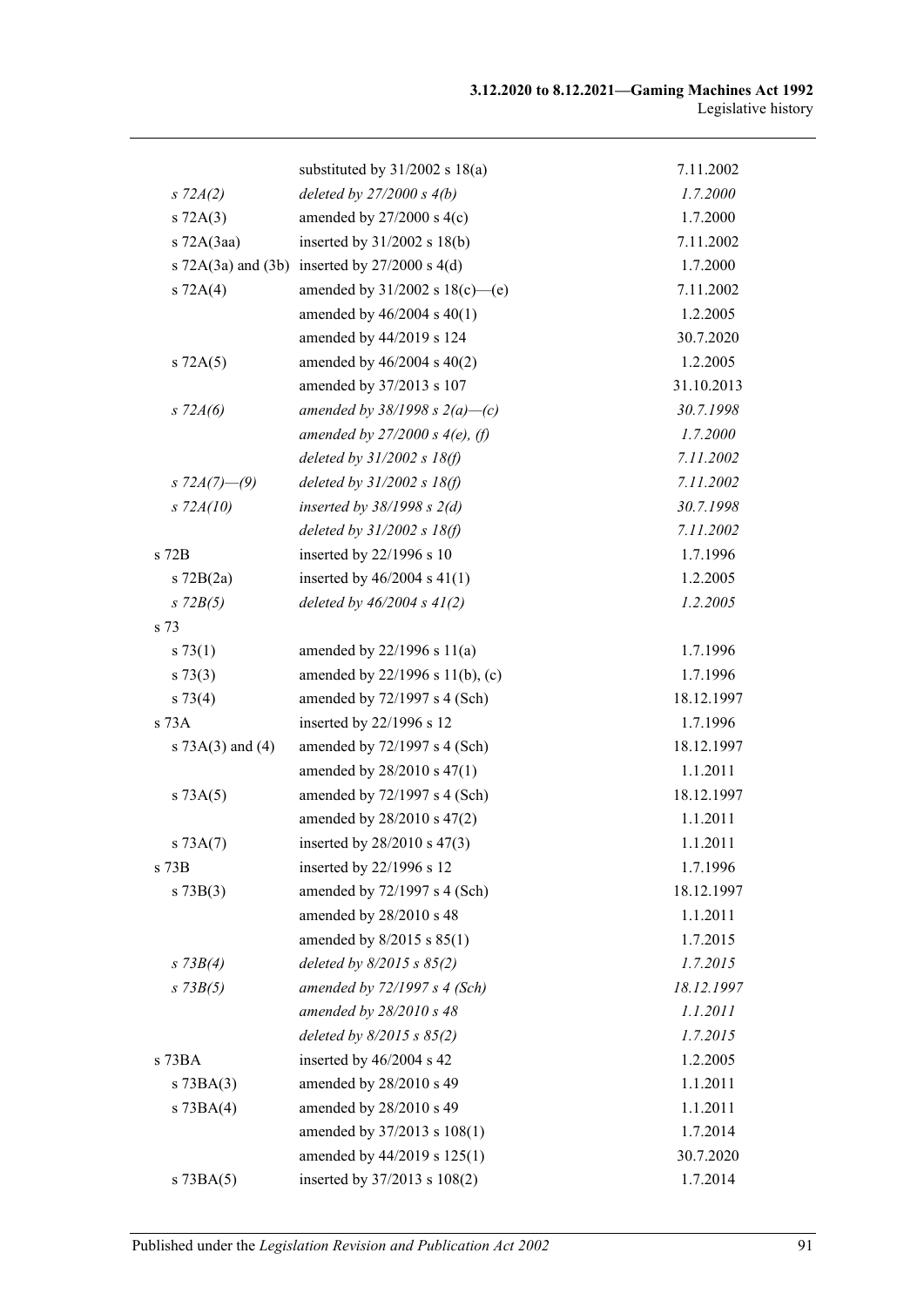| | | |
|---|---|---|
| | substituted by 31/2002 s 18(a) | 7.11.2002 |
| *s 72A(2)* | *deleted by 27/2000 s 4(b)* | *1.7.2000* |
| s 72A(3) | amended by 27/2000 s 4(c) | 1.7.2000 |
| s 72A(3aa) | inserted by 31/2002 s 18(b) | 7.11.2002 |
| s 72A(3a) and (3b) | inserted by 27/2000 s 4(d) | 1.7.2000 |
| s 72A(4) | amended by 31/2002 s 18(c)—(e) | 7.11.2002 |
| | amended by 46/2004 s 40(1) | 1.2.2005 |
| | amended by 44/2019 s 124 | 30.7.2020 |
| s 72A(5) | amended by 46/2004 s 40(2) | 1.2.2005 |
| | amended by 37/2013 s 107 | 31.10.2013 |
| *s 72A(6)* | *amended by 38/1998 s 2(a)—(c)* | *30.7.1998* |
| | *amended by 27/2000 s 4(e), (f)* | *1.7.2000* |
| | *deleted by 31/2002 s 18(f)* | *7.11.2002* |
| *s 72A(7)—(9)* | *deleted by 31/2002 s 18(f)* | *7.11.2002* |
| *s 72A(10)* | *inserted by 38/1998 s 2(d)* | *30.7.1998* |
| | *deleted by 31/2002 s 18(f)* | *7.11.2002* |
| s 72B | inserted by 22/1996 s 10 | 1.7.1996 |
| s 72B(2a) | inserted by 46/2004 s 41(1) | 1.2.2005 |
| *s 72B(5)* | *deleted by 46/2004 s 41(2)* | *1.2.2005* |
| s 73 | | |
| s 73(1) | amended by 22/1996 s 11(a) | 1.7.1996 |
| s 73(3) | amended by 22/1996 s 11(b), (c) | 1.7.1996 |
| s 73(4) | amended by 72/1997 s 4 (Sch) | 18.12.1997 |
| s 73A | inserted by 22/1996 s 12 | 1.7.1996 |
| s 73A(3) and (4) | amended by 72/1997 s 4 (Sch) | 18.12.1997 |
| | amended by 28/2010 s 47(1) | 1.1.2011 |
| s 73A(5) | amended by 72/1997 s 4 (Sch) | 18.12.1997 |
| | amended by 28/2010 s 47(2) | 1.1.2011 |
| s 73A(7) | inserted by 28/2010 s 47(3) | 1.1.2011 |
| s 73B | inserted by 22/1996 s 12 | 1.7.1996 |
| s 73B(3) | amended by 72/1997 s 4 (Sch) | 18.12.1997 |
| | amended by 28/2010 s 48 | 1.1.2011 |
| | amended by 8/2015 s 85(1) | 1.7.2015 |
| *s 73B(4)* | *deleted by 8/2015 s 85(2)* | *1.7.2015* |
| *s 73B(5)* | *amended by 72/1997 s 4 (Sch)* | *18.12.1997* |
| | *amended by 28/2010 s 48* | *1.1.2011* |
| | *deleted by 8/2015 s 85(2)* | *1.7.2015* |
| s 73BA | inserted by 46/2004 s 42 | 1.2.2005 |
| s 73BA(3) | amended by 28/2010 s 49 | 1.1.2011 |
| s 73BA(4) | amended by 28/2010 s 49 | 1.1.2011 |
| | amended by 37/2013 s 108(1) | 1.7.2014 |
| | amended by 44/2019 s 125(1) | 30.7.2020 |
| s 73BA(5) | inserted by 37/2013 s 108(2) | 1.7.2014 |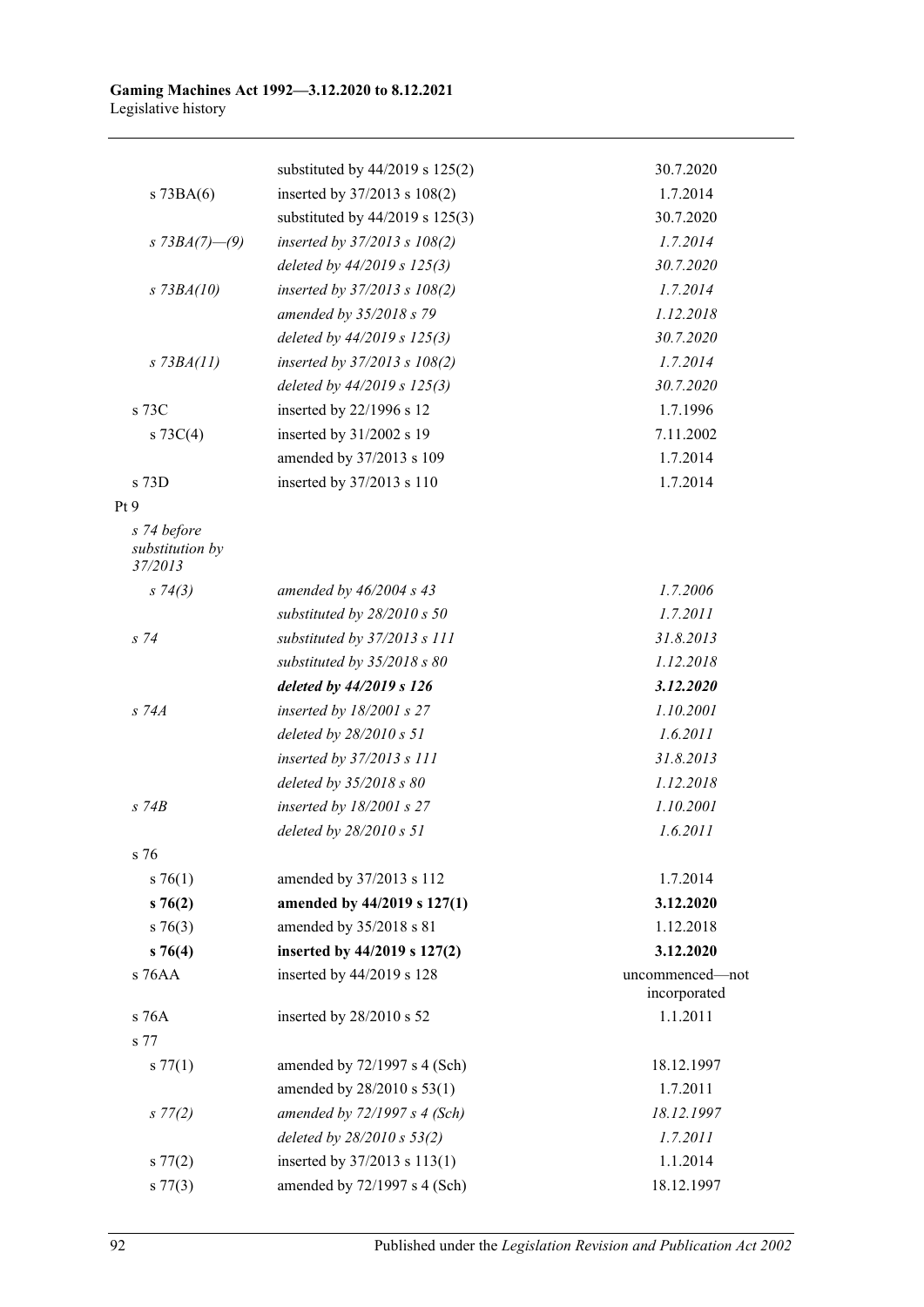| | | |
|---|---|---|
| | substituted by 44/2019 s 125(2) | 30.7.2020 |
| s 73BA(6) | inserted by 37/2013 s 108(2) | 1.7.2014 |
| | substituted by 44/2019 s 125(3) | 30.7.2020 |
| *s 73BA(7)—(9)* | *inserted by 37/2013 s 108(2)* | *1.7.2014* |
| | *deleted by 44/2019 s 125(3)* | *30.7.2020* |
| *s 73BA(10)* | *inserted by 37/2013 s 108(2)* | *1.7.2014* |
| | *amended by 35/2018 s 79* | *1.12.2018* |
| | *deleted by 44/2019 s 125(3)* | *30.7.2020* |
| *s 73BA(11)* | *inserted by 37/2013 s 108(2)* | *1.7.2014* |
| | *deleted by 44/2019 s 125(3)* | *30.7.2020* |
| s 73C | inserted by 22/1996 s 12 | 1.7.1996 |
| s 73C(4) | inserted by 31/2002 s 19 | 7.11.2002 |
| | amended by 37/2013 s 109 | 1.7.2014 |
| s 73D | inserted by 37/2013 s 110 | 1.7.2014 |
| Pt 9 | | |
| *s 74 before substitution by 37/2013* | | |
| *s 74(3)* | *amended by 46/2004 s 43* | *1.7.2006* |
| | *substituted by 28/2010 s 50* | *1.7.2011* |
| *s 74* | *substituted by 37/2013 s 111* | *31.8.2013* |
| | *substituted by 35/2018 s 80* | *1.12.2018* |
| | ***deleted by 44/2019 s 126*** | ***3.12.2020*** |
| *s 74A* | *inserted by 18/2001 s 27* | *1.10.2001* |
| | *deleted by 28/2010 s 51* | *1.6.2011* |
| | *inserted by 37/2013 s 111* | *31.8.2013* |
| | *deleted by 35/2018 s 80* | *1.12.2018* |
| *s 74B* | *inserted by 18/2001 s 27* | *1.10.2001* |
| | *deleted by 28/2010 s 51* | *1.6.2011* |
| s 76 | | |
| s 76(1) | amended by 37/2013 s 112 | 1.7.2014 |
| **s 76(2)** | **amended by 44/2019 s 127(1)** | **3.12.2020** |
| s 76(3) | amended by 35/2018 s 81 | 1.12.2018 |
| **s 76(4)** | **inserted by 44/2019 s 127(2)** | **3.12.2020** |
| s 76AA | inserted by 44/2019 s 128 | uncommenced—not incorporated |
| s 76A | inserted by 28/2010 s 52 | 1.1.2011 |
| s 77 | | |
| s 77(1) | amended by 72/1997 s 4 (Sch) | 18.12.1997 |
| | amended by 28/2010 s 53(1) | 1.7.2011 |
| *s 77(2)* | *amended by 72/1997 s 4 (Sch)* | *18.12.1997* |
| | *deleted by 28/2010 s 53(2)* | *1.7.2011* |
| s 77(2) | inserted by 37/2013 s 113(1) | 1.1.2014 |
| s 77(3) | amended by 72/1997 s 4 (Sch) | 18.12.1997 |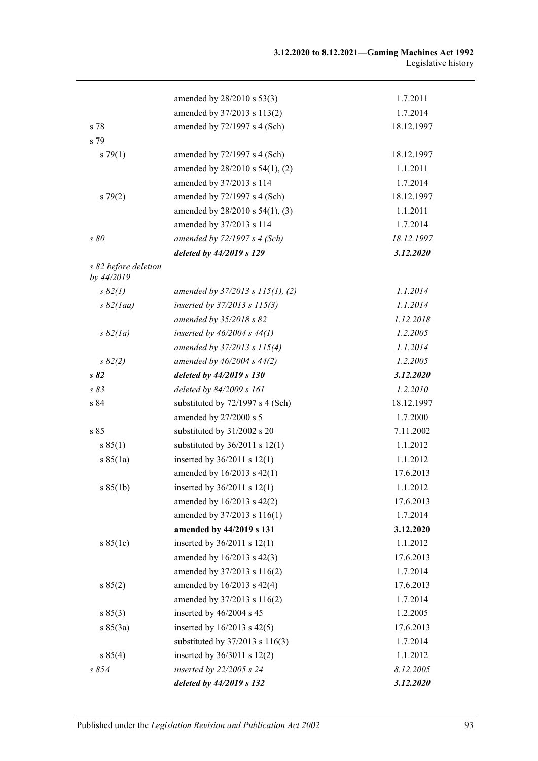| | | |
|---|---|---|
| | amended by 28/2010 s 53(3) | 1.7.2011 |
| | amended by 37/2013 s 113(2) | 1.7.2014 |
| s 78 | amended by 72/1997 s 4 (Sch) | 18.12.1997 |
| s 79 | | |
| s 79(1) | amended by 72/1997 s 4 (Sch) | 18.12.1997 |
| | amended by 28/2010 s 54(1), (2) | 1.1.2011 |
| | amended by 37/2013 s 114 | 1.7.2014 |
| s 79(2) | amended by 72/1997 s 4 (Sch) | 18.12.1997 |
| | amended by 28/2010 s 54(1), (3) | 1.1.2011 |
| | amended by 37/2013 s 114 | 1.7.2014 |
| *s 80* | *amended by 72/1997 s 4 (Sch)* | *18.12.1997* |
| | ***deleted by 44/2019 s 129*** | ***3.12.2020*** |
| *s 82 before deletion by 44/2019* | | |
| *s 82(1)* | *amended by 37/2013 s 115(1), (2)* | *1.1.2014* |
| *s 82(1aa)* | *inserted by 37/2013 s 115(3)* | *1.1.2014* |
| | *amended by 35/2018 s 82* | *1.12.2018* |
| *s 82(1a)* | *inserted by 46/2004 s 44(1)* | *1.2.2005* |
| | *amended by 37/2013 s 115(4)* | *1.1.2014* |
| *s 82(2)* | *amended by 46/2004 s 44(2)* | *1.2.2005* |
| ***s 82*** | ***deleted by 44/2019 s 130*** | ***3.12.2020*** |
| *s 83* | *deleted by 84/2009 s 161* | *1.2.2010* |
| s 84 | substituted by 72/1997 s 4 (Sch) | 18.12.1997 |
| | amended by 27/2000 s 5 | 1.7.2000 |
| s 85 | substituted by 31/2002 s 20 | 7.11.2002 |
| s 85(1) | substituted by 36/2011 s 12(1) | 1.1.2012 |
| s 85(1a) | inserted by 36/2011 s 12(1) | 1.1.2012 |
| | amended by 16/2013 s 42(1) | 17.6.2013 |
| s 85(1b) | inserted by 36/2011 s 12(1) | 1.1.2012 |
| | amended by 16/2013 s 42(2) | 17.6.2013 |
| | amended by 37/2013 s 116(1) | 1.7.2014 |
| | **amended by 44/2019 s 131** | **3.12.2020** |
| s 85(1c) | inserted by 36/2011 s 12(1) | 1.1.2012 |
| | amended by 16/2013 s 42(3) | 17.6.2013 |
| | amended by 37/2013 s 116(2) | 1.7.2014 |
| s 85(2) | amended by 16/2013 s 42(4) | 17.6.2013 |
| | amended by 37/2013 s 116(2) | 1.7.2014 |
| s 85(3) | inserted by 46/2004 s 45 | 1.2.2005 |
| s 85(3a) | inserted by 16/2013 s 42(5) | 17.6.2013 |
| | substituted by 37/2013 s 116(3) | 1.7.2014 |
| s 85(4) | inserted by 36/3011 s 12(2) | 1.1.2012 |
| *s 85A* | *inserted by 22/2005 s 24* | *8.12.2005* |
| | ***deleted by 44/2019 s 132*** | ***3.12.2020*** |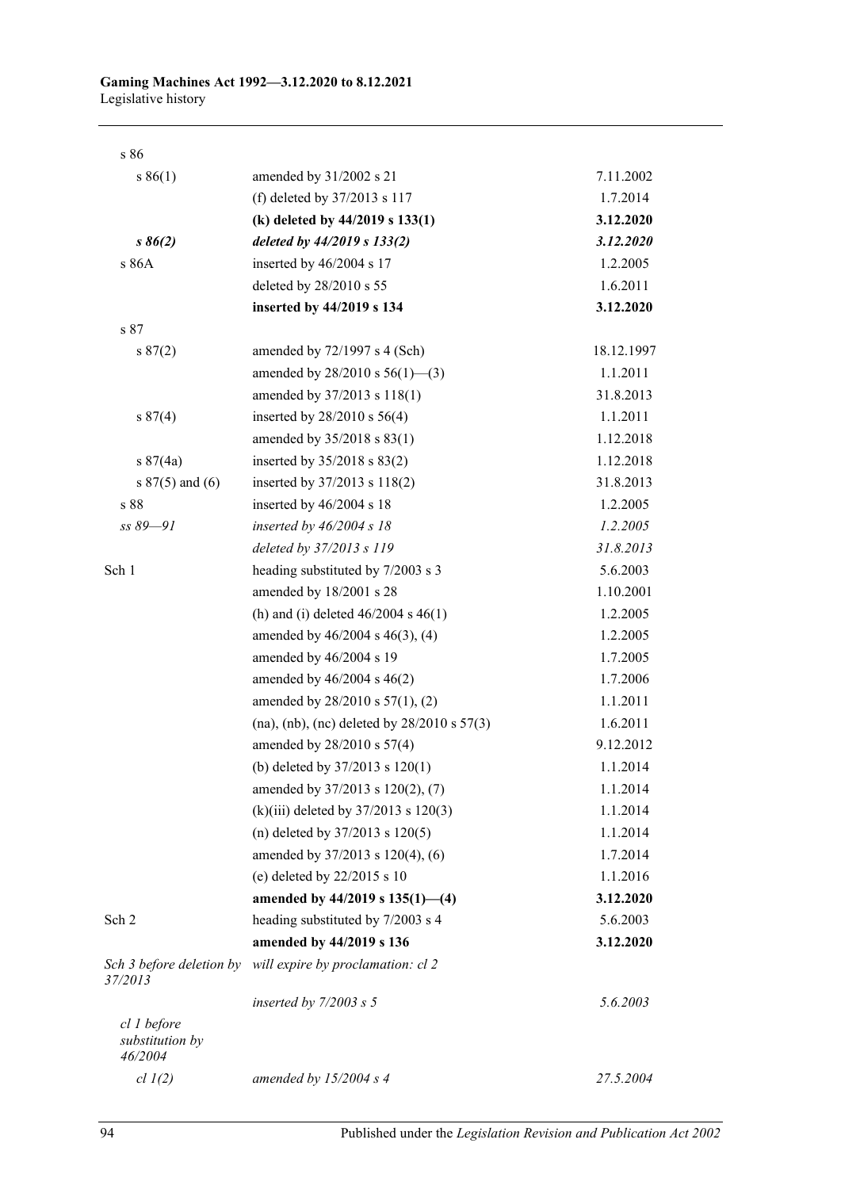| | | |
|---|---|---|
| s 86 | | |
| s 86(1) | amended by 31/2002 s 21 | 7.11.2002 |
| | (f) deleted by 37/2013 s 117 | 1.7.2014 |
| | **(k) deleted by 44/2019 s 133(1)** | **3.12.2020** |
| ***s 86(2)*** | ***deleted by 44/2019 s 133(2)*** | ***3.12.2020*** |
| s 86A | inserted by 46/2004 s 17 | 1.2.2005 |
| | deleted by 28/2010 s 55 | 1.6.2011 |
| | **inserted by 44/2019 s 134** | **3.12.2020** |
| s 87 | | |
| s 87(2) | amended by 72/1997 s 4 (Sch) | 18.12.1997 |
| | amended by 28/2010 s 56(1)—(3) | 1.1.2011 |
| | amended by 37/2013 s 118(1) | 31.8.2013 |
| s 87(4) | inserted by 28/2010 s 56(4) | 1.1.2011 |
| | amended by 35/2018 s 83(1) | 1.12.2018 |
| s 87(4a) | inserted by 35/2018 s 83(2) | 1.12.2018 |
| s 87(5) and (6) | inserted by 37/2013 s 118(2) | 31.8.2013 |
| s 88 | inserted by 46/2004 s 18 | 1.2.2005 |
| *ss 89—91* | *inserted by 46/2004 s 18* | *1.2.2005* |
| | *deleted by 37/2013 s 119* | *31.8.2013* |
| Sch 1 | heading substituted by 7/2003 s 3 | 5.6.2003 |
| | amended by 18/2001 s 28 | 1.10.2001 |
| | (h) and (i) deleted 46/2004 s 46(1) | 1.2.2005 |
| | amended by 46/2004 s 46(3), (4) | 1.2.2005 |
| | amended by 46/2004 s 19 | 1.7.2005 |
| | amended by 46/2004 s 46(2) | 1.7.2006 |
| | amended by 28/2010 s 57(1), (2) | 1.1.2011 |
| | (na), (nb), (nc) deleted by 28/2010 s 57(3) | 1.6.2011 |
| | amended by 28/2010 s 57(4) | 9.12.2012 |
| | (b) deleted by 37/2013 s 120(1) | 1.1.2014 |
| | amended by 37/2013 s 120(2), (7) | 1.1.2014 |
| | (k)(iii) deleted by 37/2013 s 120(3) | 1.1.2014 |
| | (n) deleted by 37/2013 s 120(5) | 1.1.2014 |
| | amended by 37/2013 s 120(4), (6) | 1.7.2014 |
| | (e) deleted by 22/2015 s 10 | 1.1.2016 |
| | **amended by 44/2019 s 135(1)—(4)** | **3.12.2020** |
| Sch 2 | heading substituted by 7/2003 s 4 | 5.6.2003 |
| | **amended by 44/2019 s 136** | **3.12.2020** |
| *Sch 3 before deletion by 37/2013* | *will expire by proclamation: cl 2* | |
| | *inserted by 7/2003 s 5* | *5.6.2003* |
| *cl 1 before substitution by 46/2004* | | |
| *cl 1(2)* | *amended by 15/2004 s 4* | *27.5.2004* |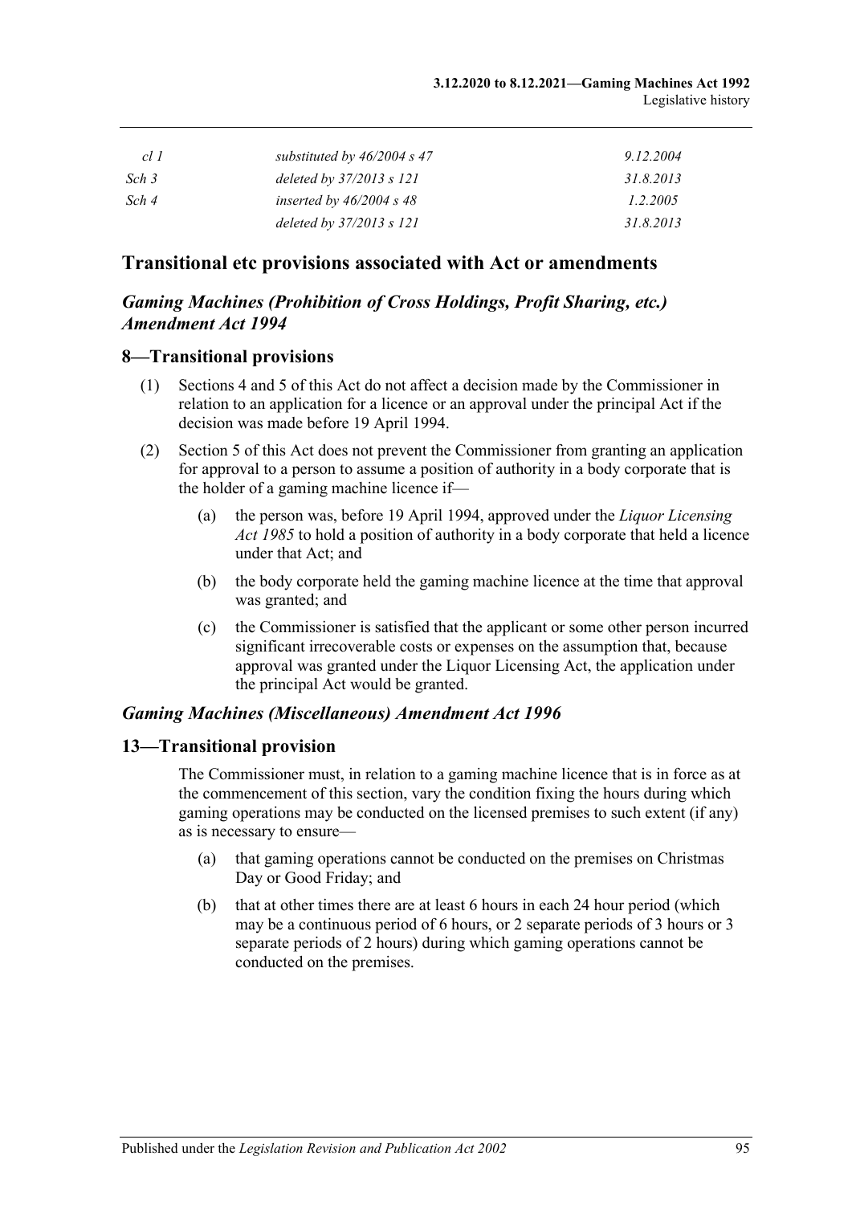| | | |
|---|---|---|
| *cl 1* | *substituted by 46/2004 s 47* | *9.12.2004* |
| *Sch 3* | *deleted by 37/2013 s 121* | *31.8.2013* |
| *Sch 4* | *inserted by 46/2004 s 48* | *1.2.2005* |
| | *deleted by 37/2013 s 121* | *31.8.2013* |

## Transitional etc provisions associated with Act or amendments

### *Gaming Machines (Prohibition of Cross Holdings, Profit Sharing, etc.) Amendment Act 1994*

### 8—Transitional provisions

(1) Sections 4 and 5 of this Act do not affect a decision made by the Commissioner in relation to an application for a licence or an approval under the principal Act if the decision was made before 19 April 1994.

(2) Section 5 of this Act does not prevent the Commissioner from granting an application for approval to a person to assume a position of authority in a body corporate that is the holder of a gaming machine licence if—

(a) the person was, before 19 April 1994, approved under the *Liquor Licensing Act 1985* to hold a position of authority in a body corporate that held a licence under that Act; and

(b) the body corporate held the gaming machine licence at the time that approval was granted; and

(c) the Commissioner is satisfied that the applicant or some other person incurred significant irrecoverable costs or expenses on the assumption that, because approval was granted under the Liquor Licensing Act, the application under the principal Act would be granted.

### *Gaming Machines (Miscellaneous) Amendment Act 1996*

### 13—Transitional provision

The Commissioner must, in relation to a gaming machine licence that is in force as at the commencement of this section, vary the condition fixing the hours during which gaming operations may be conducted on the licensed premises to such extent (if any) as is necessary to ensure—

(a) that gaming operations cannot be conducted on the premises on Christmas Day or Good Friday; and

(b) that at other times there are at least 6 hours in each 24 hour period (which may be a continuous period of 6 hours, or 2 separate periods of 3 hours or 3 separate periods of 2 hours) during which gaming operations cannot be conducted on the premises.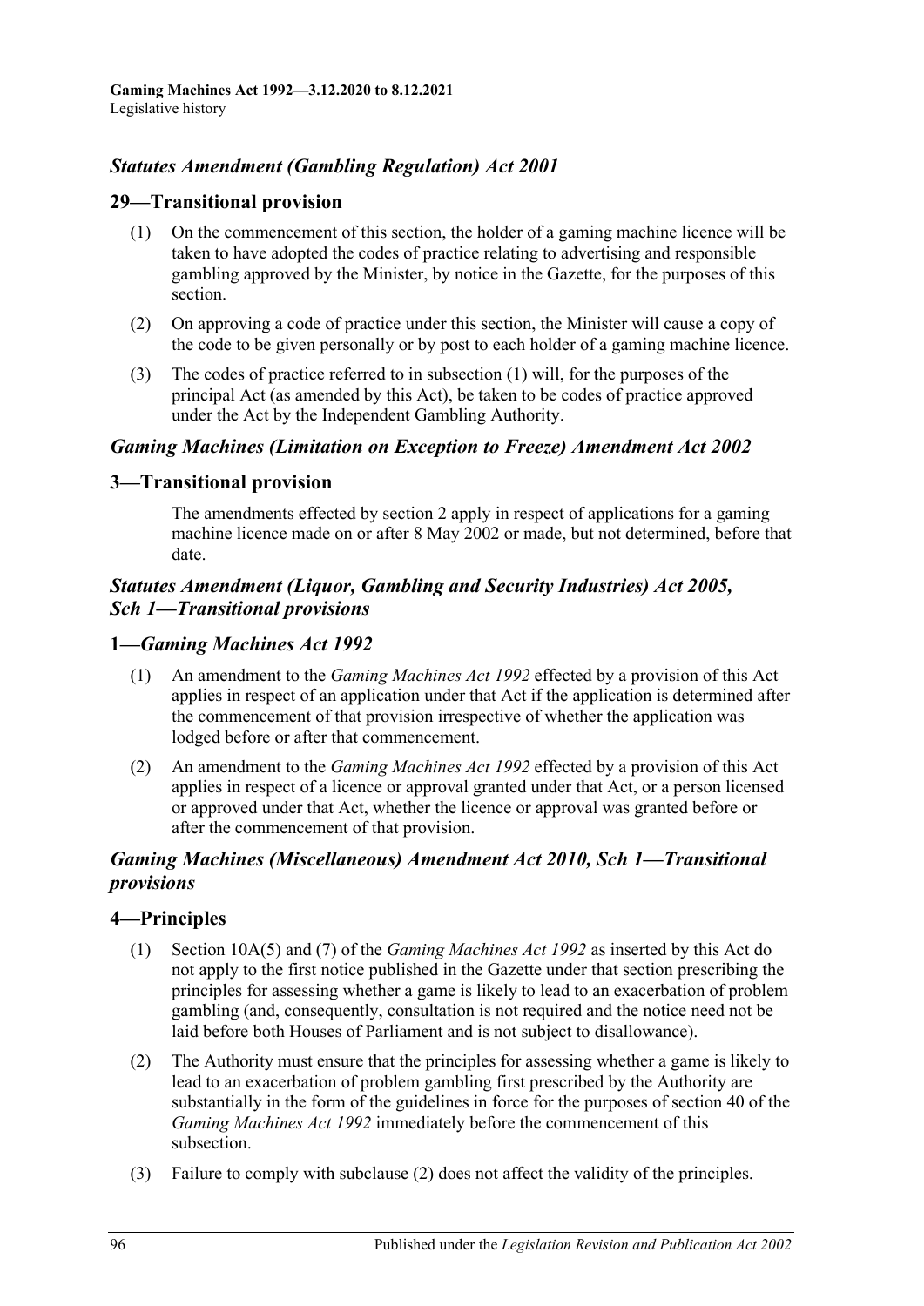### *Statutes Amendment (Gambling Regulation) Act 2001*

## 29—Transitional provision

(1) On the commencement of this section, the holder of a gaming machine licence will be taken to have adopted the codes of practice relating to advertising and responsible gambling approved by the Minister, by notice in the Gazette, for the purposes of this section.

(2) On approving a code of practice under this section, the Minister will cause a copy of the code to be given personally or by post to each holder of a gaming machine licence.

(3) The codes of practice referred to in subsection (1) will, for the purposes of the principal Act (as amended by this Act), be taken to be codes of practice approved under the Act by the Independent Gambling Authority.

### *Gaming Machines (Limitation on Exception to Freeze) Amendment Act 2002*

## 3—Transitional provision

The amendments effected by section 2 apply in respect of applications for a gaming machine licence made on or after 8 May 2002 or made, but not determined, before that date.

### *Statutes Amendment (Liquor, Gambling and Security Industries) Act 2005, Sch 1—Transitional provisions*

## 1—*Gaming Machines Act 1992*

(1) An amendment to the *Gaming Machines Act 1992* effected by a provision of this Act applies in respect of an application under that Act if the application is determined after the commencement of that provision irrespective of whether the application was lodged before or after that commencement.

(2) An amendment to the *Gaming Machines Act 1992* effected by a provision of this Act applies in respect of a licence or approval granted under that Act, or a person licensed or approved under that Act, whether the licence or approval was granted before or after the commencement of that provision.

### *Gaming Machines (Miscellaneous) Amendment Act 2010, Sch 1—Transitional provisions*

## 4—Principles

(1) Section 10A(5) and (7) of the *Gaming Machines Act 1992* as inserted by this Act do not apply to the first notice published in the Gazette under that section prescribing the principles for assessing whether a game is likely to lead to an exacerbation of problem gambling (and, consequently, consultation is not required and the notice need not be laid before both Houses of Parliament and is not subject to disallowance).

(2) The Authority must ensure that the principles for assessing whether a game is likely to lead to an exacerbation of problem gambling first prescribed by the Authority are substantially in the form of the guidelines in force for the purposes of section 40 of the *Gaming Machines Act 1992* immediately before the commencement of this subsection.

(3) Failure to comply with subclause (2) does not affect the validity of the principles.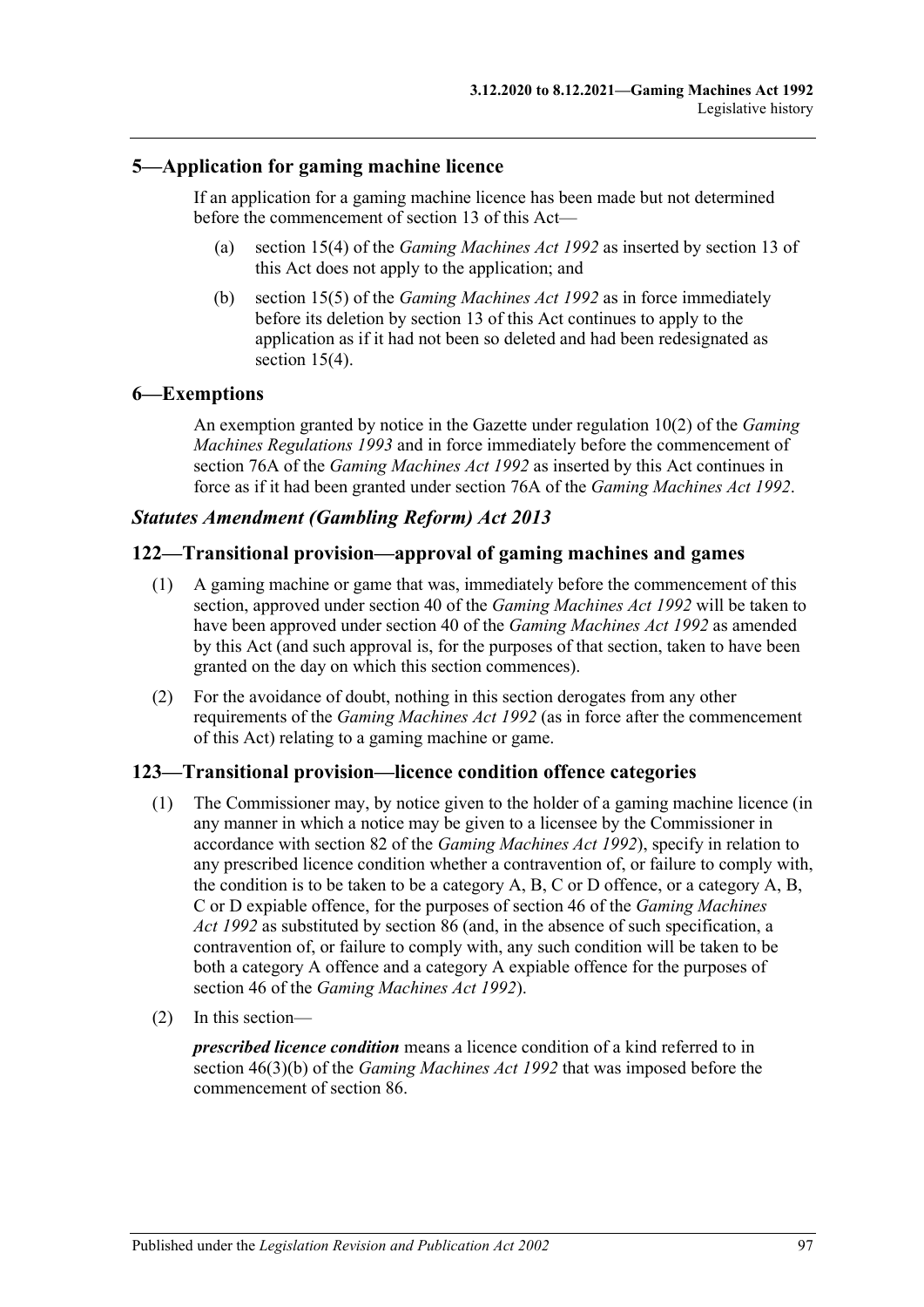## 5—Application for gaming machine licence

If an application for a gaming machine licence has been made but not determined before the commencement of section 13 of this Act—

(a) section 15(4) of the *Gaming Machines Act 1992* as inserted by section 13 of this Act does not apply to the application; and

(b) section 15(5) of the *Gaming Machines Act 1992* as in force immediately before its deletion by section 13 of this Act continues to apply to the application as if it had not been so deleted and had been redesignated as section 15(4).

## 6—Exemptions

An exemption granted by notice in the Gazette under regulation 10(2) of the *Gaming Machines Regulations 1993* and in force immediately before the commencement of section 76A of the *Gaming Machines Act 1992* as inserted by this Act continues in force as if it had been granted under section 76A of the *Gaming Machines Act 1992*.

### *Statutes Amendment (Gambling Reform) Act 2013*

## 122—Transitional provision—approval of gaming machines and games

(1) A gaming machine or game that was, immediately before the commencement of this section, approved under section 40 of the *Gaming Machines Act 1992* will be taken to have been approved under section 40 of the *Gaming Machines Act 1992* as amended by this Act (and such approval is, for the purposes of that section, taken to have been granted on the day on which this section commences).

(2) For the avoidance of doubt, nothing in this section derogates from any other requirements of the *Gaming Machines Act 1992* (as in force after the commencement of this Act) relating to a gaming machine or game.

## 123—Transitional provision—licence condition offence categories

(1) The Commissioner may, by notice given to the holder of a gaming machine licence (in any manner in which a notice may be given to a licensee by the Commissioner in accordance with section 82 of the *Gaming Machines Act 1992*), specify in relation to any prescribed licence condition whether a contravention of, or failure to comply with, the condition is to be taken to be a category A, B, C or D offence, or a category A, B, C or D expiable offence, for the purposes of section 46 of the *Gaming Machines Act 1992* as substituted by section 86 (and, in the absence of such specification, a contravention of, or failure to comply with, any such condition will be taken to be both a category A offence and a category A expiable offence for the purposes of section 46 of the *Gaming Machines Act 1992*).

(2) In this section—

***prescribed licence condition*** means a licence condition of a kind referred to in section 46(3)(b) of the *Gaming Machines Act 1992* that was imposed before the commencement of section 86.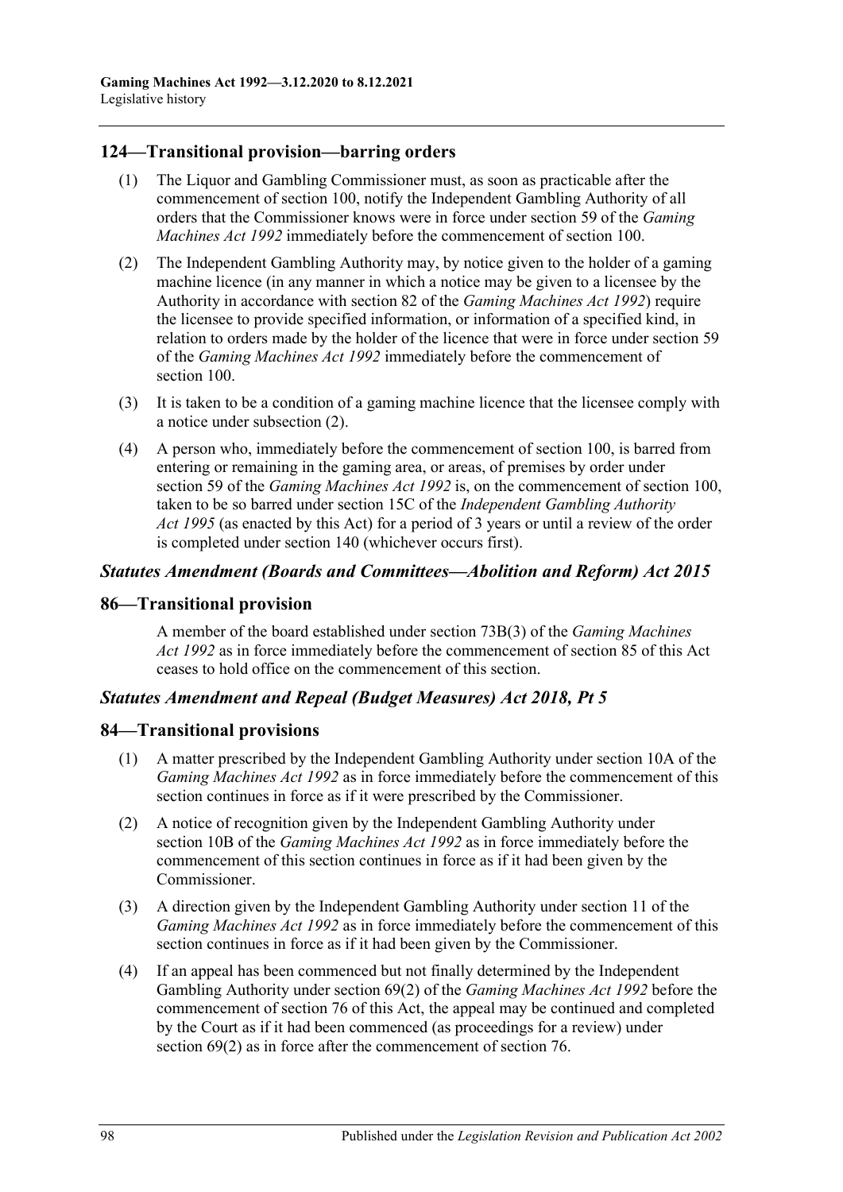## 124—Transitional provision—barring orders

(1) The Liquor and Gambling Commissioner must, as soon as practicable after the commencement of section 100, notify the Independent Gambling Authority of all orders that the Commissioner knows were in force under section 59 of the *Gaming Machines Act 1992* immediately before the commencement of section 100.

(2) The Independent Gambling Authority may, by notice given to the holder of a gaming machine licence (in any manner in which a notice may be given to a licensee by the Authority in accordance with section 82 of the *Gaming Machines Act 1992*) require the licensee to provide specified information, or information of a specified kind, in relation to orders made by the holder of the licence that were in force under section 59 of the *Gaming Machines Act 1992* immediately before the commencement of section 100.

(3) It is taken to be a condition of a gaming machine licence that the licensee comply with a notice under subsection (2).

(4) A person who, immediately before the commencement of section 100, is barred from entering or remaining in the gaming area, or areas, of premises by order under section 59 of the *Gaming Machines Act 1992* is, on the commencement of section 100, taken to be so barred under section 15C of the *Independent Gambling Authority Act 1995* (as enacted by this Act) for a period of 3 years or until a review of the order is completed under section 140 (whichever occurs first).

### *Statutes Amendment (Boards and Committees—Abolition and Reform) Act 2015*

## 86—Transitional provision

A member of the board established under section 73B(3) of the *Gaming Machines Act 1992* as in force immediately before the commencement of section 85 of this Act ceases to hold office on the commencement of this section.

### *Statutes Amendment and Repeal (Budget Measures) Act 2018, Pt 5*

## 84—Transitional provisions

(1) A matter prescribed by the Independent Gambling Authority under section 10A of the *Gaming Machines Act 1992* as in force immediately before the commencement of this section continues in force as if it were prescribed by the Commissioner.

(2) A notice of recognition given by the Independent Gambling Authority under section 10B of the *Gaming Machines Act 1992* as in force immediately before the commencement of this section continues in force as if it had been given by the Commissioner.

(3) A direction given by the Independent Gambling Authority under section 11 of the *Gaming Machines Act 1992* as in force immediately before the commencement of this section continues in force as if it had been given by the Commissioner.

(4) If an appeal has been commenced but not finally determined by the Independent Gambling Authority under section 69(2) of the *Gaming Machines Act 1992* before the commencement of section 76 of this Act, the appeal may be continued and completed by the Court as if it had been commenced (as proceedings for a review) under section 69(2) as in force after the commencement of section 76.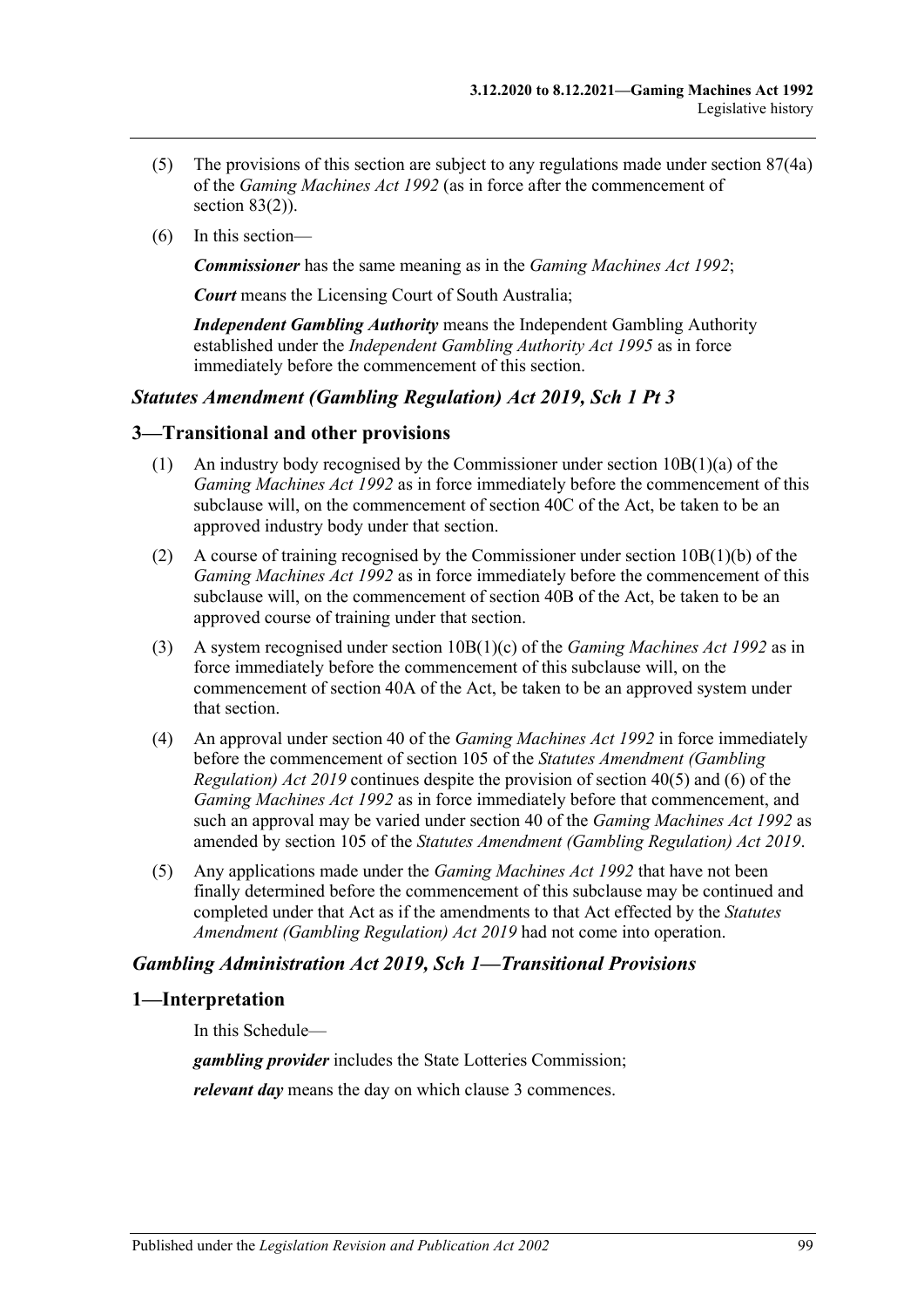(5) The provisions of this section are subject to any regulations made under section 87(4a) of the *Gaming Machines Act 1992* (as in force after the commencement of section 83(2)).

(6) In this section—

***Commissioner*** has the same meaning as in the *Gaming Machines Act 1992*;

***Court*** means the Licensing Court of South Australia;

***Independent Gambling Authority*** means the Independent Gambling Authority established under the *Independent Gambling Authority Act 1995* as in force immediately before the commencement of this section.

### *Statutes Amendment (Gambling Regulation) Act 2019, Sch 1 Pt 3*

### 3—Transitional and other provisions

(1) An industry body recognised by the Commissioner under section 10B(1)(a) of the *Gaming Machines Act 1992* as in force immediately before the commencement of this subclause will, on the commencement of section 40C of the Act, be taken to be an approved industry body under that section.

(2) A course of training recognised by the Commissioner under section 10B(1)(b) of the *Gaming Machines Act 1992* as in force immediately before the commencement of this subclause will, on the commencement of section 40B of the Act, be taken to be an approved course of training under that section.

(3) A system recognised under section 10B(1)(c) of the *Gaming Machines Act 1992* as in force immediately before the commencement of this subclause will, on the commencement of section 40A of the Act, be taken to be an approved system under that section.

(4) An approval under section 40 of the *Gaming Machines Act 1992* in force immediately before the commencement of section 105 of the *Statutes Amendment (Gambling Regulation) Act 2019* continues despite the provision of section 40(5) and (6) of the *Gaming Machines Act 1992* as in force immediately before that commencement, and such an approval may be varied under section 40 of the *Gaming Machines Act 1992* as amended by section 105 of the *Statutes Amendment (Gambling Regulation) Act 2019*.

(5) Any applications made under the *Gaming Machines Act 1992* that have not been finally determined before the commencement of this subclause may be continued and completed under that Act as if the amendments to that Act effected by the *Statutes Amendment (Gambling Regulation) Act 2019* had not come into operation.

### *Gambling Administration Act 2019, Sch 1—Transitional Provisions*

### 1—Interpretation

In this Schedule—

***gambling provider*** includes the State Lotteries Commission;

***relevant day*** means the day on which clause 3 commences.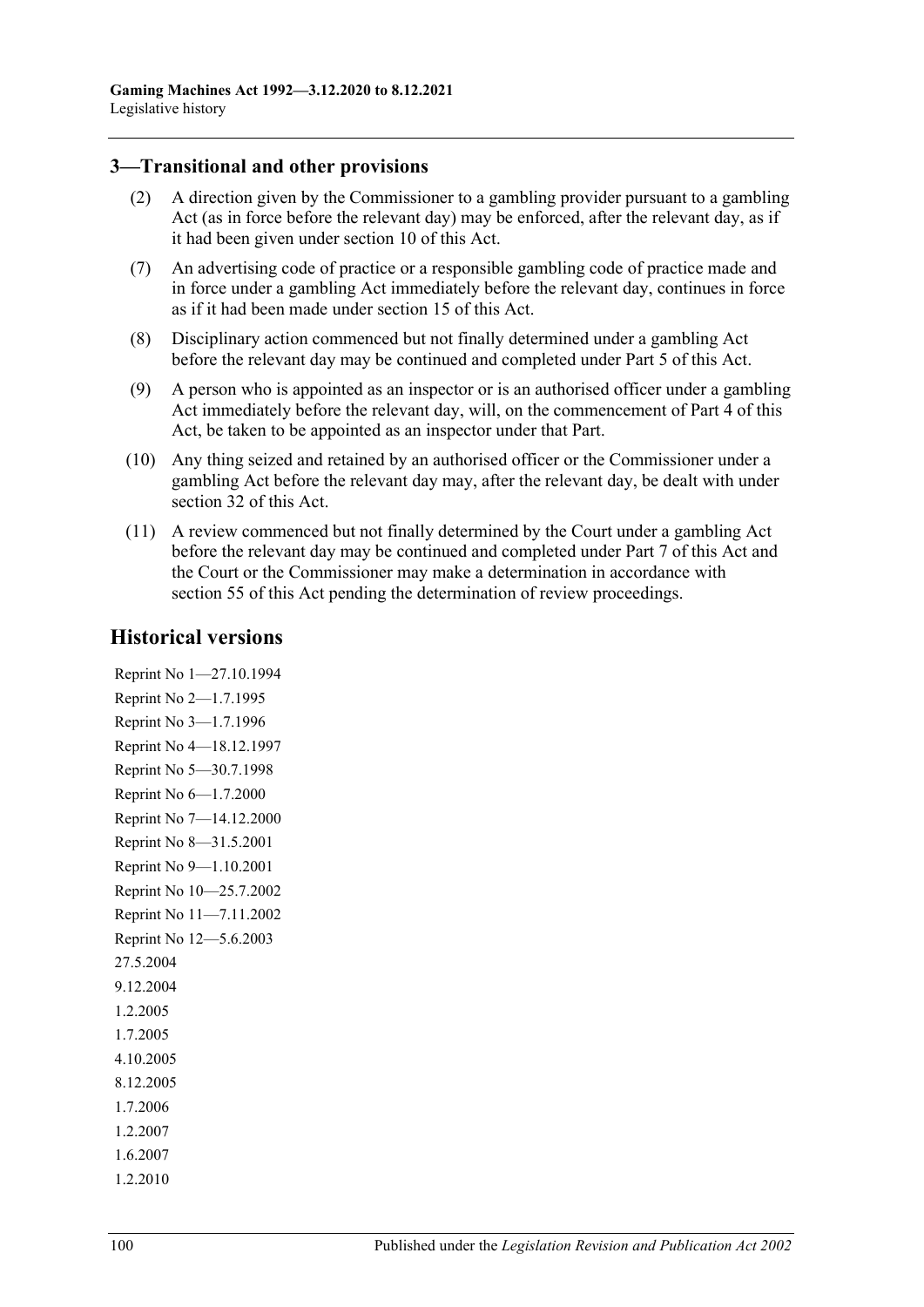## 3—Transitional and other provisions

(2) A direction given by the Commissioner to a gambling provider pursuant to a gambling Act (as in force before the relevant day) may be enforced, after the relevant day, as if it had been given under section 10 of this Act.

(7) An advertising code of practice or a responsible gambling code of practice made and in force under a gambling Act immediately before the relevant day, continues in force as if it had been made under section 15 of this Act.

(8) Disciplinary action commenced but not finally determined under a gambling Act before the relevant day may be continued and completed under Part 5 of this Act.

(9) A person who is appointed as an inspector or is an authorised officer under a gambling Act immediately before the relevant day, will, on the commencement of Part 4 of this Act, be taken to be appointed as an inspector under that Part.

(10) Any thing seized and retained by an authorised officer or the Commissioner under a gambling Act before the relevant day may, after the relevant day, be dealt with under section 32 of this Act.

(11) A review commenced but not finally determined by the Court under a gambling Act before the relevant day may be continued and completed under Part 7 of this Act and the Court or the Commissioner may make a determination in accordance with section 55 of this Act pending the determination of review proceedings.

# Historical versions

Reprint No 1—27.10.1994

Reprint No 2—1.7.1995

Reprint No 3—1.7.1996

Reprint No 4—18.12.1997

Reprint No 5—30.7.1998

Reprint No 6—1.7.2000

Reprint No 7—14.12.2000

Reprint No 8—31.5.2001

Reprint No 9—1.10.2001

Reprint No 10—25.7.2002

Reprint No 11—7.11.2002

Reprint No 12—5.6.2003

27.5.2004

9.12.2004

1.2.2005

1.7.2005

4.10.2005

8.12.2005

1.7.2006

1.2.2007

1.6.2007

1.2.2010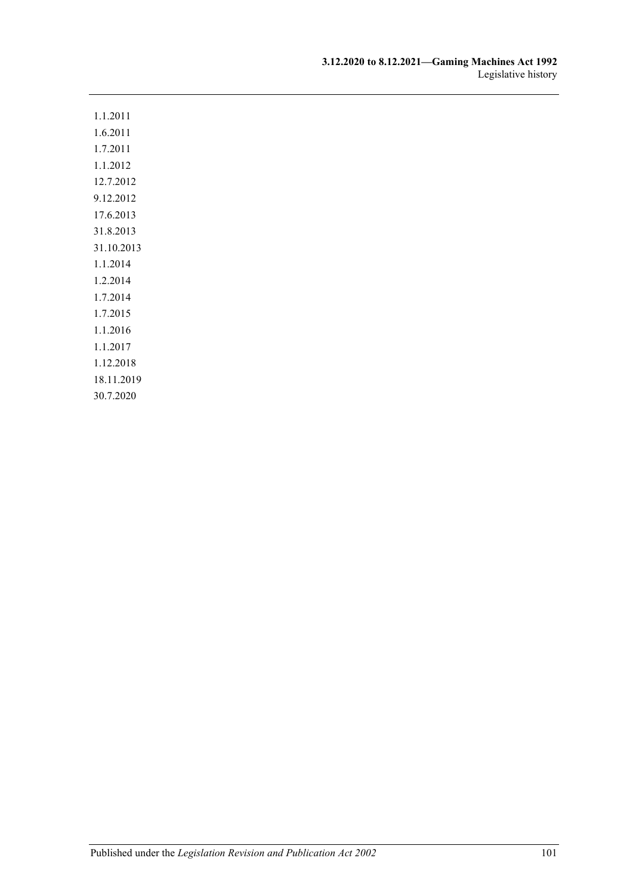1.1.2011

1.6.2011

1.7.2011

1.1.2012

12.7.2012

9.12.2012

17.6.2013

31.8.2013

31.10.2013

1.1.2014

1.2.2014

1.7.2014

1.7.2015

1.1.2016

1.1.2017

1.12.2018

18.11.2019

30.7.2020